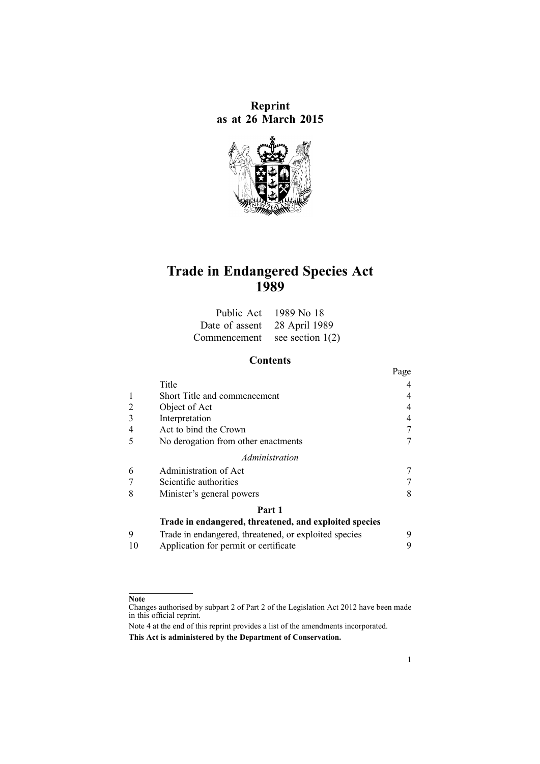**Reprint as at 26 March 2015**

# Trade in Endangered Species Act 1989

| | |
|---|---|
| Public Act | 1989 No 18 |
| Date of assent | 28 April 1989 |
| Commencement | see section 1(2) |

## Contents

| | | Page |
|---|---|---|
| | Title | 4 |
| 1 | Short Title and commencement | 4 |
| 2 | Object of Act | 4 |
| 3 | Interpretation | 4 |
| 4 | Act to bind the Crown | 7 |
| 5 | No derogation from other enactments | 7 |
| | *Administration* | |
| 6 | Administration of Act | 7 |
| 7 | Scientific authorities | 7 |
| 8 | Minister's general powers | 8 |
| | **Part 1** | |
| | **Trade in endangered, threatened, and exploited species** | |
| 9 | Trade in endangered, threatened, or exploited species | 9 |
| 10 | Application for permit or certificate | 9 |

**Note**

Changes authorised by subpart 2 of Part 2 of the Legislation Act 2012 have been made in this official reprint.

Note 4 at the end of this reprint provides a list of the amendments incorporated.

**This Act is administered by the Department of Conservation.**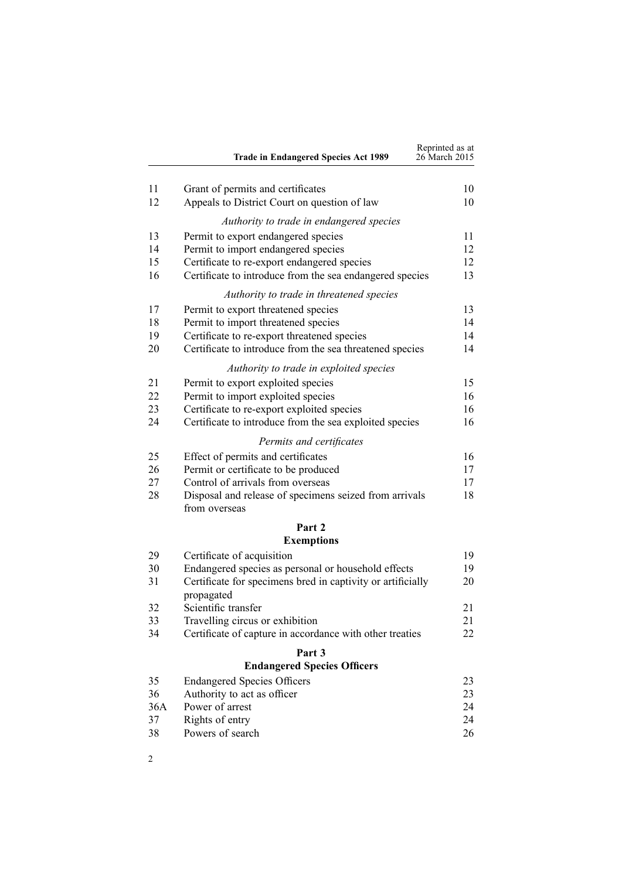| | | |
|---|---|---|
| 11 | Grant of permits and certificates | 10 |
| 12 | Appeals to District Court on question of law | 10 |
| | *Authority to trade in endangered species* | |
| 13 | Permit to export endangered species | 11 |
| 14 | Permit to import endangered species | 12 |
| 15 | Certificate to re-export endangered species | 12 |
| 16 | Certificate to introduce from the sea endangered species | 13 |
| | *Authority to trade in threatened species* | |
| 17 | Permit to export threatened species | 13 |
| 18 | Permit to import threatened species | 14 |
| 19 | Certificate to re-export threatened species | 14 |
| 20 | Certificate to introduce from the sea threatened species | 14 |
| | *Authority to trade in exploited species* | |
| 21 | Permit to export exploited species | 15 |
| 22 | Permit to import exploited species | 16 |
| 23 | Certificate to re-export exploited species | 16 |
| 24 | Certificate to introduce from the sea exploited species | 16 |
| | *Permits and certificates* | |
| 25 | Effect of permits and certificates | 16 |
| 26 | Permit or certificate to be produced | 17 |
| 27 | Control of arrivals from overseas | 17 |
| 28 | Disposal and release of specimens seized from arrivals from overseas | 18 |

**Part 2**
**Exemptions**

| | | |
|---|---|---|
| 29 | Certificate of acquisition | 19 |
| 30 | Endangered species as personal or household effects | 19 |
| 31 | Certificate for specimens bred in captivity or artificially propagated | 20 |
| 32 | Scientific transfer | 21 |
| 33 | Travelling circus or exhibition | 21 |
| 34 | Certificate of capture in accordance with other treaties | 22 |

**Part 3**
**Endangered Species Officers**

| | | |
|---|---|---|
| 35 | Endangered Species Officers | 23 |
| 36 | Authority to act as officer | 23 |
| 36A | Power of arrest | 24 |
| 37 | Rights of entry | 24 |
| 38 | Powers of search | 26 |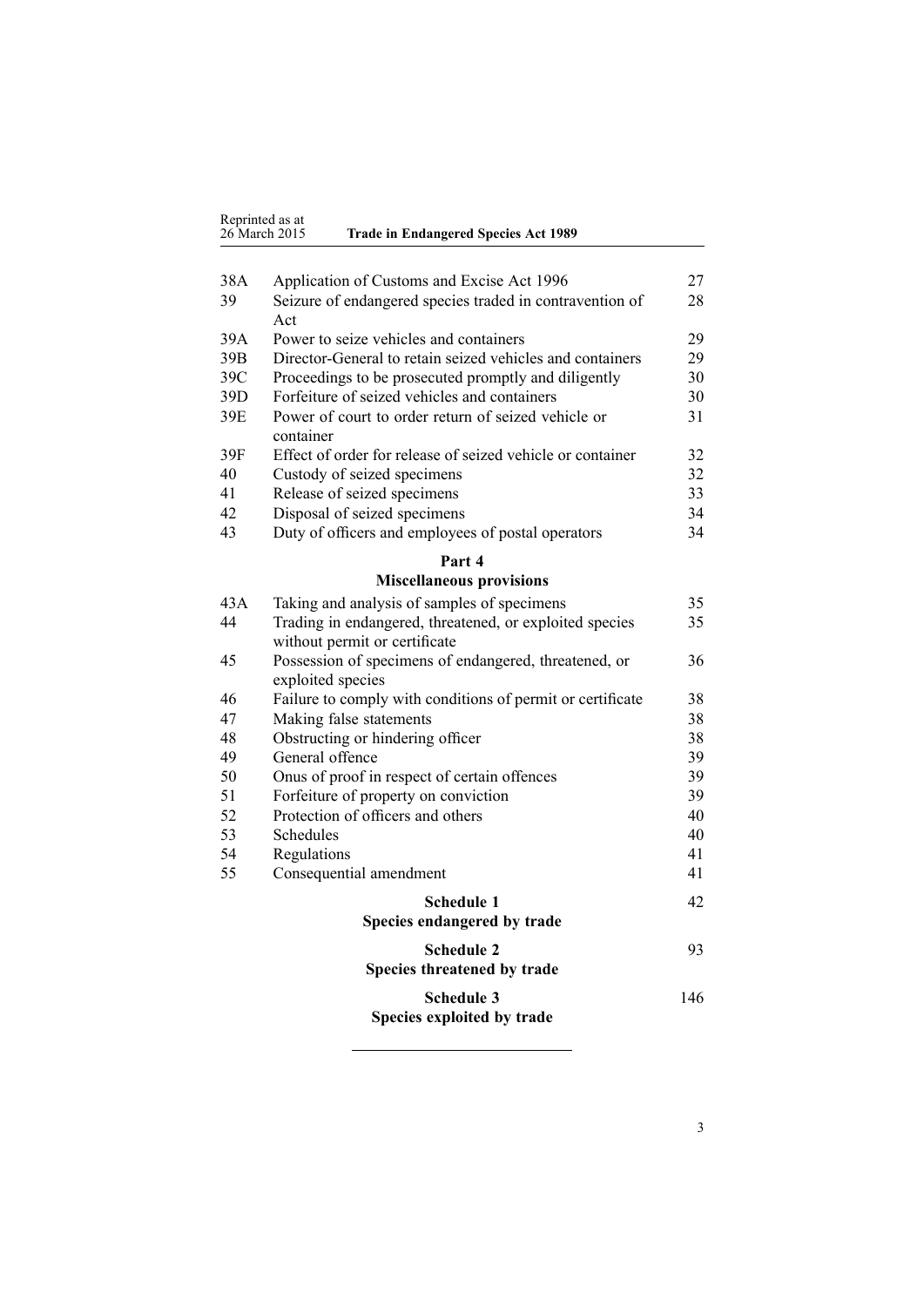| | | |
|---|---|---|
| 38A | Application of Customs and Excise Act 1996 | 27 |
| 39 | Seizure of endangered species traded in contravention of Act | 28 |
| 39A | Power to seize vehicles and containers | 29 |
| 39B | Director-General to retain seized vehicles and containers | 29 |
| 39C | Proceedings to be prosecuted promptly and diligently | 30 |
| 39D | Forfeiture of seized vehicles and containers | 30 |
| 39E | Power of court to order return of seized vehicle or container | 31 |
| 39F | Effect of order for release of seized vehicle or container | 32 |
| 40 | Custody of seized specimens | 32 |
| 41 | Release of seized specimens | 33 |
| 42 | Disposal of seized specimens | 34 |
| 43 | Duty of officers and employees of postal operators | 34 |

**Part 4**
**Miscellaneous provisions**

| | | |
|---|---|---|
| 43A | Taking and analysis of samples of specimens | 35 |
| 44 | Trading in endangered, threatened, or exploited species without permit or certificate | 35 |
| 45 | Possession of specimens of endangered, threatened, or exploited species | 36 |
| 46 | Failure to comply with conditions of permit or certificate | 38 |
| 47 | Making false statements | 38 |
| 48 | Obstructing or hindering officer | 38 |
| 49 | General offence | 39 |
| 50 | Onus of proof in respect of certain offences | 39 |
| 51 | Forfeiture of property on conviction | 39 |
| 52 | Protection of officers and others | 40 |
| 53 | Schedules | 40 |
| 54 | Regulations | 41 |
| 55 | Consequential amendment | 41 |

| | |
|---|---|
| **Schedule 1** **Species endangered by trade** | 42 |
| **Schedule 2** **Species threatened by trade** | 93 |
| **Schedule 3** **Species exploited by trade** | 146 |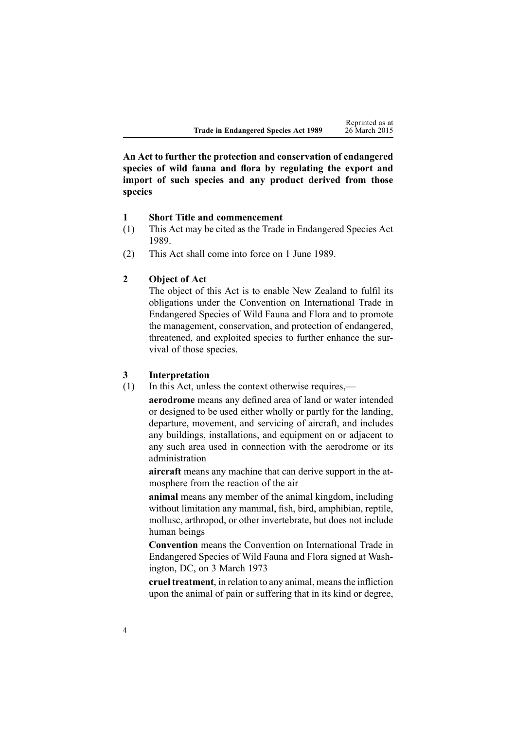**An Act to further the protection and conservation of endangered species of wild fauna and flora by regulating the export and import of such species and any product derived from those species**

### 1 Short Title and commencement

(1) This Act may be cited as the Trade in Endangered Species Act 1989.

(2) This Act shall come into force on 1 June 1989.

### 2 Object of Act

The object of this Act is to enable New Zealand to fulfil its obligations under the Convention on International Trade in Endangered Species of Wild Fauna and Flora and to promote the management, conservation, and protection of endangered, threatened, and exploited species to further enhance the survival of those species.

### 3 Interpretation

(1) In this Act, unless the context otherwise requires,—

**aerodrome** means any defined area of land or water intended or designed to be used either wholly or partly for the landing, departure, movement, and servicing of aircraft, and includes any buildings, installations, and equipment on or adjacent to any such area used in connection with the aerodrome or its administration

**aircraft** means any machine that can derive support in the atmosphere from the reaction of the air

**animal** means any member of the animal kingdom, including without limitation any mammal, fish, bird, amphibian, reptile, mollusc, arthropod, or other invertebrate, but does not include human beings

**Convention** means the Convention on International Trade in Endangered Species of Wild Fauna and Flora signed at Washington, DC, on 3 March 1973

**cruel treatment**, in relation to any animal, means the infliction upon the animal of pain or suffering that in its kind or degree,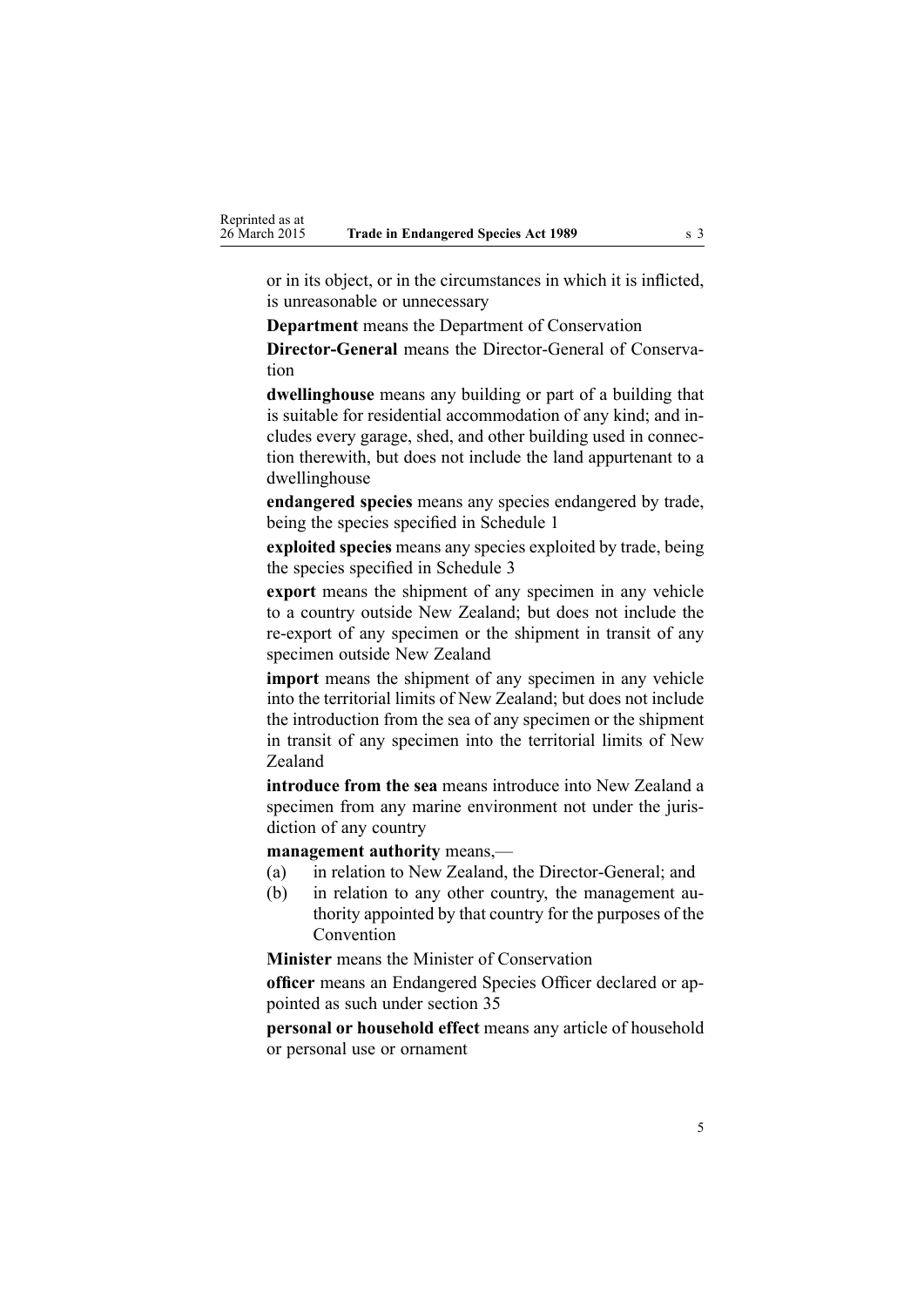or in its object, or in the circumstances in which it is inflicted, is unreasonable or unnecessary

**Department** means the Department of Conservation

**Director-General** means the Director-General of Conservation

**dwellinghouse** means any building or part of a building that is suitable for residential accommodation of any kind; and includes every garage, shed, and other building used in connection therewith, but does not include the land appurtenant to a dwellinghouse

**endangered species** means any species endangered by trade, being the species specified in Schedule 1

**exploited species** means any species exploited by trade, being the species specified in Schedule 3

**export** means the shipment of any specimen in any vehicle to a country outside New Zealand; but does not include the re-export of any specimen or the shipment in transit of any specimen outside New Zealand

**import** means the shipment of any specimen in any vehicle into the territorial limits of New Zealand; but does not include the introduction from the sea of any specimen or the shipment in transit of any specimen into the territorial limits of New Zealand

**introduce from the sea** means introduce into New Zealand a specimen from any marine environment not under the jurisdiction of any country

**management authority** means,—

(a) in relation to New Zealand, the Director-General; and

(b) in relation to any other country, the management authority appointed by that country for the purposes of the Convention

**Minister** means the Minister of Conservation

**officer** means an Endangered Species Officer declared or appointed as such under section 35

**personal or household effect** means any article of household or personal use or ornament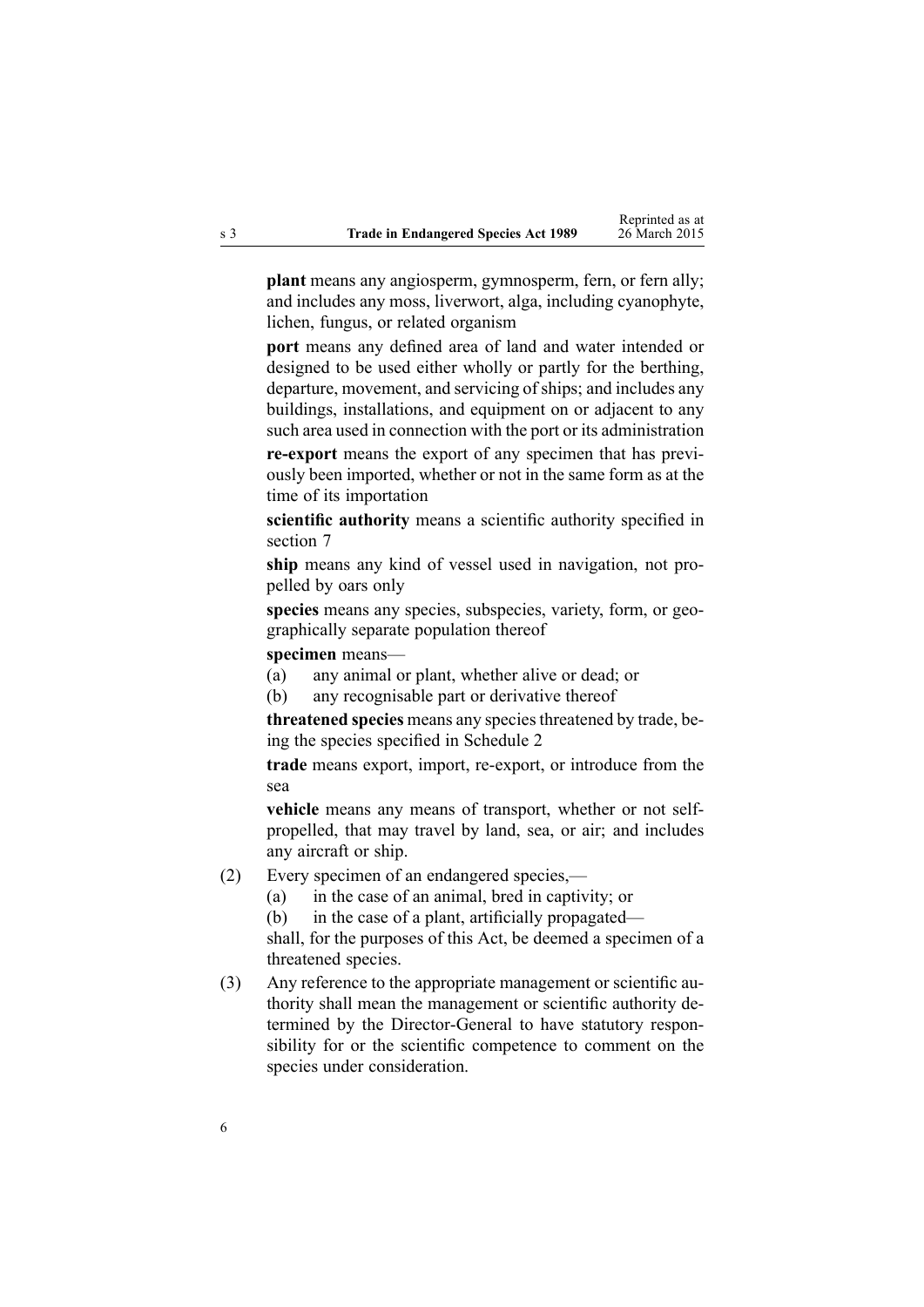**plant** means any angiosperm, gymnosperm, fern, or fern ally; and includes any moss, liverwort, alga, including cyanophyte, lichen, fungus, or related organism

**port** means any defined area of land and water intended or designed to be used either wholly or partly for the berthing, departure, movement, and servicing of ships; and includes any buildings, installations, and equipment on or adjacent to any such area used in connection with the port or its administration

**re-export** means the export of any specimen that has previously been imported, whether or not in the same form as at the time of its importation

**scientific authority** means a scientific authority specified in section 7

**ship** means any kind of vessel used in navigation, not propelled by oars only

**species** means any species, subspecies, variety, form, or geographically separate population thereof

**specimen** means—

(a) any animal or plant, whether alive or dead; or

(b) any recognisable part or derivative thereof

**threatened species** means any species threatened by trade, being the species specified in Schedule 2

**trade** means export, import, re-export, or introduce from the sea

**vehicle** means any means of transport, whether or not self-propelled, that may travel by land, sea, or air; and includes any aircraft or ship.

(2) Every specimen of an endangered species,—

(a) in the case of an animal, bred in captivity; or

(b) in the case of a plant, artificially propagated—

shall, for the purposes of this Act, be deemed a specimen of a threatened species.

(3) Any reference to the appropriate management or scientific authority shall mean the management or scientific authority determined by the Director-General to have statutory responsibility for or the scientific competence to comment on the species under consideration.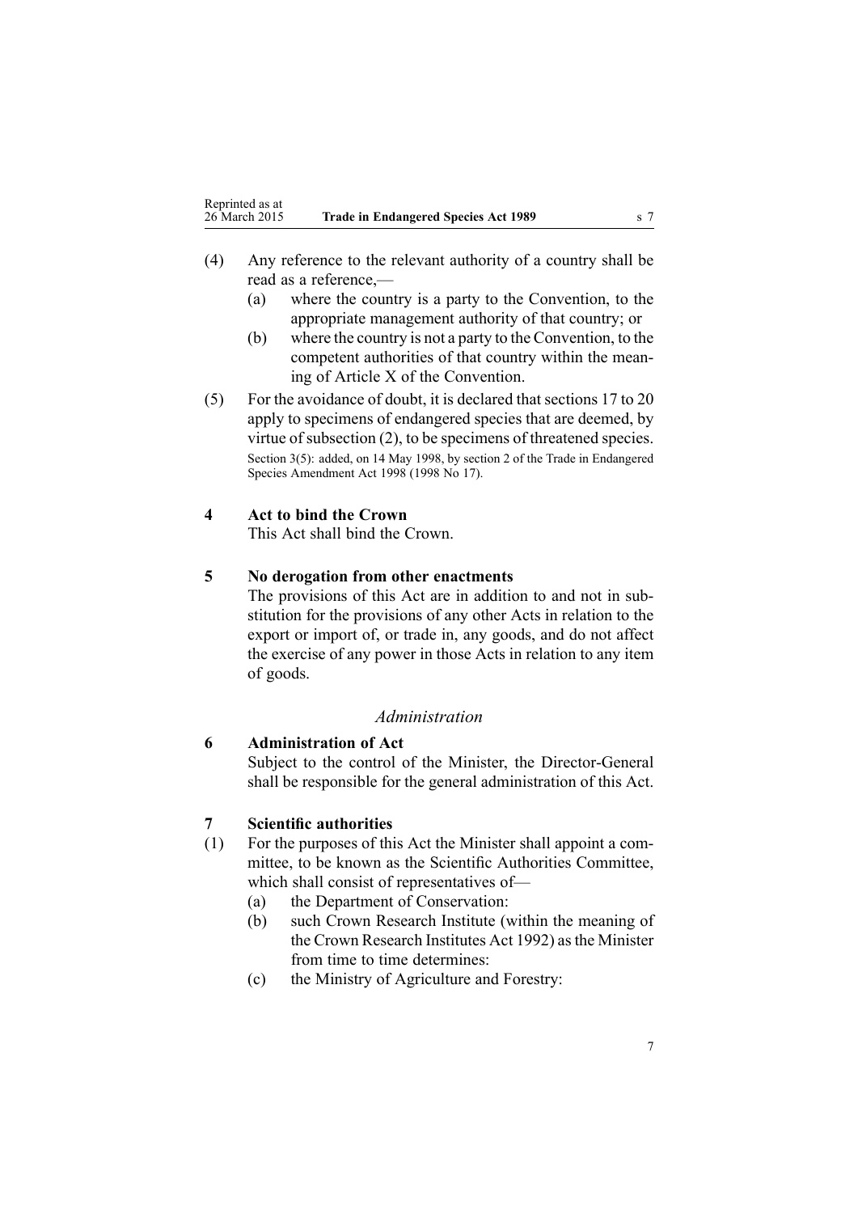(4) Any reference to the relevant authority of a country shall be read as a reference,—

   (a) where the country is a party to the Convention, to the appropriate management authority of that country; or

   (b) where the country is not a party to the Convention, to the competent authorities of that country within the meaning of Article X of the Convention.

(5) For the avoidance of doubt, it is declared that sections 17 to 20 apply to specimens of endangered species that are deemed, by virtue of subsection (2), to be specimens of threatened species.

Section 3(5): added, on 14 May 1998, by section 2 of the Trade in Endangered Species Amendment Act 1998 (1998 No 17).

**4 Act to bind the Crown**

This Act shall bind the Crown.

**5 No derogation from other enactments**

The provisions of this Act are in addition to and not in substitution for the provisions of any other Acts in relation to the export or import of, or trade in, any goods, and do not affect the exercise of any power in those Acts in relation to any item of goods.

## *Administration*

**6 Administration of Act**

Subject to the control of the Minister, the Director-General shall be responsible for the general administration of this Act.

**7 Scientific authorities**

(1) For the purposes of this Act the Minister shall appoint a committee, to be known as the Scientific Authorities Committee, which shall consist of representatives of—

   (a) the Department of Conservation:

   (b) such Crown Research Institute (within the meaning of the Crown Research Institutes Act 1992) as the Minister from time to time determines:

   (c) the Ministry of Agriculture and Forestry: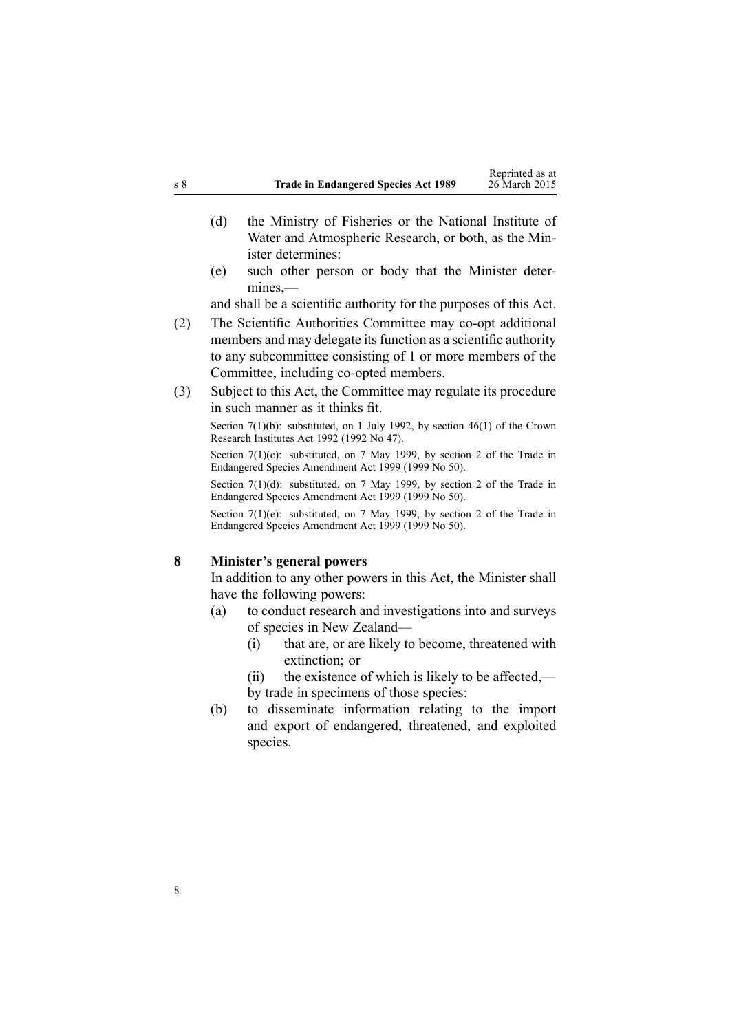(d) the Ministry of Fisheries or the National Institute of Water and Atmospheric Research, or both, as the Minister determines:

(e) such other person or body that the Minister determines,—

and shall be a scientific authority for the purposes of this Act.

(2) The Scientific Authorities Committee may co-opt additional members and may delegate its function as a scientific authority to any subcommittee consisting of 1 or more members of the Committee, including co-opted members.

(3) Subject to this Act, the Committee may regulate its procedure in such manner as it thinks fit.

Section 7(1)(b): substituted, on 1 July 1992, by section 46(1) of the Crown Research Institutes Act 1992 (1992 No 47).

Section 7(1)(c): substituted, on 7 May 1999, by section 2 of the Trade in Endangered Species Amendment Act 1999 (1999 No 50).

Section 7(1)(d): substituted, on 7 May 1999, by section 2 of the Trade in Endangered Species Amendment Act 1999 (1999 No 50).

Section 7(1)(e): substituted, on 7 May 1999, by section 2 of the Trade in Endangered Species Amendment Act 1999 (1999 No 50).

## 8 Minister's general powers

In addition to any other powers in this Act, the Minister shall have the following powers:

(a) to conduct research and investigations into and surveys of species in New Zealand—

(i) that are, or are likely to become, threatened with extinction; or

(ii) the existence of which is likely to be affected,—

by trade in specimens of those species:

(b) to disseminate information relating to the import and export of endangered, threatened, and exploited species.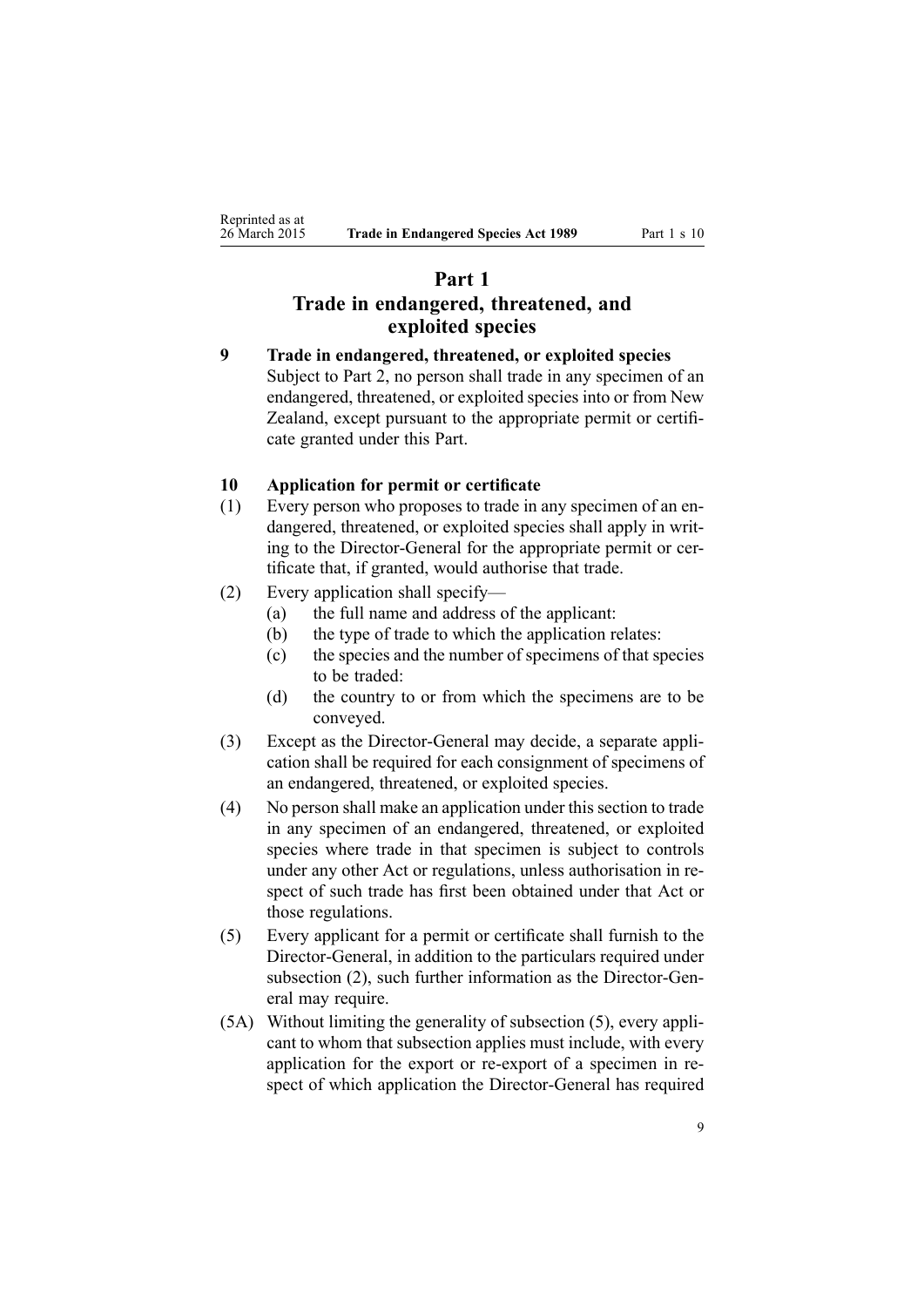# Part 1
# Trade in endangered, threatened, and exploited species

**9 Trade in endangered, threatened, or exploited species**

Subject to Part 2, no person shall trade in any specimen of an endangered, threatened, or exploited species into or from New Zealand, except pursuant to the appropriate permit or certificate granted under this Part.

**10 Application for permit or certificate**

(1) Every person who proposes to trade in any specimen of an endangered, threatened, or exploited species shall apply in writing to the Director-General for the appropriate permit or certificate that, if granted, would authorise that trade.

(2) Every application shall specify—

(a) the full name and address of the applicant:

(b) the type of trade to which the application relates:

(c) the species and the number of specimens of that species to be traded:

(d) the country to or from which the specimens are to be conveyed.

(3) Except as the Director-General may decide, a separate application shall be required for each consignment of specimens of an endangered, threatened, or exploited species.

(4) No person shall make an application under this section to trade in any specimen of an endangered, threatened, or exploited species where trade in that specimen is subject to controls under any other Act or regulations, unless authorisation in respect of such trade has first been obtained under that Act or those regulations.

(5) Every applicant for a permit or certificate shall furnish to the Director-General, in addition to the particulars required under subsection (2), such further information as the Director-General may require.

(5A) Without limiting the generality of subsection (5), every applicant to whom that subsection applies must include, with every application for the export or re-export of a specimen in respect of which application the Director-General has required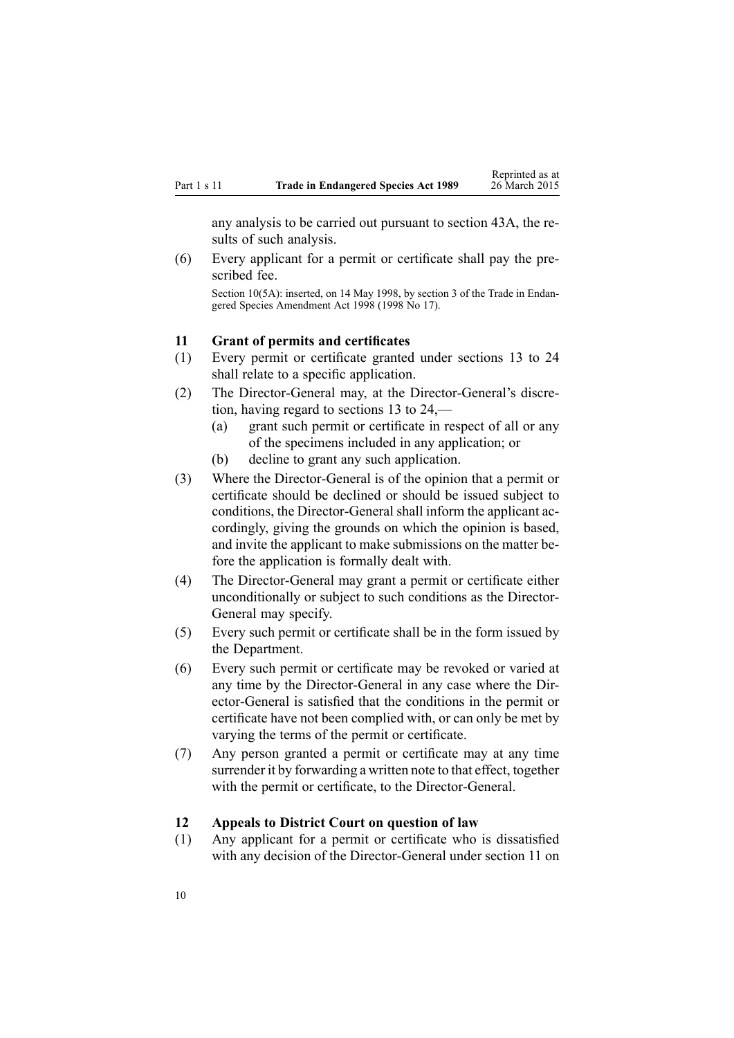any analysis to be carried out pursuant to section 43A, the results of such analysis.

(6) Every applicant for a permit or certificate shall pay the prescribed fee.

Section 10(5A): inserted, on 14 May 1998, by section 3 of the Trade in Endangered Species Amendment Act 1998 (1998 No 17).

## 11 Grant of permits and certificates

(1) Every permit or certificate granted under sections 13 to 24 shall relate to a specific application.

(2) The Director-General may, at the Director-General's discretion, having regard to sections 13 to 24,—

- (a) grant such permit or certificate in respect of all or any of the specimens included in any application; or
- (b) decline to grant any such application.

(3) Where the Director-General is of the opinion that a permit or certificate should be declined or should be issued subject to conditions, the Director-General shall inform the applicant accordingly, giving the grounds on which the opinion is based, and invite the applicant to make submissions on the matter before the application is formally dealt with.

(4) The Director-General may grant a permit or certificate either unconditionally or subject to such conditions as the Director-General may specify.

(5) Every such permit or certificate shall be in the form issued by the Department.

(6) Every such permit or certificate may be revoked or varied at any time by the Director-General in any case where the Director-General is satisfied that the conditions in the permit or certificate have not been complied with, or can only be met by varying the terms of the permit or certificate.

(7) Any person granted a permit or certificate may at any time surrender it by forwarding a written note to that effect, together with the permit or certificate, to the Director-General.

## 12 Appeals to District Court on question of law

(1) Any applicant for a permit or certificate who is dissatisfied with any decision of the Director-General under section 11 on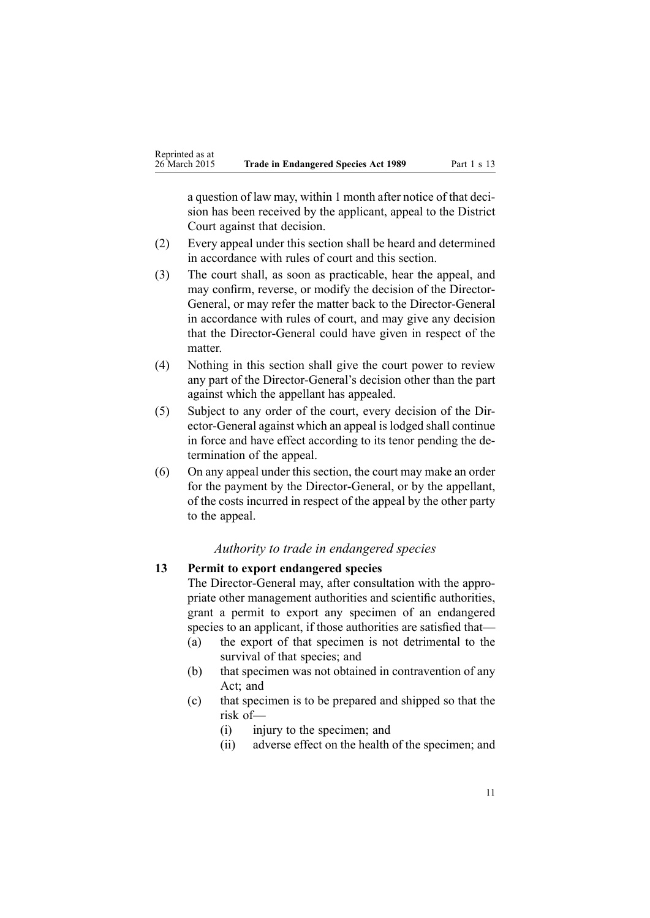a question of law may, within 1 month after notice of that decision has been received by the applicant, appeal to the District Court against that decision.

(2) Every appeal under this section shall be heard and determined in accordance with rules of court and this section.

(3) The court shall, as soon as practicable, hear the appeal, and may confirm, reverse, or modify the decision of the Director-General, or may refer the matter back to the Director-General in accordance with rules of court, and may give any decision that the Director-General could have given in respect of the matter.

(4) Nothing in this section shall give the court power to review any part of the Director-General's decision other than the part against which the appellant has appealed.

(5) Subject to any order of the court, every decision of the Director-General against which an appeal is lodged shall continue in force and have effect according to its tenor pending the determination of the appeal.

(6) On any appeal under this section, the court may make an order for the payment by the Director-General, or by the appellant, of the costs incurred in respect of the appeal by the other party to the appeal.

### *Authority to trade in endangered species*

### 13 Permit to export endangered species

The Director-General may, after consultation with the appropriate other management authorities and scientific authorities, grant a permit to export any specimen of an endangered species to an applicant, if those authorities are satisfied that—

- (a) the export of that specimen is not detrimental to the survival of that species; and
- (b) that specimen was not obtained in contravention of any Act; and
- (c) that specimen is to be prepared and shipped so that the risk of—
  - (i) injury to the specimen; and
  - (ii) adverse effect on the health of the specimen; and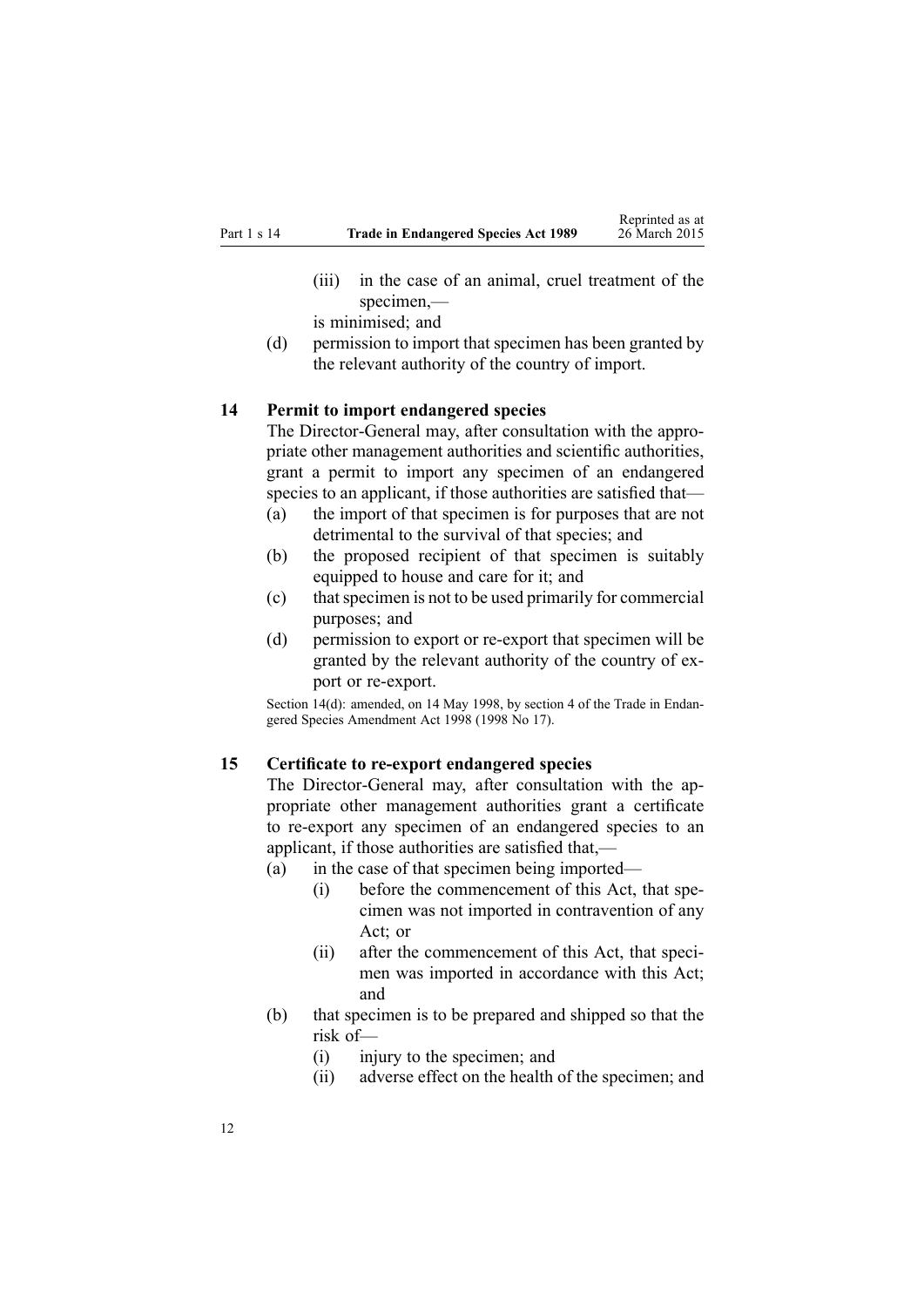(iii) in the case of an animal, cruel treatment of the specimen,—

is minimised; and

(d) permission to import that specimen has been granted by the relevant authority of the country of import.

## 14 Permit to import endangered species

The Director-General may, after consultation with the appropriate other management authorities and scientific authorities, grant a permit to import any specimen of an endangered species to an applicant, if those authorities are satisfied that—

(a) the import of that specimen is for purposes that are not detrimental to the survival of that species; and

(b) the proposed recipient of that specimen is suitably equipped to house and care for it; and

(c) that specimen is not to be used primarily for commercial purposes; and

(d) permission to export or re-export that specimen will be granted by the relevant authority of the country of export or re-export.

Section 14(d): amended, on 14 May 1998, by section 4 of the Trade in Endangered Species Amendment Act 1998 (1998 No 17).

## 15 Certificate to re-export endangered species

The Director-General may, after consultation with the appropriate other management authorities grant a certificate to re-export any specimen of an endangered species to an applicant, if those authorities are satisfied that,—

(a) in the case of that specimen being imported—

(i) before the commencement of this Act, that specimen was not imported in contravention of any Act; or

(ii) after the commencement of this Act, that specimen was imported in accordance with this Act; and

(b) that specimen is to be prepared and shipped so that the risk of—

(i) injury to the specimen; and

(ii) adverse effect on the health of the specimen; and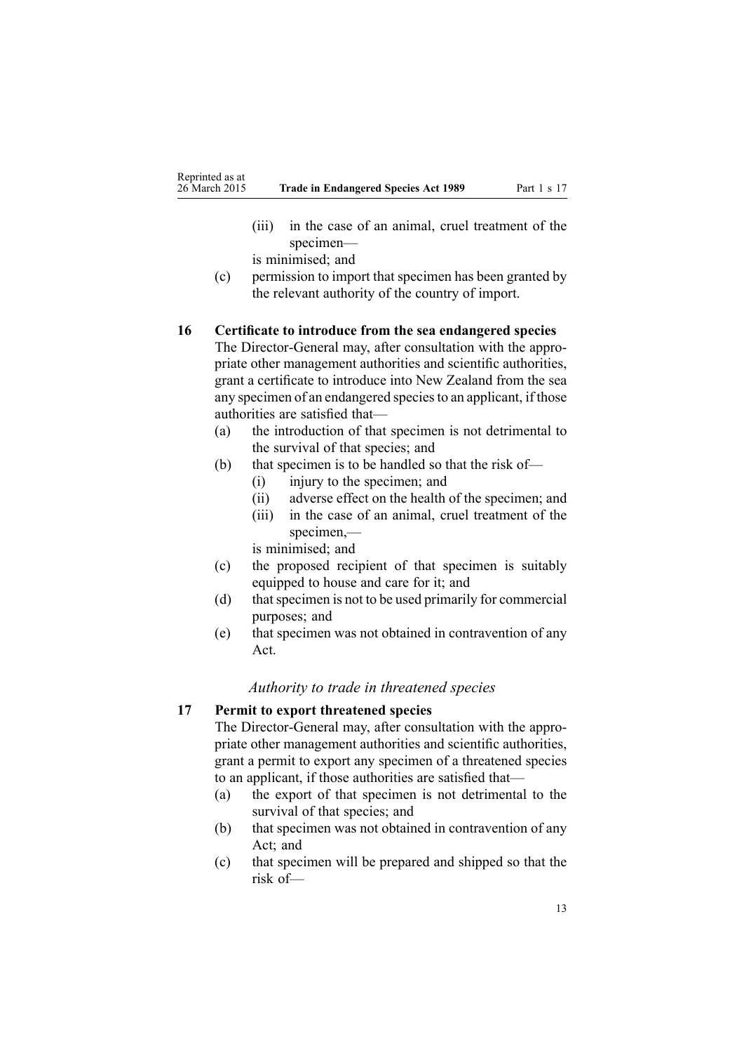(iii) in the case of an animal, cruel treatment of the specimen—

is minimised; and

(c) permission to import that specimen has been granted by the relevant authority of the country of import.

**16 Certificate to introduce from the sea endangered species**

The Director-General may, after consultation with the appropriate other management authorities and scientific authorities, grant a certificate to introduce into New Zealand from the sea any specimen of an endangered species to an applicant, if those authorities are satisfied that—

(a) the introduction of that specimen is not detrimental to the survival of that species; and

(b) that specimen is to be handled so that the risk of—

(i) injury to the specimen; and

(ii) adverse effect on the health of the specimen; and

(iii) in the case of an animal, cruel treatment of the specimen,—

is minimised; and

(c) the proposed recipient of that specimen is suitably equipped to house and care for it; and

(d) that specimen is not to be used primarily for commercial purposes; and

(e) that specimen was not obtained in contravention of any Act.

*Authority to trade in threatened species*

**17 Permit to export threatened species**

The Director-General may, after consultation with the appropriate other management authorities and scientific authorities, grant a permit to export any specimen of a threatened species to an applicant, if those authorities are satisfied that—

(a) the export of that specimen is not detrimental to the survival of that species; and

(b) that specimen was not obtained in contravention of any Act; and

(c) that specimen will be prepared and shipped so that the risk of—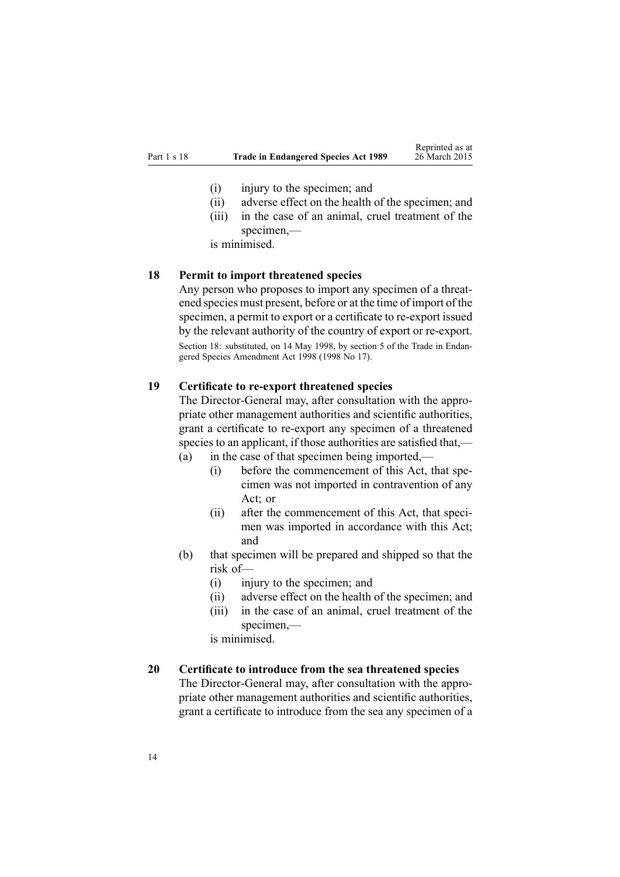(i) injury to the specimen; and

(ii) adverse effect on the health of the specimen; and

(iii) in the case of an animal, cruel treatment of the specimen,—

is minimised.

### 18 Permit to import threatened species

Any person who proposes to import any specimen of a threatened species must present, before or at the time of import of the specimen, a permit to export or a certificate to re-export issued by the relevant authority of the country of export or re-export.

Section 18: substituted, on 14 May 1998, by section 5 of the Trade in Endangered Species Amendment Act 1998 (1998 No 17).

### 19 Certificate to re-export threatened species

The Director-General may, after consultation with the appropriate other management authorities and scientific authorities, grant a certificate to re-export any specimen of a threatened species to an applicant, if those authorities are satisfied that,—

(a) in the case of that specimen being imported,—

(i) before the commencement of this Act, that specimen was not imported in contravention of any Act; or

(ii) after the commencement of this Act, that specimen was imported in accordance with this Act; and

(b) that specimen will be prepared and shipped so that the risk of—

(i) injury to the specimen; and

(ii) adverse effect on the health of the specimen; and

(iii) in the case of an animal, cruel treatment of the specimen,—

is minimised.

### 20 Certificate to introduce from the sea threatened species

The Director-General may, after consultation with the appropriate other management authorities and scientific authorities, grant a certificate to introduce from the sea any specimen of a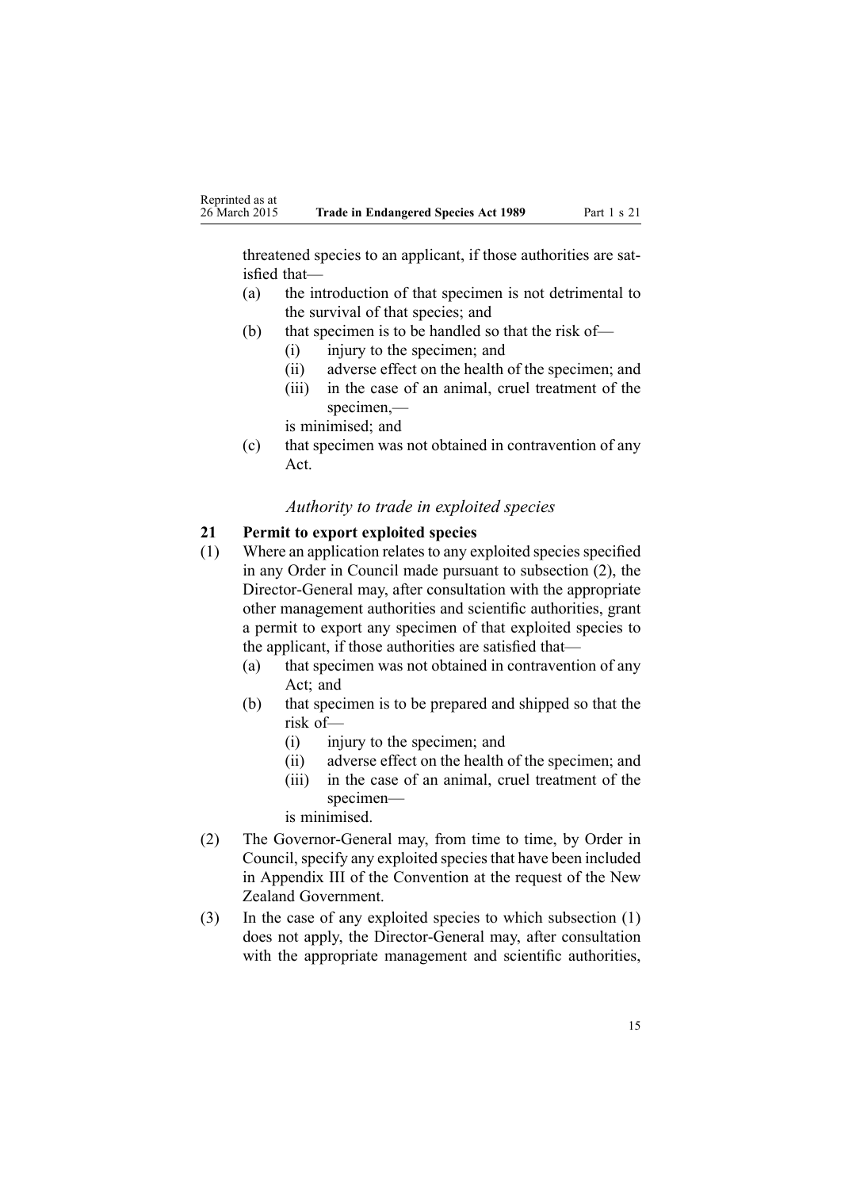threatened species to an applicant, if those authorities are satisfied that—

(a) the introduction of that specimen is not detrimental to the survival of that species; and

(b) that specimen is to be handled so that the risk of—

  (i) injury to the specimen; and

  (ii) adverse effect on the health of the specimen; and

  (iii) in the case of an animal, cruel treatment of the specimen,—

  is minimised; and

(c) that specimen was not obtained in contravention of any Act.

*Authority to trade in exploited species*

**21 Permit to export exploited species**

(1) Where an application relates to any exploited species specified in any Order in Council made pursuant to subsection (2), the Director-General may, after consultation with the appropriate other management authorities and scientific authorities, grant a permit to export any specimen of that exploited species to the applicant, if those authorities are satisfied that—

  (a) that specimen was not obtained in contravention of any Act; and

  (b) that specimen is to be prepared and shipped so that the risk of—

    (i) injury to the specimen; and

    (ii) adverse effect on the health of the specimen; and

    (iii) in the case of an animal, cruel treatment of the specimen—

    is minimised.

(2) The Governor-General may, from time to time, by Order in Council, specify any exploited species that have been included in Appendix III of the Convention at the request of the New Zealand Government.

(3) In the case of any exploited species to which subsection (1) does not apply, the Director-General may, after consultation with the appropriate management and scientific authorities,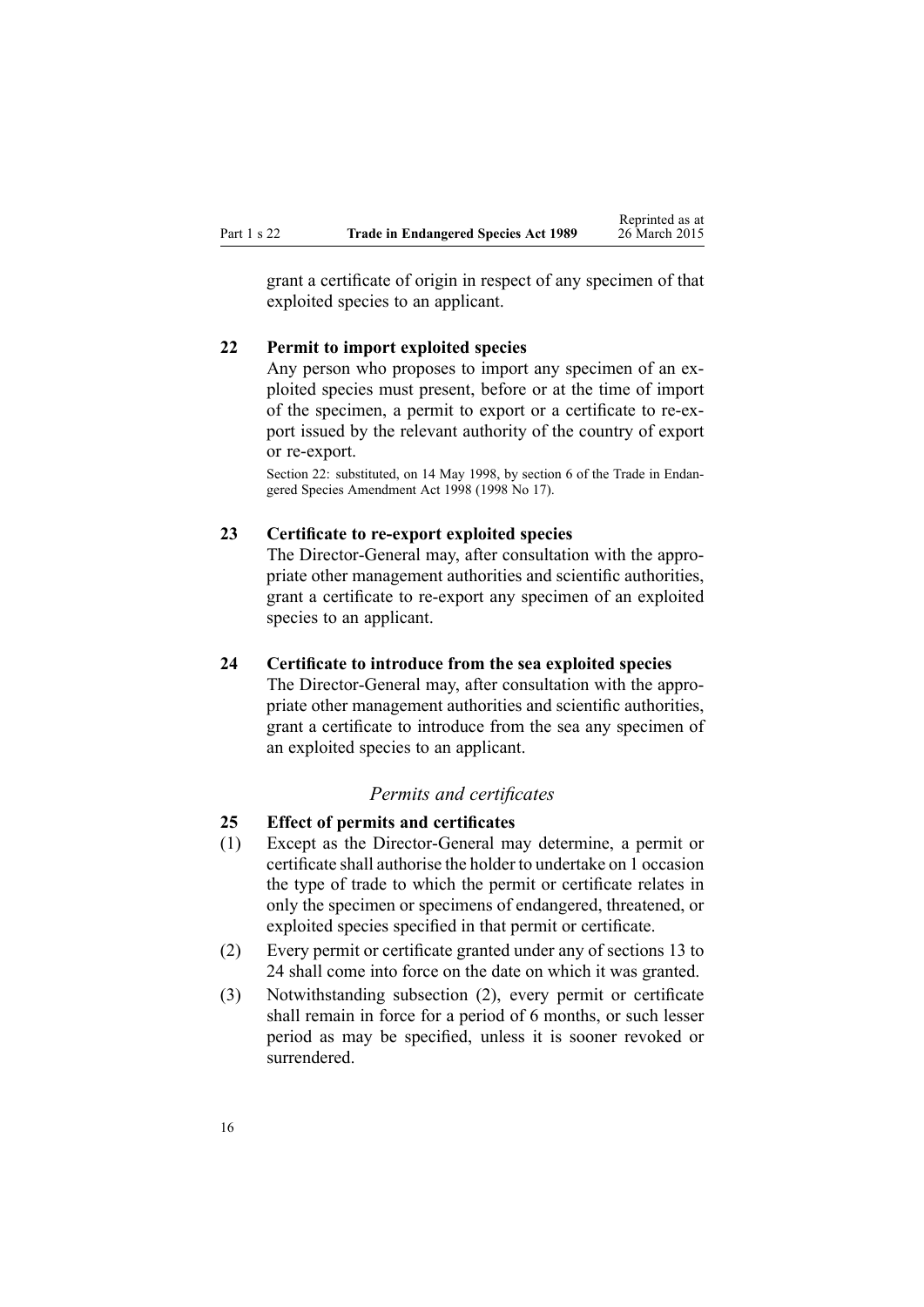grant a certificate of origin in respect of any specimen of that exploited species to an applicant.

### 22 Permit to import exploited species

Any person who proposes to import any specimen of an exploited species must present, before or at the time of import of the specimen, a permit to export or a certificate to re-export issued by the relevant authority of the country of export or re-export.

Section 22: substituted, on 14 May 1998, by section 6 of the Trade in Endangered Species Amendment Act 1998 (1998 No 17).

### 23 Certificate to re-export exploited species

The Director-General may, after consultation with the appropriate other management authorities and scientific authorities, grant a certificate to re-export any specimen of an exploited species to an applicant.

### 24 Certificate to introduce from the sea exploited species

The Director-General may, after consultation with the appropriate other management authorities and scientific authorities, grant a certificate to introduce from the sea any specimen of an exploited species to an applicant.

## *Permits and certificates*

### 25 Effect of permits and certificates

(1) Except as the Director-General may determine, a permit or certificate shall authorise the holder to undertake on 1 occasion the type of trade to which the permit or certificate relates in only the specimen or specimens of endangered, threatened, or exploited species specified in that permit or certificate.

(2) Every permit or certificate granted under any of sections 13 to 24 shall come into force on the date on which it was granted.

(3) Notwithstanding subsection (2), every permit or certificate shall remain in force for a period of 6 months, or such lesser period as may be specified, unless it is sooner revoked or surrendered.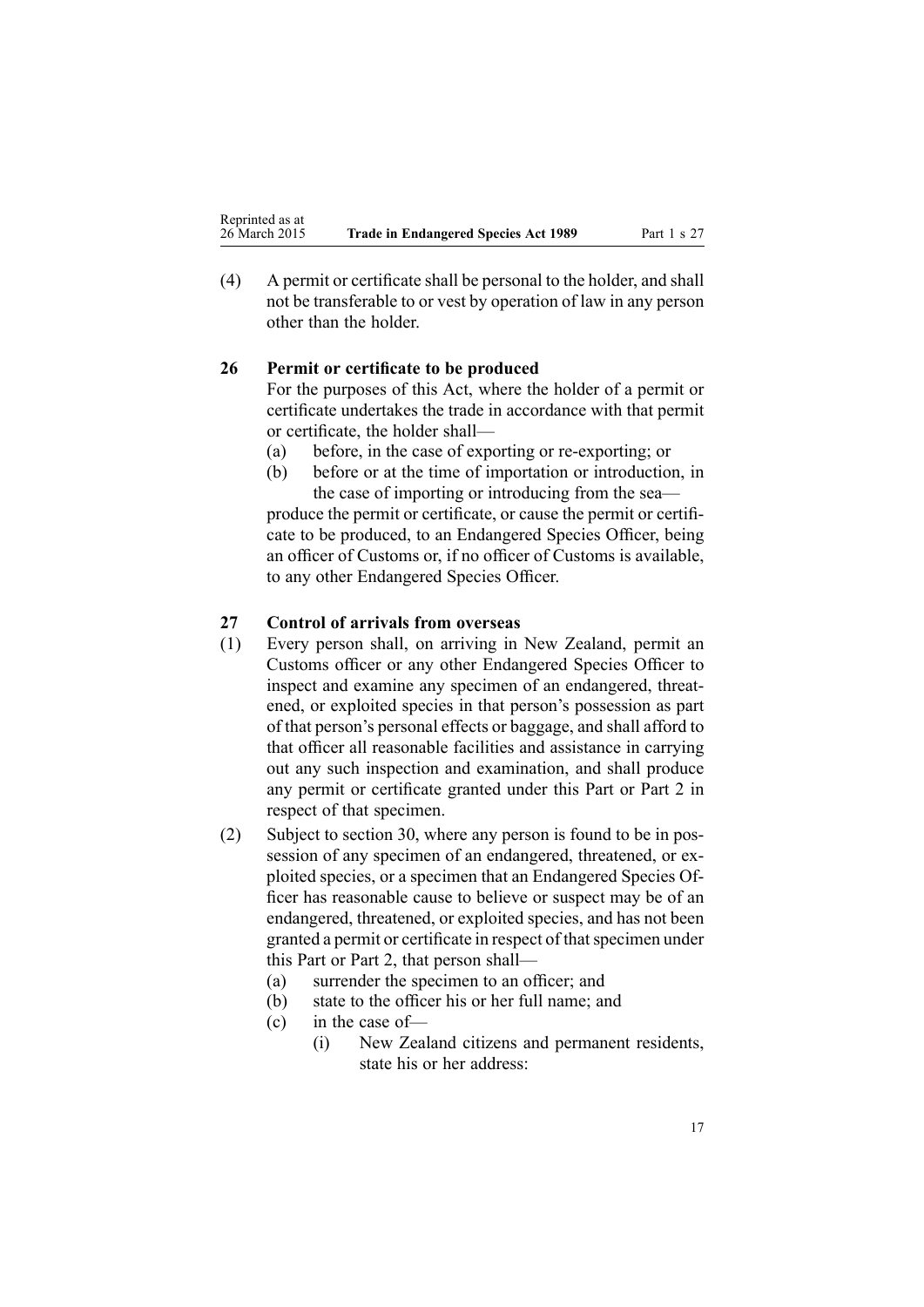(4) A permit or certificate shall be personal to the holder, and shall not be transferable to or vest by operation of law in any person other than the holder.

### 26 Permit or certificate to be produced

For the purposes of this Act, where the holder of a permit or certificate undertakes the trade in accordance with that permit or certificate, the holder shall—

(a) before, in the case of exporting or re-exporting; or

(b) before or at the time of importation or introduction, in the case of importing or introducing from the sea—

produce the permit or certificate, or cause the permit or certificate to be produced, to an Endangered Species Officer, being an officer of Customs or, if no officer of Customs is available, to any other Endangered Species Officer.

### 27 Control of arrivals from overseas

(1) Every person shall, on arriving in New Zealand, permit an Customs officer or any other Endangered Species Officer to inspect and examine any specimen of an endangered, threatened, or exploited species in that person's possession as part of that person's personal effects or baggage, and shall afford to that officer all reasonable facilities and assistance in carrying out any such inspection and examination, and shall produce any permit or certificate granted under this Part or Part 2 in respect of that specimen.

(2) Subject to section 30, where any person is found to be in possession of any specimen of an endangered, threatened, or exploited species, or a specimen that an Endangered Species Officer has reasonable cause to believe or suspect may be of an endangered, threatened, or exploited species, and has not been granted a permit or certificate in respect of that specimen under this Part or Part 2, that person shall—

(a) surrender the specimen to an officer; and

(b) state to the officer his or her full name; and

(c) in the case of—

(i) New Zealand citizens and permanent residents, state his or her address: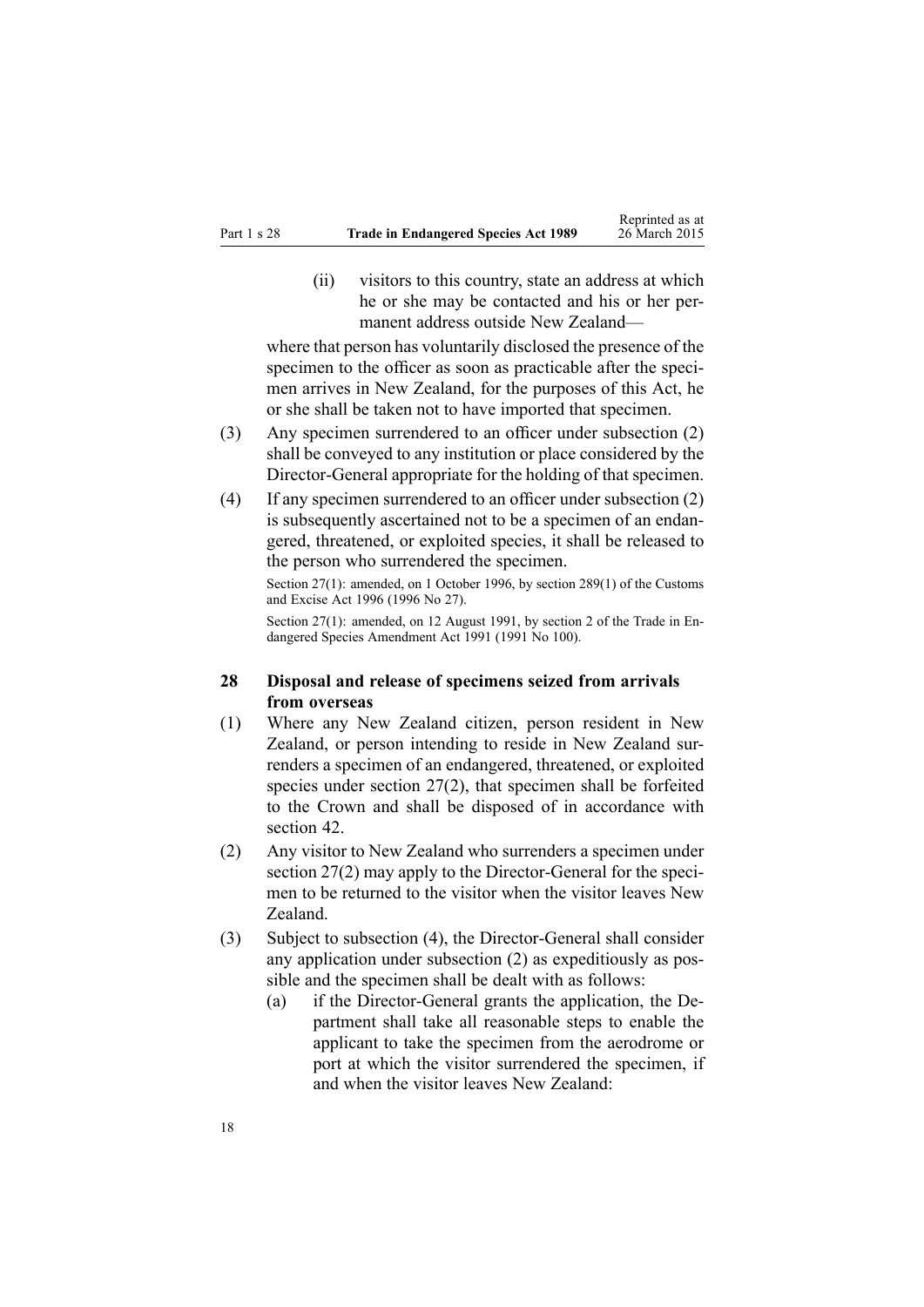(ii) visitors to this country, state an address at which he or she may be contacted and his or her permanent address outside New Zealand—

where that person has voluntarily disclosed the presence of the specimen to the officer as soon as practicable after the specimen arrives in New Zealand, for the purposes of this Act, he or she shall be taken not to have imported that specimen.

(3) Any specimen surrendered to an officer under subsection (2) shall be conveyed to any institution or place considered by the Director-General appropriate for the holding of that specimen.

(4) If any specimen surrendered to an officer under subsection (2) is subsequently ascertained not to be a specimen of an endangered, threatened, or exploited species, it shall be released to the person who surrendered the specimen.

Section 27(1): amended, on 1 October 1996, by section 289(1) of the Customs and Excise Act 1996 (1996 No 27).

Section 27(1): amended, on 12 August 1991, by section 2 of the Trade in Endangered Species Amendment Act 1991 (1991 No 100).

### 28 Disposal and release of specimens seized from arrivals from overseas

(1) Where any New Zealand citizen, person resident in New Zealand, or person intending to reside in New Zealand surrenders a specimen of an endangered, threatened, or exploited species under section 27(2), that specimen shall be forfeited to the Crown and shall be disposed of in accordance with section 42.

(2) Any visitor to New Zealand who surrenders a specimen under section 27(2) may apply to the Director-General for the specimen to be returned to the visitor when the visitor leaves New Zealand.

(3) Subject to subsection (4), the Director-General shall consider any application under subsection (2) as expeditiously as possible and the specimen shall be dealt with as follows:

(a) if the Director-General grants the application, the Department shall take all reasonable steps to enable the applicant to take the specimen from the aerodrome or port at which the visitor surrendered the specimen, if and when the visitor leaves New Zealand: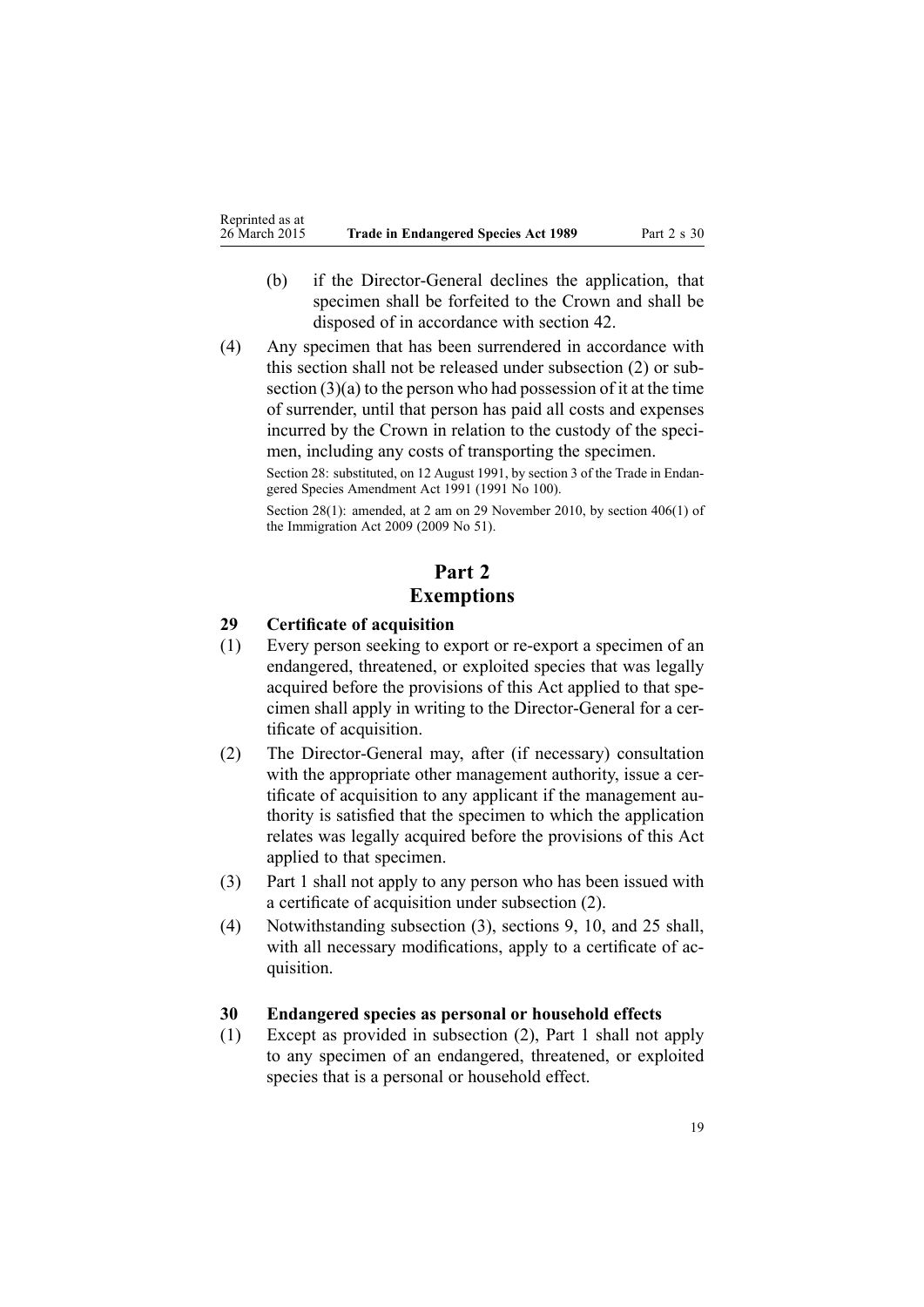(b) if the Director-General declines the application, that specimen shall be forfeited to the Crown and shall be disposed of in accordance with section 42.

(4) Any specimen that has been surrendered in accordance with this section shall not be released under subsection (2) or subsection (3)(a) to the person who had possession of it at the time of surrender, until that person has paid all costs and expenses incurred by the Crown in relation to the custody of the specimen, including any costs of transporting the specimen.

Section 28: substituted, on 12 August 1991, by section 3 of the Trade in Endangered Species Amendment Act 1991 (1991 No 100).

Section 28(1): amended, at 2 am on 29 November 2010, by section 406(1) of the Immigration Act 2009 (2009 No 51).

# Part 2
# Exemptions

### 29 Certificate of acquisition

(1) Every person seeking to export or re-export a specimen of an endangered, threatened, or exploited species that was legally acquired before the provisions of this Act applied to that specimen shall apply in writing to the Director-General for a certificate of acquisition.

(2) The Director-General may, after (if necessary) consultation with the appropriate other management authority, issue a certificate of acquisition to any applicant if the management authority is satisfied that the specimen to which the application relates was legally acquired before the provisions of this Act applied to that specimen.

(3) Part 1 shall not apply to any person who has been issued with a certificate of acquisition under subsection (2).

(4) Notwithstanding subsection (3), sections 9, 10, and 25 shall, with all necessary modifications, apply to a certificate of acquisition.

### 30 Endangered species as personal or household effects

(1) Except as provided in subsection (2), Part 1 shall not apply to any specimen of an endangered, threatened, or exploited species that is a personal or household effect.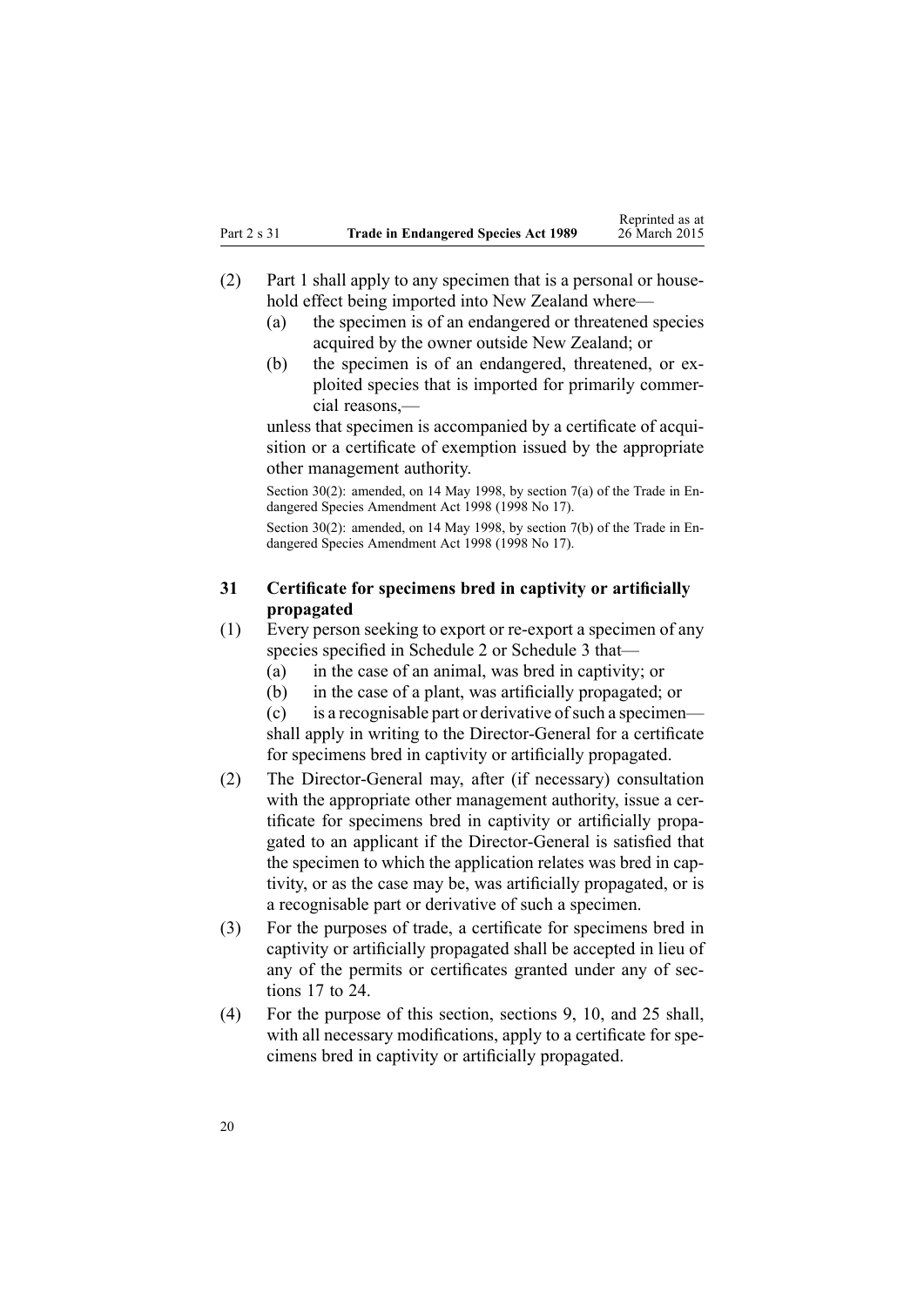(2) Part 1 shall apply to any specimen that is a personal or household effect being imported into New Zealand where—

- (a) the specimen is of an endangered or threatened species acquired by the owner outside New Zealand; or
- (b) the specimen is of an endangered, threatened, or exploited species that is imported for primarily commercial reasons,—

unless that specimen is accompanied by a certificate of acquisition or a certificate of exemption issued by the appropriate other management authority.

Section 30(2): amended, on 14 May 1998, by section 7(a) of the Trade in Endangered Species Amendment Act 1998 (1998 No 17).

Section 30(2): amended, on 14 May 1998, by section 7(b) of the Trade in Endangered Species Amendment Act 1998 (1998 No 17).

### 31 Certificate for specimens bred in captivity or artificially propagated

(1) Every person seeking to export or re-export a specimen of any species specified in Schedule 2 or Schedule 3 that—

- (a) in the case of an animal, was bred in captivity; or
- (b) in the case of a plant, was artificially propagated; or
- (c) is a recognisable part or derivative of such a specimen—

shall apply in writing to the Director-General for a certificate for specimens bred in captivity or artificially propagated.

(2) The Director-General may, after (if necessary) consultation with the appropriate other management authority, issue a certificate for specimens bred in captivity or artificially propagated to an applicant if the Director-General is satisfied that the specimen to which the application relates was bred in captivity, or as the case may be, was artificially propagated, or is a recognisable part or derivative of such a specimen.

(3) For the purposes of trade, a certificate for specimens bred in captivity or artificially propagated shall be accepted in lieu of any of the permits or certificates granted under any of sections 17 to 24.

(4) For the purpose of this section, sections 9, 10, and 25 shall, with all necessary modifications, apply to a certificate for specimens bred in captivity or artificially propagated.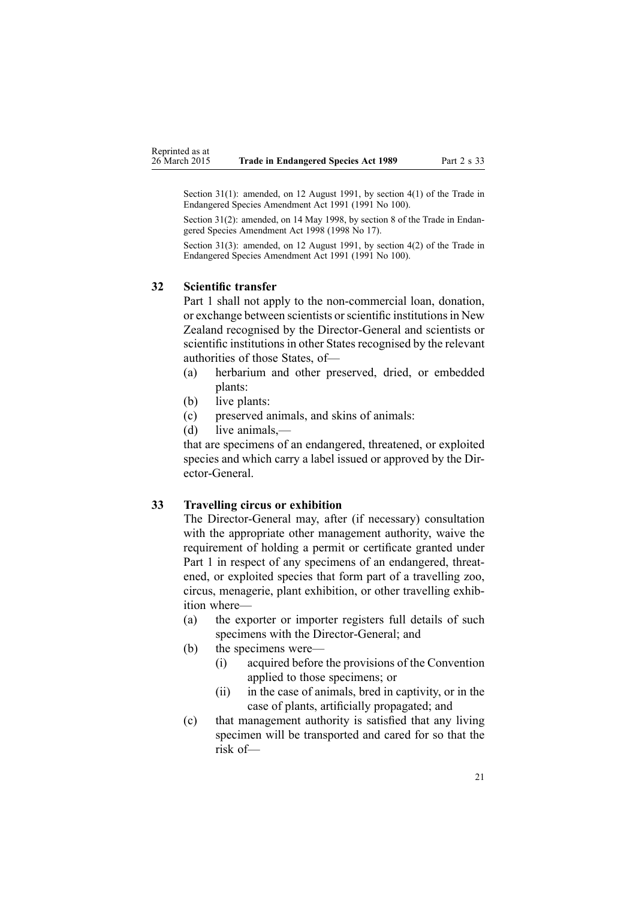Section 31(1): amended, on 12 August 1991, by section 4(1) of the Trade in Endangered Species Amendment Act 1991 (1991 No 100).

Section 31(2): amended, on 14 May 1998, by section 8 of the Trade in Endangered Species Amendment Act 1998 (1998 No 17).

Section 31(3): amended, on 12 August 1991, by section 4(2) of the Trade in Endangered Species Amendment Act 1991 (1991 No 100).

### 32 Scientific transfer

Part 1 shall not apply to the non-commercial loan, donation, or exchange between scientists or scientific institutions in New Zealand recognised by the Director-General and scientists or scientific institutions in other States recognised by the relevant authorities of those States, of—

(a) herbarium and other preserved, dried, or embedded plants:

(b) live plants:

(c) preserved animals, and skins of animals:

(d) live animals,—

that are specimens of an endangered, threatened, or exploited species and which carry a label issued or approved by the Director-General.

### 33 Travelling circus or exhibition

The Director-General may, after (if necessary) consultation with the appropriate other management authority, waive the requirement of holding a permit or certificate granted under Part 1 in respect of any specimens of an endangered, threatened, or exploited species that form part of a travelling zoo, circus, menagerie, plant exhibition, or other travelling exhibition where—

(a) the exporter or importer registers full details of such specimens with the Director-General; and

(b) the specimens were—

  (i) acquired before the provisions of the Convention applied to those specimens; or

  (ii) in the case of animals, bred in captivity, or in the case of plants, artificially propagated; and

(c) that management authority is satisfied that any living specimen will be transported and cared for so that the risk of—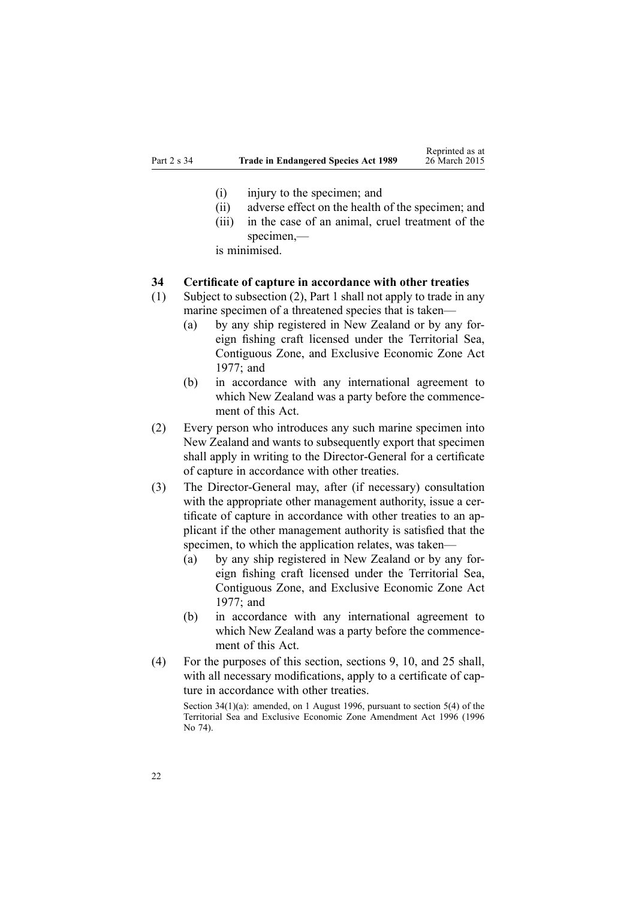(i) injury to the specimen; and

(ii) adverse effect on the health of the specimen; and

(iii) in the case of an animal, cruel treatment of the specimen,—

is minimised.

**34 Certificate of capture in accordance with other treaties**

(1) Subject to subsection (2), Part 1 shall not apply to trade in any marine specimen of a threatened species that is taken—

(a) by any ship registered in New Zealand or by any foreign fishing craft licensed under the Territorial Sea, Contiguous Zone, and Exclusive Economic Zone Act 1977; and

(b) in accordance with any international agreement to which New Zealand was a party before the commencement of this Act.

(2) Every person who introduces any such marine specimen into New Zealand and wants to subsequently export that specimen shall apply in writing to the Director-General for a certificate of capture in accordance with other treaties.

(3) The Director-General may, after (if necessary) consultation with the appropriate other management authority, issue a certificate of capture in accordance with other treaties to an applicant if the other management authority is satisfied that the specimen, to which the application relates, was taken—

(a) by any ship registered in New Zealand or by any foreign fishing craft licensed under the Territorial Sea, Contiguous Zone, and Exclusive Economic Zone Act 1977; and

(b) in accordance with any international agreement to which New Zealand was a party before the commencement of this Act.

(4) For the purposes of this section, sections 9, 10, and 25 shall, with all necessary modifications, apply to a certificate of capture in accordance with other treaties.

Section 34(1)(a): amended, on 1 August 1996, pursuant to section 5(4) of the Territorial Sea and Exclusive Economic Zone Amendment Act 1996 (1996 No 74).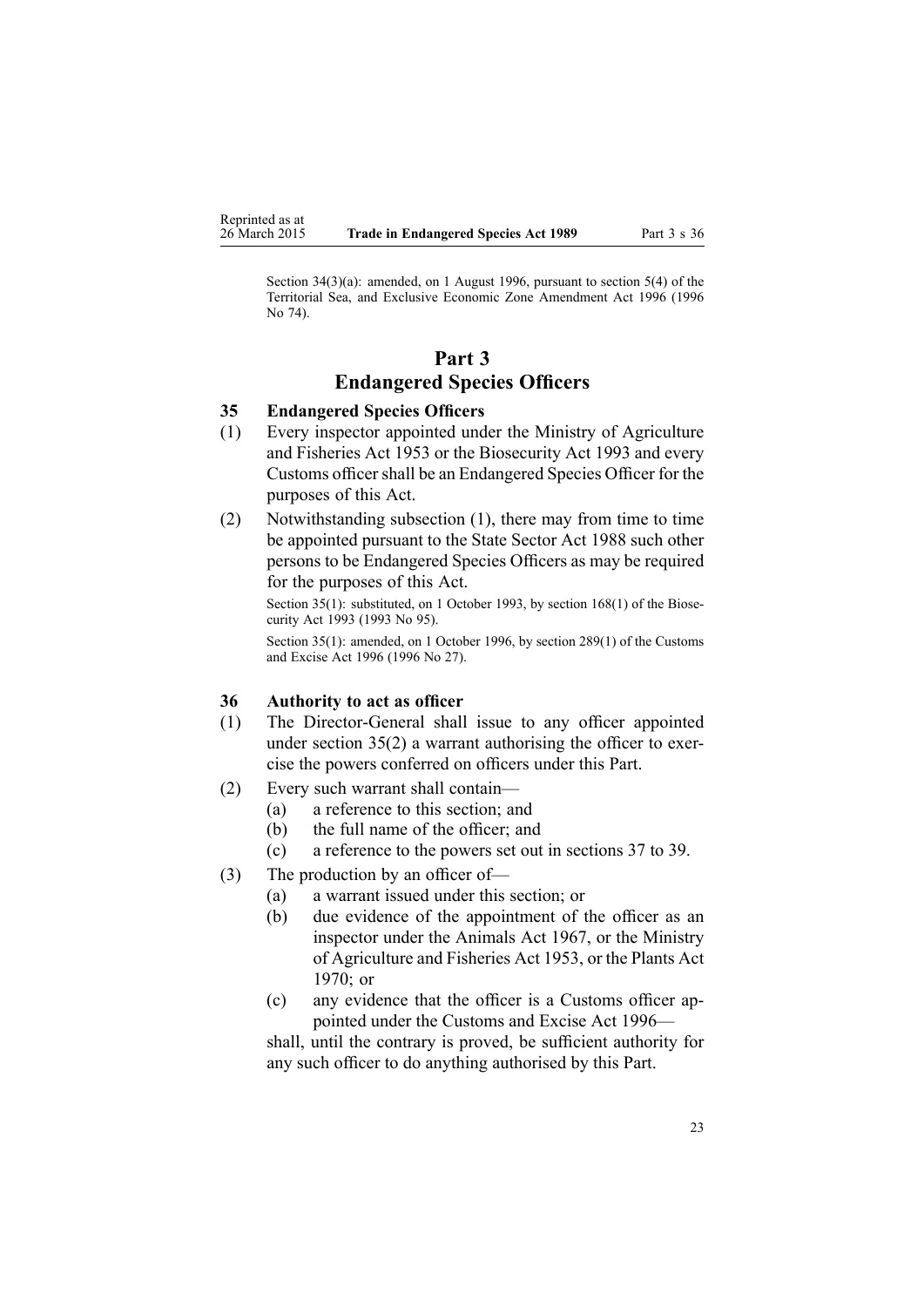Section 34(3)(a): amended, on 1 August 1996, pursuant to section 5(4) of the Territorial Sea, and Exclusive Economic Zone Amendment Act 1996 (1996 No 74).

# Part 3
# Endangered Species Officers

### 35 Endangered Species Officers

(1) Every inspector appointed under the Ministry of Agriculture and Fisheries Act 1953 or the Biosecurity Act 1993 and every Customs officer shall be an Endangered Species Officer for the purposes of this Act.

(2) Notwithstanding subsection (1), there may from time to time be appointed pursuant to the State Sector Act 1988 such other persons to be Endangered Species Officers as may be required for the purposes of this Act.

Section 35(1): substituted, on 1 October 1993, by section 168(1) of the Biosecurity Act 1993 (1993 No 95).

Section 35(1): amended, on 1 October 1996, by section 289(1) of the Customs and Excise Act 1996 (1996 No 27).

### 36 Authority to act as officer

(1) The Director-General shall issue to any officer appointed under section 35(2) a warrant authorising the officer to exercise the powers conferred on officers under this Part.

(2) Every such warrant shall contain—
   - (a) a reference to this section; and
   - (b) the full name of the officer; and
   - (c) a reference to the powers set out in sections 37 to 39.

(3) The production by an officer of—
   - (a) a warrant issued under this section; or
   - (b) due evidence of the appointment of the officer as an inspector under the Animals Act 1967, or the Ministry of Agriculture and Fisheries Act 1953, or the Plants Act 1970; or
   - (c) any evidence that the officer is a Customs officer appointed under the Customs and Excise Act 1996—

   shall, until the contrary is proved, be sufficient authority for any such officer to do anything authorised by this Part.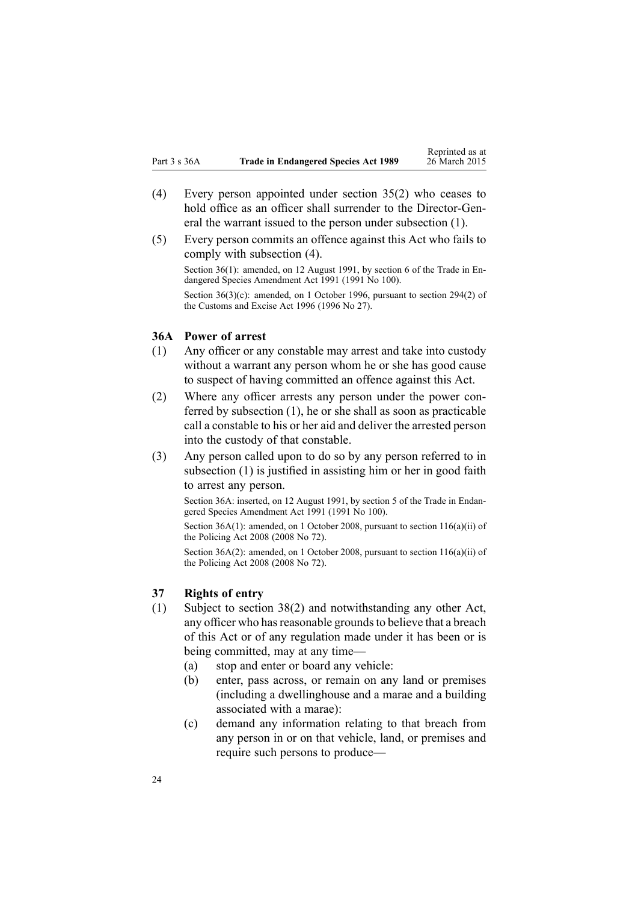(4) Every person appointed under section 35(2) who ceases to hold office as an officer shall surrender to the Director-General the warrant issued to the person under subsection (1).

(5) Every person commits an offence against this Act who fails to comply with subsection (4).

Section 36(1): amended, on 12 August 1991, by section 6 of the Trade in Endangered Species Amendment Act 1991 (1991 No 100).

Section 36(3)(c): amended, on 1 October 1996, pursuant to section 294(2) of the Customs and Excise Act 1996 (1996 No 27).

### 36A Power of arrest

(1) Any officer or any constable may arrest and take into custody without a warrant any person whom he or she has good cause to suspect of having committed an offence against this Act.

(2) Where any officer arrests any person under the power conferred by subsection (1), he or she shall as soon as practicable call a constable to his or her aid and deliver the arrested person into the custody of that constable.

(3) Any person called upon to do so by any person referred to in subsection (1) is justified in assisting him or her in good faith to arrest any person.

Section 36A: inserted, on 12 August 1991, by section 5 of the Trade in Endangered Species Amendment Act 1991 (1991 No 100).

Section 36A(1): amended, on 1 October 2008, pursuant to section 116(a)(ii) of the Policing Act 2008 (2008 No 72).

Section 36A(2): amended, on 1 October 2008, pursuant to section 116(a)(ii) of the Policing Act 2008 (2008 No 72).

### 37 Rights of entry

(1) Subject to section 38(2) and notwithstanding any other Act, any officer who has reasonable grounds to believe that a breach of this Act or of any regulation made under it has been or is being committed, may at any time—

   (a) stop and enter or board any vehicle:

   (b) enter, pass across, or remain on any land or premises (including a dwellinghouse and a marae and a building associated with a marae):

   (c) demand any information relating to that breach from any person in or on that vehicle, land, or premises and require such persons to produce—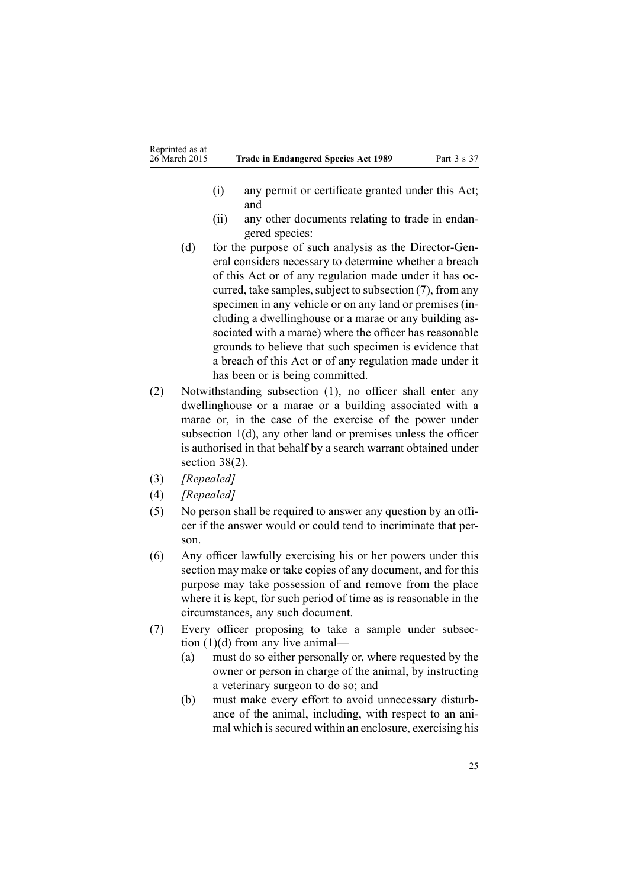(i) any permit or certificate granted under this Act; and

(ii) any other documents relating to trade in endangered species:

(d) for the purpose of such analysis as the Director-General considers necessary to determine whether a breach of this Act or of any regulation made under it has occurred, take samples, subject to subsection (7), from any specimen in any vehicle or on any land or premises (including a dwellinghouse or a marae or any building associated with a marae) where the officer has reasonable grounds to believe that such specimen is evidence that a breach of this Act or of any regulation made under it has been or is being committed.

(2) Notwithstanding subsection (1), no officer shall enter any dwellinghouse or a marae or a building associated with a marae or, in the case of the exercise of the power under subsection 1(d), any other land or premises unless the officer is authorised in that behalf by a search warrant obtained under section 38(2).

(3) *[Repealed]*

(4) *[Repealed]*

(5) No person shall be required to answer any question by an officer if the answer would or could tend to incriminate that person.

(6) Any officer lawfully exercising his or her powers under this section may make or take copies of any document, and for this purpose may take possession of and remove from the place where it is kept, for such period of time as is reasonable in the circumstances, any such document.

(7) Every officer proposing to take a sample under subsection (1)(d) from any live animal—

(a) must do so either personally or, where requested by the owner or person in charge of the animal, by instructing a veterinary surgeon to do so; and

(b) must make every effort to avoid unnecessary disturbance of the animal, including, with respect to an animal which is secured within an enclosure, exercising his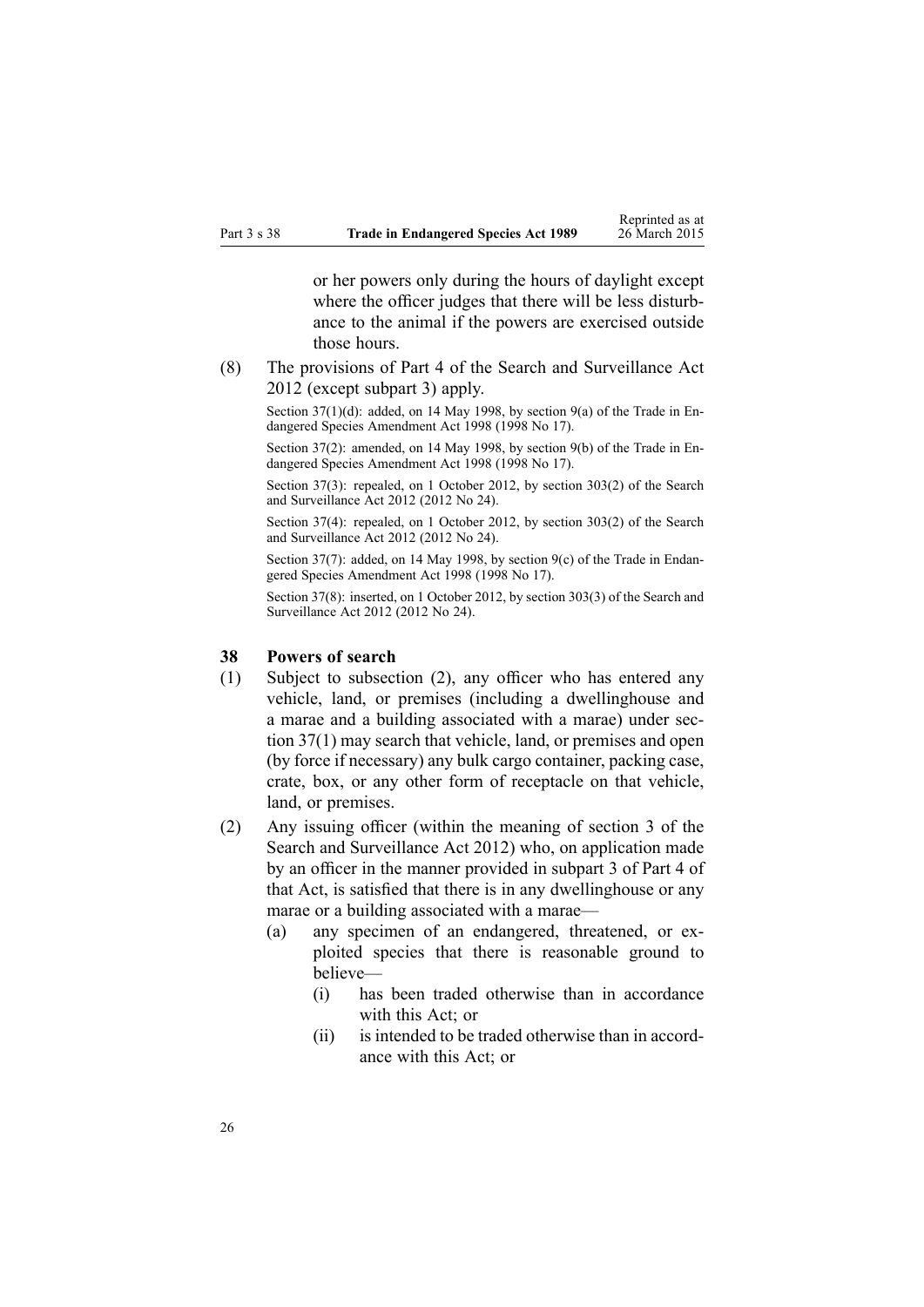or her powers only during the hours of daylight except where the officer judges that there will be less disturbance to the animal if the powers are exercised outside those hours.

(8) The provisions of Part 4 of the Search and Surveillance Act 2012 (except subpart 3) apply.

Section 37(1)(d): added, on 14 May 1998, by section 9(a) of the Trade in Endangered Species Amendment Act 1998 (1998 No 17).

Section 37(2): amended, on 14 May 1998, by section 9(b) of the Trade in Endangered Species Amendment Act 1998 (1998 No 17).

Section 37(3): repealed, on 1 October 2012, by section 303(2) of the Search and Surveillance Act 2012 (2012 No 24).

Section 37(4): repealed, on 1 October 2012, by section 303(2) of the Search and Surveillance Act 2012 (2012 No 24).

Section 37(7): added, on 14 May 1998, by section 9(c) of the Trade in Endangered Species Amendment Act 1998 (1998 No 17).

Section 37(8): inserted, on 1 October 2012, by section 303(3) of the Search and Surveillance Act 2012 (2012 No 24).

### 38 Powers of search

(1) Subject to subsection (2), any officer who has entered any vehicle, land, or premises (including a dwellinghouse and a marae and a building associated with a marae) under section 37(1) may search that vehicle, land, or premises and open (by force if necessary) any bulk cargo container, packing case, crate, box, or any other form of receptacle on that vehicle, land, or premises.

(2) Any issuing officer (within the meaning of section 3 of the Search and Surveillance Act 2012) who, on application made by an officer in the manner provided in subpart 3 of Part 4 of that Act, is satisfied that there is in any dwellinghouse or any marae or a building associated with a marae—

   (a) any specimen of an endangered, threatened, or exploited species that there is reasonable ground to believe—

      (i) has been traded otherwise than in accordance with this Act; or

      (ii) is intended to be traded otherwise than in accordance with this Act; or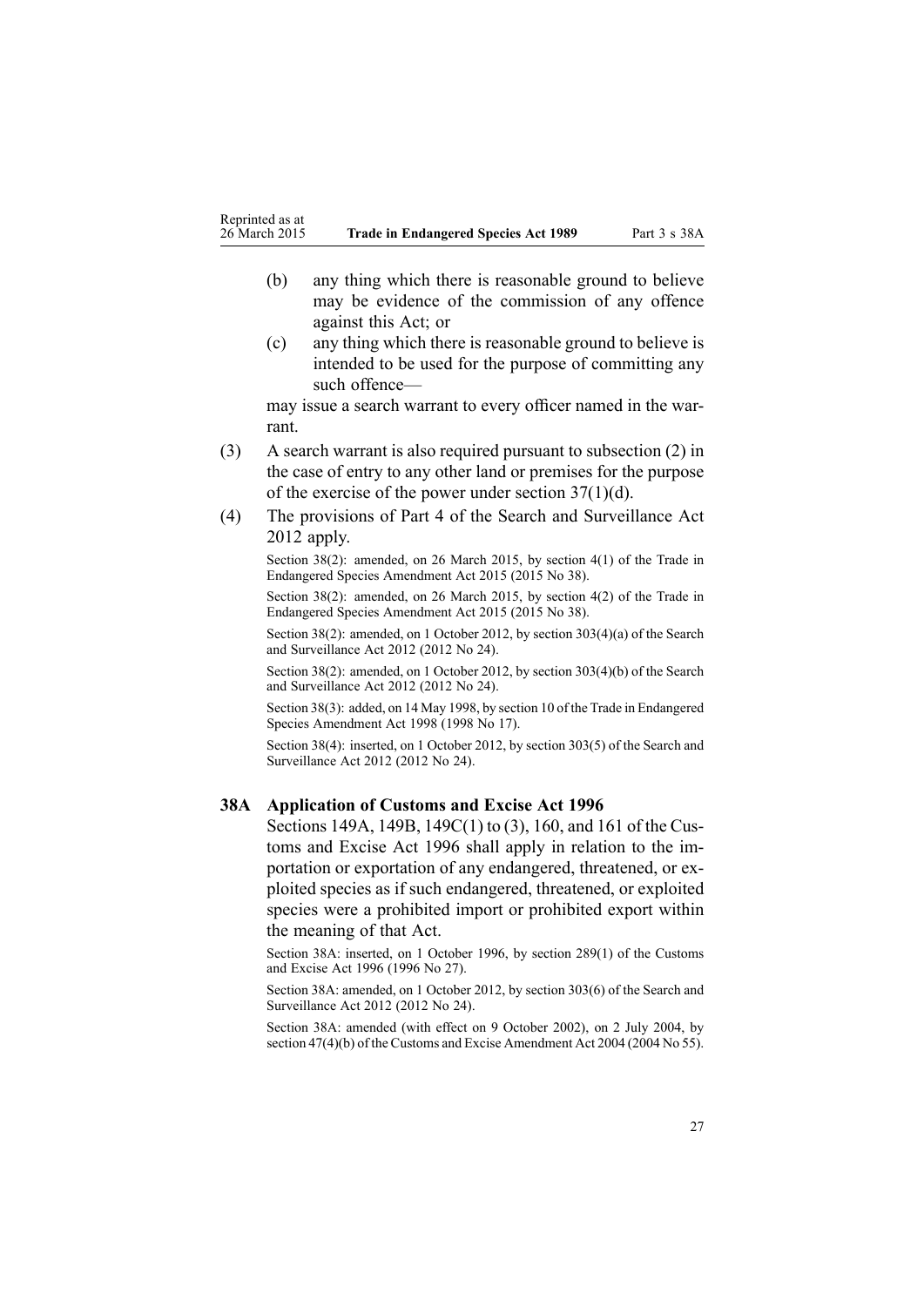(b) any thing which there is reasonable ground to believe may be evidence of the commission of any offence against this Act; or

(c) any thing which there is reasonable ground to believe is intended to be used for the purpose of committing any such offence—

may issue a search warrant to every officer named in the warrant.

(3) A search warrant is also required pursuant to subsection (2) in the case of entry to any other land or premises for the purpose of the exercise of the power under section 37(1)(d).

(4) The provisions of Part 4 of the Search and Surveillance Act 2012 apply.

Section 38(2): amended, on 26 March 2015, by section 4(1) of the Trade in Endangered Species Amendment Act 2015 (2015 No 38).

Section 38(2): amended, on 26 March 2015, by section 4(2) of the Trade in Endangered Species Amendment Act 2015 (2015 No 38).

Section 38(2): amended, on 1 October 2012, by section 303(4)(a) of the Search and Surveillance Act 2012 (2012 No 24).

Section 38(2): amended, on 1 October 2012, by section 303(4)(b) of the Search and Surveillance Act 2012 (2012 No 24).

Section 38(3): added, on 14 May 1998, by section 10 of the Trade in Endangered Species Amendment Act 1998 (1998 No 17).

Section 38(4): inserted, on 1 October 2012, by section 303(5) of the Search and Surveillance Act 2012 (2012 No 24).

### 38A Application of Customs and Excise Act 1996

Sections 149A, 149B, 149C(1) to (3), 160, and 161 of the Customs and Excise Act 1996 shall apply in relation to the importation or exportation of any endangered, threatened, or exploited species as if such endangered, threatened, or exploited species were a prohibited import or prohibited export within the meaning of that Act.

Section 38A: inserted, on 1 October 1996, by section 289(1) of the Customs and Excise Act 1996 (1996 No 27).

Section 38A: amended, on 1 October 2012, by section 303(6) of the Search and Surveillance Act 2012 (2012 No 24).

Section 38A: amended (with effect on 9 October 2002), on 2 July 2004, by section 47(4)(b) of the Customs and Excise Amendment Act 2004 (2004 No 55).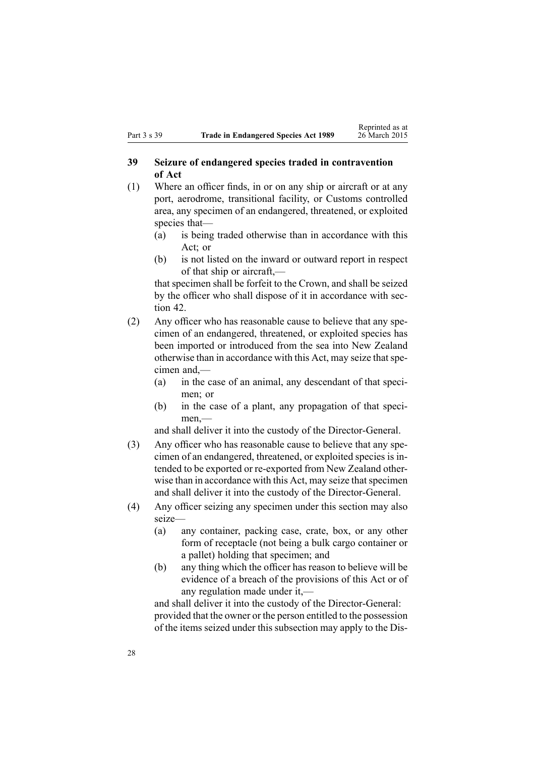## 39 Seizure of endangered species traded in contravention of Act

(1) Where an officer finds, in or on any ship or aircraft or at any port, aerodrome, transitional facility, or Customs controlled area, any specimen of an endangered, threatened, or exploited species that—

- (a) is being traded otherwise than in accordance with this Act; or
- (b) is not listed on the inward or outward report in respect of that ship or aircraft,—

that specimen shall be forfeit to the Crown, and shall be seized by the officer who shall dispose of it in accordance with section 42.

(2) Any officer who has reasonable cause to believe that any specimen of an endangered, threatened, or exploited species has been imported or introduced from the sea into New Zealand otherwise than in accordance with this Act, may seize that specimen and,—

- (a) in the case of an animal, any descendant of that specimen; or
- (b) in the case of a plant, any propagation of that specimen,—

and shall deliver it into the custody of the Director-General.

(3) Any officer who has reasonable cause to believe that any specimen of an endangered, threatened, or exploited species is intended to be exported or re-exported from New Zealand otherwise than in accordance with this Act, may seize that specimen and shall deliver it into the custody of the Director-General.

(4) Any officer seizing any specimen under this section may also seize—

- (a) any container, packing case, crate, box, or any other form of receptacle (not being a bulk cargo container or a pallet) holding that specimen; and
- (b) any thing which the officer has reason to believe will be evidence of a breach of the provisions of this Act or of any regulation made under it,—

and shall deliver it into the custody of the Director-General: provided that the owner or the person entitled to the possession of the items seized under this subsection may apply to the Dis-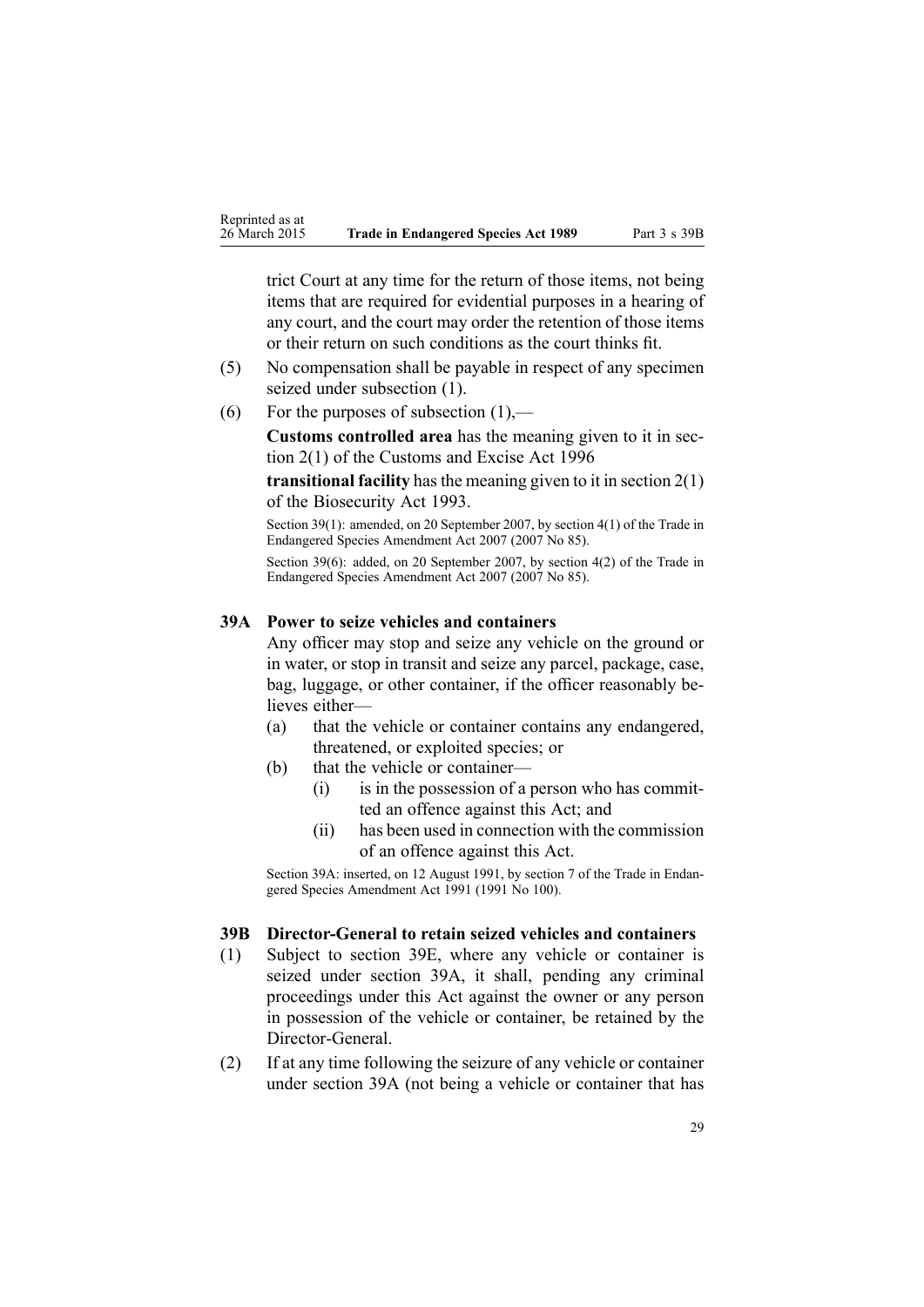trict Court at any time for the return of those items, not being items that are required for evidential purposes in a hearing of any court, and the court may order the retention of those items or their return on such conditions as the court thinks fit.

(5) No compensation shall be payable in respect of any specimen seized under subsection (1).

(6) For the purposes of subsection (1),—

**Customs controlled area** has the meaning given to it in section 2(1) of the Customs and Excise Act 1996

**transitional facility** has the meaning given to it in section 2(1) of the Biosecurity Act 1993.

Section 39(1): amended, on 20 September 2007, by section 4(1) of the Trade in Endangered Species Amendment Act 2007 (2007 No 85).

Section 39(6): added, on 20 September 2007, by section 4(2) of the Trade in Endangered Species Amendment Act 2007 (2007 No 85).

### 39A Power to seize vehicles and containers

Any officer may stop and seize any vehicle on the ground or in water, or stop in transit and seize any parcel, package, case, bag, luggage, or other container, if the officer reasonably believes either—

(a) that the vehicle or container contains any endangered, threatened, or exploited species; or

(b) that the vehicle or container—

(i) is in the possession of a person who has committed an offence against this Act; and

(ii) has been used in connection with the commission of an offence against this Act.

Section 39A: inserted, on 12 August 1991, by section 7 of the Trade in Endangered Species Amendment Act 1991 (1991 No 100).

### 39B Director-General to retain seized vehicles and containers

(1) Subject to section 39E, where any vehicle or container is seized under section 39A, it shall, pending any criminal proceedings under this Act against the owner or any person in possession of the vehicle or container, be retained by the Director-General.

(2) If at any time following the seizure of any vehicle or container under section 39A (not being a vehicle or container that has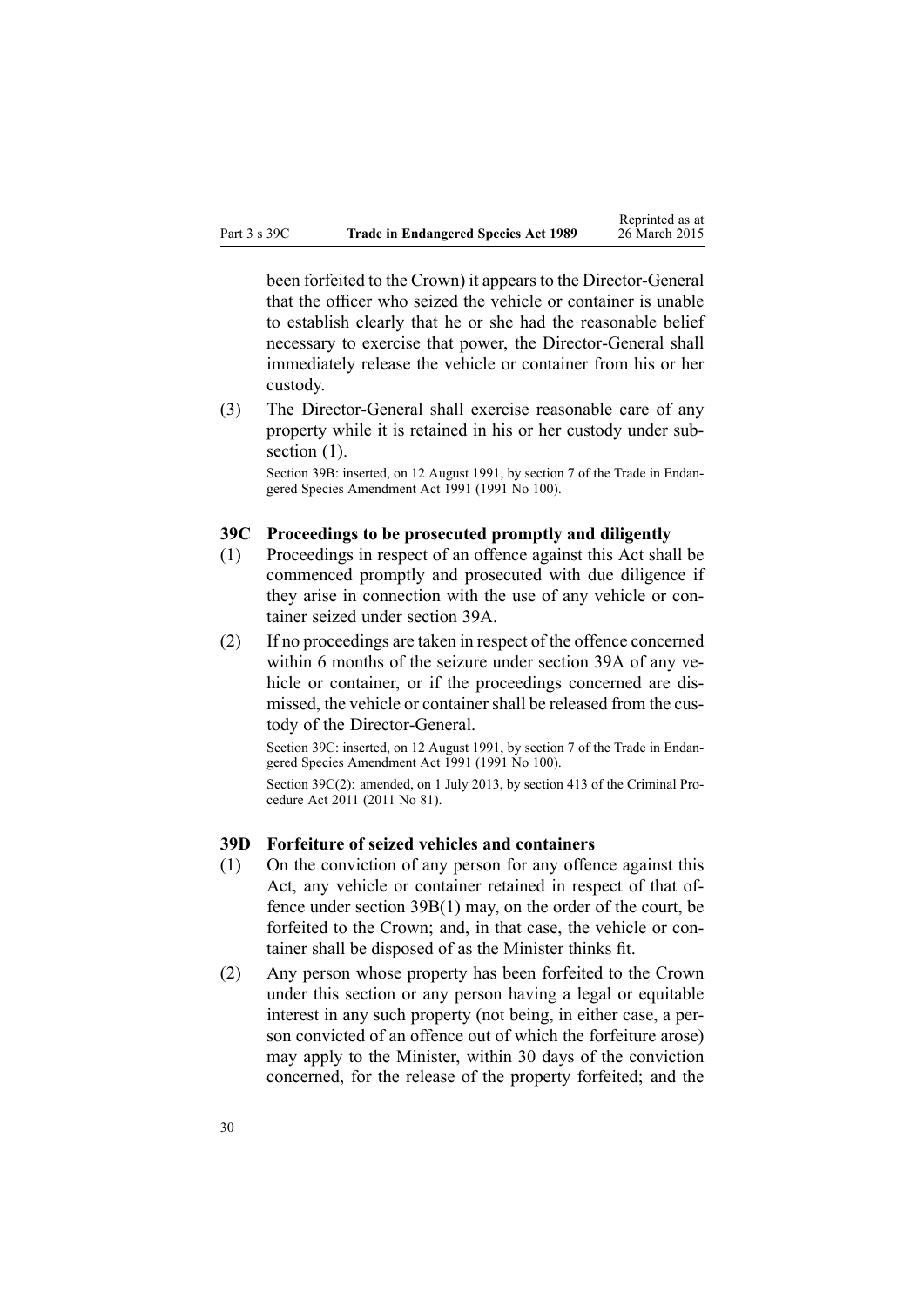been forfeited to the Crown) it appears to the Director-General that the officer who seized the vehicle or container is unable to establish clearly that he or she had the reasonable belief necessary to exercise that power, the Director-General shall immediately release the vehicle or container from his or her custody.

(3) The Director-General shall exercise reasonable care of any property while it is retained in his or her custody under subsection (1).

Section 39B: inserted, on 12 August 1991, by section 7 of the Trade in Endangered Species Amendment Act 1991 (1991 No 100).

### 39C Proceedings to be prosecuted promptly and diligently

(1) Proceedings in respect of an offence against this Act shall be commenced promptly and prosecuted with due diligence if they arise in connection with the use of any vehicle or container seized under section 39A.

(2) If no proceedings are taken in respect of the offence concerned within 6 months of the seizure under section 39A of any vehicle or container, or if the proceedings concerned are dismissed, the vehicle or container shall be released from the custody of the Director-General.

Section 39C: inserted, on 12 August 1991, by section 7 of the Trade in Endangered Species Amendment Act 1991 (1991 No 100).

Section 39C(2): amended, on 1 July 2013, by section 413 of the Criminal Procedure Act 2011 (2011 No 81).

### 39D Forfeiture of seized vehicles and containers

(1) On the conviction of any person for any offence against this Act, any vehicle or container retained in respect of that offence under section 39B(1) may, on the order of the court, be forfeited to the Crown; and, in that case, the vehicle or container shall be disposed of as the Minister thinks fit.

(2) Any person whose property has been forfeited to the Crown under this section or any person having a legal or equitable interest in any such property (not being, in either case, a person convicted of an offence out of which the forfeiture arose) may apply to the Minister, within 30 days of the conviction concerned, for the release of the property forfeited; and the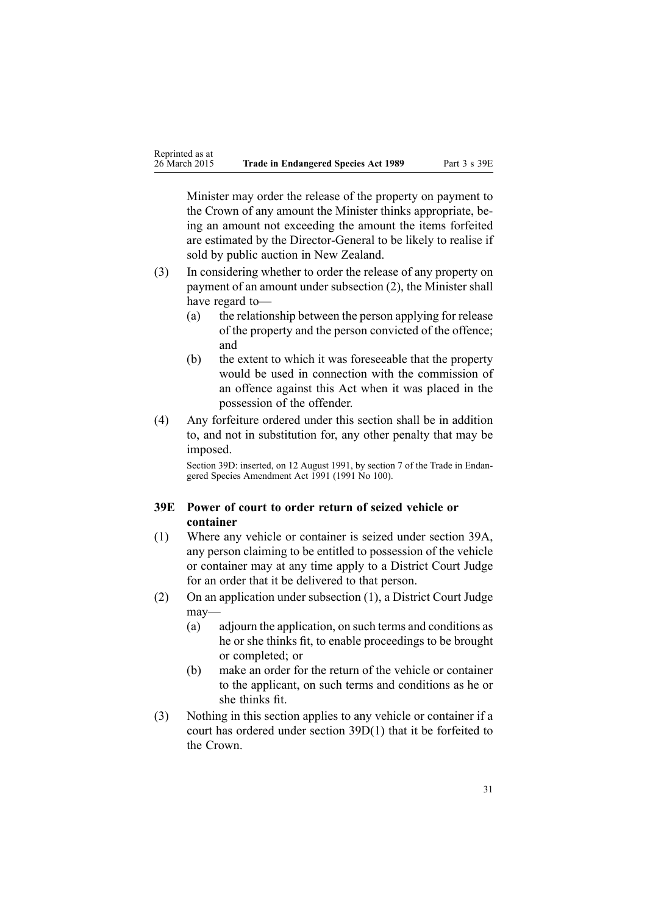Minister may order the release of the property on payment to the Crown of any amount the Minister thinks appropriate, being an amount not exceeding the amount the items forfeited are estimated by the Director-General to be likely to realise if sold by public auction in New Zealand.

(3) In considering whether to order the release of any property on payment of an amount under subsection (2), the Minister shall have regard to—

(a) the relationship between the person applying for release of the property and the person convicted of the offence; and

(b) the extent to which it was foreseeable that the property would be used in connection with the commission of an offence against this Act when it was placed in the possession of the offender.

(4) Any forfeiture ordered under this section shall be in addition to, and not in substitution for, any other penalty that may be imposed.

Section 39D: inserted, on 12 August 1991, by section 7 of the Trade in Endangered Species Amendment Act 1991 (1991 No 100).

### 39E Power of court to order return of seized vehicle or container

(1) Where any vehicle or container is seized under section 39A, any person claiming to be entitled to possession of the vehicle or container may at any time apply to a District Court Judge for an order that it be delivered to that person.

(2) On an application under subsection (1), a District Court Judge may—

(a) adjourn the application, on such terms and conditions as he or she thinks fit, to enable proceedings to be brought or completed; or

(b) make an order for the return of the vehicle or container to the applicant, on such terms and conditions as he or she thinks fit.

(3) Nothing in this section applies to any vehicle or container if a court has ordered under section 39D(1) that it be forfeited to the Crown.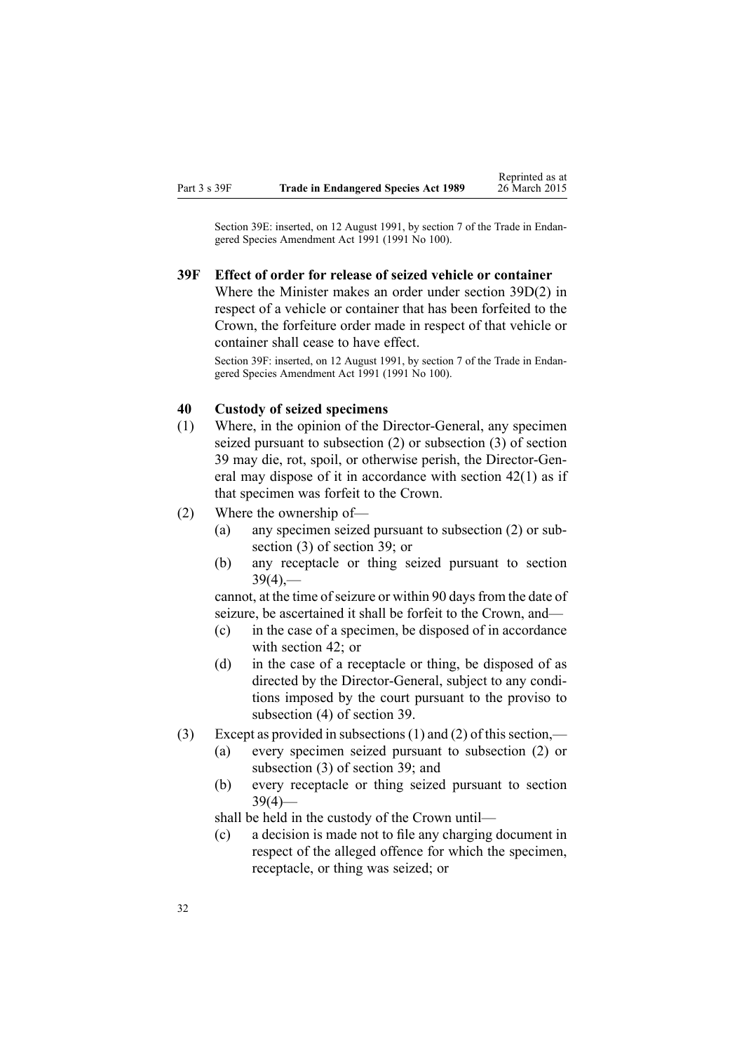Section 39E: inserted, on 12 August 1991, by section 7 of the Trade in Endangered Species Amendment Act 1991 (1991 No 100).

### 39F Effect of order for release of seized vehicle or container

Where the Minister makes an order under section 39D(2) in respect of a vehicle or container that has been forfeited to the Crown, the forfeiture order made in respect of that vehicle or container shall cease to have effect.

Section 39F: inserted, on 12 August 1991, by section 7 of the Trade in Endangered Species Amendment Act 1991 (1991 No 100).

### 40 Custody of seized specimens

(1) Where, in the opinion of the Director-General, any specimen seized pursuant to subsection (2) or subsection (3) of section 39 may die, rot, spoil, or otherwise perish, the Director-General may dispose of it in accordance with section 42(1) as if that specimen was forfeit to the Crown.

(2) Where the ownership of—

- (a) any specimen seized pursuant to subsection (2) or subsection (3) of section 39; or
- (b) any receptacle or thing seized pursuant to section 39(4),—

cannot, at the time of seizure or within 90 days from the date of seizure, be ascertained it shall be forfeit to the Crown, and—

- (c) in the case of a specimen, be disposed of in accordance with section 42; or
- (d) in the case of a receptacle or thing, be disposed of as directed by the Director-General, subject to any conditions imposed by the court pursuant to the proviso to subsection (4) of section 39.

(3) Except as provided in subsections (1) and (2) of this section,—

- (a) every specimen seized pursuant to subsection (2) or subsection (3) of section 39; and
- (b) every receptacle or thing seized pursuant to section 39(4)—

shall be held in the custody of the Crown until—

- (c) a decision is made not to file any charging document in respect of the alleged offence for which the specimen, receptacle, or thing was seized; or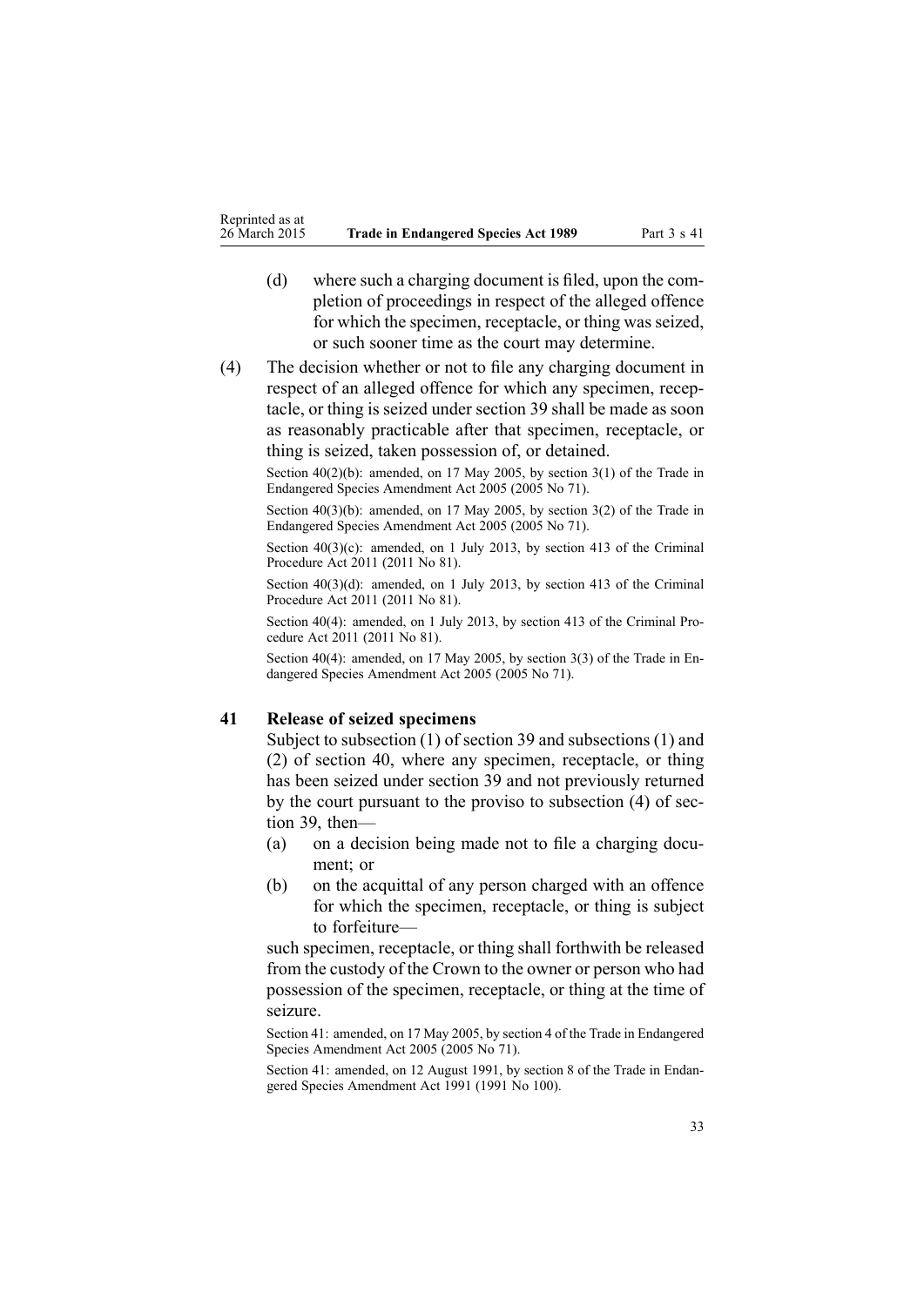(d) where such a charging document is filed, upon the completion of proceedings in respect of the alleged offence for which the specimen, receptacle, or thing was seized, or such sooner time as the court may determine.

(4) The decision whether or not to file any charging document in respect of an alleged offence for which any specimen, receptacle, or thing is seized under section 39 shall be made as soon as reasonably practicable after that specimen, receptacle, or thing is seized, taken possession of, or detained.

Section 40(2)(b): amended, on 17 May 2005, by section 3(1) of the Trade in Endangered Species Amendment Act 2005 (2005 No 71).

Section 40(3)(b): amended, on 17 May 2005, by section 3(2) of the Trade in Endangered Species Amendment Act 2005 (2005 No 71).

Section 40(3)(c): amended, on 1 July 2013, by section 413 of the Criminal Procedure Act 2011 (2011 No 81).

Section 40(3)(d): amended, on 1 July 2013, by section 413 of the Criminal Procedure Act 2011 (2011 No 81).

Section 40(4): amended, on 1 July 2013, by section 413 of the Criminal Procedure Act 2011 (2011 No 81).

Section 40(4): amended, on 17 May 2005, by section 3(3) of the Trade in Endangered Species Amendment Act 2005 (2005 No 71).

## 41 Release of seized specimens

Subject to subsection (1) of section 39 and subsections (1) and (2) of section 40, where any specimen, receptacle, or thing has been seized under section 39 and not previously returned by the court pursuant to the proviso to subsection (4) of section 39, then—

(a) on a decision being made not to file a charging document; or

(b) on the acquittal of any person charged with an offence for which the specimen, receptacle, or thing is subject to forfeiture—

such specimen, receptacle, or thing shall forthwith be released from the custody of the Crown to the owner or person who had possession of the specimen, receptacle, or thing at the time of seizure.

Section 41: amended, on 17 May 2005, by section 4 of the Trade in Endangered Species Amendment Act 2005 (2005 No 71).

Section 41: amended, on 12 August 1991, by section 8 of the Trade in Endangered Species Amendment Act 1991 (1991 No 100).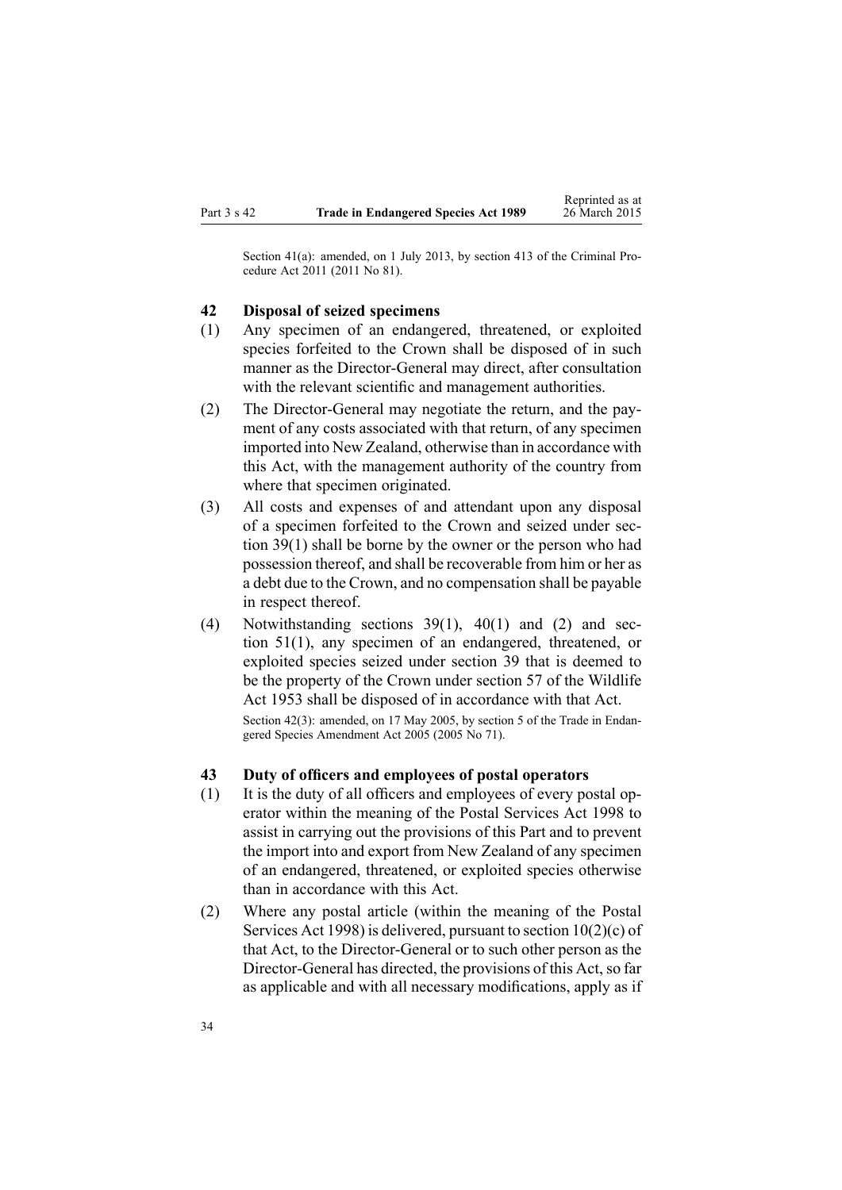Section 41(a): amended, on 1 July 2013, by section 413 of the Criminal Procedure Act 2011 (2011 No 81).

### 42 Disposal of seized specimens

(1) Any specimen of an endangered, threatened, or exploited species forfeited to the Crown shall be disposed of in such manner as the Director-General may direct, after consultation with the relevant scientific and management authorities.

(2) The Director-General may negotiate the return, and the payment of any costs associated with that return, of any specimen imported into New Zealand, otherwise than in accordance with this Act, with the management authority of the country from where that specimen originated.

(3) All costs and expenses of and attendant upon any disposal of a specimen forfeited to the Crown and seized under section 39(1) shall be borne by the owner or the person who had possession thereof, and shall be recoverable from him or her as a debt due to the Crown, and no compensation shall be payable in respect thereof.

(4) Notwithstanding sections 39(1), 40(1) and (2) and section 51(1), any specimen of an endangered, threatened, or exploited species seized under section 39 that is deemed to be the property of the Crown under section 57 of the Wildlife Act 1953 shall be disposed of in accordance with that Act.

Section 42(3): amended, on 17 May 2005, by section 5 of the Trade in Endangered Species Amendment Act 2005 (2005 No 71).

### 43 Duty of officers and employees of postal operators

(1) It is the duty of all officers and employees of every postal operator within the meaning of the Postal Services Act 1998 to assist in carrying out the provisions of this Part and to prevent the import into and export from New Zealand of any specimen of an endangered, threatened, or exploited species otherwise than in accordance with this Act.

(2) Where any postal article (within the meaning of the Postal Services Act 1998) is delivered, pursuant to section 10(2)(c) of that Act, to the Director-General or to such other person as the Director-General has directed, the provisions of this Act, so far as applicable and with all necessary modifications, apply as if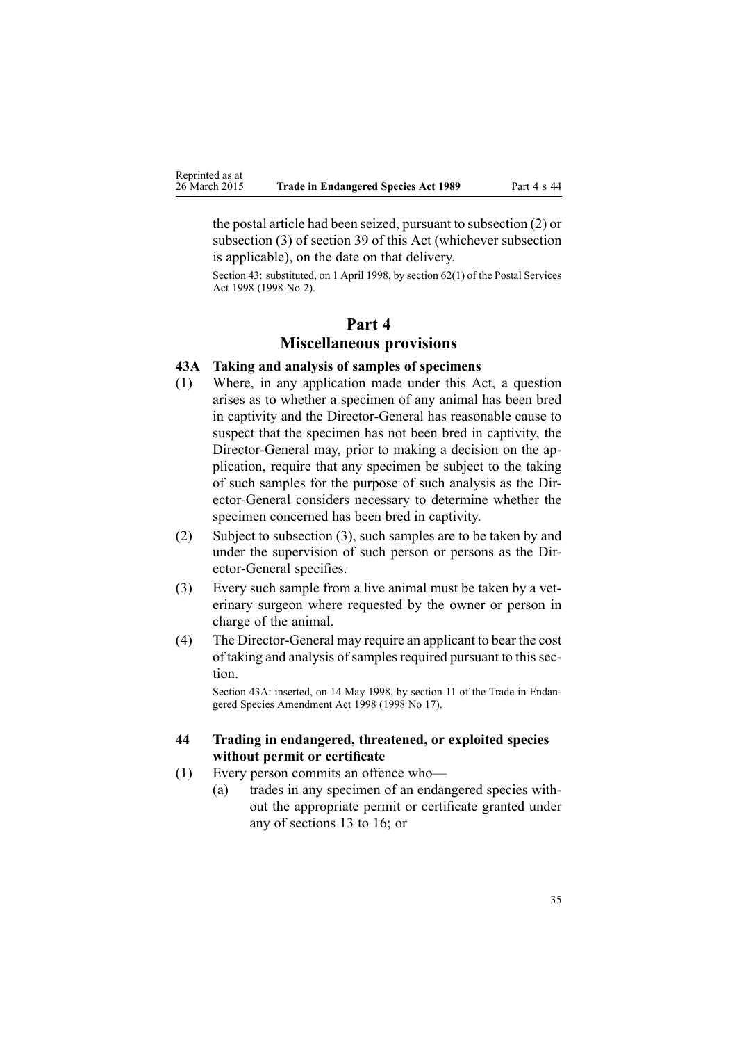the postal article had been seized, pursuant to subsection (2) or subsection (3) of section 39 of this Act (whichever subsection is applicable), on the date on that delivery.

Section 43: substituted, on 1 April 1998, by section 62(1) of the Postal Services Act 1998 (1998 No 2).

# Part 4
# Miscellaneous provisions

### 43A Taking and analysis of samples of specimens

(1) Where, in any application made under this Act, a question arises as to whether a specimen of any animal has been bred in captivity and the Director-General has reasonable cause to suspect that the specimen has not been bred in captivity, the Director-General may, prior to making a decision on the application, require that any specimen be subject to the taking of such samples for the purpose of such analysis as the Director-General considers necessary to determine whether the specimen concerned has been bred in captivity.

(2) Subject to subsection (3), such samples are to be taken by and under the supervision of such person or persons as the Director-General specifies.

(3) Every such sample from a live animal must be taken by a veterinary surgeon where requested by the owner or person in charge of the animal.

(4) The Director-General may require an applicant to bear the cost of taking and analysis of samples required pursuant to this section.

Section 43A: inserted, on 14 May 1998, by section 11 of the Trade in Endangered Species Amendment Act 1998 (1998 No 17).

### 44 Trading in endangered, threatened, or exploited species without permit or certificate

(1) Every person commits an offence who—

   (a) trades in any specimen of an endangered species without the appropriate permit or certificate granted under any of sections 13 to 16; or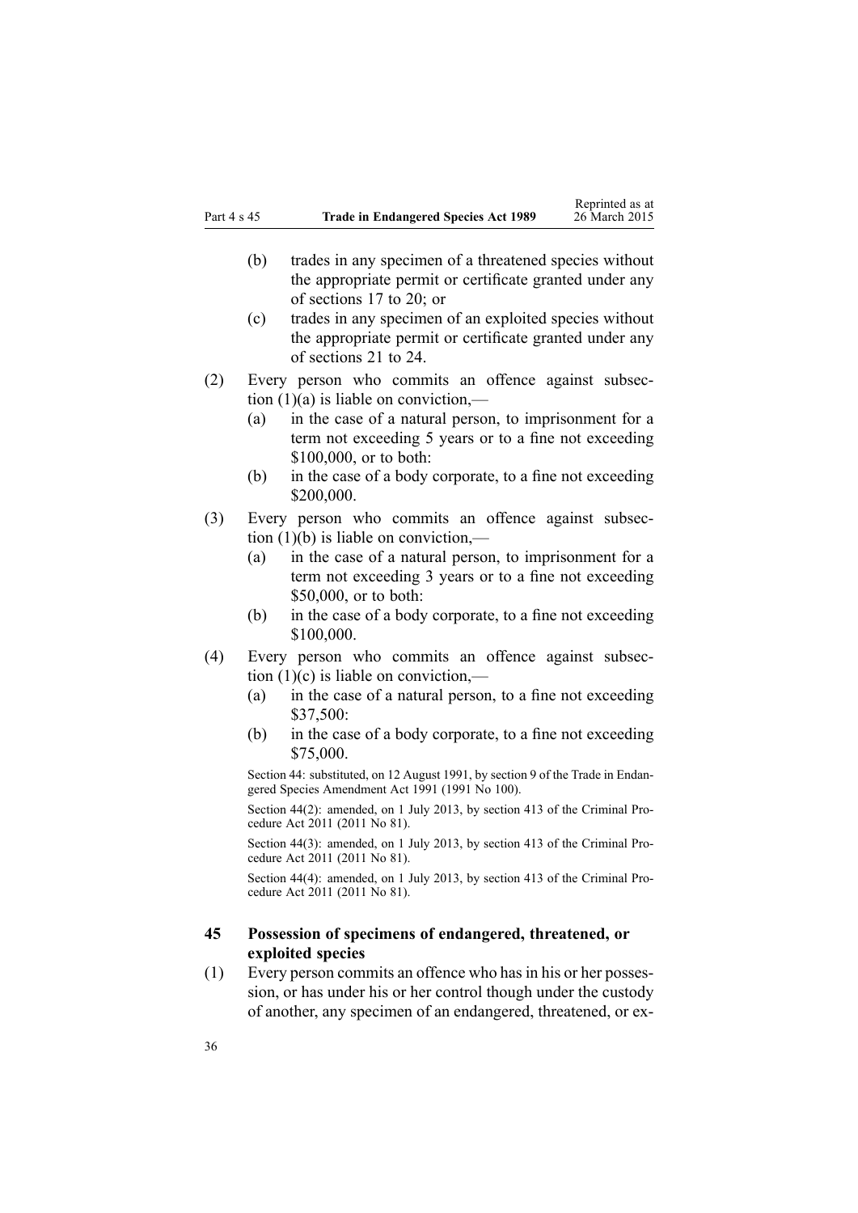(b) trades in any specimen of a threatened species without the appropriate permit or certificate granted under any of sections 17 to 20; or

(c) trades in any specimen of an exploited species without the appropriate permit or certificate granted under any of sections 21 to 24.

(2) Every person who commits an offence against subsection (1)(a) is liable on conviction,—

(a) in the case of a natural person, to imprisonment for a term not exceeding 5 years or to a fine not exceeding $100,000, or to both:

(b) in the case of a body corporate, to a fine not exceeding $200,000.

(3) Every person who commits an offence against subsection (1)(b) is liable on conviction,—

(a) in the case of a natural person, to imprisonment for a term not exceeding 3 years or to a fine not exceeding $50,000, or to both:

(b) in the case of a body corporate, to a fine not exceeding $100,000.

(4) Every person who commits an offence against subsection (1)(c) is liable on conviction,—

(a) in the case of a natural person, to a fine not exceeding $37,500:

(b) in the case of a body corporate, to a fine not exceeding $75,000.

Section 44: substituted, on 12 August 1991, by section 9 of the Trade in Endangered Species Amendment Act 1991 (1991 No 100).

Section 44(2): amended, on 1 July 2013, by section 413 of the Criminal Procedure Act 2011 (2011 No 81).

Section 44(3): amended, on 1 July 2013, by section 413 of the Criminal Procedure Act 2011 (2011 No 81).

Section 44(4): amended, on 1 July 2013, by section 413 of the Criminal Procedure Act 2011 (2011 No 81).

### 45 Possession of specimens of endangered, threatened, or exploited species

(1) Every person commits an offence who has in his or her possession, or has under his or her control though under the custody of another, any specimen of an endangered, threatened, or ex-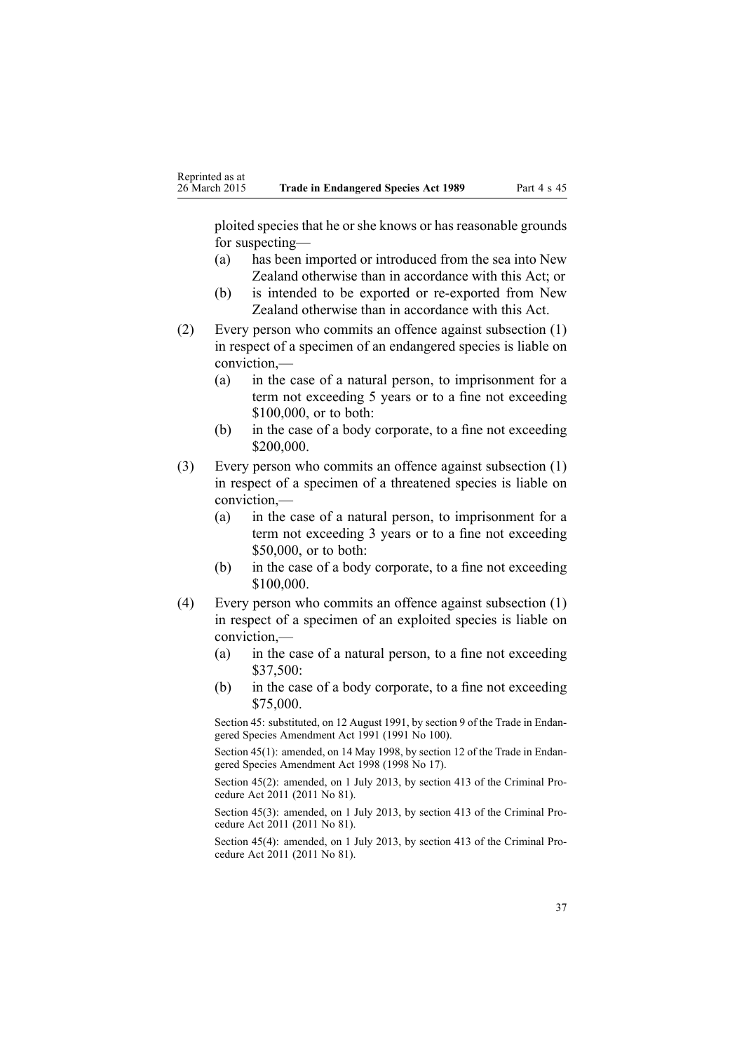ploited species that he or she knows or has reasonable grounds for suspecting—

(a) has been imported or introduced from the sea into New Zealand otherwise than in accordance with this Act; or

(b) is intended to be exported or re-exported from New Zealand otherwise than in accordance with this Act.

(2) Every person who commits an offence against subsection (1) in respect of a specimen of an endangered species is liable on conviction,—

(a) in the case of a natural person, to imprisonment for a term not exceeding 5 years or to a fine not exceeding $100,000, or to both:

(b) in the case of a body corporate, to a fine not exceeding $200,000.

(3) Every person who commits an offence against subsection (1) in respect of a specimen of a threatened species is liable on conviction,—

(a) in the case of a natural person, to imprisonment for a term not exceeding 3 years or to a fine not exceeding $50,000, or to both:

(b) in the case of a body corporate, to a fine not exceeding $100,000.

(4) Every person who commits an offence against subsection (1) in respect of a specimen of an exploited species is liable on conviction,—

(a) in the case of a natural person, to a fine not exceeding $37,500:

(b) in the case of a body corporate, to a fine not exceeding $75,000.

Section 45: substituted, on 12 August 1991, by section 9 of the Trade in Endangered Species Amendment Act 1991 (1991 No 100).

Section 45(1): amended, on 14 May 1998, by section 12 of the Trade in Endangered Species Amendment Act 1998 (1998 No 17).

Section 45(2): amended, on 1 July 2013, by section 413 of the Criminal Procedure Act 2011 (2011 No 81).

Section 45(3): amended, on 1 July 2013, by section 413 of the Criminal Procedure Act 2011 (2011 No 81).

Section 45(4): amended, on 1 July 2013, by section 413 of the Criminal Procedure Act 2011 (2011 No 81).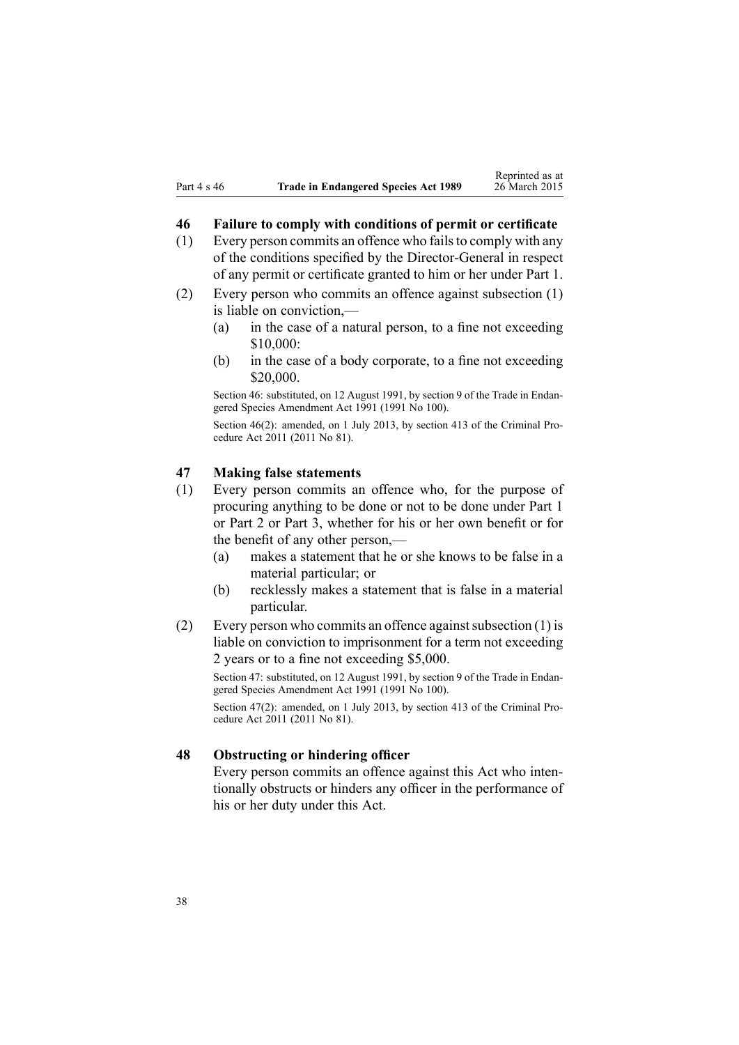## 46 Failure to comply with conditions of permit or certificate

(1) Every person commits an offence who fails to comply with any of the conditions specified by the Director-General in respect of any permit or certificate granted to him or her under Part 1.

(2) Every person who commits an offence against subsection (1) is liable on conviction,—

- (a) in the case of a natural person, to a fine not exceeding $10,000:
- (b) in the case of a body corporate, to a fine not exceeding $20,000.

Section 46: substituted, on 12 August 1991, by section 9 of the Trade in Endangered Species Amendment Act 1991 (1991 No 100).

Section 46(2): amended, on 1 July 2013, by section 413 of the Criminal Procedure Act 2011 (2011 No 81).

## 47 Making false statements

(1) Every person commits an offence who, for the purpose of procuring anything to be done or not to be done under Part 1 or Part 2 or Part 3, whether for his or her own benefit or for the benefit of any other person,—

- (a) makes a statement that he or she knows to be false in a material particular; or
- (b) recklessly makes a statement that is false in a material particular.

(2) Every person who commits an offence against subsection (1) is liable on conviction to imprisonment for a term not exceeding 2 years or to a fine not exceeding $5,000.

Section 47: substituted, on 12 August 1991, by section 9 of the Trade in Endangered Species Amendment Act 1991 (1991 No 100).

Section 47(2): amended, on 1 July 2013, by section 413 of the Criminal Procedure Act 2011 (2011 No 81).

## 48 Obstructing or hindering officer

Every person commits an offence against this Act who intentionally obstructs or hinders any officer in the performance of his or her duty under this Act.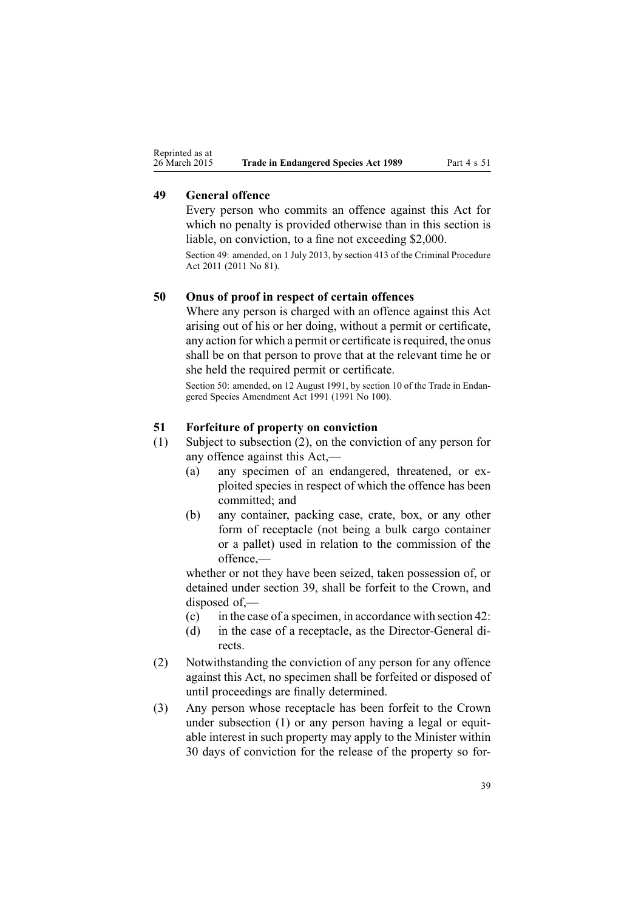### 49 General offence

Every person who commits an offence against this Act for which no penalty is provided otherwise than in this section is liable, on conviction, to a fine not exceeding $2,000.

Section 49: amended, on 1 July 2013, by section 413 of the Criminal Procedure Act 2011 (2011 No 81).

### 50 Onus of proof in respect of certain offences

Where any person is charged with an offence against this Act arising out of his or her doing, without a permit or certificate, any action for which a permit or certificate is required, the onus shall be on that person to prove that at the relevant time he or she held the required permit or certificate.

Section 50: amended, on 12 August 1991, by section 10 of the Trade in Endangered Species Amendment Act 1991 (1991 No 100).

### 51 Forfeiture of property on conviction

(1) Subject to subsection (2), on the conviction of any person for any offence against this Act,—

(a) any specimen of an endangered, threatened, or exploited species in respect of which the offence has been committed; and

(b) any container, packing case, crate, box, or any other form of receptacle (not being a bulk cargo container or a pallet) used in relation to the commission of the offence,—

whether or not they have been seized, taken possession of, or detained under section 39, shall be forfeit to the Crown, and disposed of,—

(c) in the case of a specimen, in accordance with section 42:

(d) in the case of a receptacle, as the Director-General directs.

(2) Notwithstanding the conviction of any person for any offence against this Act, no specimen shall be forfeited or disposed of until proceedings are finally determined.

(3) Any person whose receptacle has been forfeit to the Crown under subsection (1) or any person having a legal or equitable interest in such property may apply to the Minister within 30 days of conviction for the release of the property so for-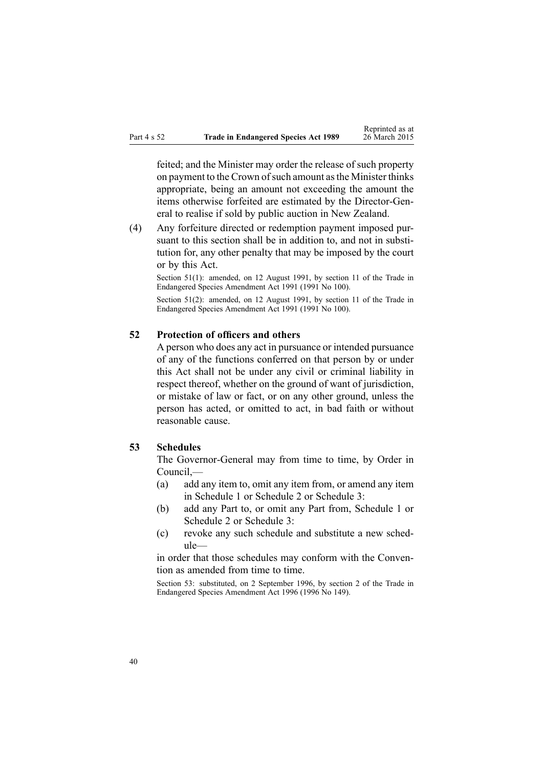feited; and the Minister may order the release of such property on payment to the Crown of such amount as the Minister thinks appropriate, being an amount not exceeding the amount the items otherwise forfeited are estimated by the Director-General to realise if sold by public auction in New Zealand.

(4) Any forfeiture directed or redemption payment imposed pursuant to this section shall be in addition to, and not in substitution for, any other penalty that may be imposed by the court or by this Act.

Section 51(1): amended, on 12 August 1991, by section 11 of the Trade in Endangered Species Amendment Act 1991 (1991 No 100).

Section 51(2): amended, on 12 August 1991, by section 11 of the Trade in Endangered Species Amendment Act 1991 (1991 No 100).

### 52 Protection of officers and others

A person who does any act in pursuance or intended pursuance of any of the functions conferred on that person by or under this Act shall not be under any civil or criminal liability in respect thereof, whether on the ground of want of jurisdiction, or mistake of law or fact, or on any other ground, unless the person has acted, or omitted to act, in bad faith or without reasonable cause.

### 53 Schedules

The Governor-General may from time to time, by Order in Council,—

(a) add any item to, omit any item from, or amend any item in Schedule 1 or Schedule 2 or Schedule 3:

(b) add any Part to, or omit any Part from, Schedule 1 or Schedule 2 or Schedule 3:

(c) revoke any such schedule and substitute a new schedule—

in order that those schedules may conform with the Convention as amended from time to time.

Section 53: substituted, on 2 September 1996, by section 2 of the Trade in Endangered Species Amendment Act 1996 (1996 No 149).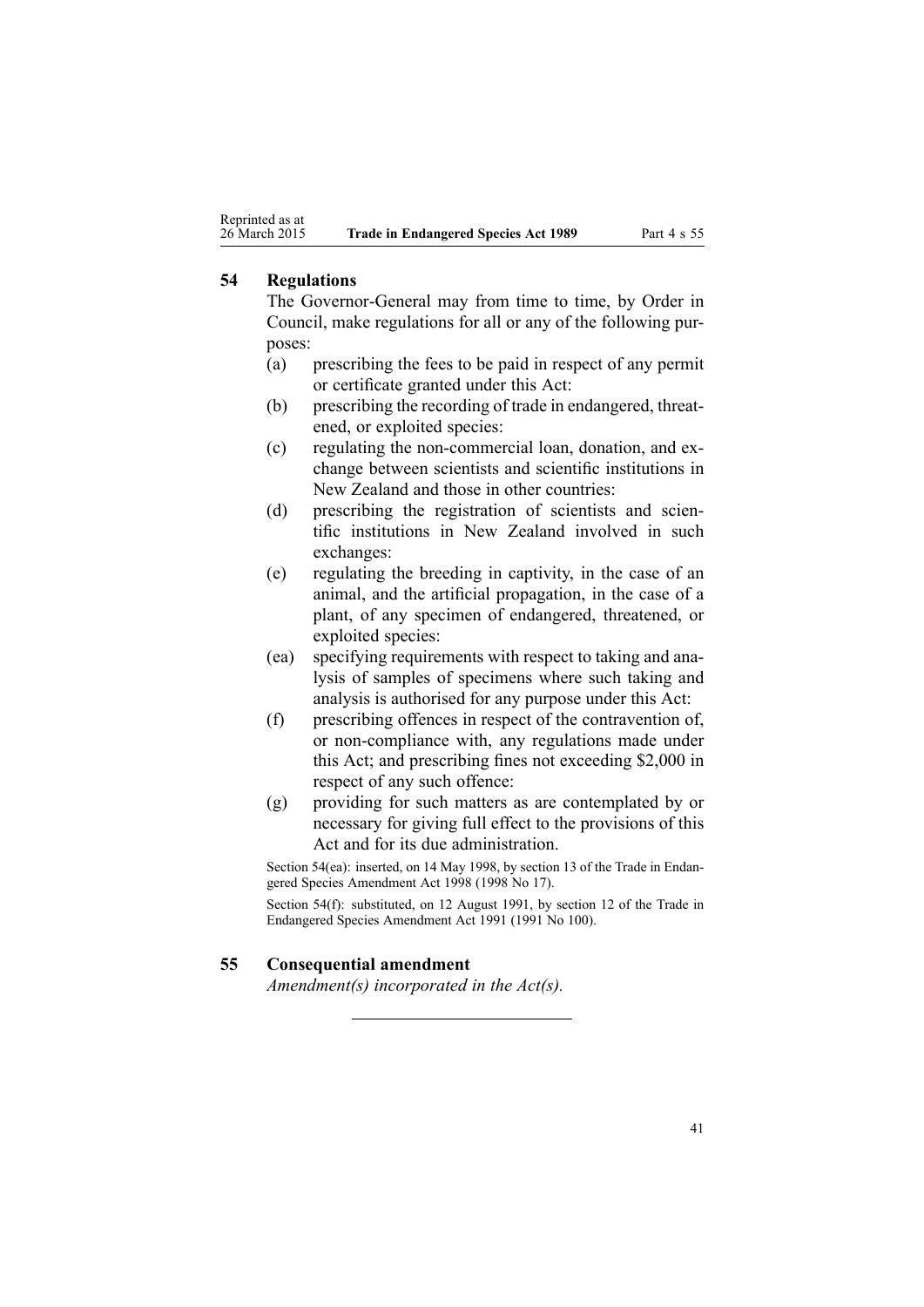## 54 Regulations

The Governor-General may from time to time, by Order in Council, make regulations for all or any of the following purposes:

(a) prescribing the fees to be paid in respect of any permit or certificate granted under this Act:

(b) prescribing the recording of trade in endangered, threatened, or exploited species:

(c) regulating the non-commercial loan, donation, and exchange between scientists and scientific institutions in New Zealand and those in other countries:

(d) prescribing the registration of scientists and scientific institutions in New Zealand involved in such exchanges:

(e) regulating the breeding in captivity, in the case of an animal, and the artificial propagation, in the case of a plant, of any specimen of endangered, threatened, or exploited species:

(ea) specifying requirements with respect to taking and analysis of samples of specimens where such taking and analysis is authorised for any purpose under this Act:

(f) prescribing offences in respect of the contravention of, or non-compliance with, any regulations made under this Act; and prescribing fines not exceeding $2,000 in respect of any such offence:

(g) providing for such matters as are contemplated by or necessary for giving full effect to the provisions of this Act and for its due administration.

Section 54(ea): inserted, on 14 May 1998, by section 13 of the Trade in Endangered Species Amendment Act 1998 (1998 No 17).

Section 54(f): substituted, on 12 August 1991, by section 12 of the Trade in Endangered Species Amendment Act 1991 (1991 No 100).

## 55 Consequential amendment

*Amendment(s) incorporated in the Act(s).*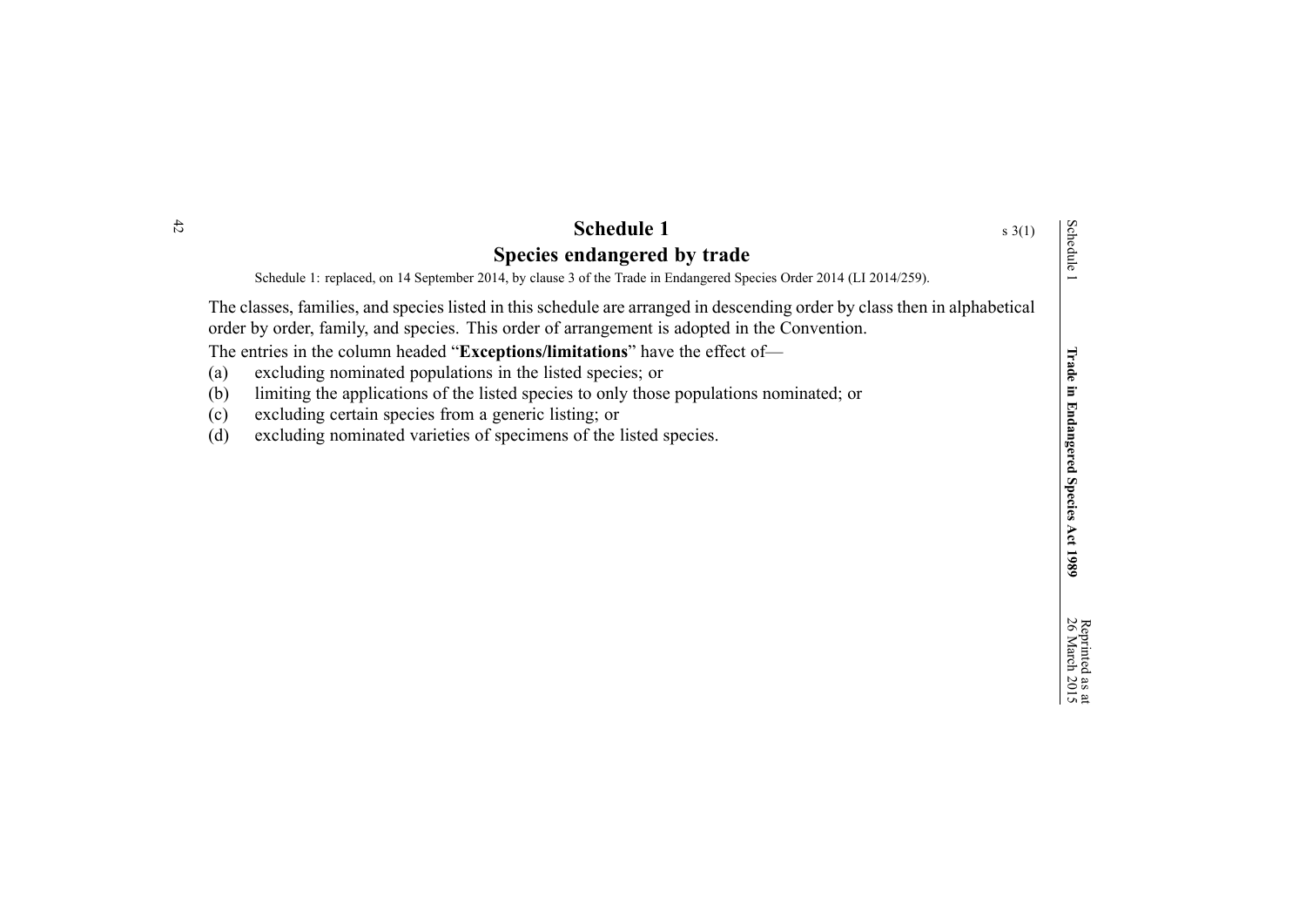# Schedule 1

s 3(1)

## Species endangered by trade

Schedule 1: replaced, on 14 September 2014, by clause 3 of the Trade in Endangered Species Order 2014 (LI 2014/259).

The classes, families, and species listed in this schedule are arranged in descending order by class then in alphabetical order by order, family, and species. This order of arrangement is adopted in the Convention.

The entries in the column headed "**Exceptions/limitations**" have the effect of—

(a) excluding nominated populations in the listed species; or

(b) limiting the applications of the listed species to only those populations nominated; or

(c) excluding certain species from a generic listing; or

(d) excluding nominated varieties of specimens of the listed species.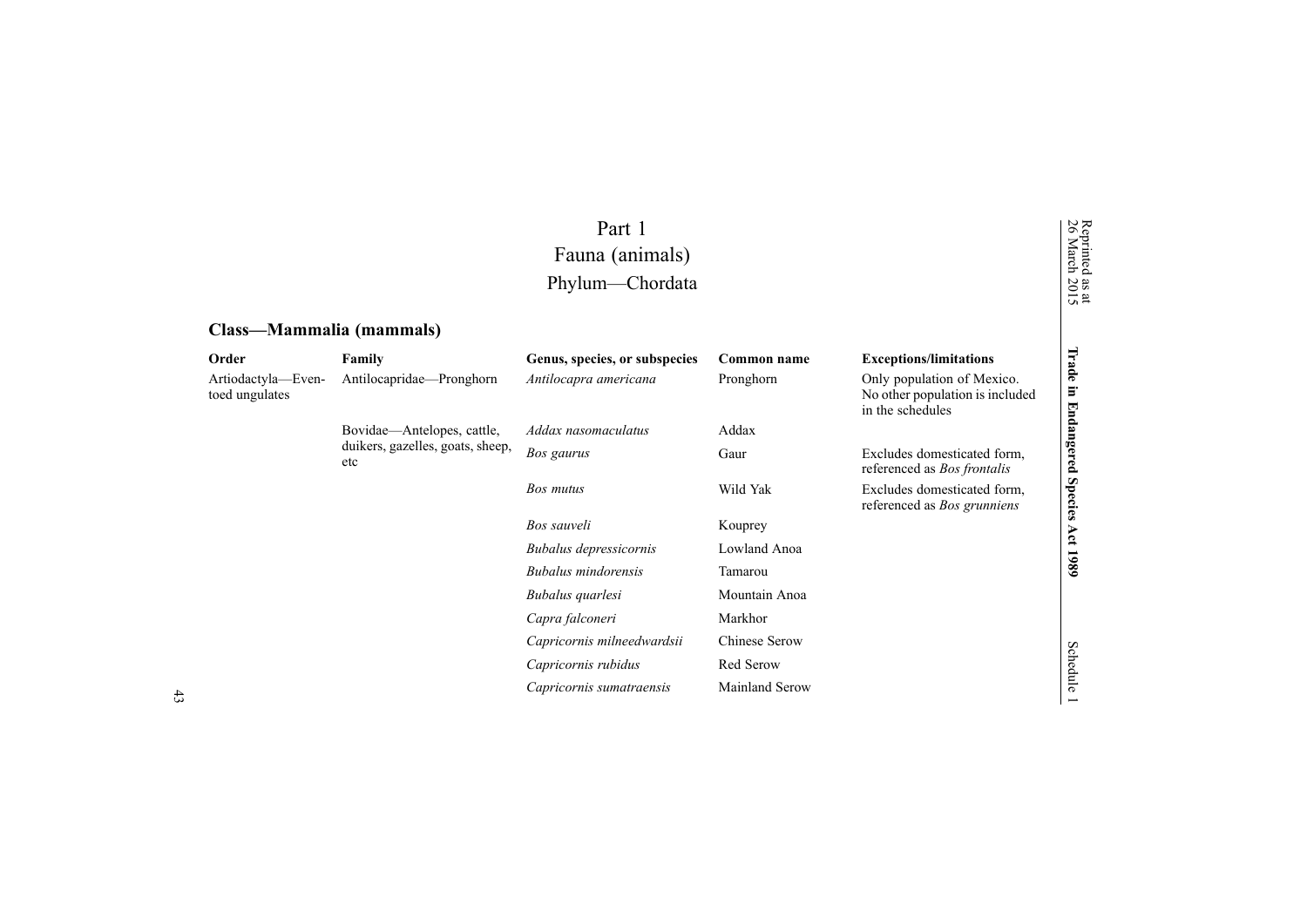# Part 1
# Fauna (animals)
# Phylum—Chordata

## Class—Mammalia (mammals)

| Order | Family | Genus, species, or subspecies | Common name | Exceptions/limitations |
|---|---|---|---|---|
| Artiodactyla—Even-toed ungulates | Antilocapridae—Pronghorn | *Antilocapra americana* | Pronghorn | Only population of Mexico. No other population is included in the schedules |
| | Bovidae—Antelopes, cattle, duikers, gazelles, goats, sheep, etc | *Addax nasomaculatus* | Addax | |
| | | *Bos gaurus* | Gaur | Excludes domesticated form, referenced as *Bos frontalis* |
| | | *Bos mutus* | Wild Yak | Excludes domesticated form, referenced as *Bos grunniens* |
| | | *Bos sauveli* | Kouprey | |
| | | *Bubalus depressicornis* | Lowland Anoa | |
| | | *Bubalus mindorensis* | Tamarou | |
| | | *Bubalus quarlesi* | Mountain Anoa | |
| | | *Capra falconeri* | Markhor | |
| | | *Capricornis milneedwardsii* | Chinese Serow | |
| | | *Capricornis rubidus* | Red Serow | |
| | | *Capricornis sumatraensis* | Mainland Serow | |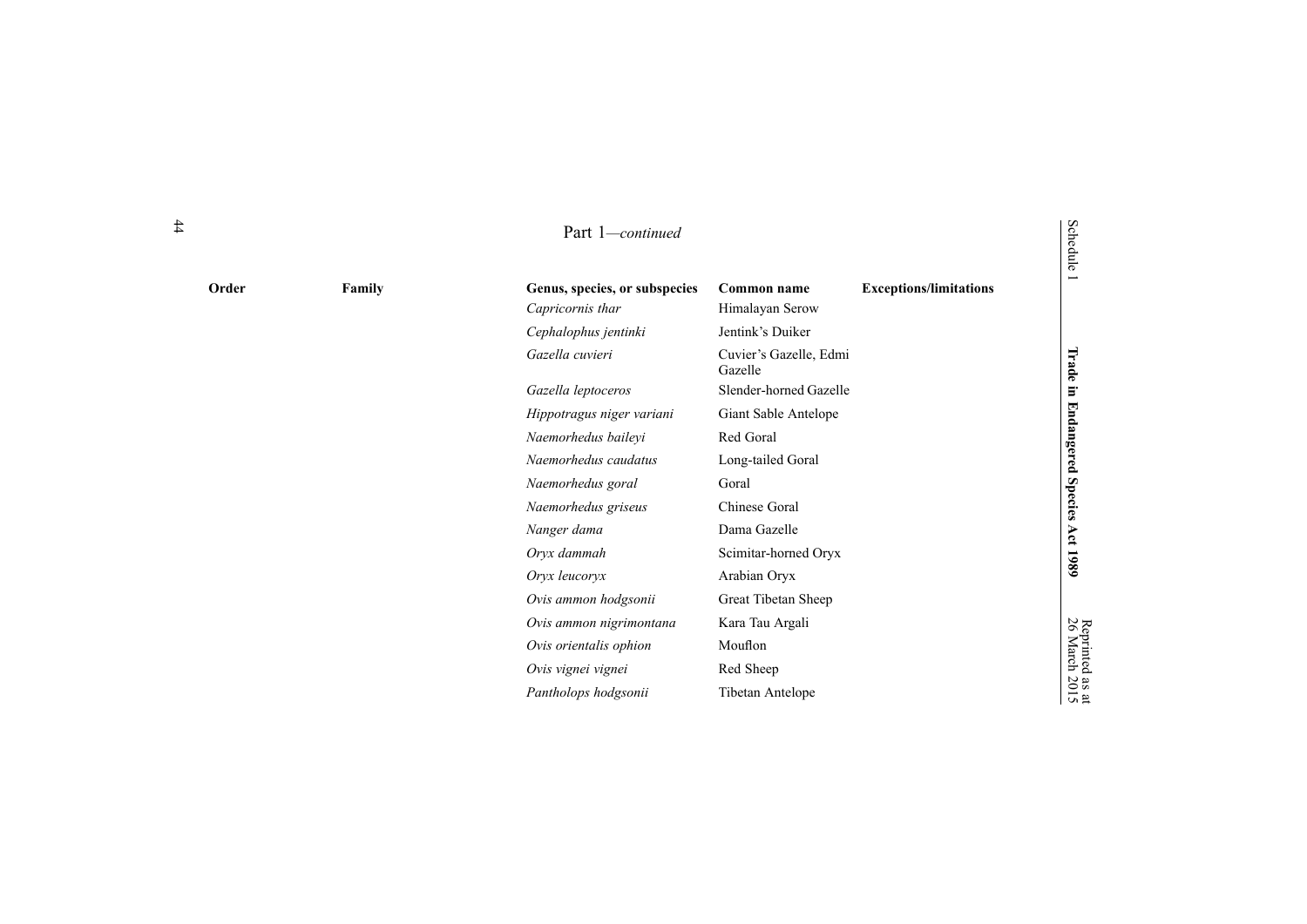Part 1—*continued*

| Order | Family | Genus, species, or subspecies | Common name | Exceptions/limitations |
|---|---|---|---|---|
| | | *Capricornis thar* | Himalayan Serow | |
| | | *Cephalophus jentinki* | Jentink's Duiker | |
| | | *Gazella cuvieri* | Cuvier's Gazelle, Edmi Gazelle | |
| | | *Gazella leptoceros* | Slender-horned Gazelle | |
| | | *Hippotragus niger variani* | Giant Sable Antelope | |
| | | *Naemorhedus baileyi* | Red Goral | |
| | | *Naemorhedus caudatus* | Long-tailed Goral | |
| | | *Naemorhedus goral* | Goral | |
| | | *Naemorhedus griseus* | Chinese Goral | |
| | | *Nanger dama* | Dama Gazelle | |
| | | *Oryx dammah* | Scimitar-horned Oryx | |
| | | *Oryx leucoryx* | Arabian Oryx | |
| | | *Ovis ammon hodgsonii* | Great Tibetan Sheep | |
| | | *Ovis ammon nigrimontana* | Kara Tau Argali | |
| | | *Ovis orientalis ophion* | Mouflon | |
| | | *Ovis vignei vignei* | Red Sheep | |
| | | *Pantholops hodgsonii* | Tibetan Antelope | |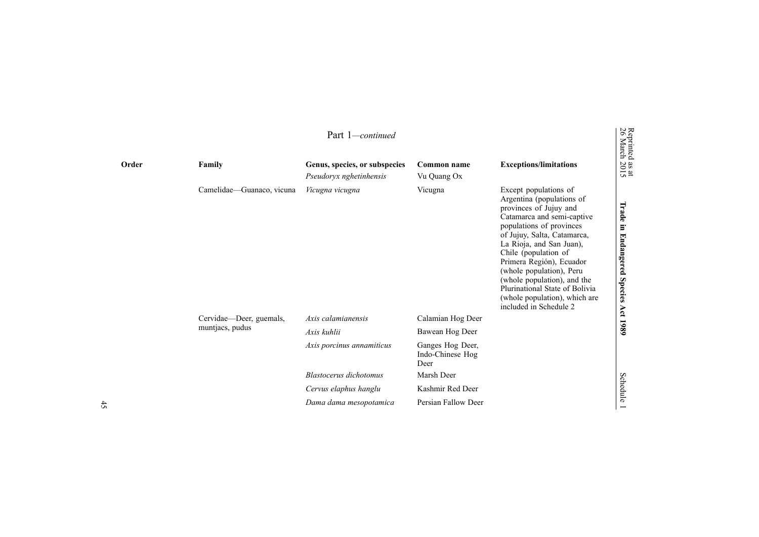Part 1—*continued*

| Order | Family | Genus, species, or subspecies | Common name | Exceptions/limitations |
| --- | --- | --- | --- | --- |
| | | *Pseudoryx nghetinhensis* | Vu Quang Ox | |
| | Camelidae—Guanaco, vicuna | *Vicugna vicugna* | Vicugna | Except populations of Argentina (populations of provinces of Jujuy and Catamarca and semi-captive populations of provinces of Jujuy, Salta, Catamarca, La Rioja, and San Juan), Chile (population of Primera Región), Ecuador (whole population), Peru (whole population), and the Plurinational State of Bolivia (whole population), which are included in Schedule 2 |
| | Cervidae—Deer, guemals, muntjacs, pudus | *Axis calamianensis* | Calamian Hog Deer | |
| | | *Axis kuhlii* | Bawean Hog Deer | |
| | | *Axis porcinus annamiticus* | Ganges Hog Deer, Indo-Chinese Hog Deer | |
| | | *Blastocerus dichotomus* | Marsh Deer | |
| | | *Cervus elaphus hanglu* | Kashmir Red Deer | |
| | | *Dama dama mesopotamica* | Persian Fallow Deer | |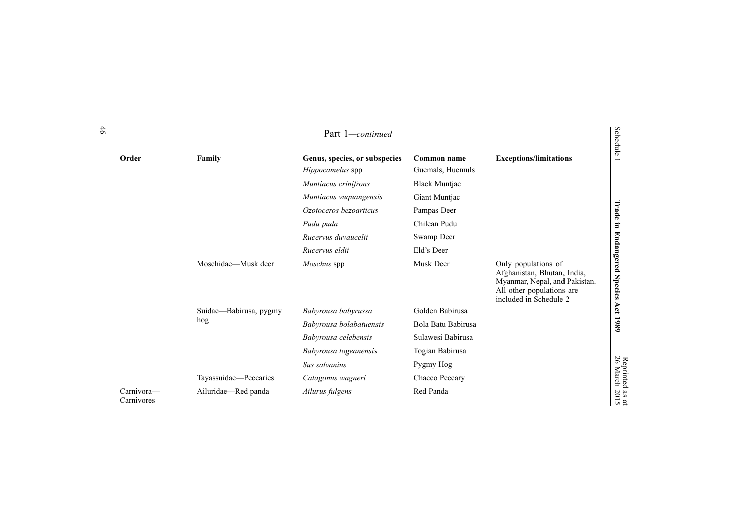Part 1—*continued*

| Order | Family | Genus, species, or subspecies | Common name | Exceptions/limitations |
|---|---|---|---|---|
| | | *Hippocamelus* spp | Guemals, Huemuls | |
| | | *Muntiacus crinifrons* | Black Muntjac | |
| | | *Muntiacus vuquangensis* | Giant Muntjac | |
| | | *Ozotoceros bezoarticus* | Pampas Deer | |
| | | *Pudu puda* | Chilean Pudu | |
| | | *Rucervus duvaucelii* | Swamp Deer | |
| | | *Rucervus eldii* | Eld's Deer | |
| | Moschidae—Musk deer | *Moschus* spp | Musk Deer | Only populations of Afghanistan, Bhutan, India, Myanmar, Nepal, and Pakistan. All other populations are included in Schedule 2 |
| | Suidae—Babirusa, pygmy hog | *Babyrousa babyrussa* | Golden Babirusa | |
| | | *Babyrousa bolabatuensis* | Bola Batu Babirusa | |
| | | *Babyrousa celebensis* | Sulawesi Babirusa | |
| | | *Babyrousa togeanensis* | Togian Babirusa | |
| | | *Sus salvanius* | Pygmy Hog | |
| | Tayassuidae—Peccaries | *Catagonus wagneri* | Chacco Peccary | |
| Carnivora—Carnivores | Ailuridae—Red panda | *Ailurus fulgens* | Red Panda | |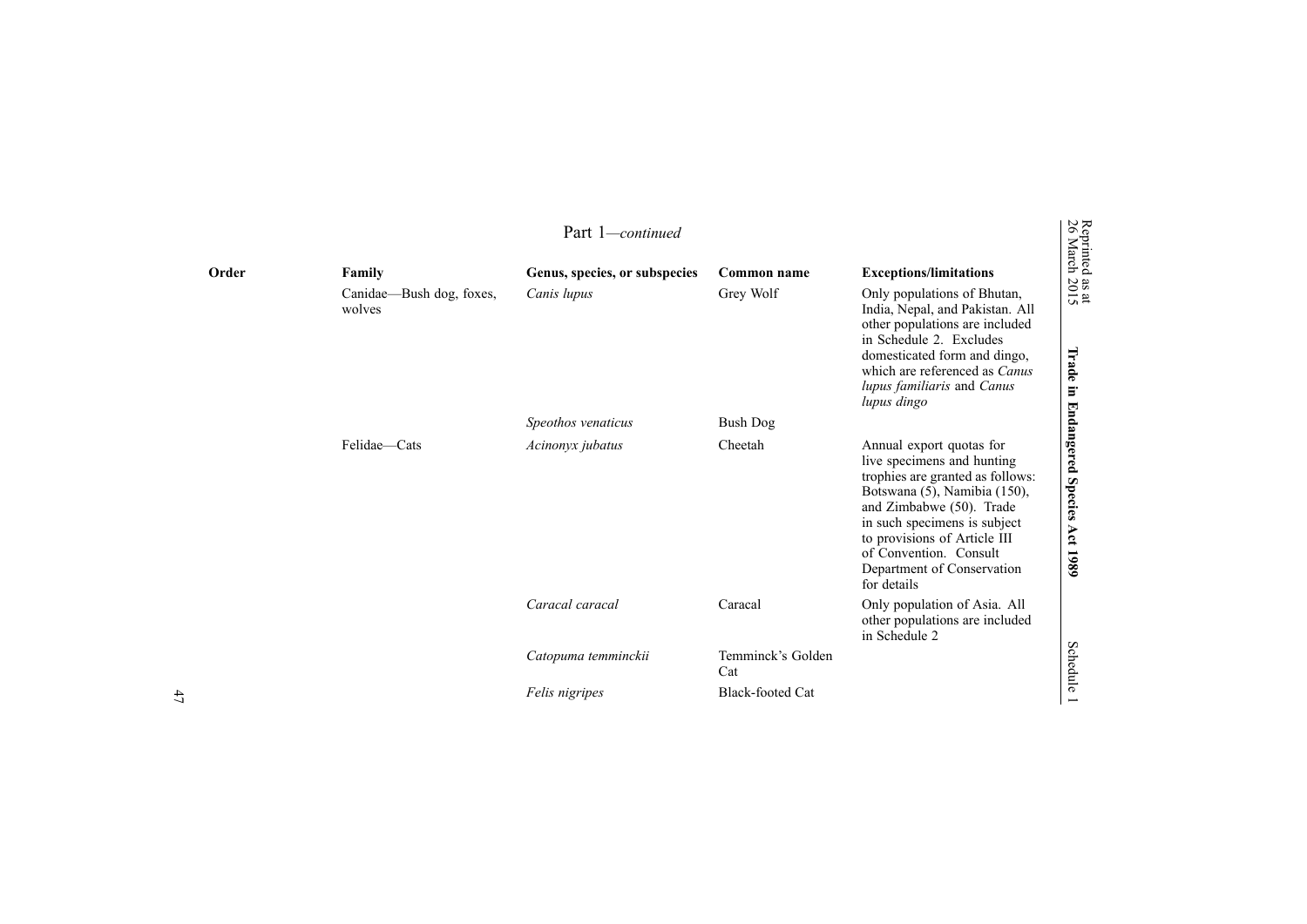Part 1—*continued*

| Order | Family | Genus, species, or subspecies | Common name | Exceptions/limitations |
| --- | --- | --- | --- | --- |
| | Canidae—Bush dog, foxes, wolves | *Canis lupus* | Grey Wolf | Only populations of Bhutan, India, Nepal, and Pakistan. All other populations are included in Schedule 2. Excludes domesticated form and dingo, which are referenced as *Canus lupus familiaris* and *Canus lupus dingo* |
| | | *Speothos venaticus* | Bush Dog | |
| | Felidae—Cats | *Acinonyx jubatus* | Cheetah | Annual export quotas for live specimens and hunting trophies are granted as follows: Botswana (5), Namibia (150), and Zimbabwe (50). Trade in such specimens is subject to provisions of Article III of Convention. Consult Department of Conservation for details |
| | | *Caracal caracal* | Caracal | Only population of Asia. All other populations are included in Schedule 2 |
| | | *Catopuma temminckii* | Temminck's Golden Cat | |
| | | *Felis nigripes* | Black-footed Cat | |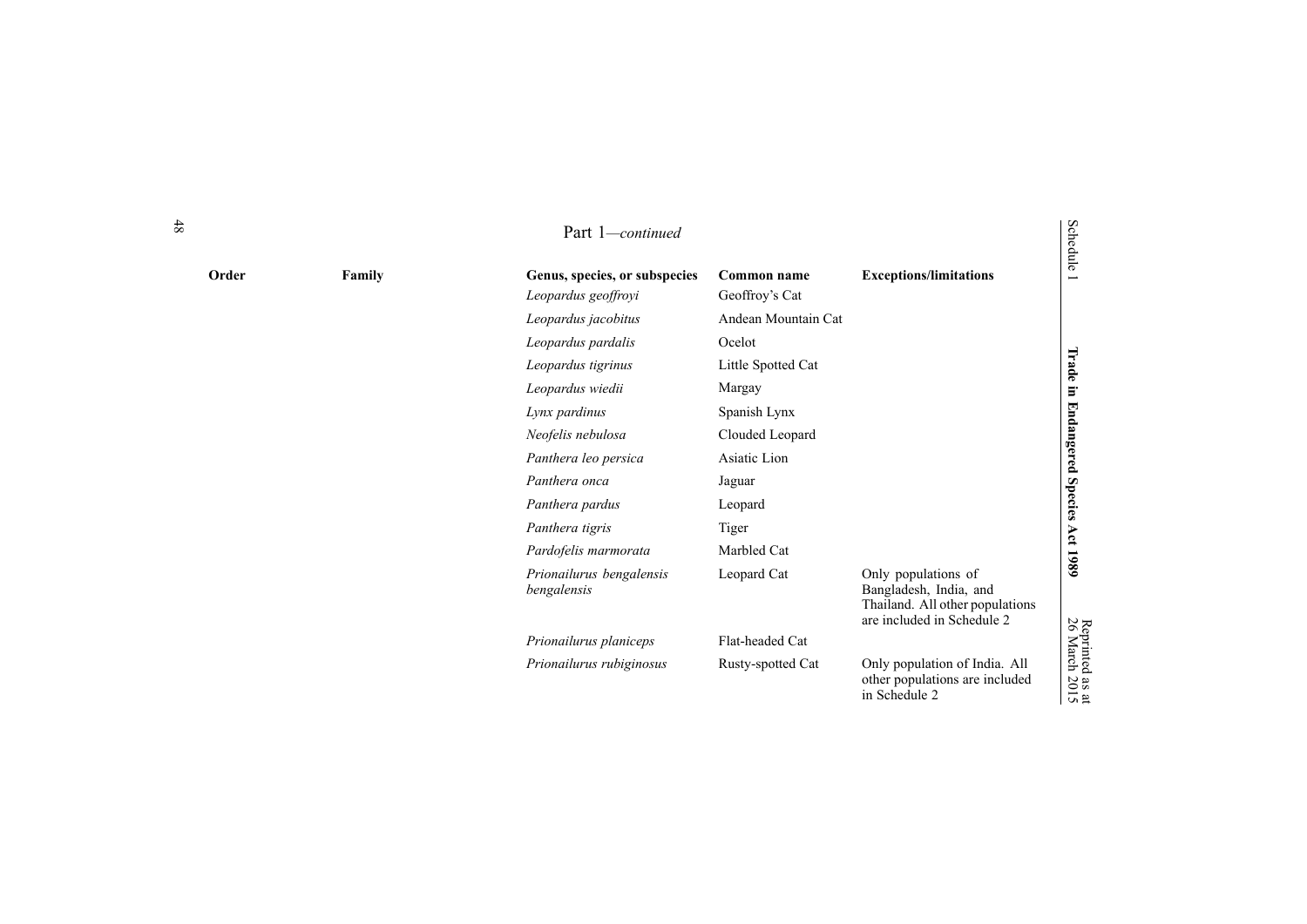Part 1—*continued*

| Order | Family | Genus, species, or subspecies | Common name | Exceptions/limitations |
|---|---|---|---|---|
| | | *Leopardus geoffroyi* | Geoffroy's Cat | |
| | | *Leopardus jacobitus* | Andean Mountain Cat | |
| | | *Leopardus pardalis* | Ocelot | |
| | | *Leopardus tigrinus* | Little Spotted Cat | |
| | | *Leopardus wiedii* | Margay | |
| | | *Lynx pardinus* | Spanish Lynx | |
| | | *Neofelis nebulosa* | Clouded Leopard | |
| | | *Panthera leo persica* | Asiatic Lion | |
| | | *Panthera onca* | Jaguar | |
| | | *Panthera pardus* | Leopard | |
| | | *Panthera tigris* | Tiger | |
| | | *Pardofelis marmorata* | Marbled Cat | |
| | | *Prionailurus bengalensis bengalensis* | Leopard Cat | Only populations of Bangladesh, India, and Thailand. All other populations are included in Schedule 2 |
| | | *Prionailurus planiceps* | Flat-headed Cat | |
| | | *Prionailurus rubiginosus* | Rusty-spotted Cat | Only population of India. All other populations are included in Schedule 2 |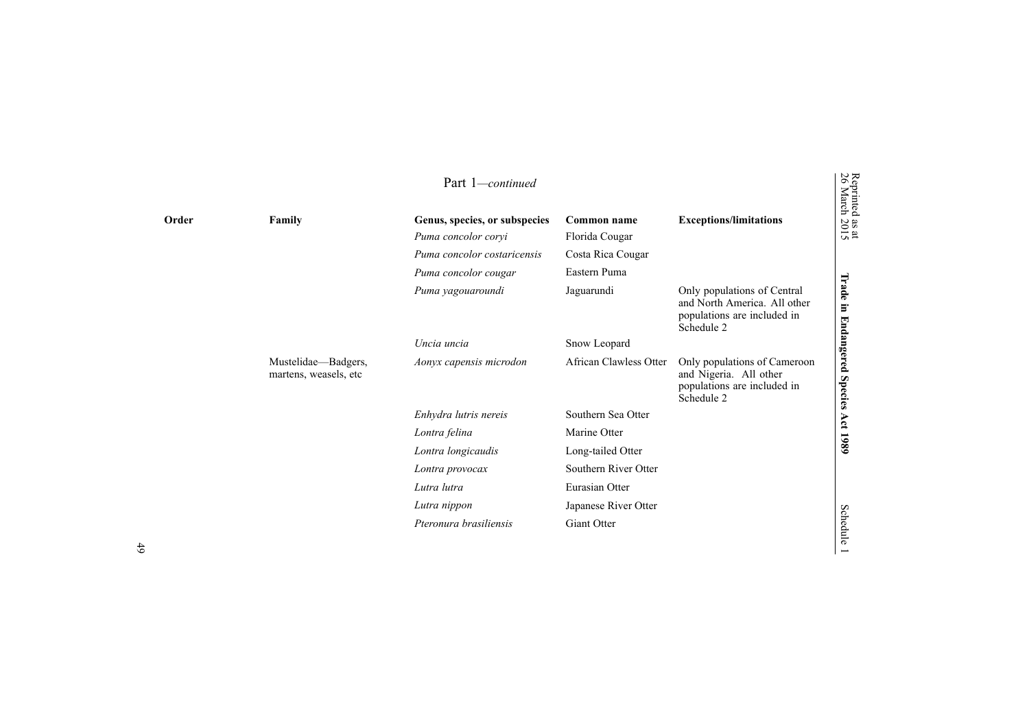Part 1—*continued*

| Order | Family | Genus, species, or subspecies | Common name | Exceptions/limitations |
|---|---|---|---|---|
| | | *Puma concolor coryi* | Florida Cougar | |
| | | *Puma concolor costaricensis* | Costa Rica Cougar | |
| | | *Puma concolor cougar* | Eastern Puma | |
| | | *Puma yagouaroundi* | Jaguarundi | Only populations of Central and North America. All other populations are included in Schedule 2 |
| | | *Uncia uncia* | Snow Leopard | |
| | Mustelidae—Badgers, martens, weasels, etc | *Aonyx capensis microdon* | African Clawless Otter | Only populations of Cameroon and Nigeria. All other populations are included in Schedule 2 |
| | | *Enhydra lutris nereis* | Southern Sea Otter | |
| | | *Lontra felina* | Marine Otter | |
| | | *Lontra longicaudis* | Long-tailed Otter | |
| | | *Lontra provocax* | Southern River Otter | |
| | | *Lutra lutra* | Eurasian Otter | |
| | | *Lutra nippon* | Japanese River Otter | |
| | | *Pteronura brasiliensis* | Giant Otter | |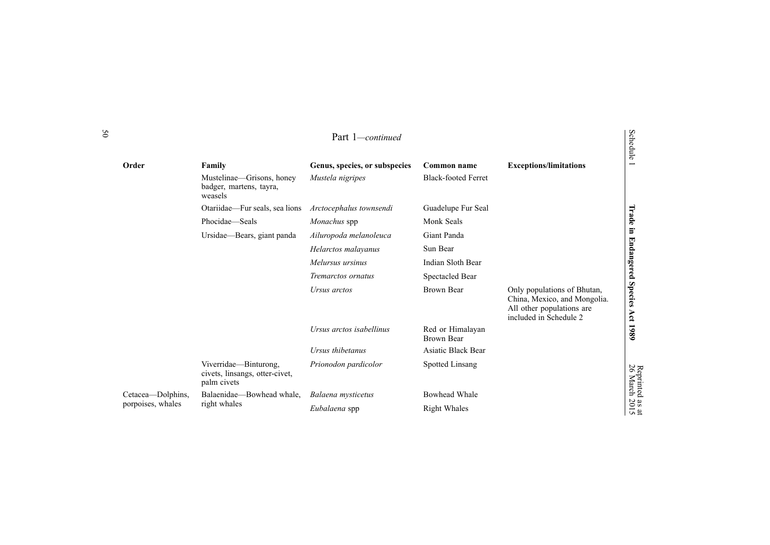Part 1—*continued*

| Order | Family | Genus, species, or subspecies | Common name | Exceptions/limitations |
|---|---|---|---|---|
| | Mustelinae—Grisons, honey badger, martens, tayra, weasels | *Mustela nigripes* | Black-footed Ferret | |
| | Otariidae—Fur seals, sea lions | *Arctocephalus townsendi* | Guadelupe Fur Seal | |
| | Phocidae—Seals | *Monachus* spp | Monk Seals | |
| | Ursidae—Bears, giant panda | *Ailuropoda melanoleuca* | Giant Panda | |
| | | *Helarctos malayanus* | Sun Bear | |
| | | *Melursus ursinus* | Indian Sloth Bear | |
| | | *Tremarctos ornatus* | Spectacled Bear | |
| | | *Ursus arctos* | Brown Bear | Only populations of Bhutan, China, Mexico, and Mongolia. All other populations are included in Schedule 2 |
| | | *Ursus arctos isabellinus* | Red or Himalayan Brown Bear | |
| | | *Ursus thibetanus* | Asiatic Black Bear | |
| | Viverridae—Binturong, civets, linsangs, otter-civet, palm civets | *Prionodon pardicolor* | Spotted Linsang | |
| Cetacea—Dolphins, porpoises, whales | Balaenidae—Bowhead whale, right whales | *Balaena mysticetus* | Bowhead Whale | |
| | | *Eubalaena* spp | Right Whales | |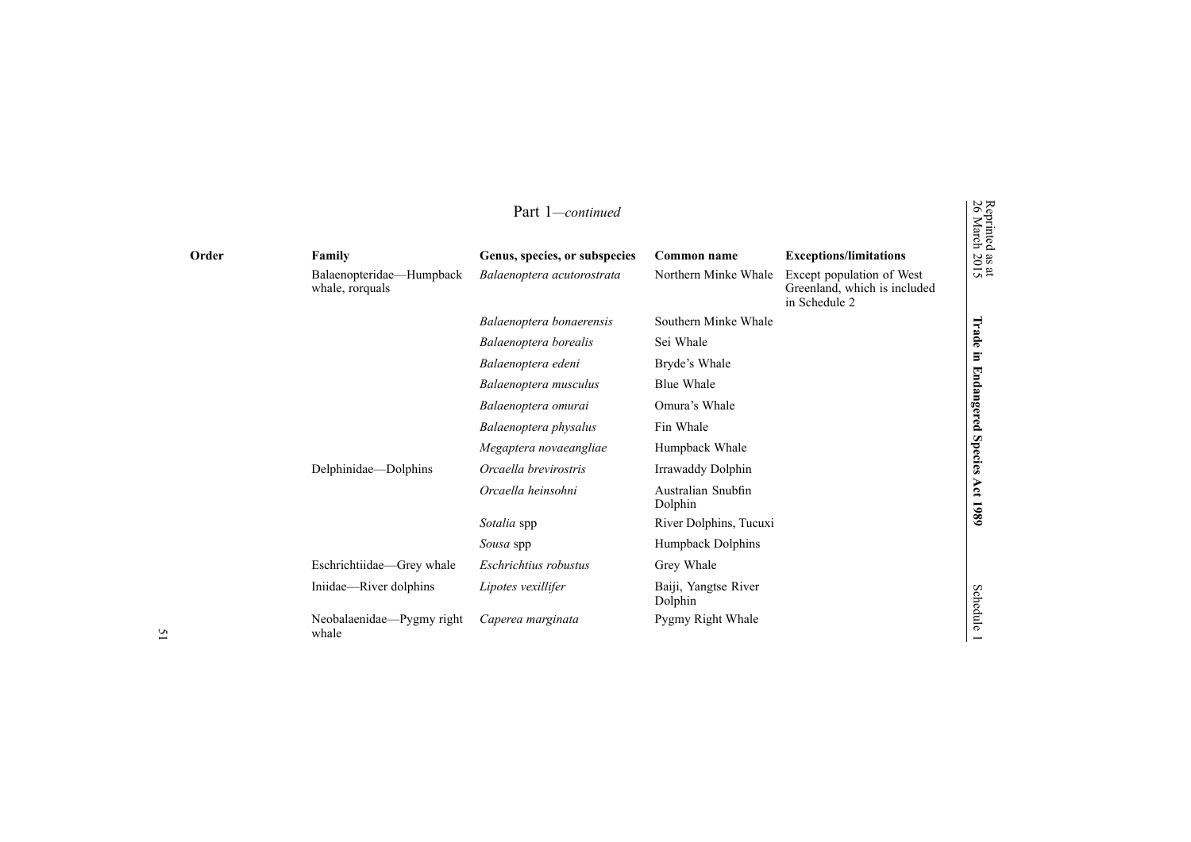Part 1—*continued*

| Order | Family | Genus, species, or subspecies | Common name | Exceptions/limitations |
|---|---|---|---|---|
| | Balaenopteridae—Humpback whale, rorquals | *Balaenoptera acutorostrata* | Northern Minke Whale | Except population of West Greenland, which is included in Schedule 2 |
| | | *Balaenoptera bonaerensis* | Southern Minke Whale | |
| | | *Balaenoptera borealis* | Sei Whale | |
| | | *Balaenoptera edeni* | Bryde's Whale | |
| | | *Balaenoptera musculus* | Blue Whale | |
| | | *Balaenoptera omurai* | Omura's Whale | |
| | | *Balaenoptera physalus* | Fin Whale | |
| | | *Megaptera novaeangliae* | Humpback Whale | |
| | Delphinidae—Dolphins | *Orcaella brevirostris* | Irrawaddy Dolphin | |
| | | *Orcaella heinsohni* | Australian Snubfin Dolphin | |
| | | *Sotalia* spp | River Dolphins, Tucuxi | |
| | | *Sousa* spp | Humpback Dolphins | |
| | Eschrichtiidae—Grey whale | *Eschrichtius robustus* | Grey Whale | |
| | Iniidae—River dolphins | *Lipotes vexillifer* | Baiji, Yangtse River Dolphin | |
| | Neobalaenidae—Pygmy right whale | *Caperea marginata* | Pygmy Right Whale | |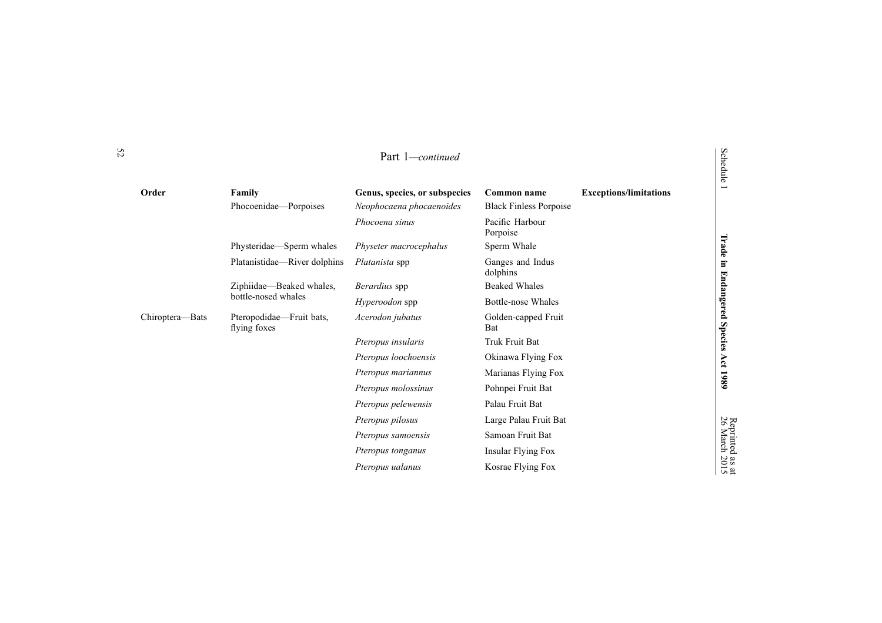Part 1—*continued*

| Order | Family | Genus, species, or subspecies | Common name | Exceptions/limitations |
| --- | --- | --- | --- | --- |
| | Phocoenidae—Porpoises | *Neophocaena phocaenoides* | Black Finless Porpoise | |
| | | *Phocoena sinus* | Pacific Harbour Porpoise | |
| | Physteridae—Sperm whales | *Physeter macrocephalus* | Sperm Whale | |
| | Platanistidae—River dolphins | *Platanista* spp | Ganges and Indus dolphins | |
| | Ziphiidae—Beaked whales, bottle-nosed whales | *Berardius* spp | Beaked Whales | |
| | | *Hyperoodon* spp | Bottle-nose Whales | |
| Chiroptera—Bats | Pteropodidae—Fruit bats, flying foxes | *Acerodon jubatus* | Golden-capped Fruit Bat | |
| | | *Pteropus insularis* | Truk Fruit Bat | |
| | | *Pteropus loochoensis* | Okinawa Flying Fox | |
| | | *Pteropus mariannus* | Marianas Flying Fox | |
| | | *Pteropus molossinus* | Pohnpei Fruit Bat | |
| | | *Pteropus pelewensis* | Palau Fruit Bat | |
| | | *Pteropus pilosus* | Large Palau Fruit Bat | |
| | | *Pteropus samoensis* | Samoan Fruit Bat | |
| | | *Pteropus tonganus* | Insular Flying Fox | |
| | | *Pteropus ualanus* | Kosrae Flying Fox | |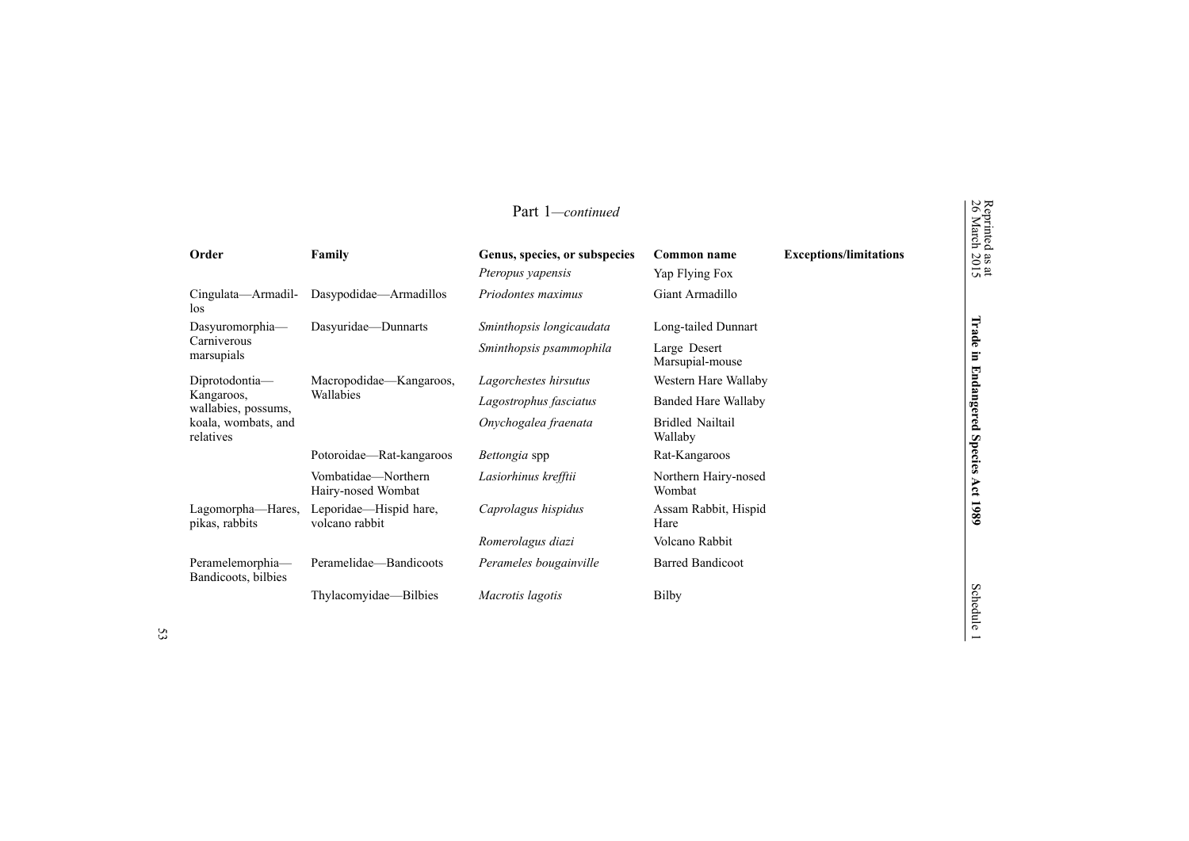Part 1—*continued*

| Order | Family | Genus, species, or subspecies | Common name | Exceptions/limitations |
|---|---|---|---|---|
| | | *Pteropus yapensis* | Yap Flying Fox | |
| Cingulata—Armadillos | Dasypodidae—Armadillos | *Priodontes maximus* | Giant Armadillo | |
| Dasyuromorphia—Carniverous marsupials | Dasyuridae—Dunnarts | *Sminthopsis longicaudata* | Long-tailed Dunnart | |
| | | *Sminthopsis psammophila* | Large Desert Marsupial-mouse | |
| Diprotodontia—Kangaroos, wallabies, possums, koala, wombats, and relatives | Macropodidae—Kangaroos, Wallabies | *Lagorchestes hirsutus* | Western Hare Wallaby | |
| | | *Lagostrophus fasciatus* | Banded Hare Wallaby | |
| | | *Onychogalea fraenata* | Bridled Nailtail Wallaby | |
| | Potoroidae—Rat-kangaroos | *Bettongia* spp | Rat-Kangaroos | |
| | Vombatidae—Northern Hairy-nosed Wombat | *Lasiorhinus krefftii* | Northern Hairy-nosed Wombat | |
| Lagomorpha—Hares, pikas, rabbits | Leporidae—Hispid hare, volcano rabbit | *Caprolagus hispidus* | Assam Rabbit, Hispid Hare | |
| | | *Romerolagus diazi* | Volcano Rabbit | |
| Peramelemorphia—Bandicoots, bilbies | Peramelidae—Bandicoots | *Perameles bougainville* | Barred Bandicoot | |
| | Thylacomyidae—Bilbies | *Macrotis lagotis* | Bilby | |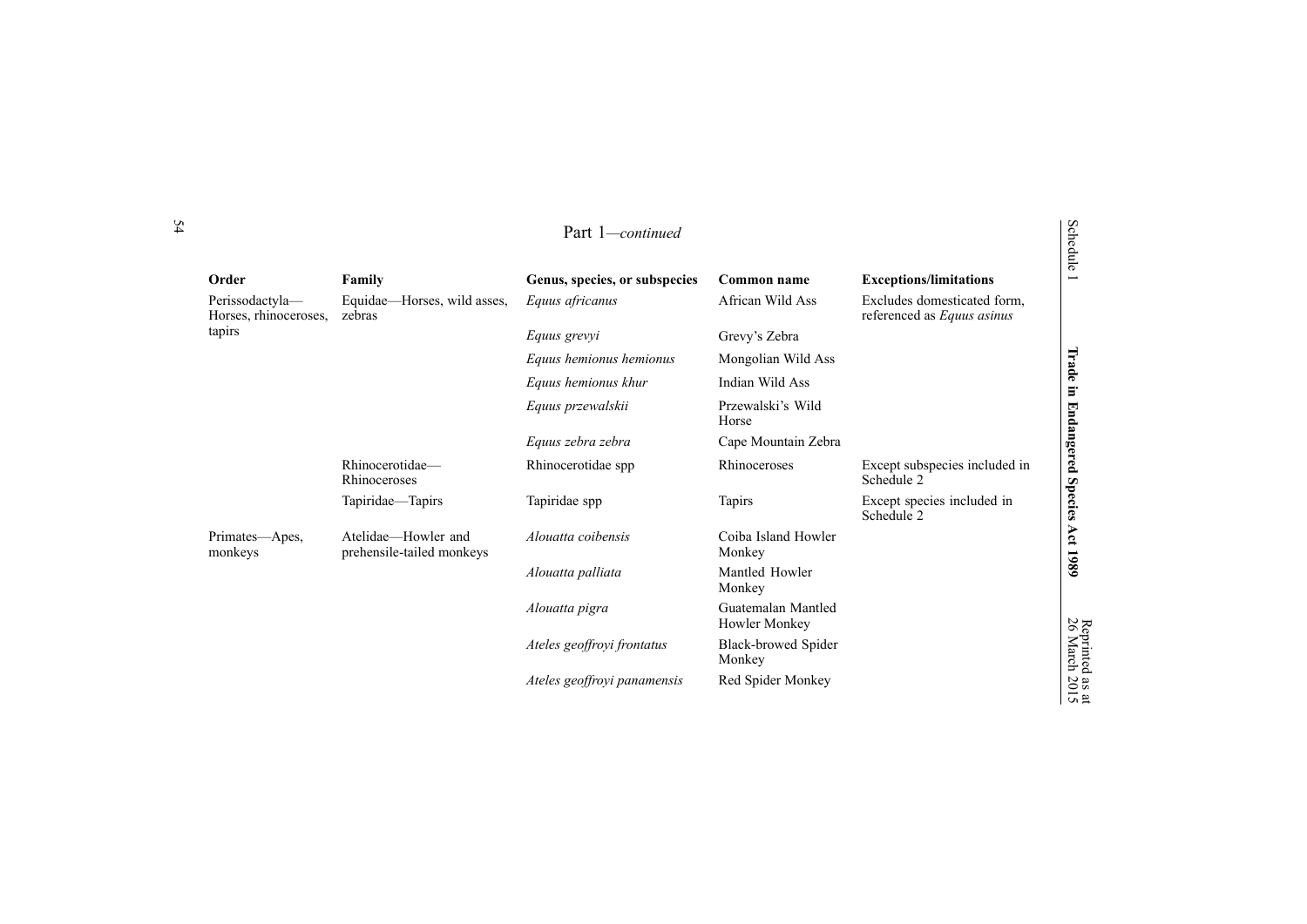Part 1—*continued*

| Order | Family | Genus, species, or subspecies | Common name | Exceptions/limitations |
|---|---|---|---|---|
| Perissodactyla—Horses, rhinoceroses, tapirs | Equidae—Horses, wild asses, zebras | *Equus africanus* | African Wild Ass | Excludes domesticated form, referenced as *Equus asinus* |
| | | *Equus grevyi* | Grevy's Zebra | |
| | | *Equus hemionus hemionus* | Mongolian Wild Ass | |
| | | *Equus hemionus khur* | Indian Wild Ass | |
| | | *Equus przewalskii* | Przewalski's Wild Horse | |
| | | *Equus zebra zebra* | Cape Mountain Zebra | |
| | Rhinocerotidae—Rhinoceroses | Rhinocerotidae spp | Rhinoceroses | Except subspecies included in Schedule 2 |
| | Tapiridae—Tapirs | Tapiridae spp | Tapirs | Except species included in Schedule 2 |
| Primates—Apes, monkeys | Atelidae—Howler and prehensile-tailed monkeys | *Alouatta coibensis* | Coiba Island Howler Monkey | |
| | | *Alouatta palliata* | Mantled Howler Monkey | |
| | | *Alouatta pigra* | Guatemalan Mantled Howler Monkey | |
| | | *Ateles geoffroyi frontatus* | Black-browed Spider Monkey | |
| | | *Ateles geoffroyi panamensis* | Red Spider Monkey | |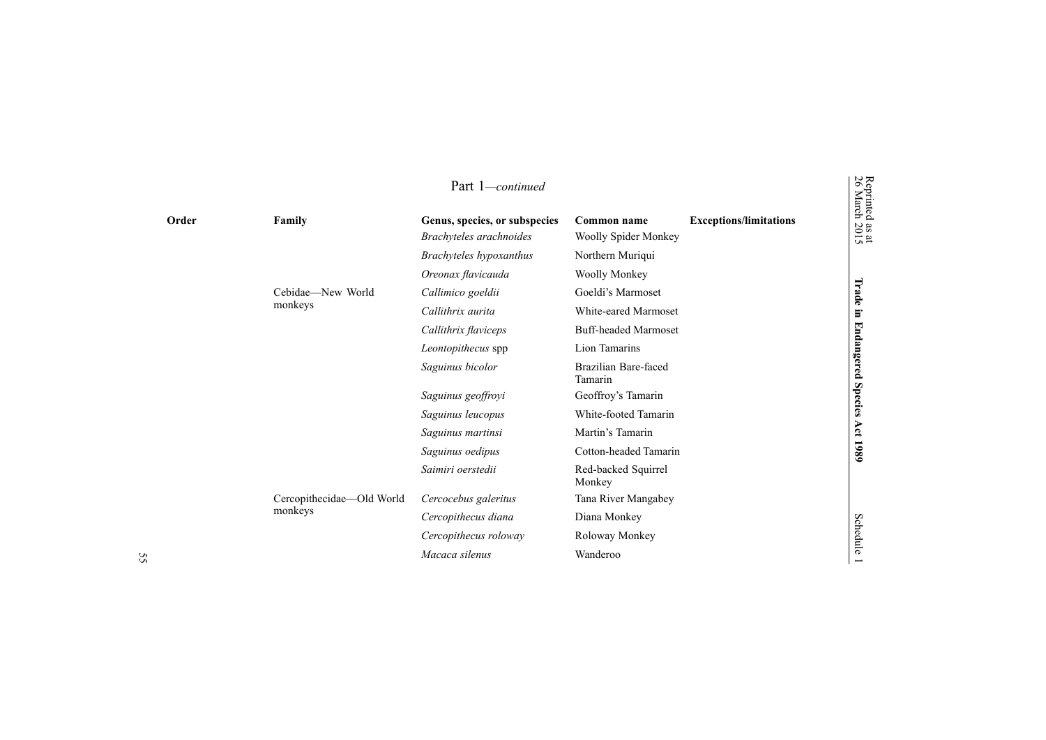Part 1—*continued*

| Order | Family | Genus, species, or subspecies | Common name | Exceptions/limitations |
|---|---|---|---|---|
| | | *Brachyteles arachnoides* | Woolly Spider Monkey | |
| | | *Brachyteles hypoxanthus* | Northern Muriqui | |
| | | *Oreonax flavicauda* | Woolly Monkey | |
| | Cebidae—New World monkeys | *Callimico goeldii* | Goeldi's Marmoset | |
| | | *Callithrix aurita* | White-eared Marmoset | |
| | | *Callithrix flaviceps* | Buff-headed Marmoset | |
| | | *Leontopithecus* spp | Lion Tamarins | |
| | | *Saguinus bicolor* | Brazilian Bare-faced Tamarin | |
| | | *Saguinus geoffroyi* | Geoffroy's Tamarin | |
| | | *Saguinus leucopus* | White-footed Tamarin | |
| | | *Saguinus martinsi* | Martin's Tamarin | |
| | | *Saguinus oedipus* | Cotton-headed Tamarin | |
| | | *Saimiri oerstedii* | Red-backed Squirrel Monkey | |
| | Cercopithecidae—Old World monkeys | *Cercocebus galeritus* | Tana River Mangabey | |
| | | *Cercopithecus diana* | Diana Monkey | |
| | | *Cercopithecus roloway* | Roloway Monkey | |
| | | *Macaca silenus* | Wanderoo | |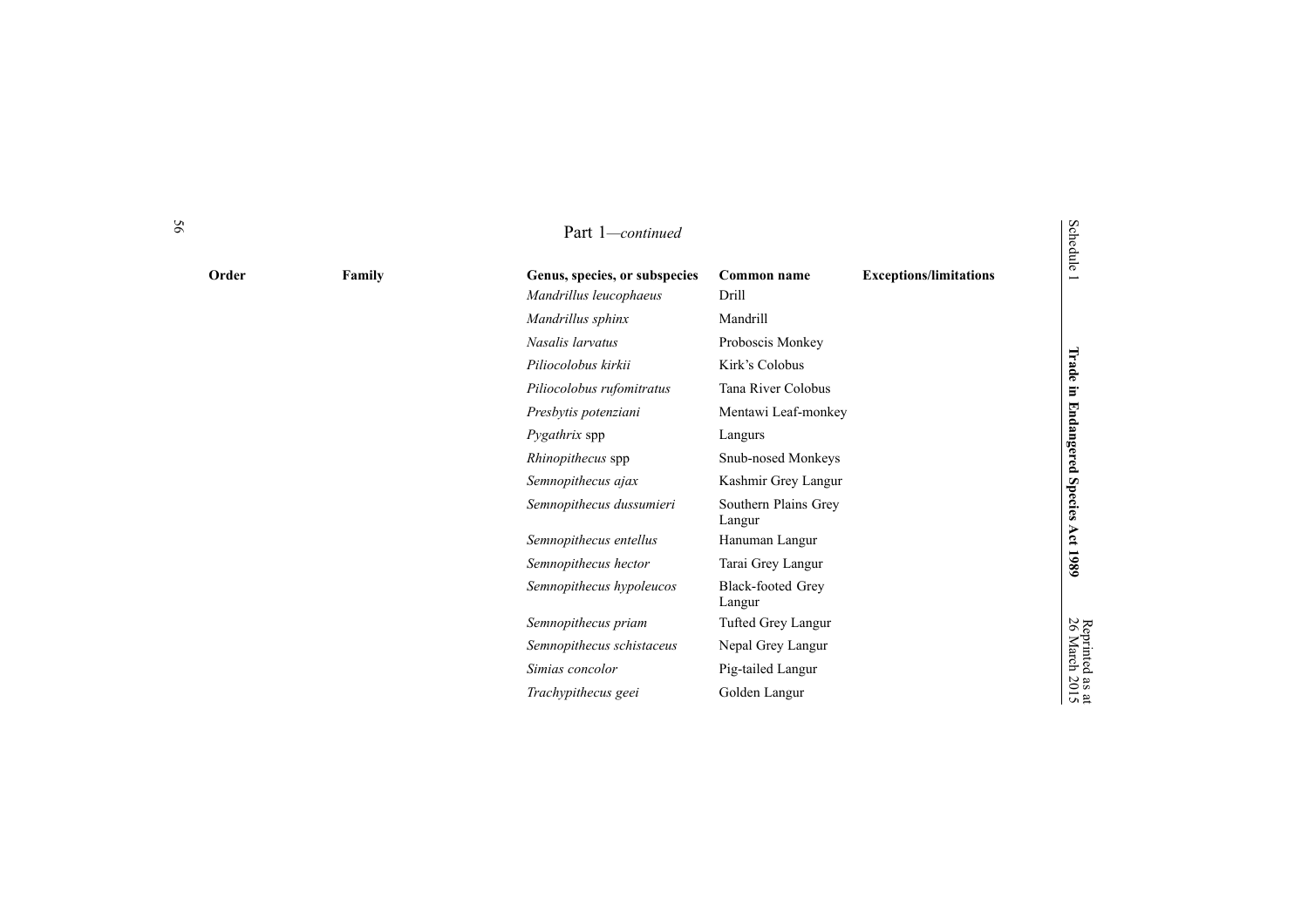Part 1—*continued*

| Order | Family | Genus, species, or subspecies | Common name | Exceptions/limitations |
|---|---|---|---|---|
| | | *Mandrillus leucophaeus* | Drill | |
| | | *Mandrillus sphinx* | Mandrill | |
| | | *Nasalis larvatus* | Proboscis Monkey | |
| | | *Piliocolobus kirkii* | Kirk's Colobus | |
| | | *Piliocolobus rufomitratus* | Tana River Colobus | |
| | | *Presbytis potenziani* | Mentawi Leaf-monkey | |
| | | *Pygathrix* spp | Langurs | |
| | | *Rhinopithecus* spp | Snub-nosed Monkeys | |
| | | *Semnopithecus ajax* | Kashmir Grey Langur | |
| | | *Semnopithecus dussumieri* | Southern Plains Grey Langur | |
| | | *Semnopithecus entellus* | Hanuman Langur | |
| | | *Semnopithecus hector* | Tarai Grey Langur | |
| | | *Semnopithecus hypoleucos* | Black-footed Grey Langur | |
| | | *Semnopithecus priam* | Tufted Grey Langur | |
| | | *Semnopithecus schistaceus* | Nepal Grey Langur | |
| | | *Simias concolor* | Pig-tailed Langur | |
| | | *Trachypithecus geei* | Golden Langur | |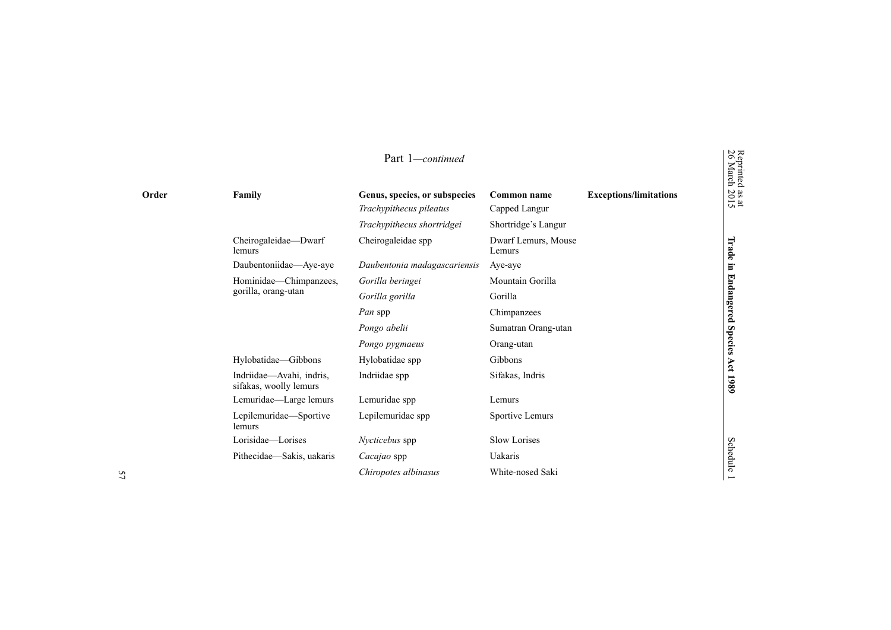Part 1—*continued*

| Order | Family | Genus, species, or subspecies | Common name | Exceptions/limitations |
|---|---|---|---|---|
| | | *Trachypithecus pileatus* | Capped Langur | |
| | | *Trachypithecus shortridgei* | Shortridge's Langur | |
| | Cheirogaleidae—Dwarf lemurs | Cheirogaleidae spp | Dwarf Lemurs, Mouse Lemurs | |
| | Daubentoniidae—Aye-aye | *Daubentonia madagascariensis* | Aye-aye | |
| | Hominidae—Chimpanzees, gorilla, orang-utan | *Gorilla beringei* | Mountain Gorilla | |
| | | *Gorilla gorilla* | Gorilla | |
| | | *Pan* spp | Chimpanzees | |
| | | *Pongo abelii* | Sumatran Orang-utan | |
| | | *Pongo pygmaeus* | Orang-utan | |
| | Hylobatidae—Gibbons | Hylobatidae spp | Gibbons | |
| | Indriidae—Avahi, indris, sifakas, woolly lemurs | Indriidae spp | Sifakas, Indris | |
| | Lemuridae—Large lemurs | Lemuridae spp | Lemurs | |
| | Lepilemuridae—Sportive lemurs | Lepilemuridae spp | Sportive Lemurs | |
| | Lorisidae—Lorises | *Nycticebus* spp | Slow Lorises | |
| | Pithecidae—Sakis, uakaris | *Cacajao* spp | Uakaris | |
| | | *Chiropotes albinasus* | White-nosed Saki | |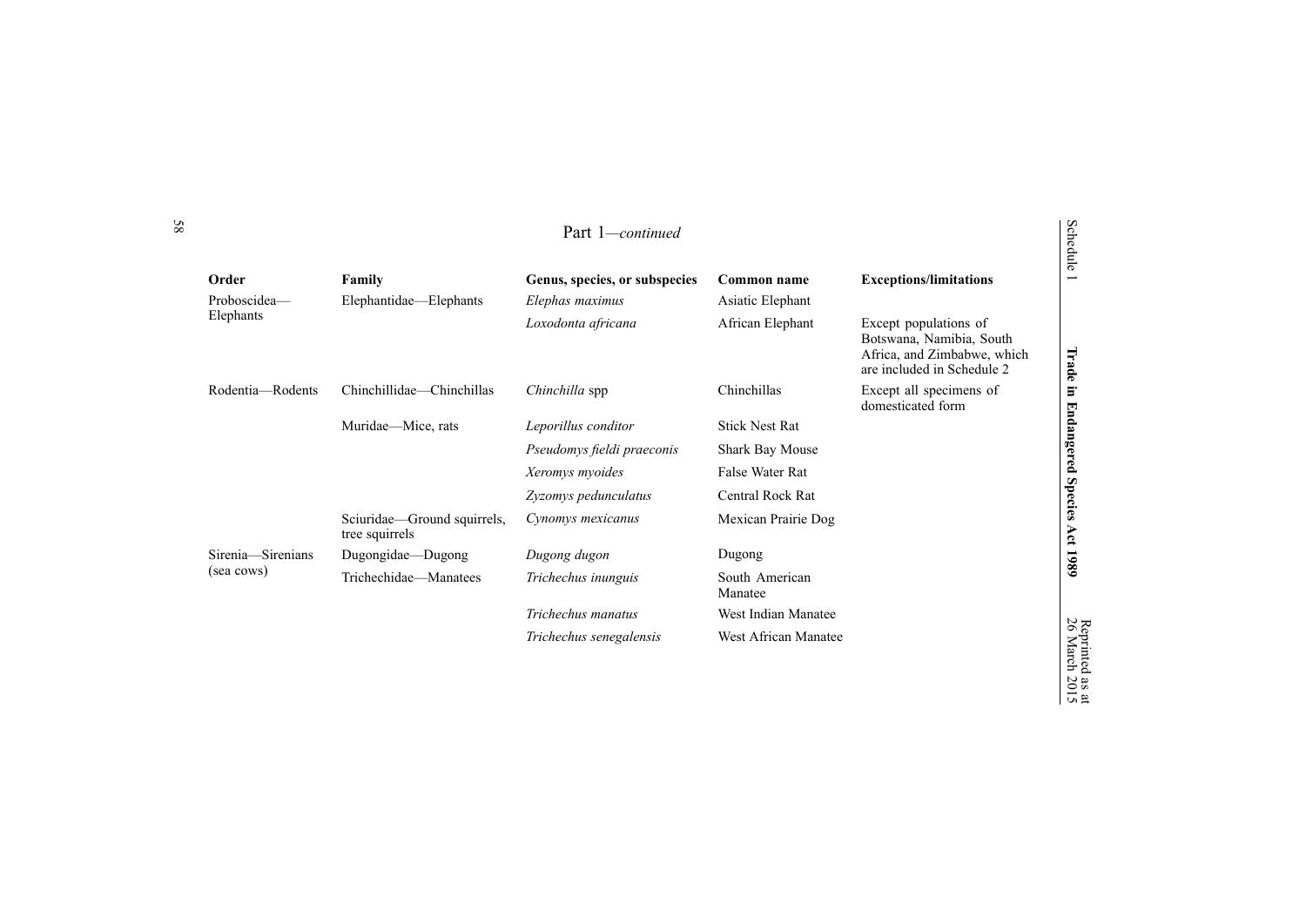Part 1—*continued*

| Order | Family | Genus, species, or subspecies | Common name | Exceptions/limitations |
|---|---|---|---|---|
| Proboscidea—Elephants | Elephantidae—Elephants | *Elephas maximus* | Asiatic Elephant | |
| | | *Loxodonta africana* | African Elephant | Except populations of Botswana, Namibia, South Africa, and Zimbabwe, which are included in Schedule 2 |
| Rodentia—Rodents | Chinchillidae—Chinchillas | *Chinchilla* spp | Chinchillas | Except all specimens of domesticated form |
| | Muridae—Mice, rats | *Leporillus conditor* | Stick Nest Rat | |
| | | *Pseudomys fieldi praeconis* | Shark Bay Mouse | |
| | | *Xeromys myoides* | False Water Rat | |
| | | *Zyzomys pedunculatus* | Central Rock Rat | |
| | Sciuridae—Ground squirrels, tree squirrels | *Cynomys mexicanus* | Mexican Prairie Dog | |
| Sirenia—Sirenians (sea cows) | Dugongidae—Dugong | *Dugong dugon* | Dugong | |
| | Trichechidae—Manatees | *Trichechus inunguis* | South American Manatee | |
| | | *Trichechus manatus* | West Indian Manatee | |
| | | *Trichechus senegalensis* | West African Manatee | |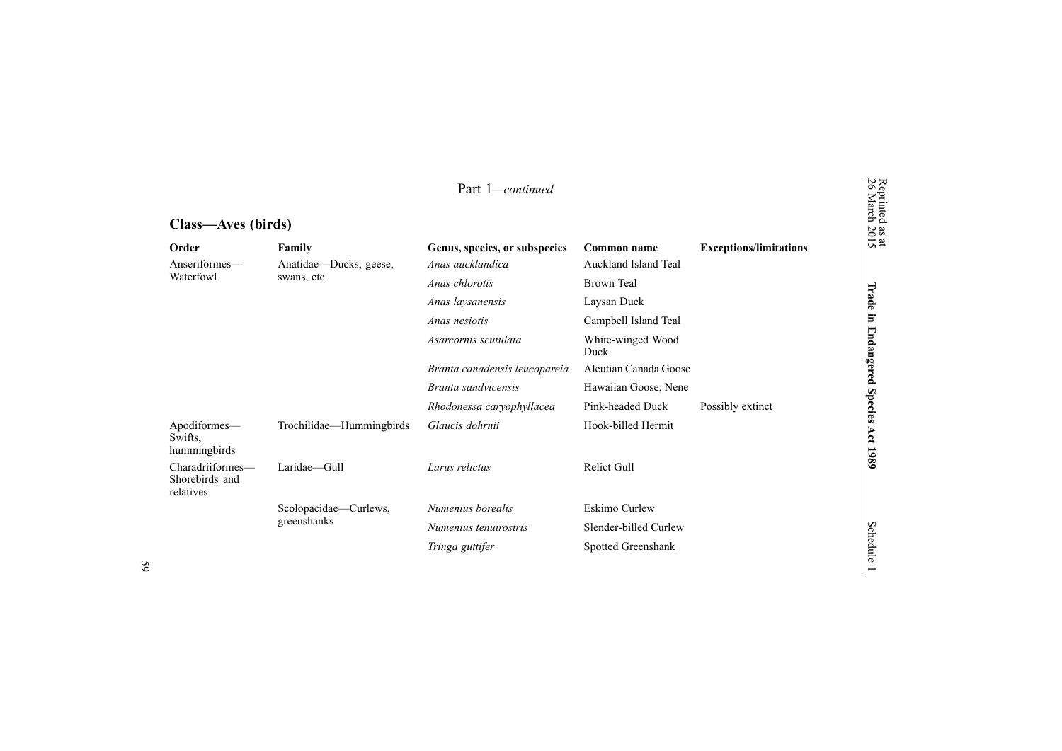Part 1—*continued*

## Class—Aves (birds)

| Order | Family | Genus, species, or subspecies | Common name | Exceptions/limitations |
|---|---|---|---|---|
| Anseriformes—Waterfowl | Anatidae—Ducks, geese, swans, etc | *Anas aucklandica* | Auckland Island Teal | |
| | | *Anas chlorotis* | Brown Teal | |
| | | *Anas laysanensis* | Laysan Duck | |
| | | *Anas nesiotis* | Campbell Island Teal | |
| | | *Asarcornis scutulata* | White-winged Wood Duck | |
| | | *Branta canadensis leucopareia* | Aleutian Canada Goose | |
| | | *Branta sandvicensis* | Hawaiian Goose, Nene | |
| | | *Rhodonessa caryophyllacea* | Pink-headed Duck | Possibly extinct |
| Apodiformes—Swifts, hummingbirds | Trochilidae—Hummingbirds | *Glaucis dohrnii* | Hook-billed Hermit | |
| Charadriiformes—Shorebirds and relatives | Laridae—Gull | *Larus relictus* | Relict Gull | |
| | Scolopacidae—Curlews, greenshanks | *Numenius borealis* | Eskimo Curlew | |
| | | *Numenius tenuirostris* | Slender-billed Curlew | |
| | | *Tringa guttifer* | Spotted Greenshank | |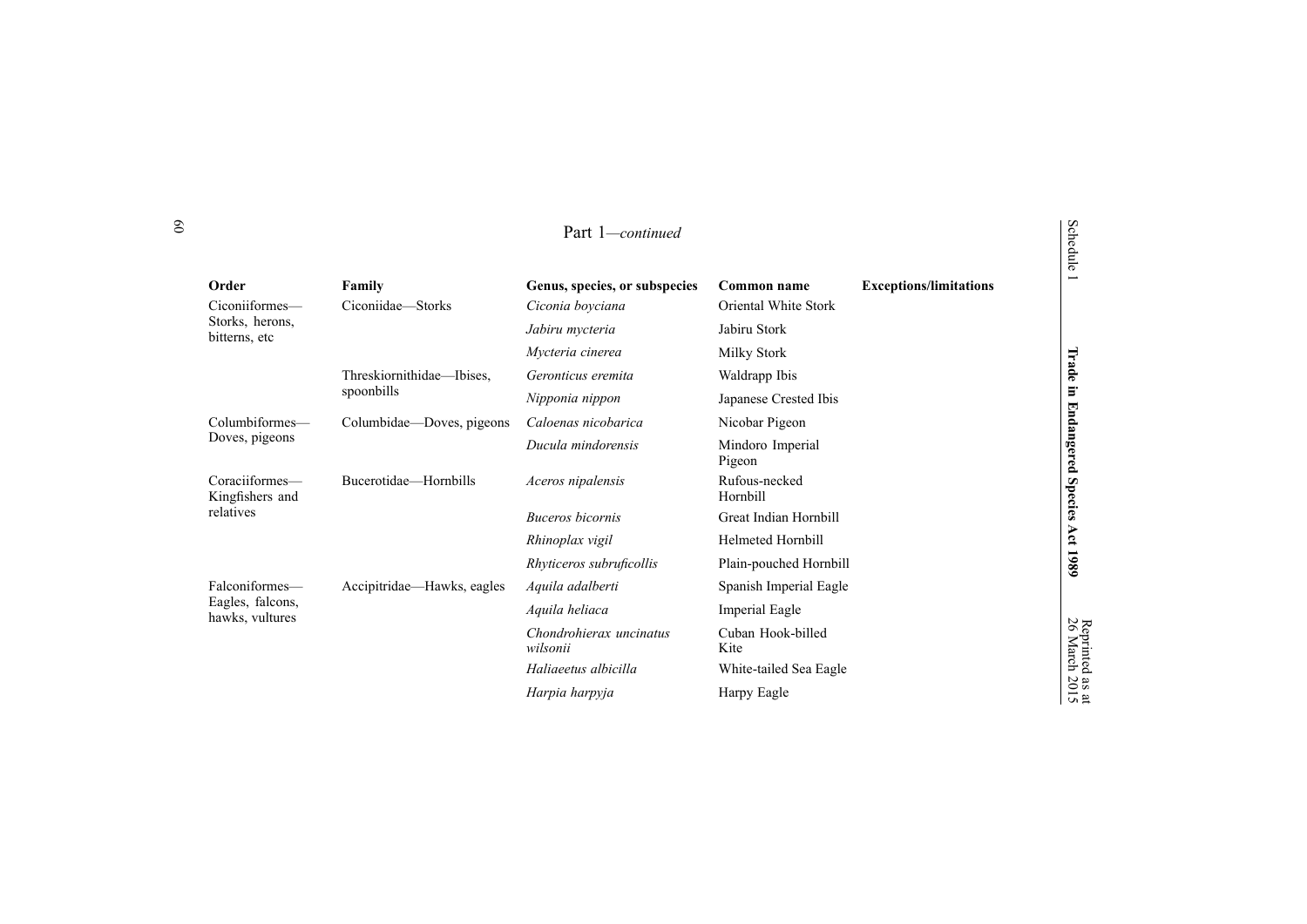Part 1—*continued*

| Order | Family | Genus, species, or subspecies | Common name | Exceptions/limitations |
|---|---|---|---|---|
| Ciconiiformes—Storks, herons, bitterns, etc | Ciconiidae—Storks | *Ciconia boyciana* | Oriental White Stork | |
| | | *Jabiru mycteria* | Jabiru Stork | |
| | | *Mycteria cinerea* | Milky Stork | |
| | Threskiornithidae—Ibises, spoonbills | *Geronticus eremita* | Waldrapp Ibis | |
| | | *Nipponia nippon* | Japanese Crested Ibis | |
| Columbiformes—Doves, pigeons | Columbidae—Doves, pigeons | *Caloenas nicobarica* | Nicobar Pigeon | |
| | | *Ducula mindorensis* | Mindoro Imperial Pigeon | |
| Coraciiformes—Kingfishers and relatives | Bucerotidae—Hornbills | *Aceros nipalensis* | Rufous-necked Hornbill | |
| | | *Buceros bicornis* | Great Indian Hornbill | |
| | | *Rhinoplax vigil* | Helmeted Hornbill | |
| | | *Rhyticeros subruficollis* | Plain-pouched Hornbill | |
| Falconiformes—Eagles, falcons, hawks, vultures | Accipitridae—Hawks, eagles | *Aquila adalberti* | Spanish Imperial Eagle | |
| | | *Aquila heliaca* | Imperial Eagle | |
| | | *Chondrohierax uncinatus wilsonii* | Cuban Hook-billed Kite | |
| | | *Haliaeetus albicilla* | White-tailed Sea Eagle | |
| | | *Harpia harpyja* | Harpy Eagle | |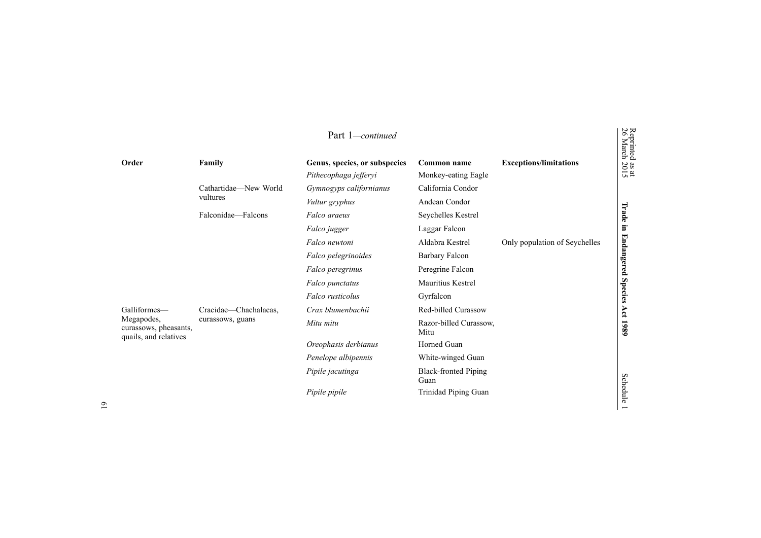Part 1—*continued*

| Order | Family | Genus, species, or subspecies | Common name | Exceptions/limitations |
|---|---|---|---|---|
| | | *Pithecophaga jefferyi* | Monkey-eating Eagle | |
| | Cathartidae—New World vultures | *Gymnogyps californianus* | California Condor | |
| | | *Vultur gryphus* | Andean Condor | |
| | Falconidae—Falcons | *Falco araeus* | Seychelles Kestrel | |
| | | *Falco jugger* | Laggar Falcon | |
| | | *Falco newtoni* | Aldabra Kestrel | Only population of Seychelles |
| | | *Falco pelegrinoides* | Barbary Falcon | |
| | | *Falco peregrinus* | Peregrine Falcon | |
| | | *Falco punctatus* | Mauritius Kestrel | |
| | | *Falco rusticolus* | Gyrfalcon | |
| Galliformes—Megapodes, curassows, pheasants, quails, and relatives | Cracidae—Chachalacas, curassows, guans | *Crax blumenbachii* | Red-billed Curassow | |
| | | *Mitu mitu* | Razor-billed Curassow, Mitu | |
| | | *Oreophasis derbianus* | Horned Guan | |
| | | *Penelope albipennis* | White-winged Guan | |
| | | *Pipile jacutinga* | Black-fronted Piping Guan | |
| | | *Pipile pipile* | Trinidad Piping Guan | |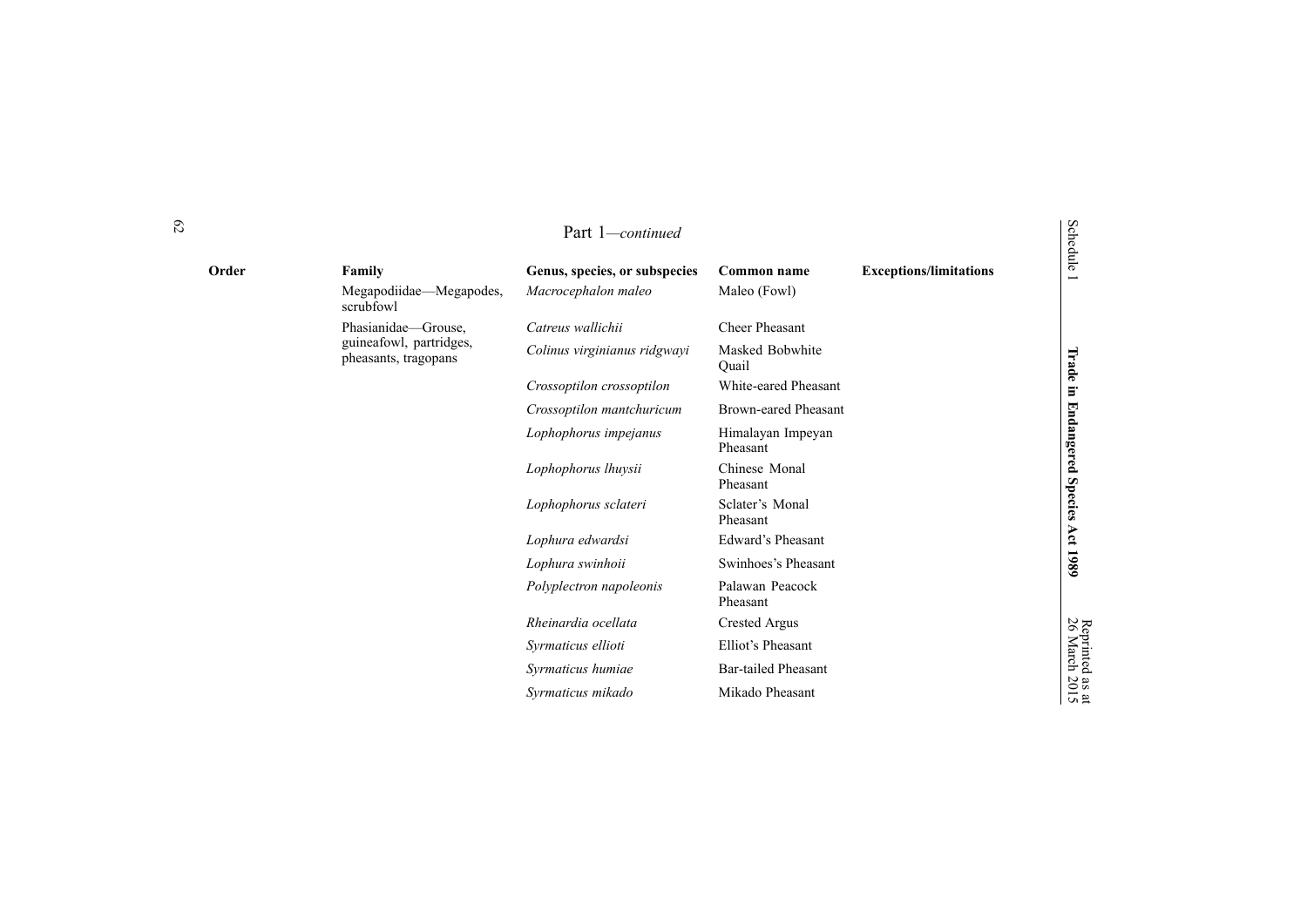Part 1—*continued*

| Order | Family | Genus, species, or subspecies | Common name | Exceptions/limitations |
|---|---|---|---|---|
| | Megapodiidae—Megapodes, scrubfowl | *Macrocephalon maleo* | Maleo (Fowl) | |
| | Phasianidae—Grouse, guineafowl, partridges, pheasants, tragopans | *Catreus wallichii* | Cheer Pheasant | |
| | | *Colinus virginianus ridgwayi* | Masked Bobwhite Quail | |
| | | *Crossoptilon crossoptilon* | White-eared Pheasant | |
| | | *Crossoptilon mantchuricum* | Brown-eared Pheasant | |
| | | *Lophophorus impejanus* | Himalayan Impeyan Pheasant | |
| | | *Lophophorus lhuysii* | Chinese Monal Pheasant | |
| | | *Lophophorus sclateri* | Sclater's Monal Pheasant | |
| | | *Lophura edwardsi* | Edward's Pheasant | |
| | | *Lophura swinhoii* | Swinhoes's Pheasant | |
| | | *Polyplectron napoleonis* | Palawan Peacock Pheasant | |
| | | *Rheinardia ocellata* | Crested Argus | |
| | | *Syrmaticus ellioti* | Elliot's Pheasant | |
| | | *Syrmaticus humiae* | Bar-tailed Pheasant | |
| | | *Syrmaticus mikado* | Mikado Pheasant | |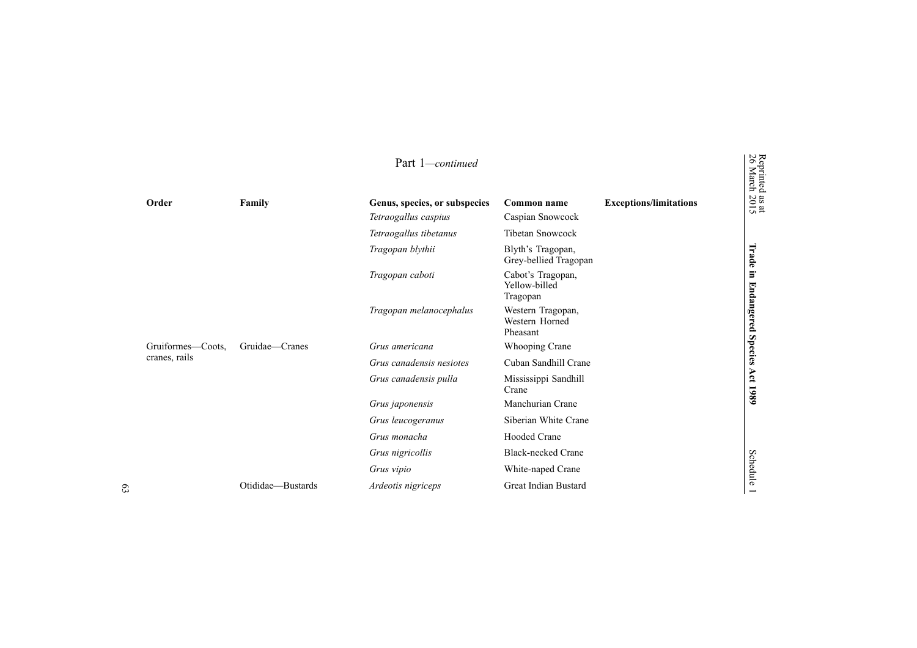Part 1—*continued*

| Order | Family | Genus, species, or subspecies | Common name | Exceptions/limitations |
|---|---|---|---|---|
| | | *Tetraogallus caspius* | Caspian Snowcock | |
| | | *Tetraogallus tibetanus* | Tibetan Snowcock | |
| | | *Tragopan blythii* | Blyth's Tragopan, Grey-bellied Tragopan | |
| | | *Tragopan caboti* | Cabot's Tragopan, Yellow-billed Tragopan | |
| | | *Tragopan melanocephalus* | Western Tragopan, Western Horned Pheasant | |
| Gruiformes—Coots, cranes, rails | Gruidae—Cranes | *Grus americana* | Whooping Crane | |
| | | *Grus canadensis nesiotes* | Cuban Sandhill Crane | |
| | | *Grus canadensis pulla* | Mississippi Sandhill Crane | |
| | | *Grus japonensis* | Manchurian Crane | |
| | | *Grus leucogeranus* | Siberian White Crane | |
| | | *Grus monacha* | Hooded Crane | |
| | | *Grus nigricollis* | Black-necked Crane | |
| | | *Grus vipio* | White-naped Crane | |
| | Otididae—Bustards | *Ardeotis nigriceps* | Great Indian Bustard | |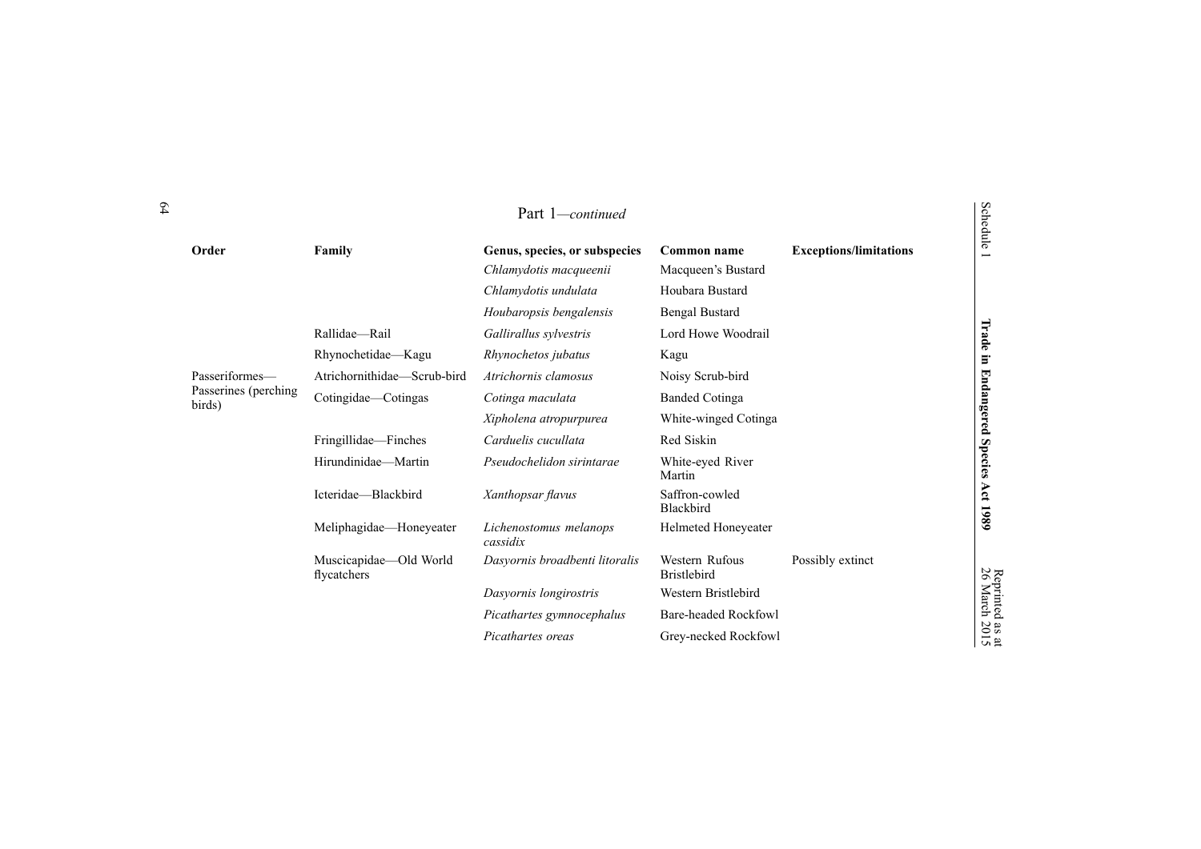Part 1—*continued*

| Order | Family | Genus, species, or subspecies | Common name | Exceptions/limitations |
|---|---|---|---|---|
| | | *Chlamydotis macqueenii* | Macqueen's Bustard | |
| | | *Chlamydotis undulata* | Houbara Bustard | |
| | | *Houbaropsis bengalensis* | Bengal Bustard | |
| | Rallidae—Rail | *Gallirallus sylvestris* | Lord Howe Woodrail | |
| | Rhynochetidae—Kagu | *Rhynochetos jubatus* | Kagu | |
| Passeriformes—Passerines (perching birds) | Atrichornithidae—Scrub-bird | *Atrichornis clamosus* | Noisy Scrub-bird | |
| | Cotingidae—Cotingas | *Cotinga maculata* | Banded Cotinga | |
| | | *Xipholena atropurpurea* | White-winged Cotinga | |
| | Fringillidae—Finches | *Carduelis cucullata* | Red Siskin | |
| | Hirundinidae—Martin | *Pseudochelidon sirintarae* | White-eyed River Martin | |
| | Icteridae—Blackbird | *Xanthopsar flavus* | Saffron-cowled Blackbird | |
| | Meliphagidae—Honeyeater | *Lichenostomus melanops cassidix* | Helmeted Honeyeater | |
| | Muscicapidae—Old World flycatchers | *Dasyornis broadbenti litoralis* | Western Rufous Bristlebird | Possibly extinct |
| | | *Dasyornis longirostris* | Western Bristlebird | |
| | | *Picathartes gymnocephalus* | Bare-headed Rockfowl | |
| | | *Picathartes oreas* | Grey-necked Rockfowl | |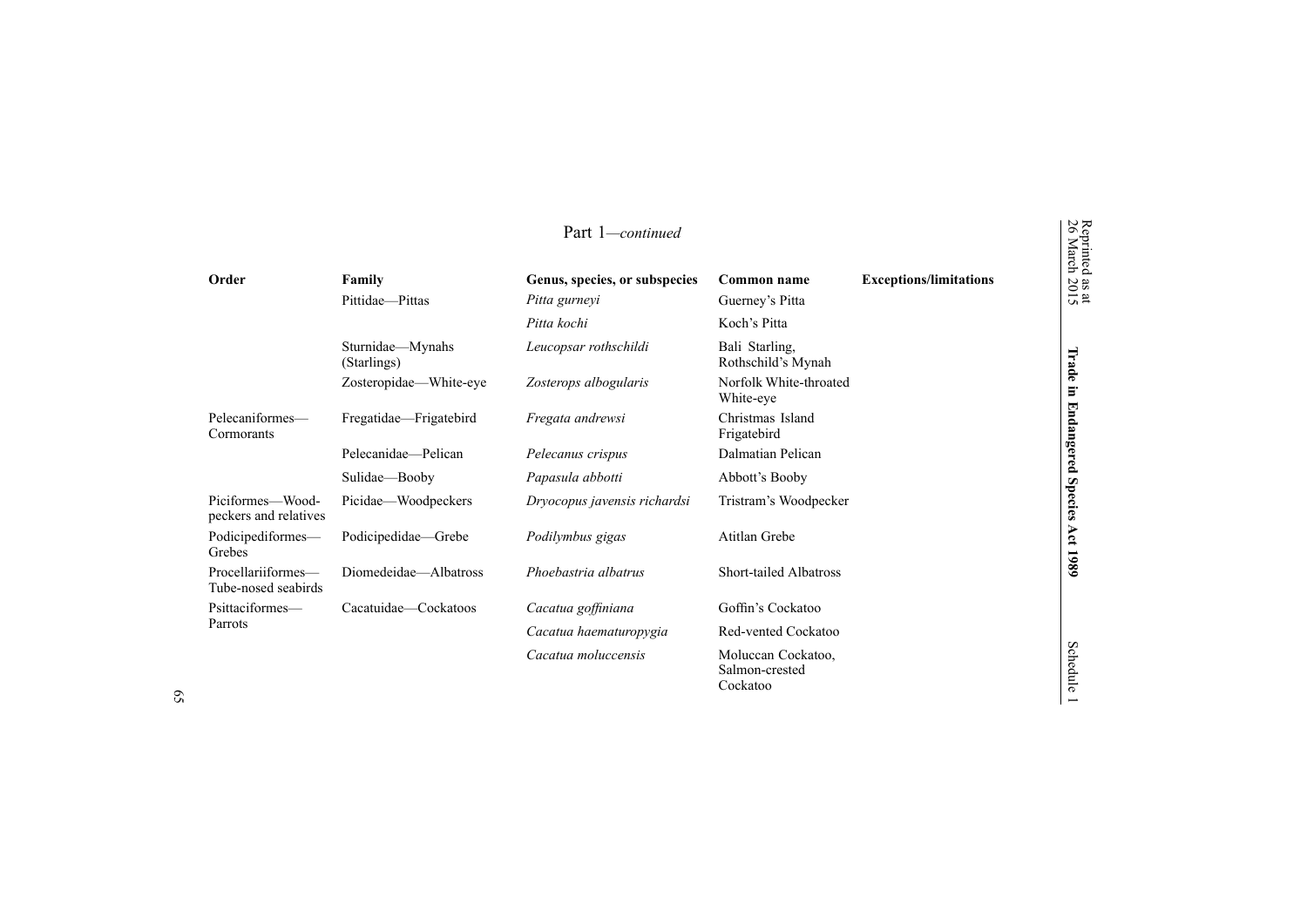Part 1—*continued*

| Order | Family | Genus, species, or subspecies | Common name | Exceptions/limitations |
|---|---|---|---|---|
| | Pittidae—Pittas | *Pitta gurneyi* | Guerney's Pitta | |
| | | *Pitta kochi* | Koch's Pitta | |
| | Sturnidae—Mynahs (Starlings) | *Leucopsar rothschildi* | Bali Starling, Rothschild's Mynah | |
| | Zosteropidae—White-eye | *Zosterops albogularis* | Norfolk White-throated White-eye | |
| Pelecaniformes—Cormorants | Fregatidae—Frigatebird | *Fregata andrewsi* | Christmas Island Frigatebird | |
| | Pelecanidae—Pelican | *Pelecanus crispus* | Dalmatian Pelican | |
| | Sulidae—Booby | *Papasula abbotti* | Abbott's Booby | |
| Piciformes—Woodpeckers and relatives | Picidae—Woodpeckers | *Dryocopus javensis richardsi* | Tristram's Woodpecker | |
| Podicipediformes—Grebes | Podicipedidae—Grebe | *Podilymbus gigas* | Atitlan Grebe | |
| Procellariiformes—Tube-nosed seabirds | Diomedeidae—Albatross | *Phoebastria albatrus* | Short-tailed Albatross | |
| Psittaciformes—Parrots | Cacatuidae—Cockatoos | *Cacatua goffiniana* | Goffin's Cockatoo | |
| | | *Cacatua haematuropygia* | Red-vented Cockatoo | |
| | | *Cacatua moluccensis* | Moluccan Cockatoo, Salmon-crested Cockatoo | |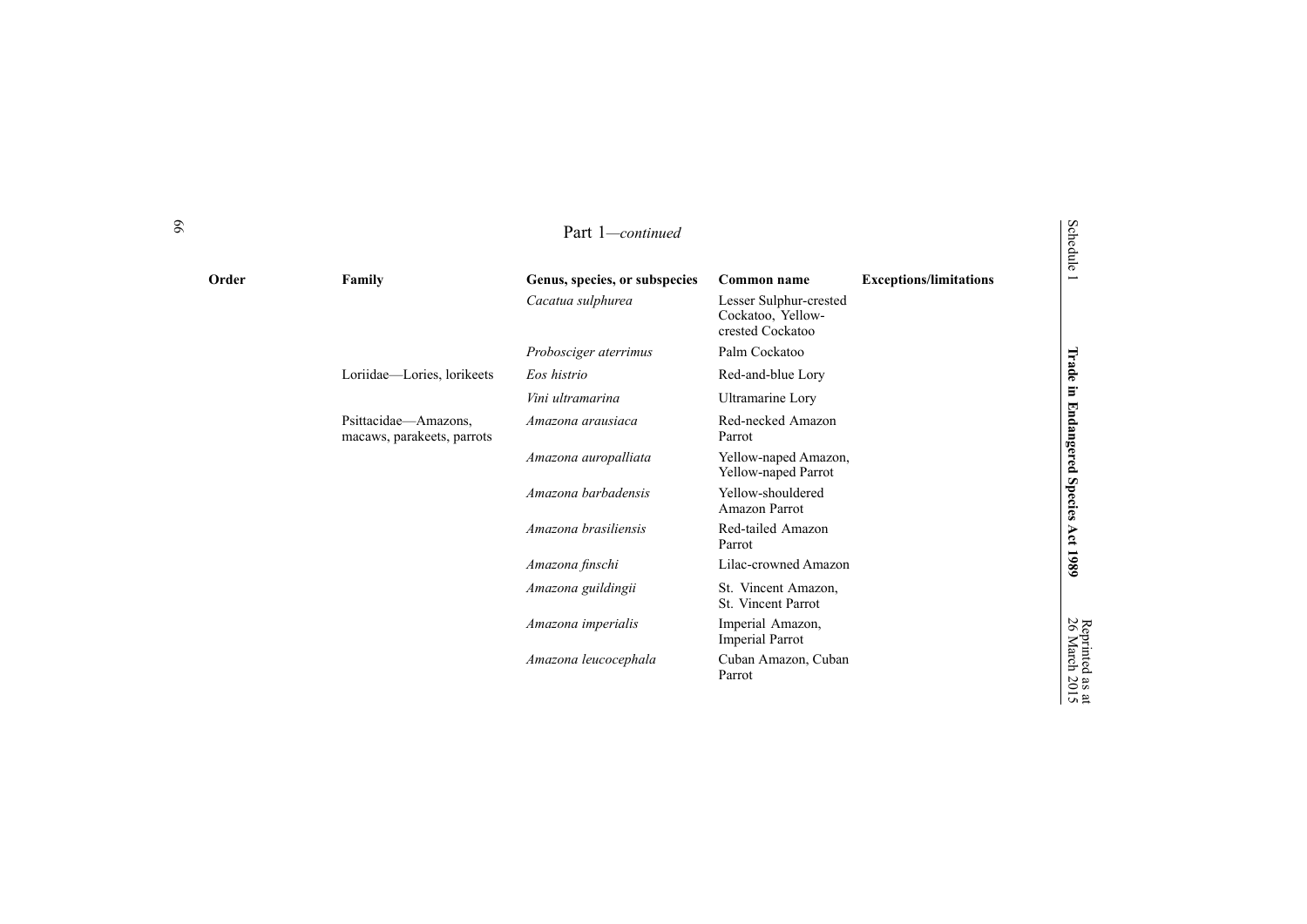Part 1—*continued*

| Order | Family | Genus, species, or subspecies | Common name | Exceptions/limitations |
|---|---|---|---|---|
| | | *Cacatua sulphurea* | Lesser Sulphur-crested Cockatoo, Yellow-crested Cockatoo | |
| | | *Probosciger aterrimus* | Palm Cockatoo | |
| | Loriidae—Lories, lorikeets | *Eos histrio* | Red-and-blue Lory | |
| | | *Vini ultramarina* | Ultramarine Lory | |
| | Psittacidae—Amazons, macaws, parakeets, parrots | *Amazona arausiaca* | Red-necked Amazon Parrot | |
| | | *Amazona auropalliata* | Yellow-naped Amazon, Yellow-naped Parrot | |
| | | *Amazona barbadensis* | Yellow-shouldered Amazon Parrot | |
| | | *Amazona brasiliensis* | Red-tailed Amazon Parrot | |
| | | *Amazona finschi* | Lilac-crowned Amazon | |
| | | *Amazona guildingii* | St. Vincent Amazon, St. Vincent Parrot | |
| | | *Amazona imperialis* | Imperial Amazon, Imperial Parrot | |
| | | *Amazona leucocephala* | Cuban Amazon, Cuban Parrot | |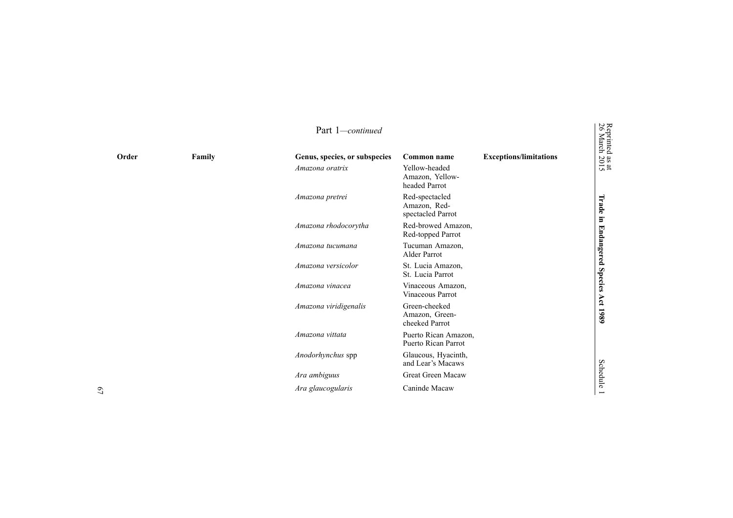Part 1—*continued*

| Order | Family | Genus, species, or subspecies | Common name | Exceptions/limitations |
|---|---|---|---|---|
| | | *Amazona oratrix* | Yellow-headed Amazon, Yellow-headed Parrot | |
| | | *Amazona pretrei* | Red-spectacled Amazon, Red-spectacled Parrot | |
| | | *Amazona rhodocorytha* | Red-browed Amazon, Red-topped Parrot | |
| | | *Amazona tucumana* | Tucuman Amazon, Alder Parrot | |
| | | *Amazona versicolor* | St. Lucia Amazon, St. Lucia Parrot | |
| | | *Amazona vinacea* | Vinaceous Amazon, Vinaceous Parrot | |
| | | *Amazona viridigenalis* | Green-cheeked Amazon, Green-cheeked Parrot | |
| | | *Amazona vittata* | Puerto Rican Amazon, Puerto Rican Parrot | |
| | | *Anodorhynchus* spp | Glaucous, Hyacinth, and Lear's Macaws | |
| | | *Ara ambiguus* | Great Green Macaw | |
| | | *Ara glaucogularis* | Caninde Macaw | |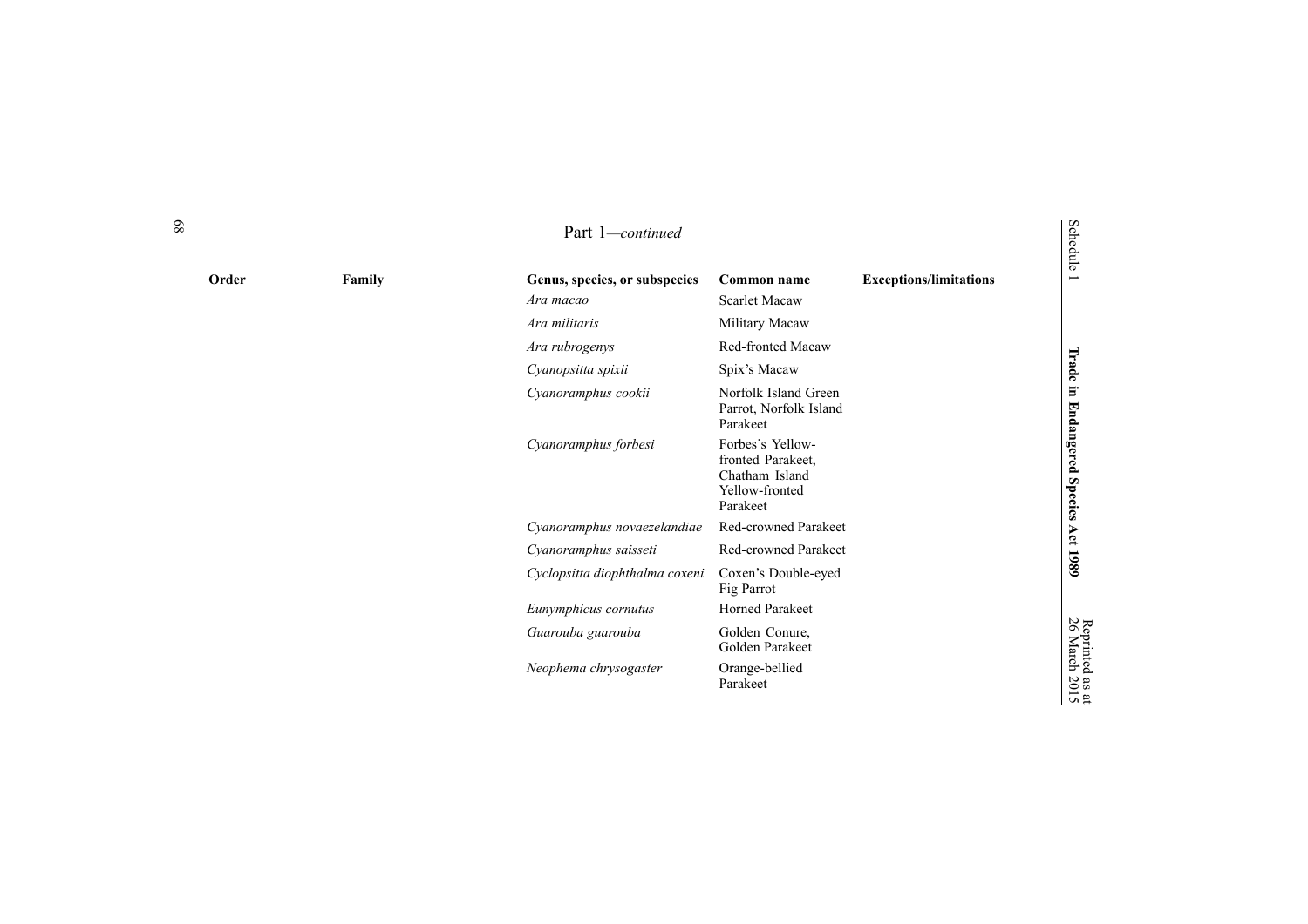Part 1—*continued*

| Order | Family | Genus, species, or subspecies | Common name | Exceptions/limitations |
|---|---|---|---|---|
| | | *Ara macao* | Scarlet Macaw | |
| | | *Ara militaris* | Military Macaw | |
| | | *Ara rubrogenys* | Red-fronted Macaw | |
| | | *Cyanopsitta spixii* | Spix's Macaw | |
| | | *Cyanoramphus cookii* | Norfolk Island Green Parrot, Norfolk Island Parakeet | |
| | | *Cyanoramphus forbesi* | Forbes's Yellow-fronted Parakeet, Chatham Island Yellow-fronted Parakeet | |
| | | *Cyanoramphus novaezelandiae* | Red-crowned Parakeet | |
| | | *Cyanoramphus saisseti* | Red-crowned Parakeet | |
| | | *Cyclopsitta diophthalma coxeni* | Coxen's Double-eyed Fig Parrot | |
| | | *Eunymphicus cornutus* | Horned Parakeet | |
| | | *Guarouba guarouba* | Golden Conure, Golden Parakeet | |
| | | *Neophema chrysogaster* | Orange-bellied Parakeet | |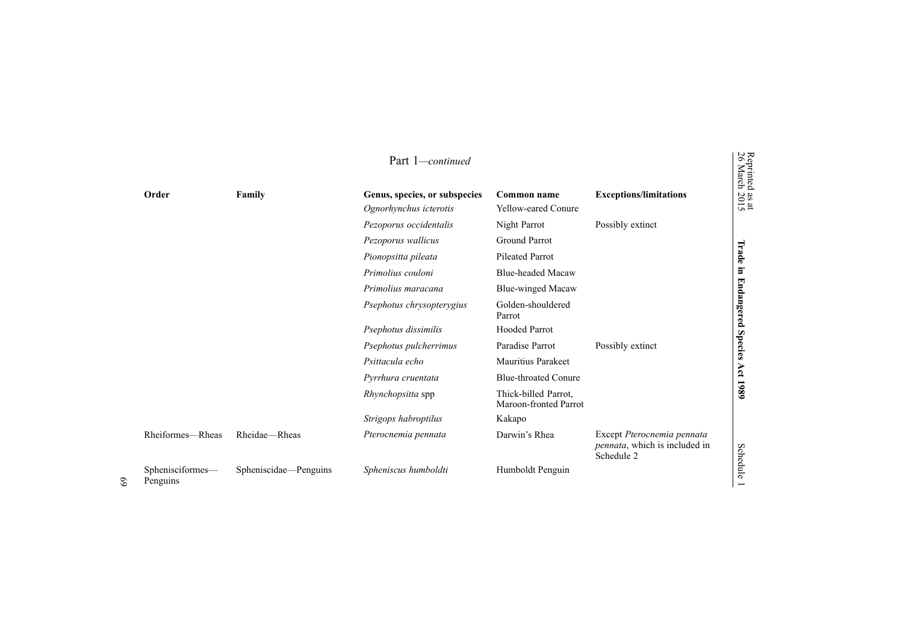Part 1—*continued*

| Order | Family | Genus, species, or subspecies | Common name | Exceptions/limitations |
|---|---|---|---|---|
| | | *Ognorhynchus icterotis* | Yellow-eared Conure | |
| | | *Pezoporus occidentalis* | Night Parrot | Possibly extinct |
| | | *Pezoporus wallicus* | Ground Parrot | |
| | | *Pionopsitta pileata* | Pileated Parrot | |
| | | *Primolius couloni* | Blue-headed Macaw | |
| | | *Primolius maracana* | Blue-winged Macaw | |
| | | *Psephotus chrysopterygius* | Golden-shouldered Parrot | |
| | | *Psephotus dissimilis* | Hooded Parrot | |
| | | *Psephotus pulcherrimus* | Paradise Parrot | Possibly extinct |
| | | *Psittacula echo* | Mauritius Parakeet | |
| | | *Pyrrhura cruentata* | Blue-throated Conure | |
| | | *Rhynchopsitta* spp | Thick-billed Parrot, Maroon-fronted Parrot | |
| | | *Strigops habroptilus* | Kakapo | |
| Rheiformes—Rheas | Rheidae—Rheas | *Pterocnemia pennata* | Darwin's Rhea | Except *Pterocnemia pennata pennata*, which is included in Schedule 2 |
| Sphenisciformes—Penguins | Spheniscidae—Penguins | *Spheniscus humboldti* | Humboldt Penguin | |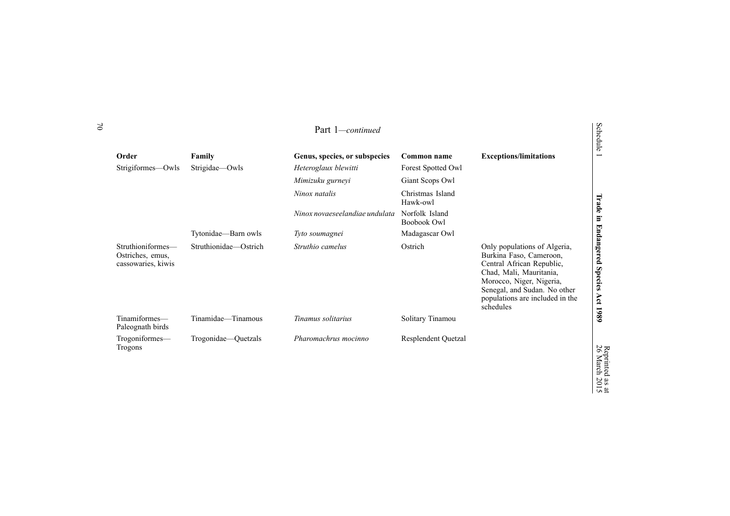Part 1—*continued*

| Order | Family | Genus, species, or subspecies | Common name | Exceptions/limitations |
|---|---|---|---|---|
| Strigiformes—Owls | Strigidae—Owls | *Heteroglaux blewitti* | Forest Spotted Owl | |
| | | *Mimizuku gurneyi* | Giant Scops Owl | |
| | | *Ninox natalis* | Christmas Island Hawk-owl | |
| | | *Ninox novaeseelandiae undulata* | Norfolk Island Boobook Owl | |
| | Tytonidae—Barn owls | *Tyto soumagnei* | Madagascar Owl | |
| Struthioniformes—Ostriches, emus, cassowaries, kiwis | Struthionidae—Ostrich | *Struthio camelus* | Ostrich | Only populations of Algeria, Burkina Faso, Cameroon, Central African Republic, Chad, Mali, Mauritania, Morocco, Niger, Nigeria, Senegal, and Sudan. No other populations are included in the schedules |
| Tinamiformes—Paleognath birds | Tinamidae—Tinamous | *Tinamus solitarius* | Solitary Tinamou | |
| Trogoniformes—Trogons | Trogonidae—Quetzals | *Pharomachrus mocinno* | Resplendent Quetzal | |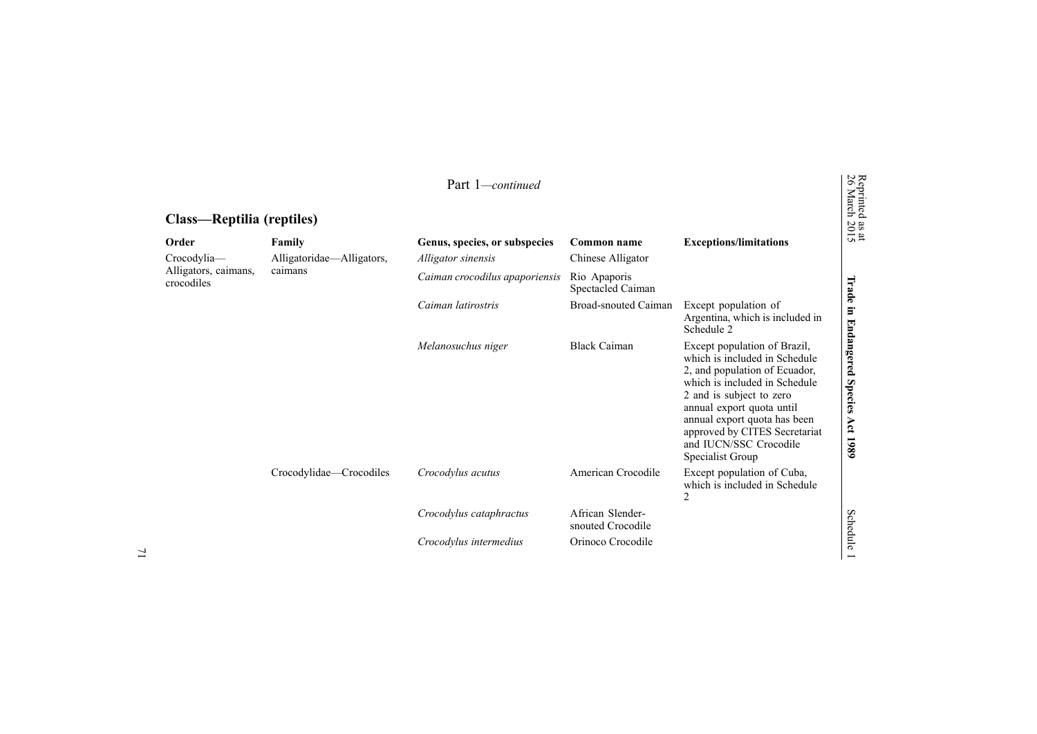Part 1—*continued*

## Class—Reptilia (reptiles)

| Order | Family | Genus, species, or subspecies | Common name | Exceptions/limitations |
|---|---|---|---|---|
| Crocodylia—Alligators, caimans, crocodiles | Alligatoridae—Alligators, caimans | *Alligator sinensis* | Chinese Alligator | |
| | | *Caiman crocodilus apaporiensis* | Rio Apaporis Spectacled Caiman | |
| | | *Caiman latirostris* | Broad-snouted Caiman | Except population of Argentina, which is included in Schedule 2 |
| | | *Melanosuchus niger* | Black Caiman | Except population of Brazil, which is included in Schedule 2, and population of Ecuador, which is included in Schedule 2 and is subject to zero annual export quota until annual export quota has been approved by CITES Secretariat and IUCN/SSC Crocodile Specialist Group |
| | Crocodylidae—Crocodiles | *Crocodylus acutus* | American Crocodile | Except population of Cuba, which is included in Schedule 2 |
| | | *Crocodylus cataphractus* | African Slender-snouted Crocodile | |
| | | *Crocodylus intermedius* | Orinoco Crocodile | |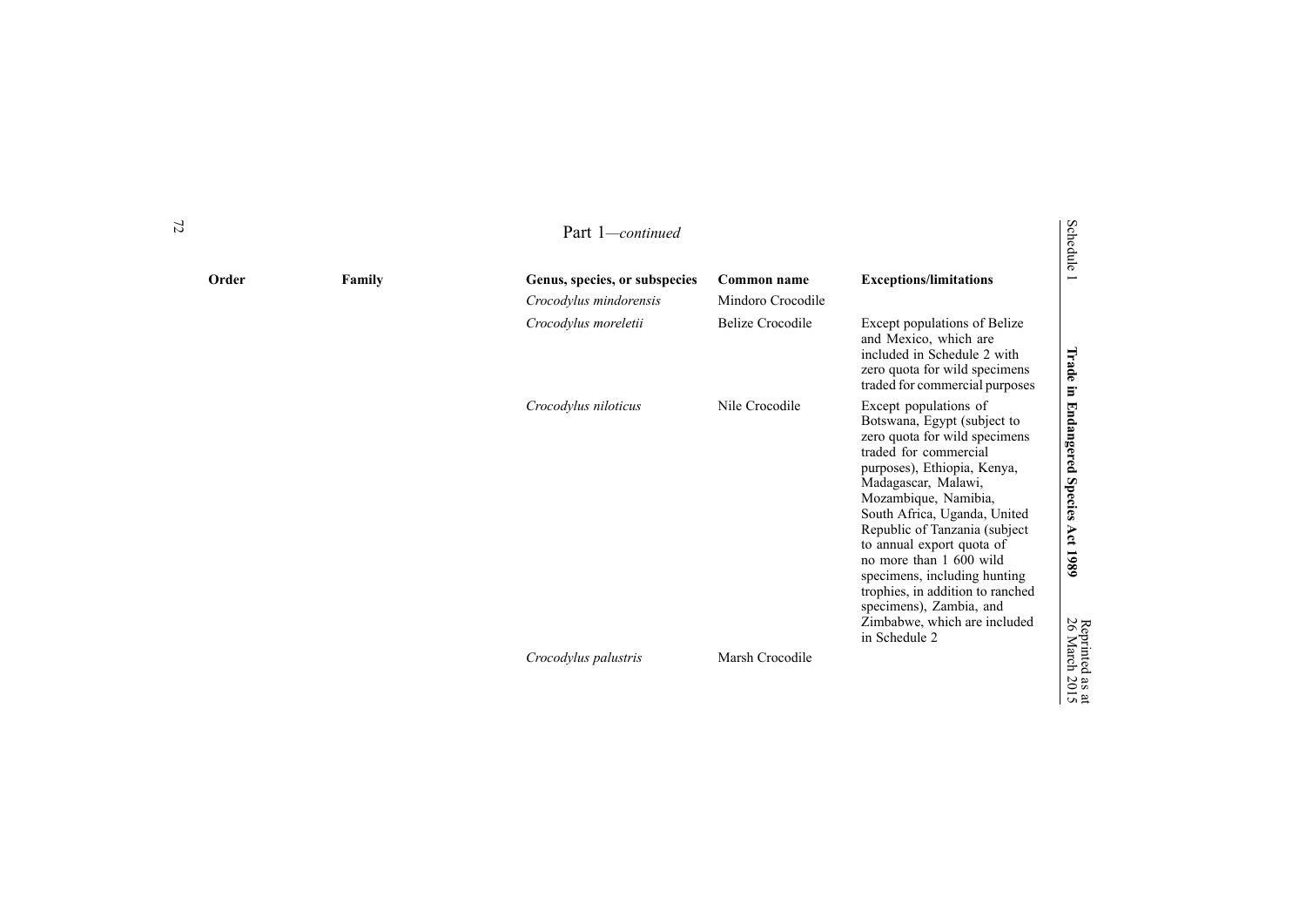Part 1—*continued*

| Order | Family | Genus, species, or subspecies | Common name | Exceptions/limitations |
|---|---|---|---|---|
| | | *Crocodylus mindorensis* | Mindoro Crocodile | |
| | | *Crocodylus moreletii* | Belize Crocodile | Except populations of Belize and Mexico, which are included in Schedule 2 with zero quota for wild specimens traded for commercial purposes |
| | | *Crocodylus niloticus* | Nile Crocodile | Except populations of Botswana, Egypt (subject to zero quota for wild specimens traded for commercial purposes), Ethiopia, Kenya, Madagascar, Malawi, Mozambique, Namibia, South Africa, Uganda, United Republic of Tanzania (subject to annual export quota of no more than 1 600 wild specimens, including hunting trophies, in addition to ranched specimens), Zambia, and Zimbabwe, which are included in Schedule 2 |
| | | *Crocodylus palustris* | Marsh Crocodile | |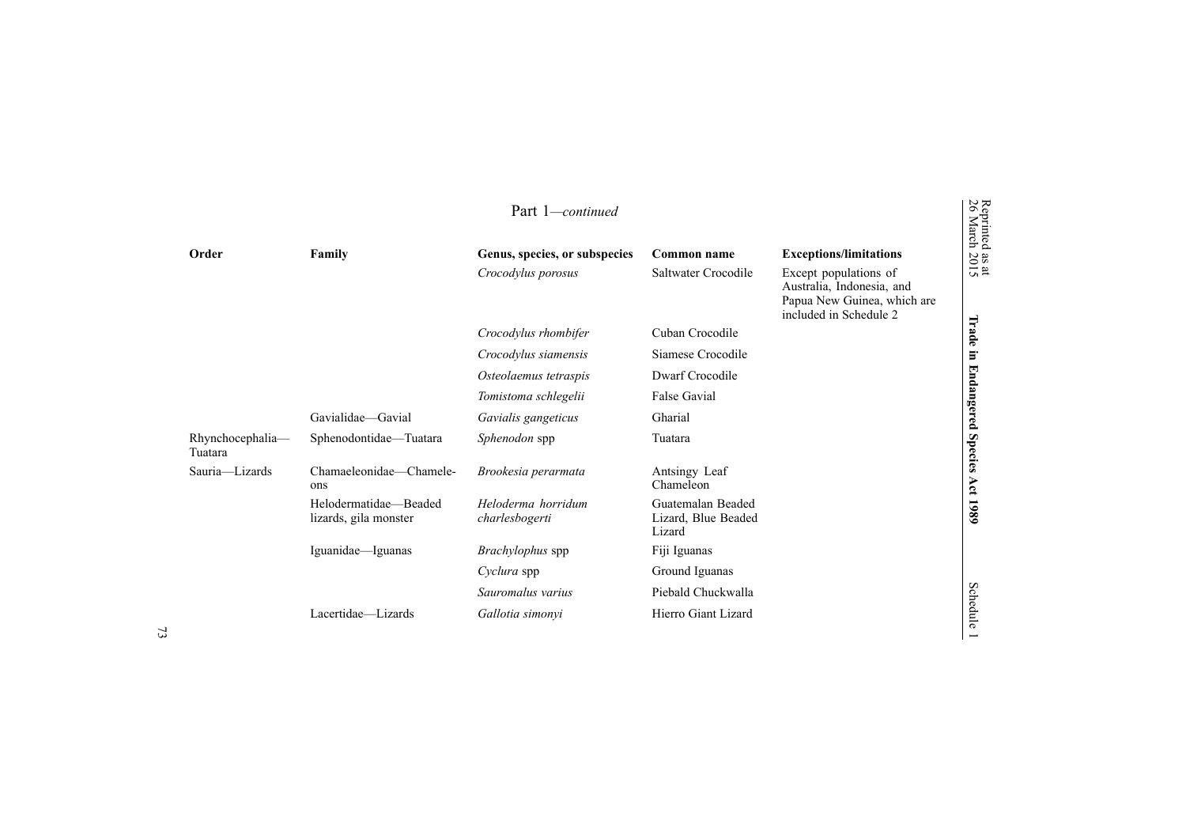Part 1—*continued*

| Order | Family | Genus, species, or subspecies | Common name | Exceptions/limitations |
|---|---|---|---|---|
| | | *Crocodylus porosus* | Saltwater Crocodile | Except populations of Australia, Indonesia, and Papua New Guinea, which are included in Schedule 2 |
| | | *Crocodylus rhombifer* | Cuban Crocodile | |
| | | *Crocodylus siamensis* | Siamese Crocodile | |
| | | *Osteolaemus tetraspis* | Dwarf Crocodile | |
| | | *Tomistoma schlegelii* | False Gavial | |
| | Gavialidae—Gavial | *Gavialis gangeticus* | Gharial | |
| Rhynchocephalia—Tuatara | Sphenodontidae—Tuatara | *Sphenodon* spp | Tuatara | |
| Sauria—Lizards | Chamaeleonidae—Chameleons | *Brookesia perarmata* | Antsingy Leaf Chameleon | |
| | Helodermatidae—Beaded lizards, gila monster | *Heloderma horridum charlesbogerti* | Guatemalan Beaded Lizard, Blue Beaded Lizard | |
| | Iguanidae—Iguanas | *Brachylophus* spp | Fiji Iguanas | |
| | | *Cyclura* spp | Ground Iguanas | |
| | | *Sauromalus varius* | Piebald Chuckwalla | |
| | Lacertidae—Lizards | *Gallotia simonyi* | Hierro Giant Lizard | |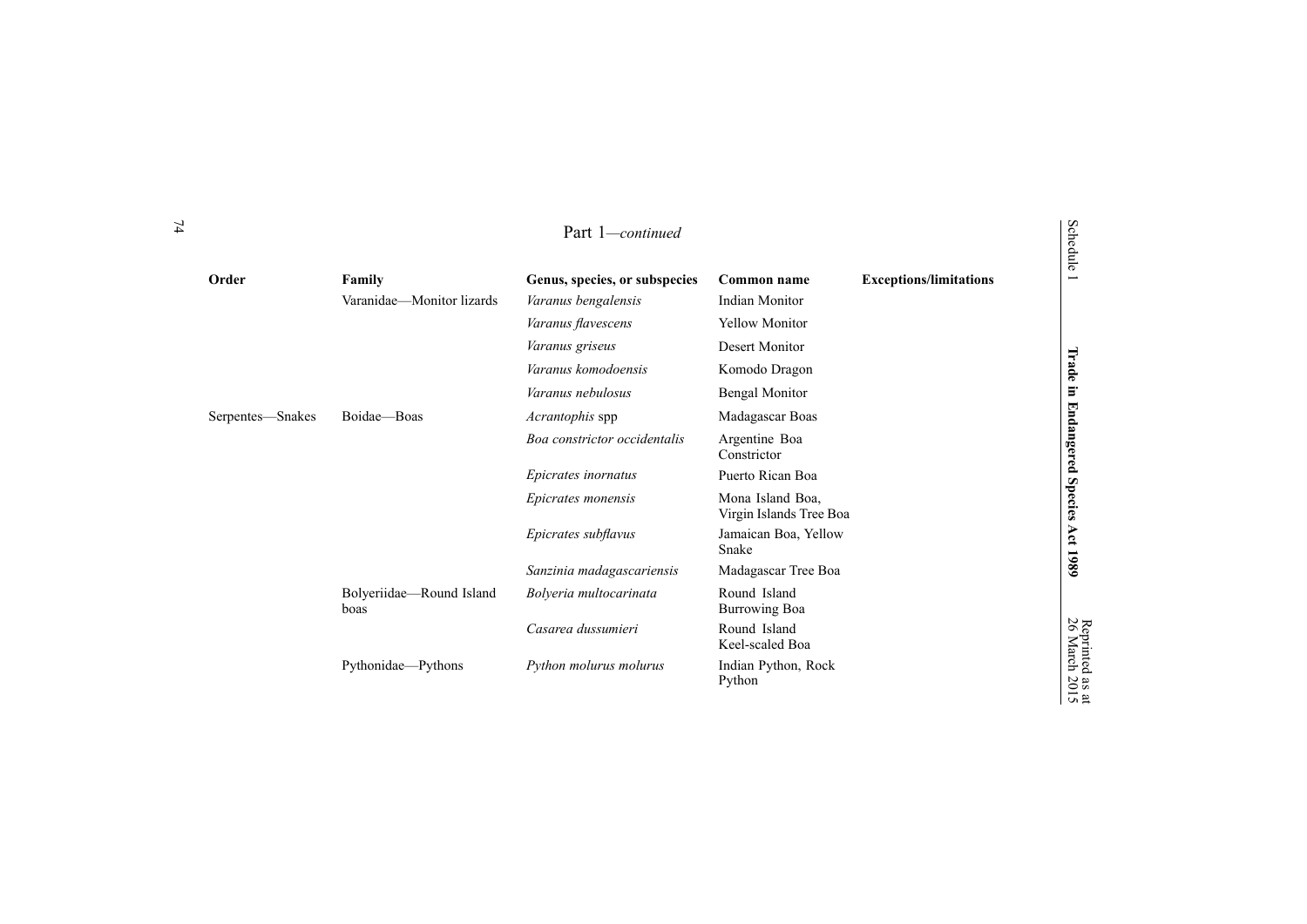Part 1—*continued*

| Order | Family | Genus, species, or subspecies | Common name | Exceptions/limitations |
|---|---|---|---|---|
| | Varanidae—Monitor lizards | *Varanus bengalensis* | Indian Monitor | |
| | | *Varanus flavescens* | Yellow Monitor | |
| | | *Varanus griseus* | Desert Monitor | |
| | | *Varanus komodoensis* | Komodo Dragon | |
| | | *Varanus nebulosus* | Bengal Monitor | |
| Serpentes—Snakes | Boidae—Boas | *Acrantophis* spp | Madagascar Boas | |
| | | *Boa constrictor occidentalis* | Argentine Boa Constrictor | |
| | | *Epicrates inornatus* | Puerto Rican Boa | |
| | | *Epicrates monensis* | Mona Island Boa, Virgin Islands Tree Boa | |
| | | *Epicrates subflavus* | Jamaican Boa, Yellow Snake | |
| | | *Sanzinia madagascariensis* | Madagascar Tree Boa | |
| | Bolyeriidae—Round Island boas | *Bolyeria multocarinata* | Round Island Burrowing Boa | |
| | | *Casarea dussumieri* | Round Island Keel-scaled Boa | |
| | Pythonidae—Pythons | *Python molurus molurus* | Indian Python, Rock Python | |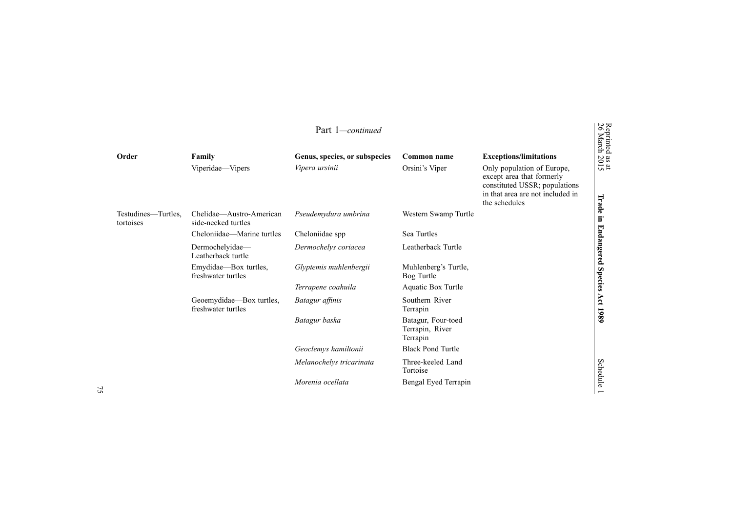Part 1—*continued*

| Order | Family | Genus, species, or subspecies | Common name | Exceptions/limitations |
| --- | --- | --- | --- | --- |
| | Viperidae—Vipers | *Vipera ursinii* | Orsini's Viper | Only population of Europe, except area that formerly constituted USSR; populations in that area are not included in the schedules |
| Testudines—Turtles, tortoises | Chelidae—Austro-American side-necked turtles | *Pseudemydura umbrina* | Western Swamp Turtle | |
| | Cheloniidae—Marine turtles | Cheloniidae spp | Sea Turtles | |
| | Dermochelyidae—Leatherback turtle | *Dermochelys coriacea* | Leatherback Turtle | |
| | Emydidae—Box turtles, freshwater turtles | *Glyptemis muhlenbergii* | Muhlenberg's Turtle, Bog Turtle | |
| | | *Terrapene coahuila* | Aquatic Box Turtle | |
| | Geoemydidae—Box turtles, freshwater turtles | *Batagur affinis* | Southern River Terrapin | |
| | | *Batagur baska* | Batagur, Four-toed Terrapin, River Terrapin | |
| | | *Geoclemys hamiltonii* | Black Pond Turtle | |
| | | *Melanochelys tricarinata* | Three-keeled Land Tortoise | |
| | | *Morenia ocellata* | Bengal Eyed Terrapin | |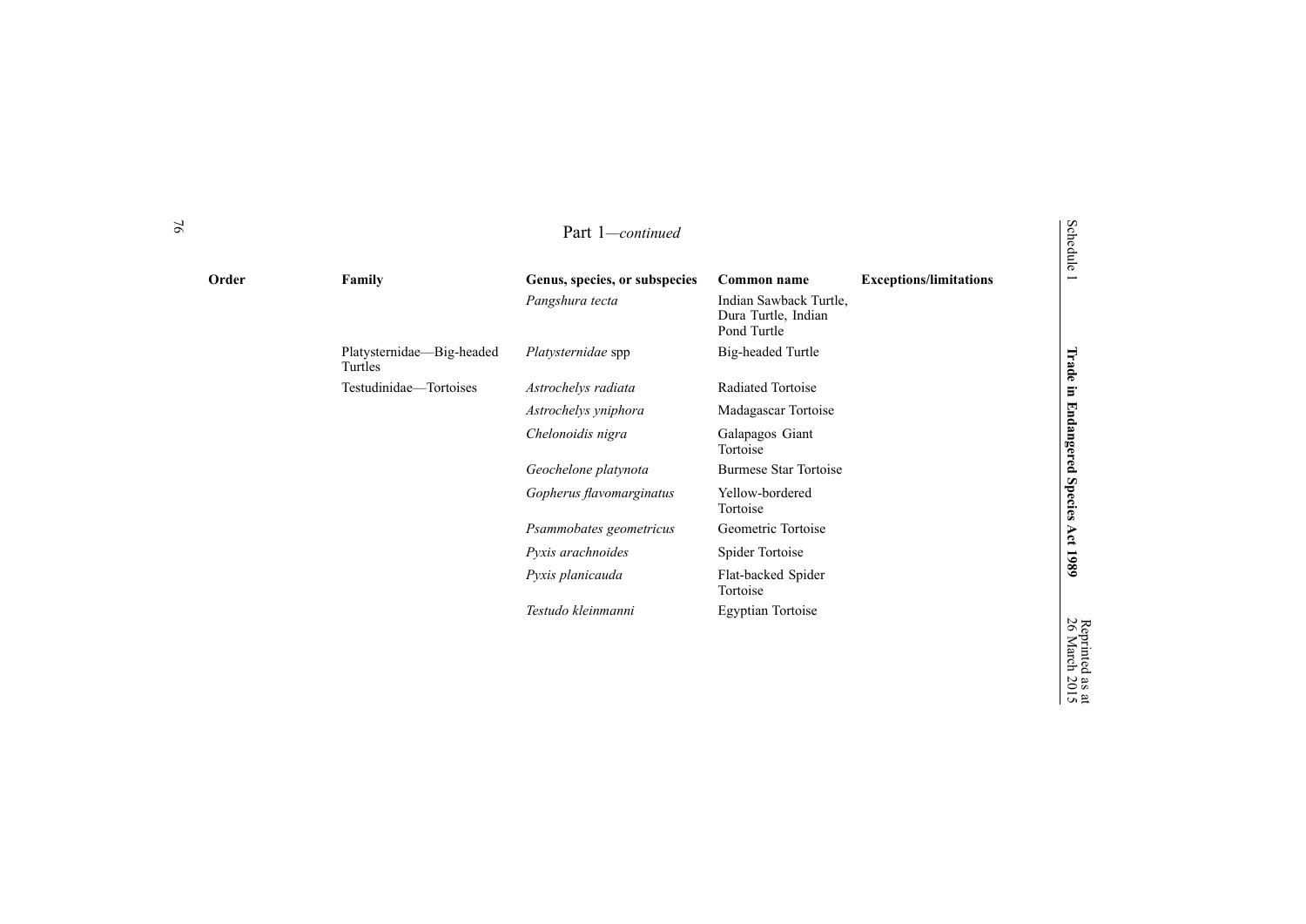Part 1—*continued*

| Order | Family | Genus, species, or subspecies | Common name | Exceptions/limitations |
| --- | --- | --- | --- | --- |
| | | *Pangshura tecta* | Indian Sawback Turtle, Dura Turtle, Indian Pond Turtle | |
| | Platysternidae—Big-headed Turtles | *Platysternidae* spp | Big-headed Turtle | |
| | Testudinidae—Tortoises | *Astrochelys radiata* | Radiated Tortoise | |
| | | *Astrochelys yniphora* | Madagascar Tortoise | |
| | | *Chelonoidis nigra* | Galapagos Giant Tortoise | |
| | | *Geochelone platynota* | Burmese Star Tortoise | |
| | | *Gopherus flavomarginatus* | Yellow-bordered Tortoise | |
| | | *Psammobates geometricus* | Geometric Tortoise | |
| | | *Pyxis arachnoides* | Spider Tortoise | |
| | | *Pyxis planicauda* | Flat-backed Spider Tortoise | |
| | | *Testudo kleinmanni* | Egyptian Tortoise | |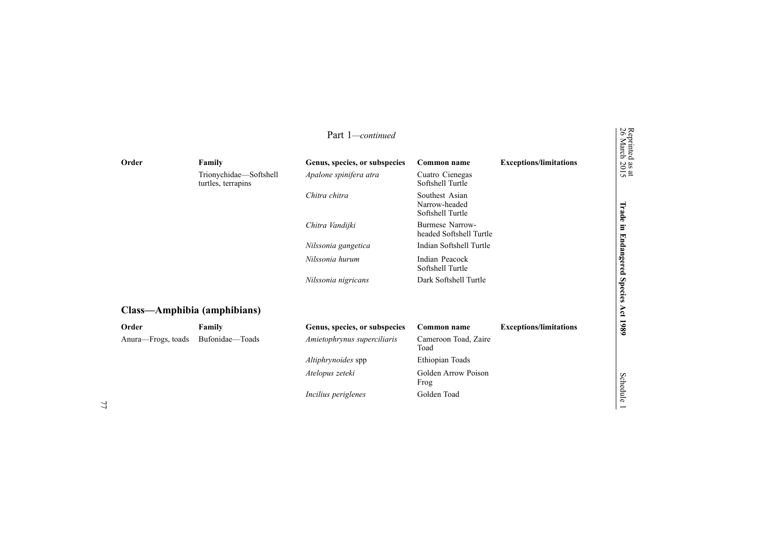Part 1—*continued*

| Order | Family | Genus, species, or subspecies | Common name | Exceptions/limitations |
|---|---|---|---|---|
| | Trionychidae—Softshell turtles, terrapins | *Apalone spinifera atra* | Cuatro Cienegas Softshell Turtle | |
| | | *Chitra chitra* | Southest Asian Narrow-headed Softshell Turtle | |
| | | *Chitra Vandijki* | Burmese Narrow-headed Softshell Turtle | |
| | | *Nilssonia gangetica* | Indian Softshell Turtle | |
| | | *Nilssonia hurum* | Indian Peacock Softshell Turtle | |
| | | *Nilssonia nigricans* | Dark Softshell Turtle | |

## Class—Amphibia (amphibians)

| Order | Family | Genus, species, or subspecies | Common name | Exceptions/limitations |
|---|---|---|---|---|
| Anura—Frogs, toads | Bufonidae—Toads | *Amietophrynus superciliaris* | Cameroon Toad, Zaire Toad | |
| | | *Altiphrynoides* spp | Ethiopian Toads | |
| | | *Atelopus zeteki* | Golden Arrow Poison Frog | |
| | | *Incilius periglenes* | Golden Toad | |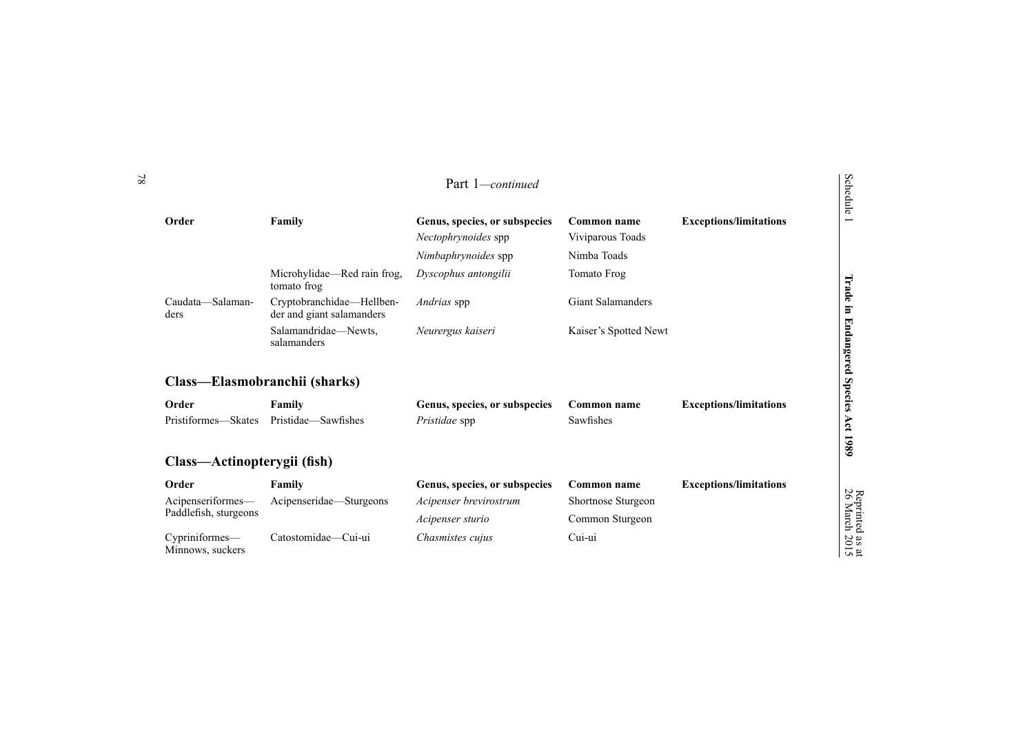Part 1—*continued*

| Order | Family | Genus, species, or subspecies | Common name | Exceptions/limitations |
| --- | --- | --- | --- | --- |
| | | *Nectophrynoides* spp | Viviparous Toads | |
| | | *Nimbaphrynoides* spp | Nimba Toads | |
| | Microhylidae—Red rain frog, tomato frog | *Dyscophus antongilii* | Tomato Frog | |
| Caudata—Salamanders | Cryptobranchidae—Hellbender and giant salamanders | *Andrias* spp | Giant Salamanders | |
| | Salamandridae—Newts, salamanders | *Neurergus kaiseri* | Kaiser's Spotted Newt | |

## Class—Elasmobranchii (sharks)

| Order | Family | Genus, species, or subspecies | Common name | Exceptions/limitations |
| --- | --- | --- | --- | --- |
| Pristiformes—Skates | Pristidae—Sawfishes | *Pristidae* spp | Sawfishes | |

## Class—Actinopterygii (fish)

| Order | Family | Genus, species, or subspecies | Common name | Exceptions/limitations |
| --- | --- | --- | --- | --- |
| Acipenseriformes—Paddlefish, sturgeons | Acipenseridae—Sturgeons | *Acipenser brevirostrum* | Shortnose Sturgeon | |
| | | *Acipenser sturio* | Common Sturgeon | |
| Cypriniformes—Minnows, suckers | Catostomidae—Cui-ui | *Chasmistes cujus* | Cui-ui | |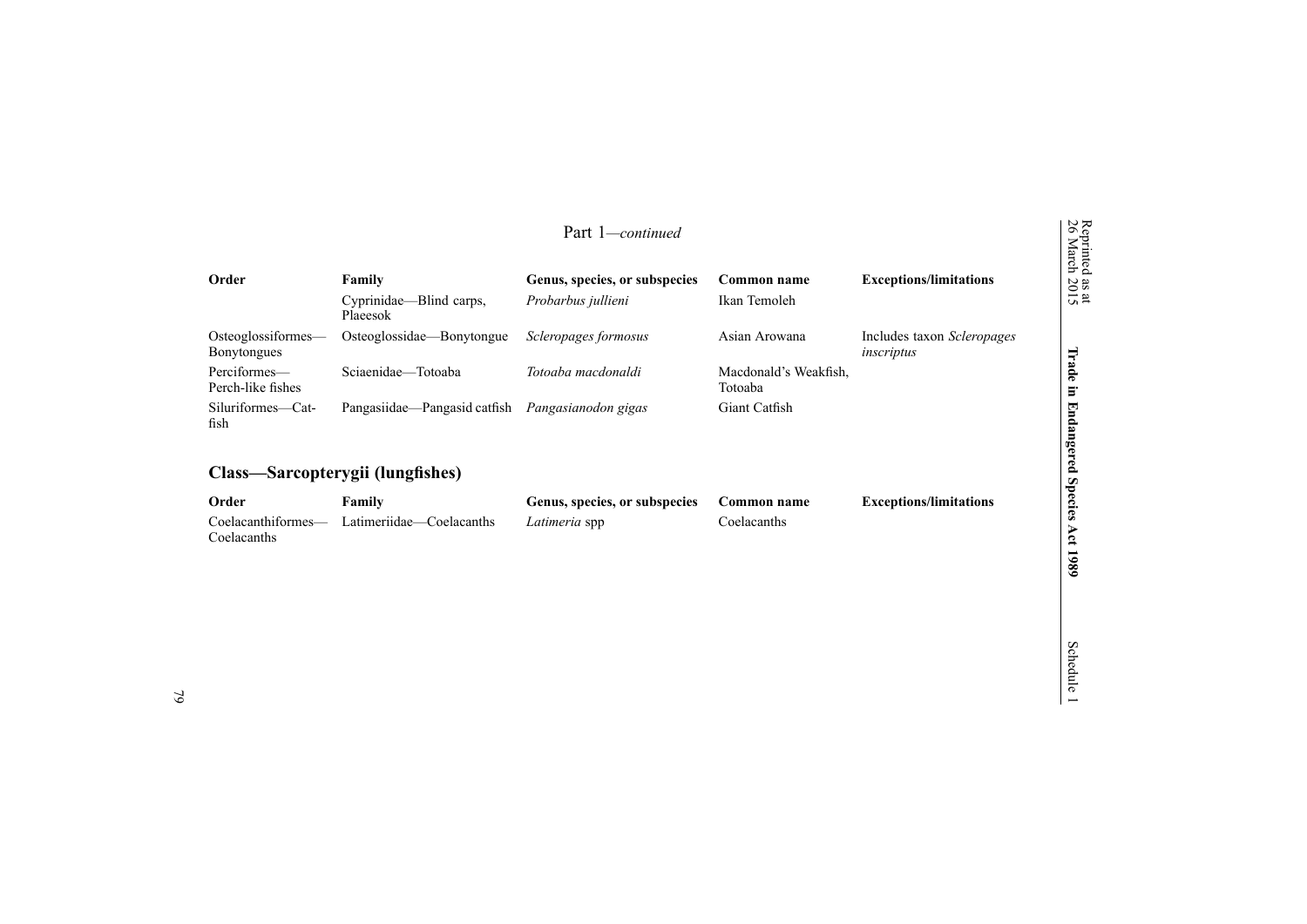Part 1—*continued*

| Order | Family | Genus, species, or subspecies | Common name | Exceptions/limitations |
|---|---|---|---|---|
| | Cyprinidae—Blind carps, Plaeesok | *Probarbus jullieni* | Ikan Temoleh | |
| Osteoglossiformes—Bonytongues | Osteoglossidae—Bonytongue | *Scleropages formosus* | Asian Arowana | Includes taxon *Scleropages inscriptus* |
| Perciformes—Perch-like fishes | Sciaenidae—Totoaba | *Totoaba macdonaldi* | Macdonald's Weakfish, Totoaba | |
| Siluriformes—Catfish | Pangasiidae—Pangasid catfish | *Pangasianodon gigas* | Giant Catfish | |

## Class—Sarcopterygii (lungfishes)

| Order | Family | Genus, species, or subspecies | Common name | Exceptions/limitations |
|---|---|---|---|---|
| Coelacanthiformes—Coelacanths | Latimeriidae—Coelacanths | *Latimeria* spp | Coelacanths | |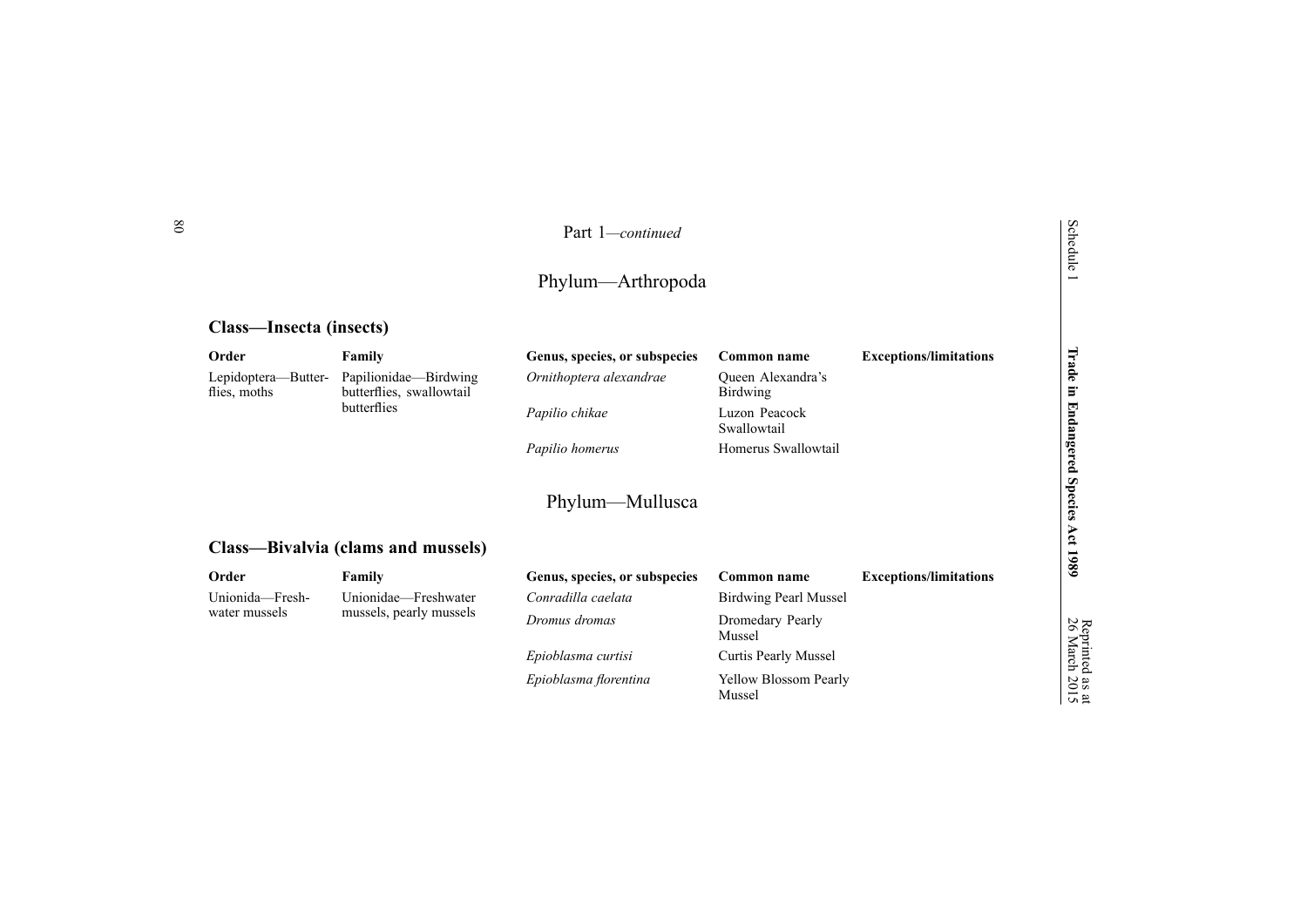Part 1—*continued*

## Phylum—Arthropoda

### Class—Insecta (insects)

| Order | Family | Genus, species, or subspecies | Common name | Exceptions/limitations |
|---|---|---|---|---|
| Lepidoptera—Butterflies, moths | Papilionidae—Birdwing butterflies, swallowtail butterflies | *Ornithoptera alexandrae* | Queen Alexandra's Birdwing | |
| | | *Papilio chikae* | Luzon Peacock Swallowtail | |
| | | *Papilio homerus* | Homerus Swallowtail | |

## Phylum—Mullusca

### Class—Bivalvia (clams and mussels)

| Order | Family | Genus, species, or subspecies | Common name | Exceptions/limitations |
|---|---|---|---|---|
| Unionida—Freshwater mussels | Unionidae—Freshwater mussels, pearly mussels | *Conradilla caelata* | Birdwing Pearl Mussel | |
| | | *Dromus dromas* | Dromedary Pearly Mussel | |
| | | *Epioblasma curtisi* | Curtis Pearly Mussel | |
| | | *Epioblasma florentina* | Yellow Blossom Pearly Mussel | |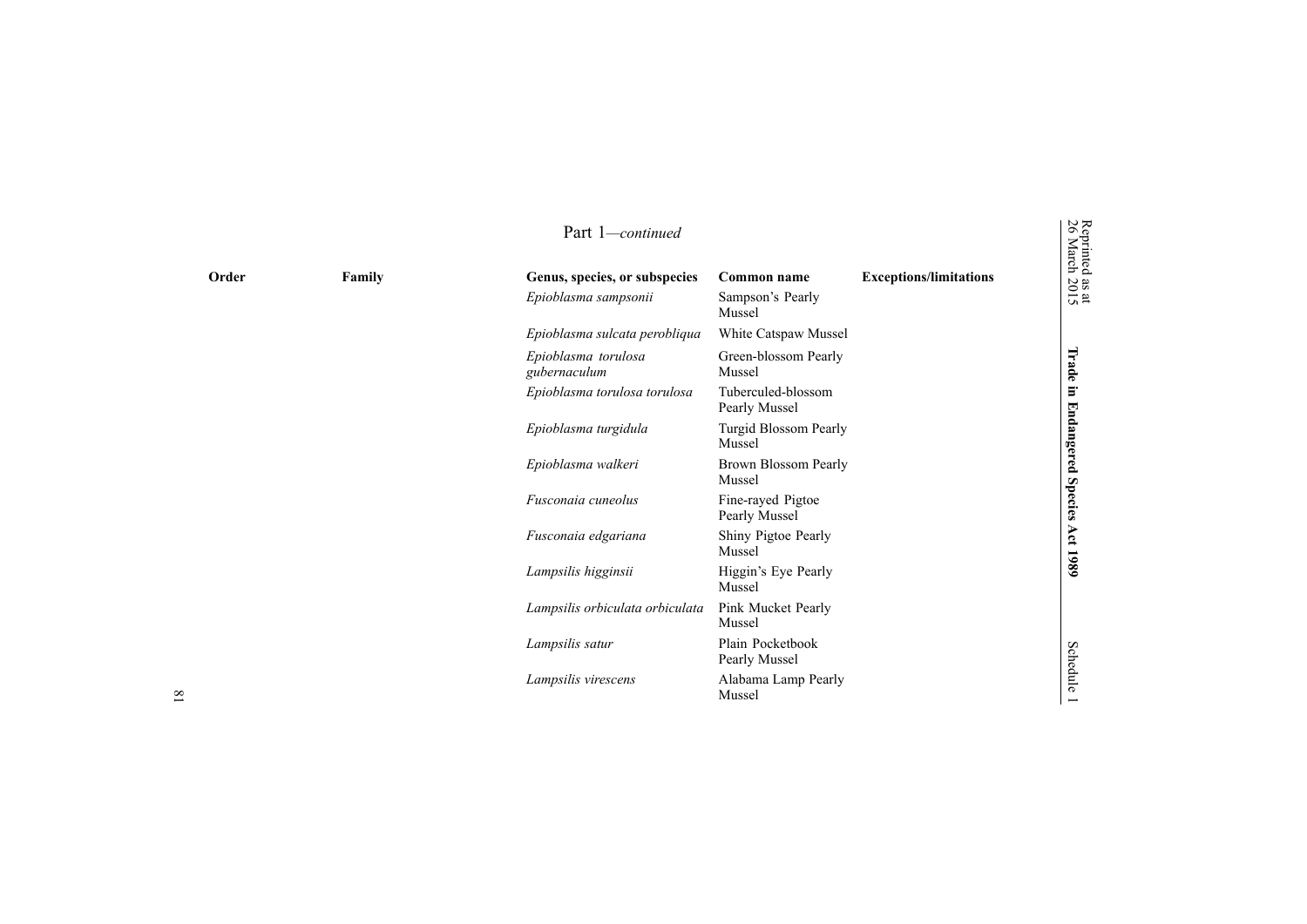Part 1—*continued*

| Order | Family | Genus, species, or subspecies | Common name | Exceptions/limitations |
|---|---|---|---|---|
| | | *Epioblasma sampsonii* | Sampson's Pearly Mussel | |
| | | *Epioblasma sulcata perobliqua* | White Catspaw Mussel | |
| | | *Epioblasma torulosa gubernaculum* | Green-blossom Pearly Mussel | |
| | | *Epioblasma torulosa torulosa* | Tuberculed-blossom Pearly Mussel | |
| | | *Epioblasma turgidula* | Turgid Blossom Pearly Mussel | |
| | | *Epioblasma walkeri* | Brown Blossom Pearly Mussel | |
| | | *Fusconaia cuneolus* | Fine-rayed Pigtoe Pearly Mussel | |
| | | *Fusconaia edgariana* | Shiny Pigtoe Pearly Mussel | |
| | | *Lampsilis higginsii* | Higgin's Eye Pearly Mussel | |
| | | *Lampsilis orbiculata orbiculata* | Pink Mucket Pearly Mussel | |
| | | *Lampsilis satur* | Plain Pocketbook Pearly Mussel | |
| | | *Lampsilis virescens* | Alabama Lamp Pearly Mussel | |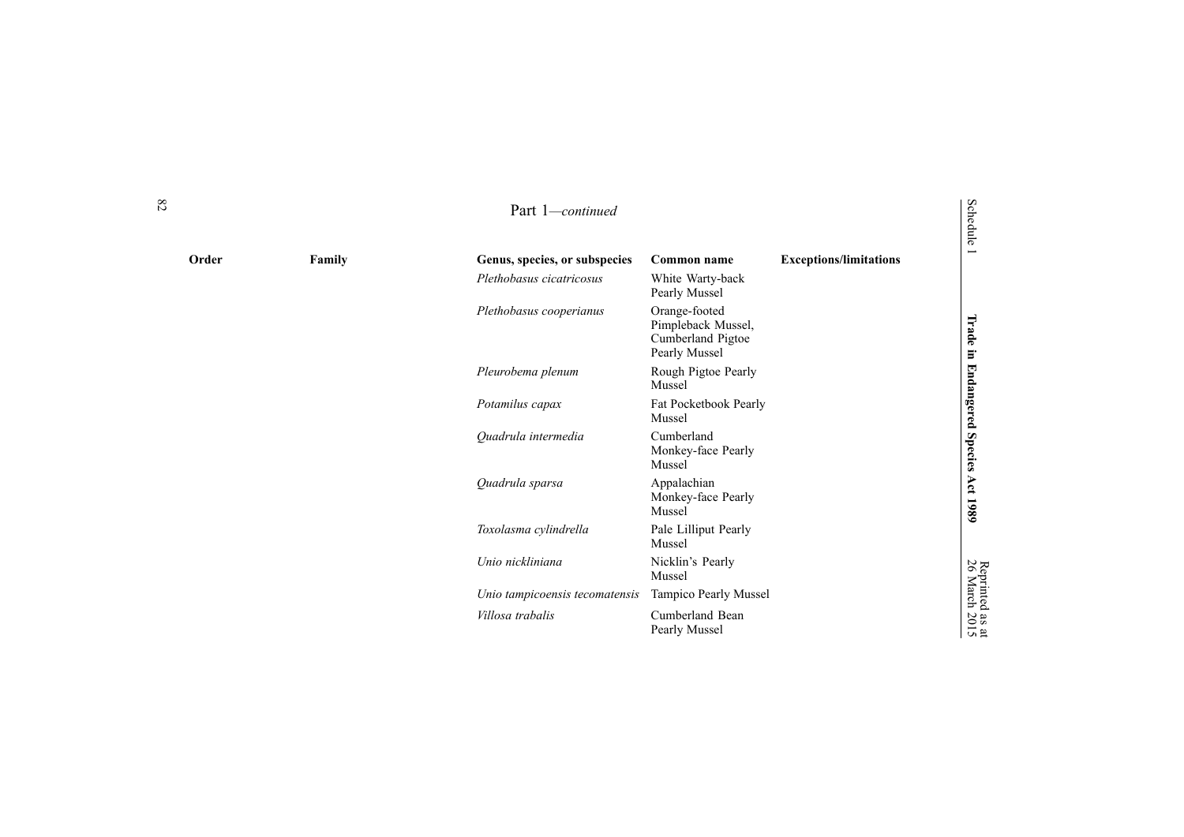Part 1—*continued*

| Order | Family | Genus, species, or subspecies | Common name | Exceptions/limitations |
|---|---|---|---|---|
| | | *Plethobasus cicatricosus* | White Warty-back Pearly Mussel | |
| | | *Plethobasus cooperianus* | Orange-footed Pimpleback Mussel, Cumberland Pigtoe Pearly Mussel | |
| | | *Pleurobema plenum* | Rough Pigtoe Pearly Mussel | |
| | | *Potamilus capax* | Fat Pocketbook Pearly Mussel | |
| | | *Quadrula intermedia* | Cumberland Monkey-face Pearly Mussel | |
| | | *Quadrula sparsa* | Appalachian Monkey-face Pearly Mussel | |
| | | *Toxolasma cylindrella* | Pale Lilliput Pearly Mussel | |
| | | *Unio nickliniana* | Nicklin's Pearly Mussel | |
| | | *Unio tampicoensis tecomatensis* | Tampico Pearly Mussel | |
| | | *Villosa trabalis* | Cumberland Bean Pearly Mussel | |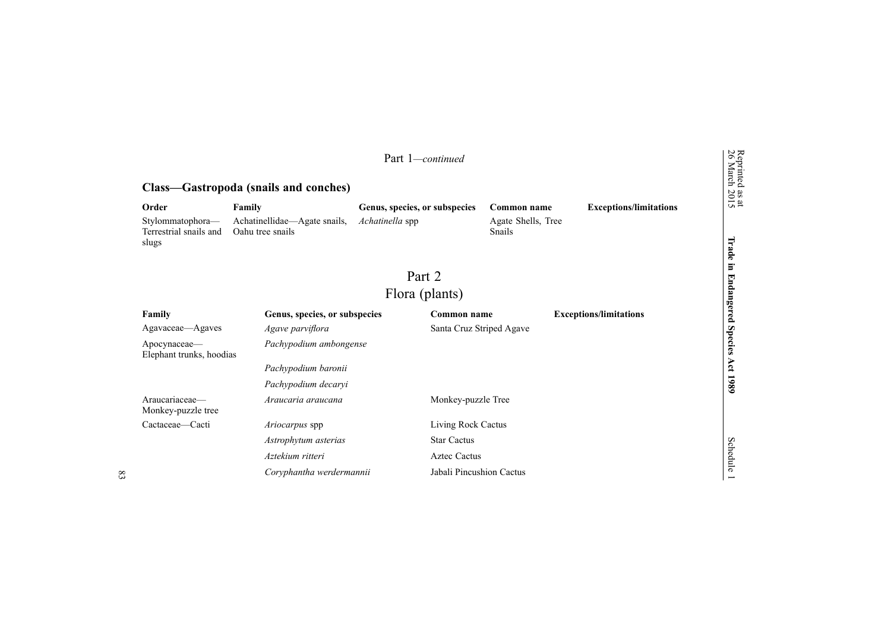Part 1—*continued*

### Class—Gastropoda (snails and conches)

| Order | Family | Genus, species, or subspecies | Common name | Exceptions/limitations |
|---|---|---|---|---|
| Stylommatophora—Terrestrial snails and slugs | Achatinellidae—Agate snails, Oahu tree snails | *Achatinella* spp | Agate Shells, Tree Snails | |

# Part 2
## Flora (plants)

| Family | Genus, species, or subspecies | Common name | Exceptions/limitations |
|---|---|---|---|
| Agavaceae—Agaves | *Agave parviflora* | Santa Cruz Striped Agave | |
| Apocynaceae—Elephant trunks, hoodias | *Pachypodium ambongense* | | |
| | *Pachypodium baronii* | | |
| | *Pachypodium decaryi* | | |
| Araucariaceae—Monkey-puzzle tree | *Araucaria araucana* | Monkey-puzzle Tree | |
| Cactaceae—Cacti | *Ariocarpus* spp | Living Rock Cactus | |
| | *Astrophytum asterias* | Star Cactus | |
| | *Aztekium ritteri* | Aztec Cactus | |
| | *Coryphantha werdermannii* | Jabali Pincushion Cactus | |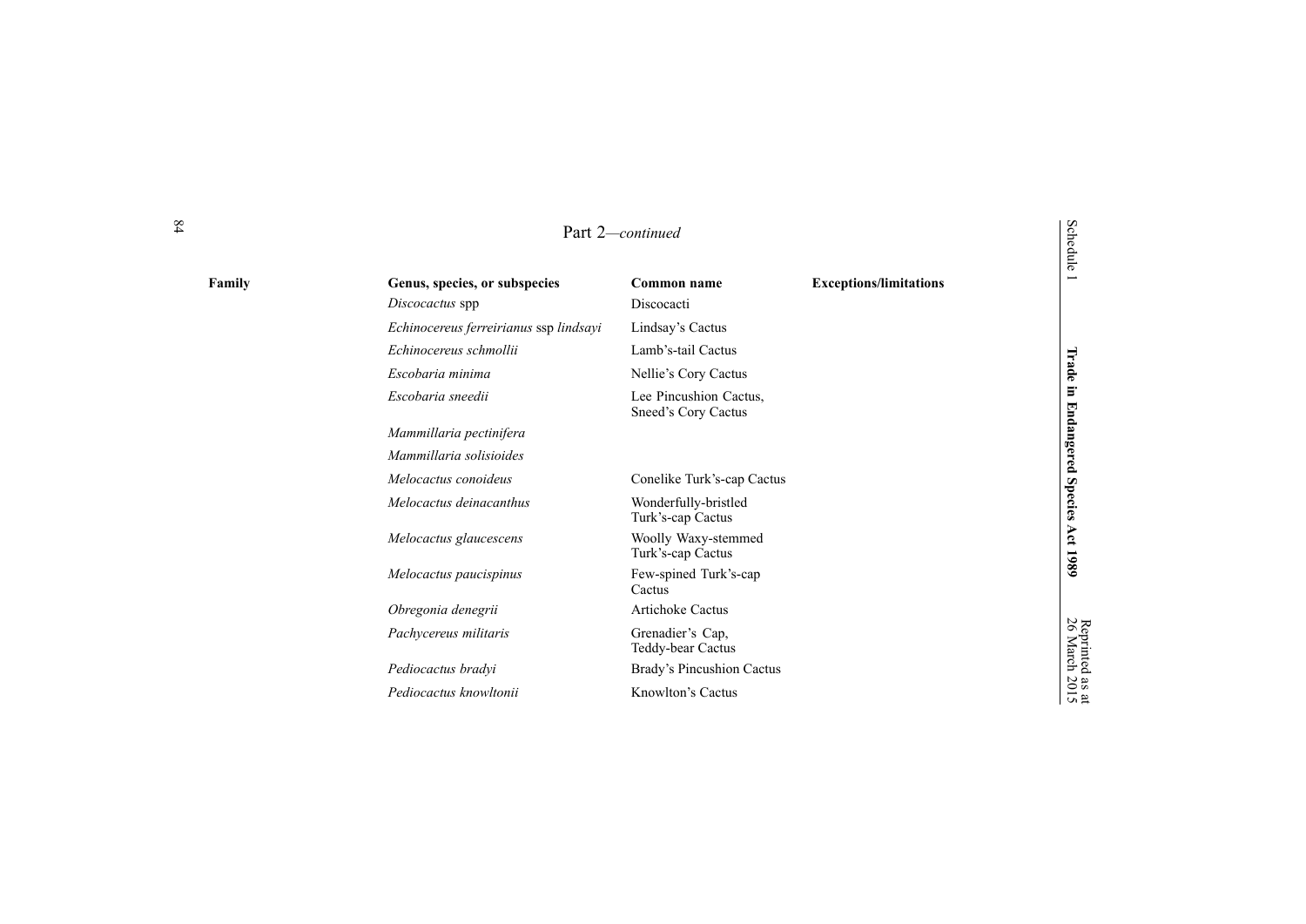Part 2—*continued*

| Family | Genus, species, or subspecies | Common name | Exceptions/limitations |
|---|---|---|---|
| | *Discocactus* spp | Discocacti | |
| | *Echinocereus ferreirianus* ssp *lindsayi* | Lindsay's Cactus | |
| | *Echinocereus schmollii* | Lamb's-tail Cactus | |
| | *Escobaria minima* | Nellie's Cory Cactus | |
| | *Escobaria sneedii* | Lee Pincushion Cactus, Sneed's Cory Cactus | |
| | *Mammillaria pectinifera* | | |
| | *Mammillaria solisioides* | | |
| | *Melocactus conoideus* | Conelike Turk's-cap Cactus | |
| | *Melocactus deinacanthus* | Wonderfully-bristled Turk's-cap Cactus | |
| | *Melocactus glaucescens* | Woolly Waxy-stemmed Turk's-cap Cactus | |
| | *Melocactus paucispinus* | Few-spined Turk's-cap Cactus | |
| | *Obregonia denegrii* | Artichoke Cactus | |
| | *Pachycereus militaris* | Grenadier's Cap, Teddy-bear Cactus | |
| | *Pediocactus bradyi* | Brady's Pincushion Cactus | |
| | *Pediocactus knowltonii* | Knowlton's Cactus | |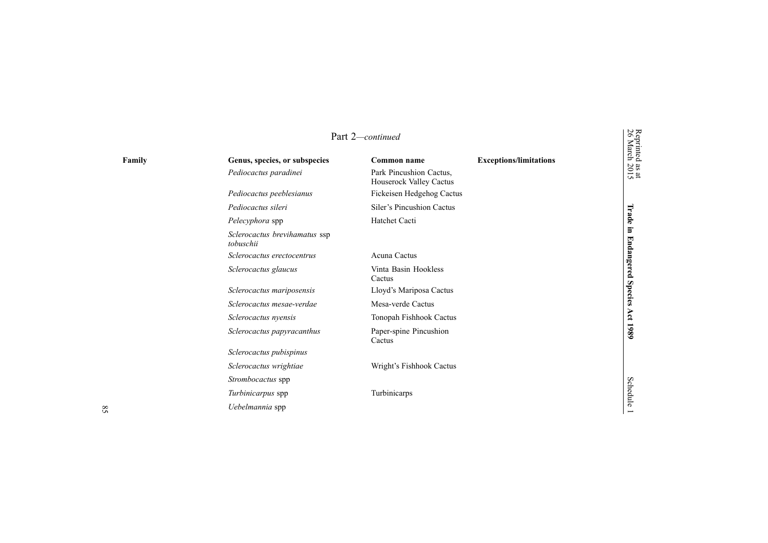Part 2—*continued*

| Family | Genus, species, or subspecies | Common name | Exceptions/limitations |
|---|---|---|---|
| | *Pediocactus paradinei* | Park Pincushion Cactus, Houserock Valley Cactus | |
| | *Pediocactus peeblesianus* | Fickeisen Hedgehog Cactus | |
| | *Pediocactus sileri* | Siler's Pincushion Cactus | |
| | *Pelecyphora* spp | Hatchet Cacti | |
| | *Sclerocactus brevihamatus* ssp *tobuschii* | | |
| | *Sclerocactus erectocentrus* | Acuna Cactus | |
| | *Sclerocactus glaucus* | Vinta Basin Hookless Cactus | |
| | *Sclerocactus mariposensis* | Lloyd's Mariposa Cactus | |
| | *Sclerocactus mesae-verdae* | Mesa-verde Cactus | |
| | *Sclerocactus nyensis* | Tonopah Fishhook Cactus | |
| | *Sclerocactus papyracanthus* | Paper-spine Pincushion Cactus | |
| | *Sclerocactus pubispinus* | | |
| | *Sclerocactus wrightiae* | Wright's Fishhook Cactus | |
| | *Strombocactus* spp | | |
| | *Turbinicarpus* spp | Turbinicarps | |
| | *Uebelmannia* spp | | |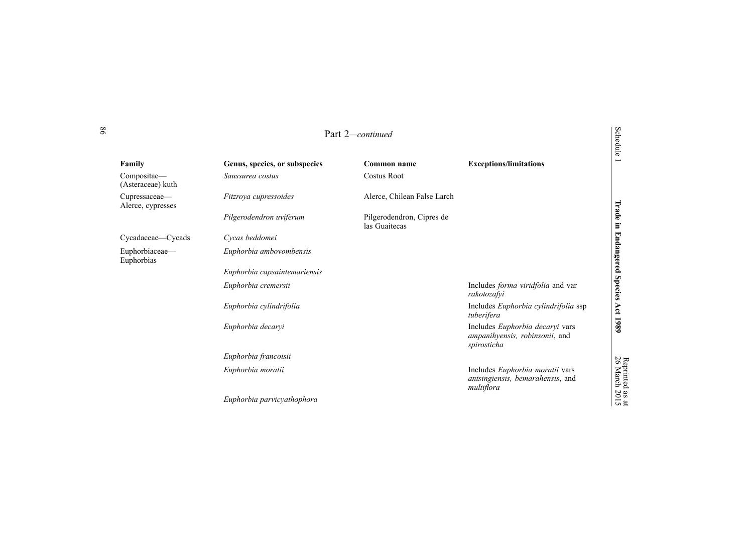Part 2—*continued*

| Family | Genus, species, or subspecies | Common name | Exceptions/limitations |
|---|---|---|---|
| Compositae—(Asteraceae) kuth | *Saussurea costus* | Costus Root | |
| Cupressaceae—Alerce, cypresses | *Fitzroya cupressoides* | Alerce, Chilean False Larch | |
| | *Pilgerodendron uviferum* | Pilgerodendron, Cipres de las Guaitecas | |
| Cycadaceae—Cycads | *Cycas beddomei* | | |
| Euphorbiaceae—Euphorbias | *Euphorbia ambovombensis* | | |
| | *Euphorbia capsaintemariensis* | | |
| | *Euphorbia cremersii* | | Includes *forma viridfolia* and var *rakotozafyi* |
| | *Euphorbia cylindrifolia* | | Includes *Euphorbia cylindrifolia* ssp *tuberifera* |
| | *Euphorbia decaryi* | | Includes *Euphorbia decaryi* vars *ampanihyensis, robinsonii*, and *spirosticha* |
| | *Euphorbia francoisii* | | |
| | *Euphorbia moratii* | | Includes *Euphorbia moratii* vars *antsingiensis, bemarahensis*, and *multiflora* |
| | *Euphorbia parvicyathophora* | | |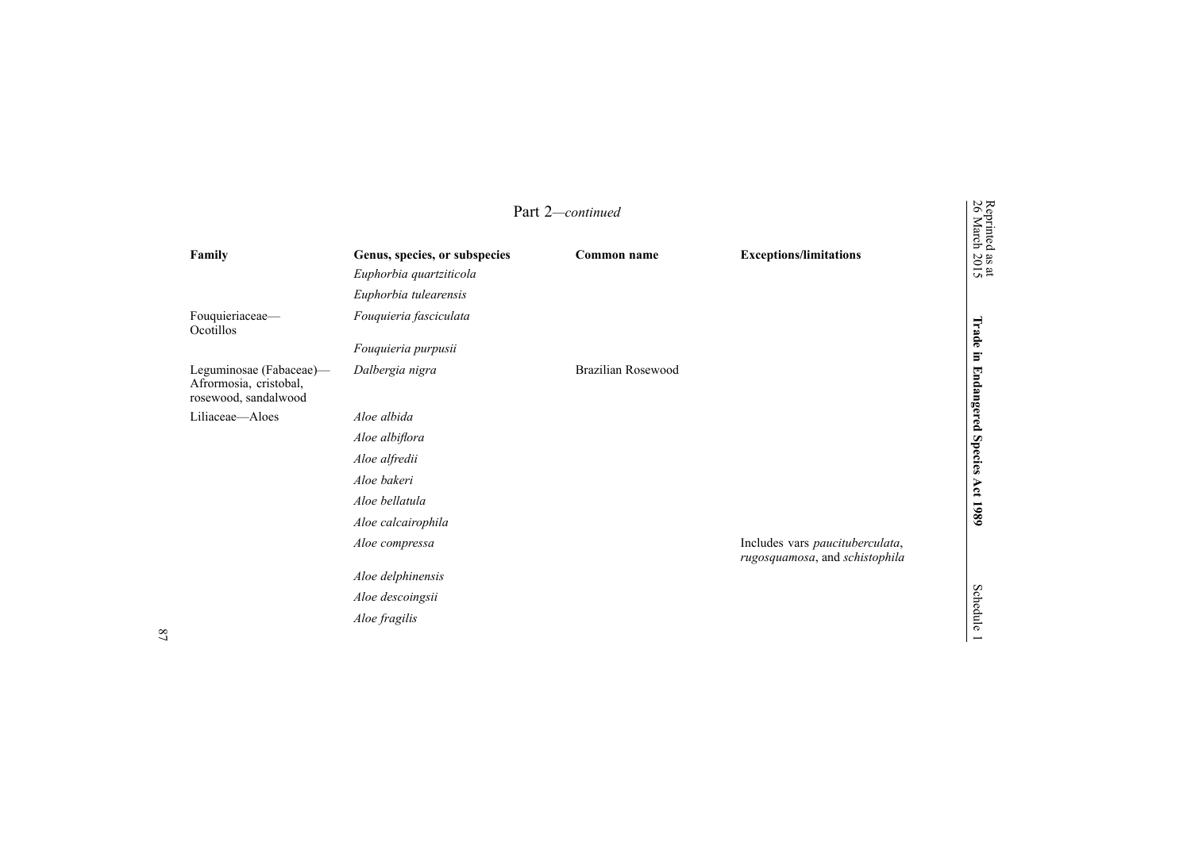Part 2—*continued*

| Family | Genus, species, or subspecies | Common name | Exceptions/limitations |
|---|---|---|---|
| | *Euphorbia quartziticola* | | |
| | *Euphorbia tulearensis* | | |
| Fouquieriaceae—Ocotillos | *Fouquieria fasciculata* | | |
| | *Fouquieria purpusii* | | |
| Leguminosae (Fabaceae)—Afrormosia, cristobal, rosewood, sandalwood | *Dalbergia nigra* | Brazilian Rosewood | |
| Liliaceae—Aloes | *Aloe albida* | | |
| | *Aloe albiflora* | | |
| | *Aloe alfredii* | | |
| | *Aloe bakeri* | | |
| | *Aloe bellatula* | | |
| | *Aloe calcairophila* | | |
| | *Aloe compressa* | | Includes vars *paucituberculata*, *rugosquamosa*, and *schistophila* |
| | *Aloe delphinensis* | | |
| | *Aloe descoingsii* | | |
| | *Aloe fragilis* | | |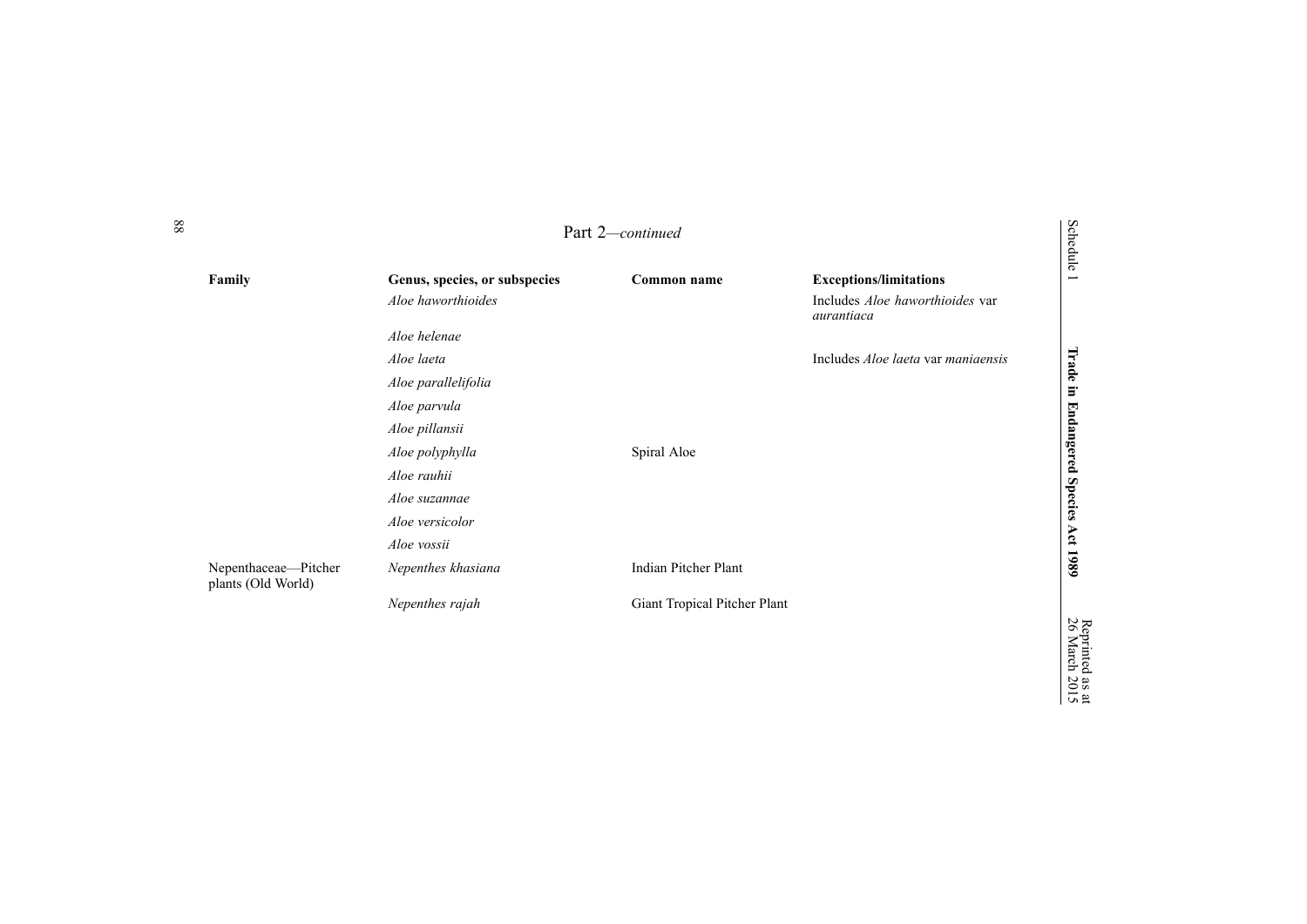Part 2—*continued*

| Family | Genus, species, or subspecies | Common name | Exceptions/limitations |
|---|---|---|---|
| | *Aloe haworthioides* | | Includes *Aloe haworthioides* var *aurantiaca* |
| | *Aloe helenae* | | |
| | *Aloe laeta* | | Includes *Aloe laeta* var *maniaensis* |
| | *Aloe parallelifolia* | | |
| | *Aloe parvula* | | |
| | *Aloe pillansii* | | |
| | *Aloe polyphylla* | Spiral Aloe | |
| | *Aloe rauhii* | | |
| | *Aloe suzannae* | | |
| | *Aloe versicolor* | | |
| | *Aloe vossii* | | |
| Nepenthaceae—Pitcher plants (Old World) | *Nepenthes khasiana* | Indian Pitcher Plant | |
| | *Nepenthes rajah* | Giant Tropical Pitcher Plant | |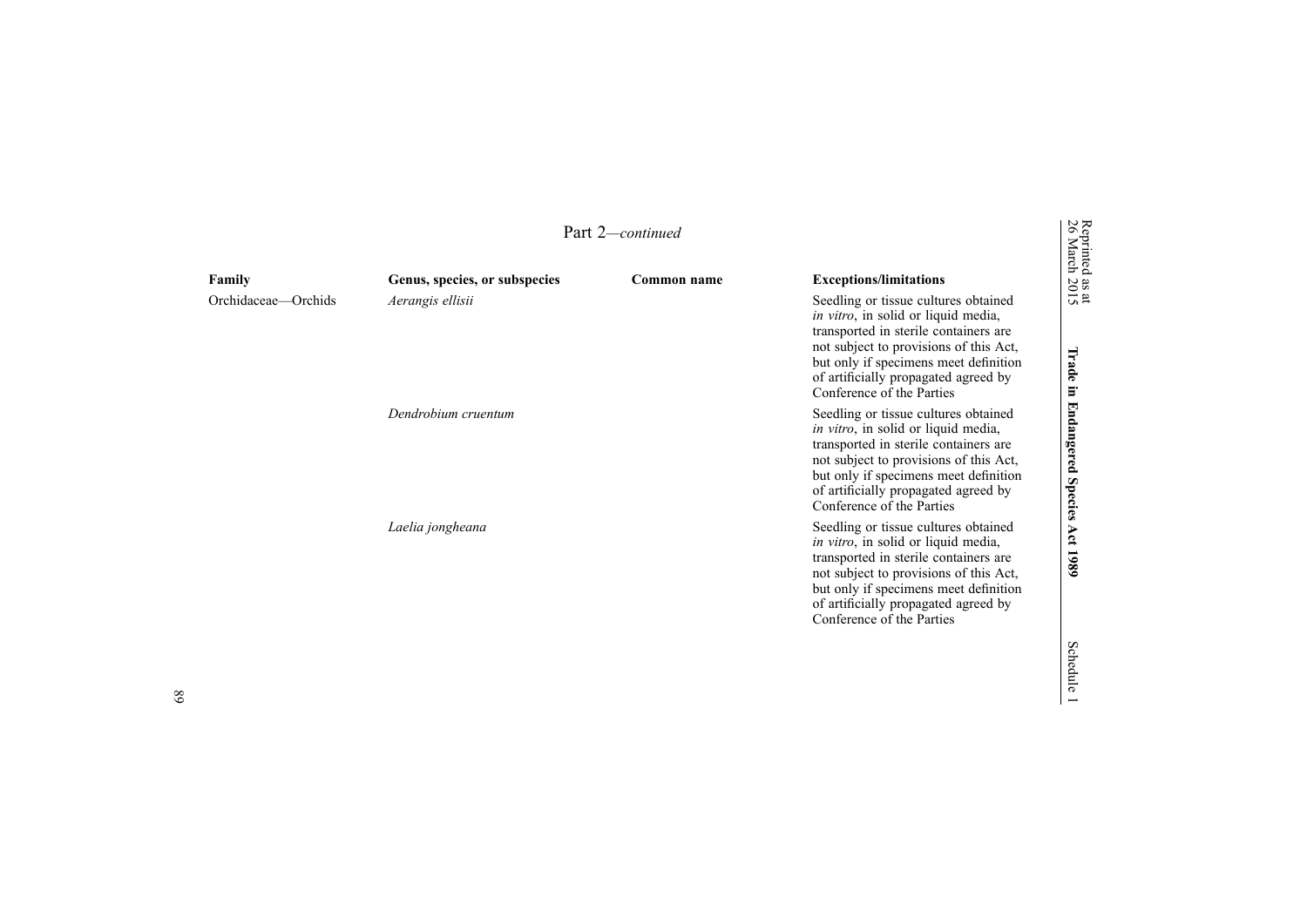Part 2—*continued*

| Family | Genus, species, or subspecies | Common name | Exceptions/limitations |
|---|---|---|---|
| Orchidaceae—Orchids | *Aerangis ellisii* | | Seedling or tissue cultures obtained *in vitro*, in solid or liquid media, transported in sterile containers are not subject to provisions of this Act, but only if specimens meet definition of artificially propagated agreed by Conference of the Parties |
| | *Dendrobium cruentum* | | Seedling or tissue cultures obtained *in vitro*, in solid or liquid media, transported in sterile containers are not subject to provisions of this Act, but only if specimens meet definition of artificially propagated agreed by Conference of the Parties |
| | *Laelia jongheana* | | Seedling or tissue cultures obtained *in vitro*, in solid or liquid media, transported in sterile containers are not subject to provisions of this Act, but only if specimens meet definition of artificially propagated agreed by Conference of the Parties |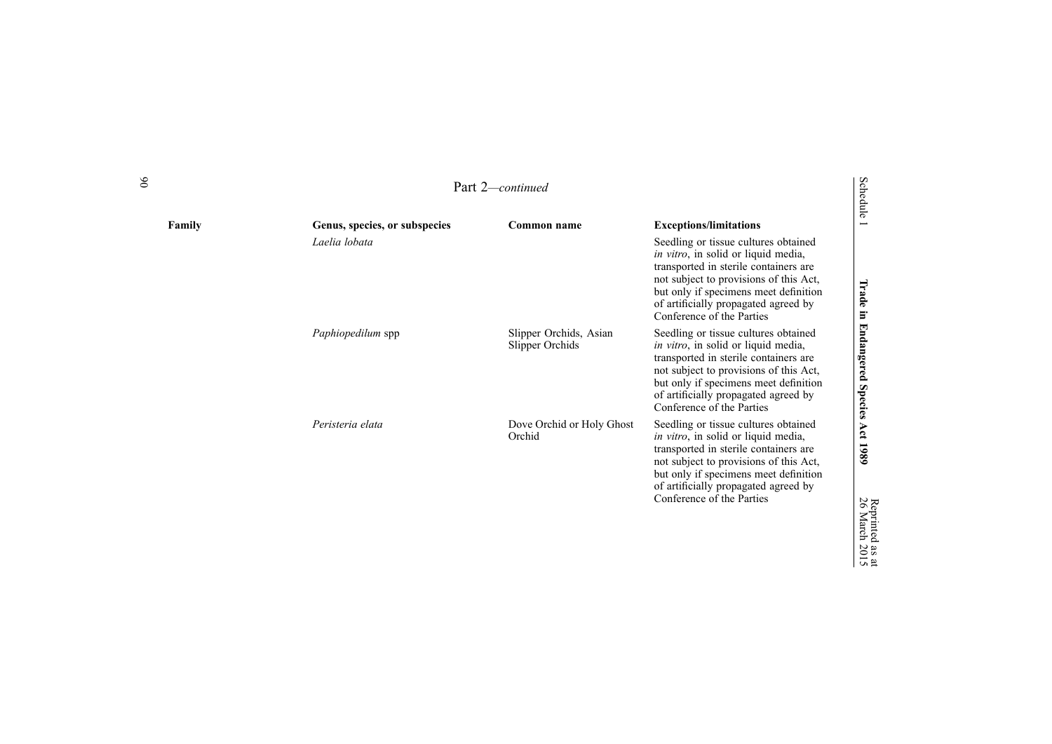Part 2—*continued*

| Family | Genus, species, or subspecies | Common name | Exceptions/limitations |
|---|---|---|---|
| | *Laelia lobata* | | Seedling or tissue cultures obtained *in vitro*, in solid or liquid media, transported in sterile containers are not subject to provisions of this Act, but only if specimens meet definition of artificially propagated agreed by Conference of the Parties |
| | *Paphiopedilum* spp | Slipper Orchids, Asian Slipper Orchids | Seedling or tissue cultures obtained *in vitro*, in solid or liquid media, transported in sterile containers are not subject to provisions of this Act, but only if specimens meet definition of artificially propagated agreed by Conference of the Parties |
| | *Peristeria elata* | Dove Orchid or Holy Ghost Orchid | Seedling or tissue cultures obtained *in vitro*, in solid or liquid media, transported in sterile containers are not subject to provisions of this Act, but only if specimens meet definition of artificially propagated agreed by Conference of the Parties |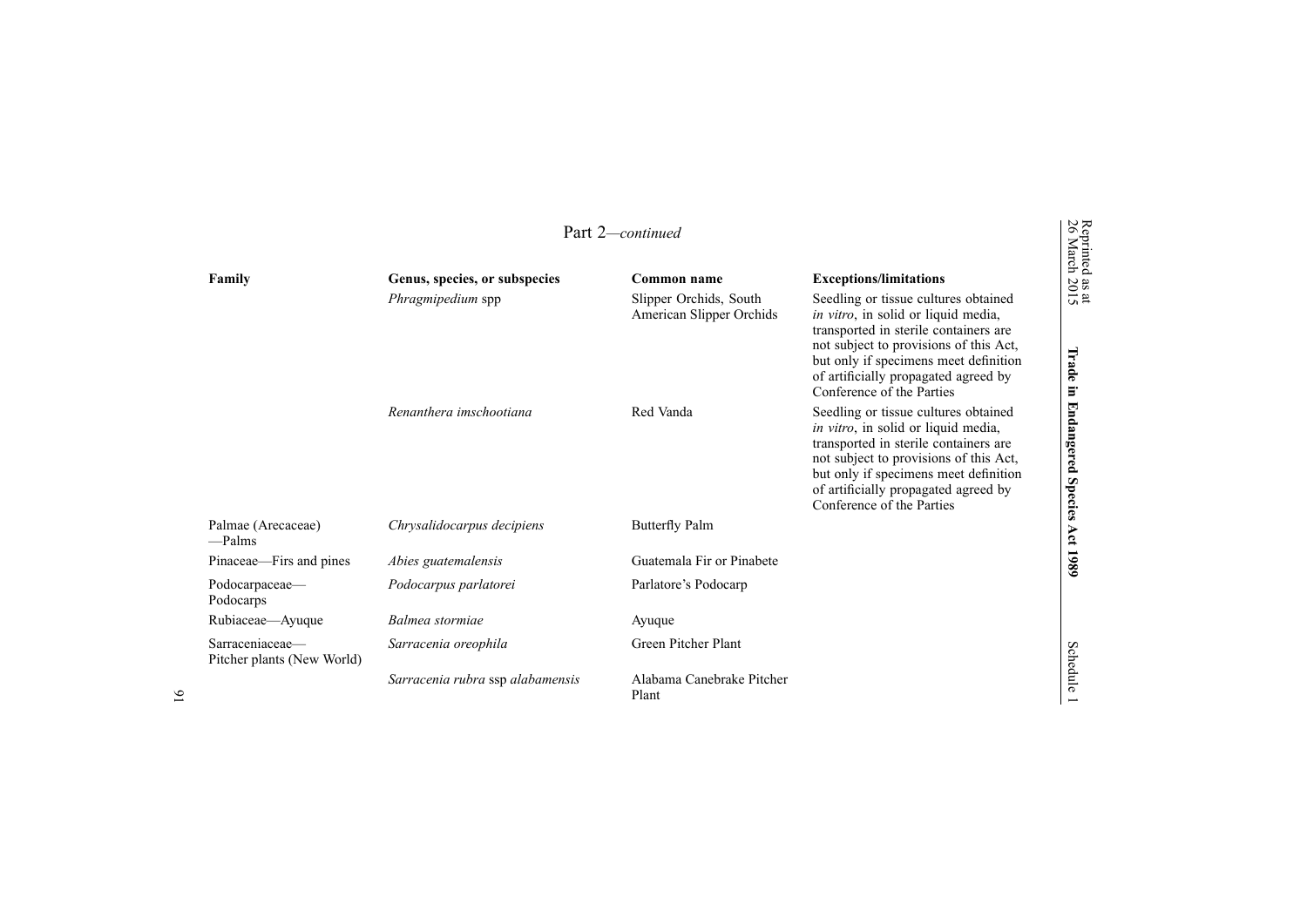Part 2—*continued*

| Family | Genus, species, or subspecies | Common name | Exceptions/limitations |
|---|---|---|---|
| | *Phragmipedium* spp | Slipper Orchids, South American Slipper Orchids | Seedling or tissue cultures obtained *in vitro*, in solid or liquid media, transported in sterile containers are not subject to provisions of this Act, but only if specimens meet definition of artificially propagated agreed by Conference of the Parties |
| | *Renanthera imschootiana* | Red Vanda | Seedling or tissue cultures obtained *in vitro*, in solid or liquid media, transported in sterile containers are not subject to provisions of this Act, but only if specimens meet definition of artificially propagated agreed by Conference of the Parties |
| Palmae (Arecaceae)—Palms | *Chrysalidocarpus decipiens* | Butterfly Palm | |
| Pinaceae—Firs and pines | *Abies guatemalensis* | Guatemala Fir or Pinabete | |
| Podocarpaceae—Podocarps | *Podocarpus parlatorei* | Parlatore's Podocarp | |
| Rubiaceae—Ayuque | *Balmea stormiae* | Ayuque | |
| Sarraceniaceae—Pitcher plants (New World) | *Sarracenia oreophila* | Green Pitcher Plant | |
| | *Sarracenia rubra* ssp *alabamensis* | Alabama Canebrake Pitcher Plant | |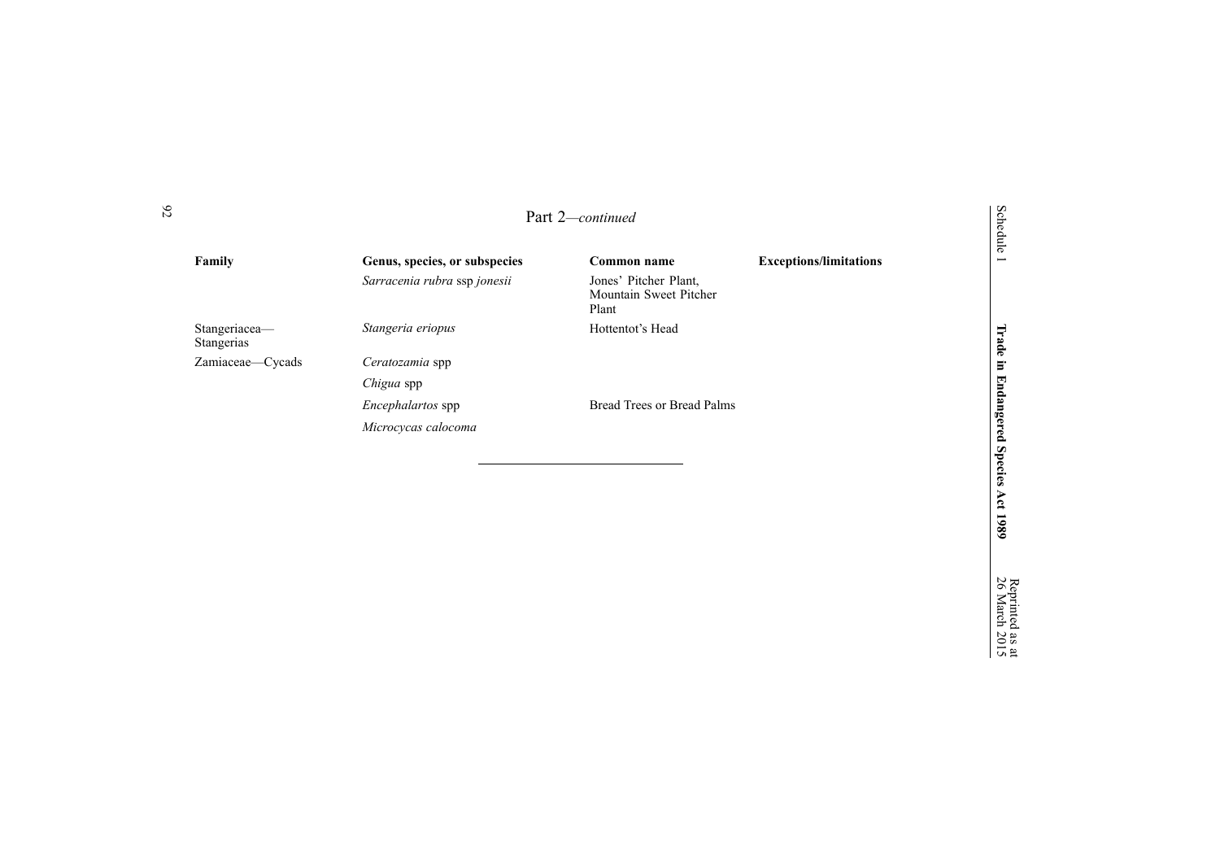Part 2—*continued*

| Family | Genus, species, or subspecies | Common name | Exceptions/limitations |
| --- | --- | --- | --- |
| | *Sarracenia rubra* ssp *jonesii* | Jones' Pitcher Plant, Mountain Sweet Pitcher Plant | |
| Stangeriacea—Stangerias | *Stangeria eriopus* | Hottentot's Head | |
| Zamiaceae—Cycads | *Ceratozamia* spp | | |
| | *Chigua* spp | | |
| | *Encephalartos* spp | Bread Trees or Bread Palms | |
| | *Microcycas calocoma* | | |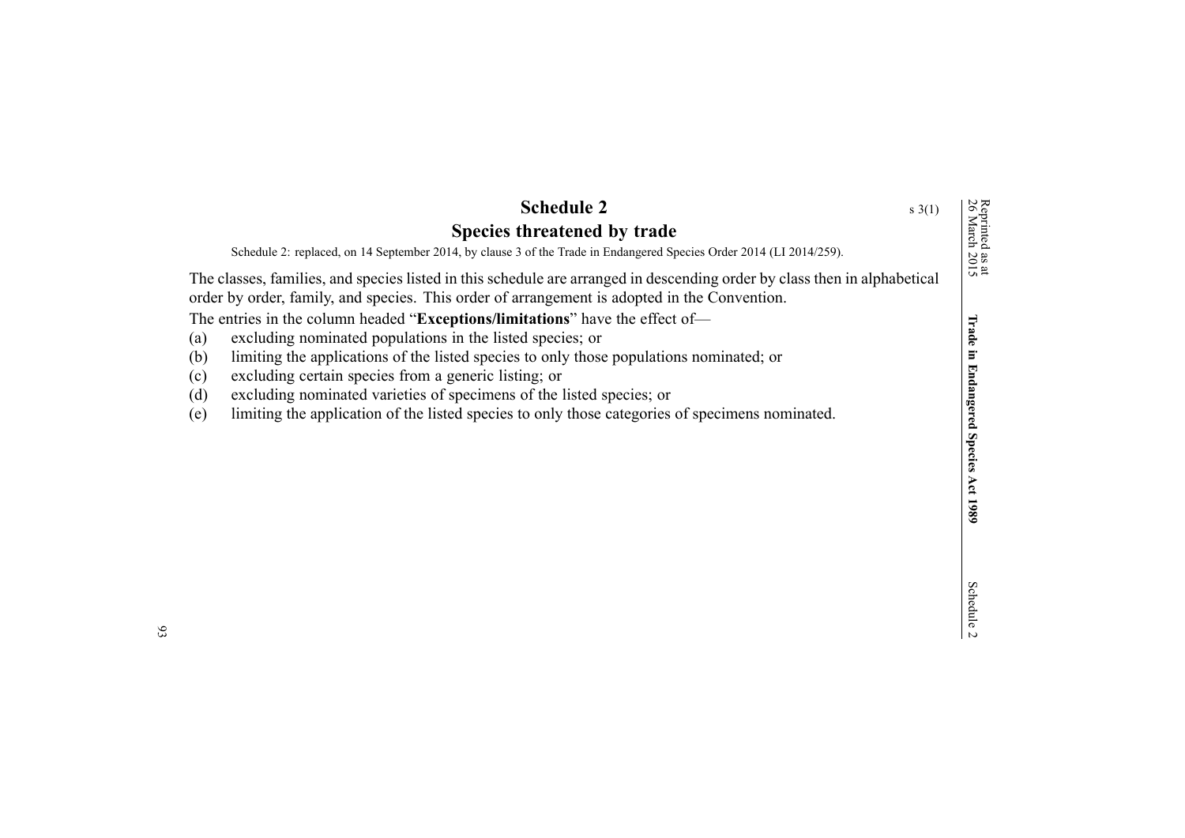# Schedule 2
## Species threatened by trade

s 3(1)

Schedule 2: replaced, on 14 September 2014, by clause 3 of the Trade in Endangered Species Order 2014 (LI 2014/259).

The classes, families, and species listed in this schedule are arranged in descending order by class then in alphabetical order by order, family, and species. This order of arrangement is adopted in the Convention.

The entries in the column headed "**Exceptions/limitations**" have the effect of—

(a) excluding nominated populations in the listed species; or

(b) limiting the applications of the listed species to only those populations nominated; or

(c) excluding certain species from a generic listing; or

(d) excluding nominated varieties of specimens of the listed species; or

(e) limiting the application of the listed species to only those categories of specimens nominated.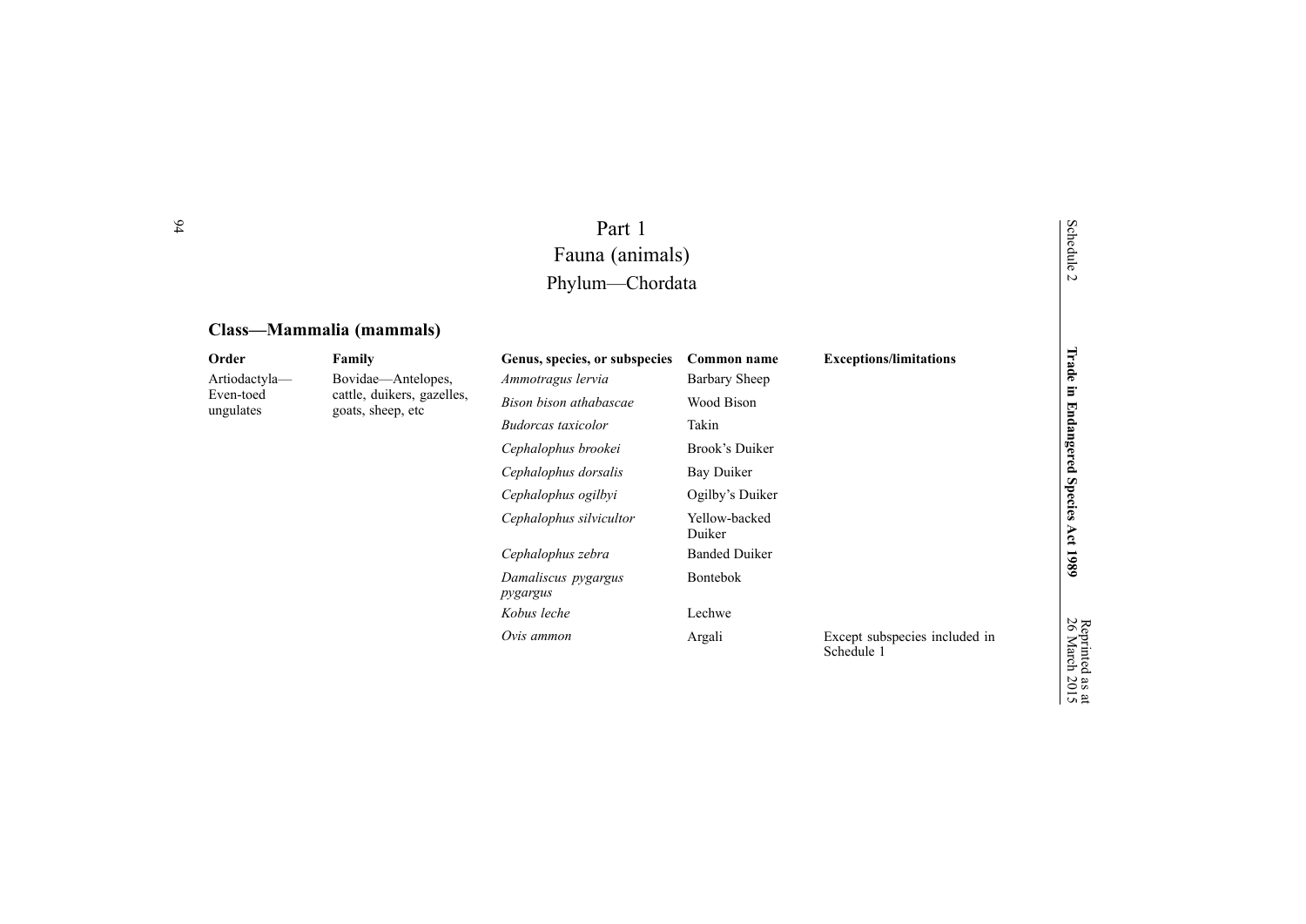# Part 1
# Fauna (animals)
## Phylum—Chordata

### Class—Mammalia (mammals)

| Order | Family | Genus, species, or subspecies | Common name | Exceptions/limitations |
|---|---|---|---|---|
| Artiodactyla—Even-toed ungulates | Bovidae—Antelopes, cattle, duikers, gazelles, goats, sheep, etc | *Ammotragus lervia* | Barbary Sheep | |
| | | *Bison bison athabascae* | Wood Bison | |
| | | *Budorcas taxicolor* | Takin | |
| | | *Cephalophus brookei* | Brook's Duiker | |
| | | *Cephalophus dorsalis* | Bay Duiker | |
| | | *Cephalophus ogilbyi* | Ogilby's Duiker | |
| | | *Cephalophus silvicultor* | Yellow-backed Duiker | |
| | | *Cephalophus zebra* | Banded Duiker | |
| | | *Damaliscus pygargus pygargus* | Bontebok | |
| | | *Kobus leche* | Lechwe | |
| | | *Ovis ammon* | Argali | Except subspecies included in Schedule 1 |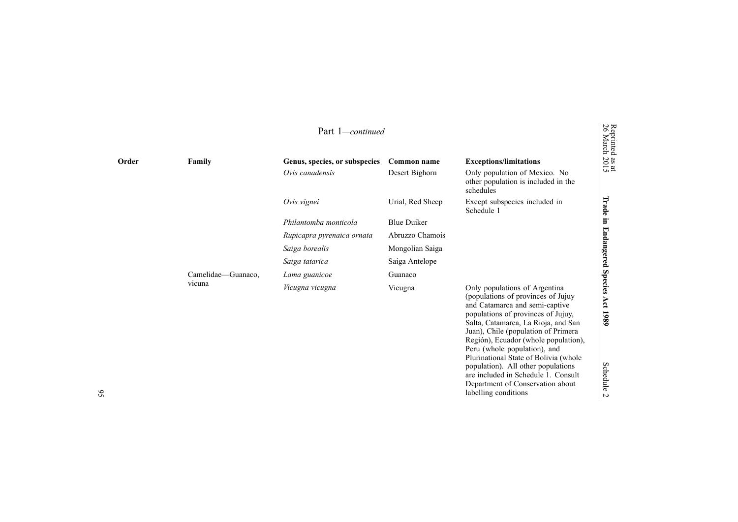Part 1—*continued*

| Order | Family | Genus, species, or subspecies | Common name | Exceptions/limitations |
|---|---|---|---|---|
| | | *Ovis canadensis* | Desert Bighorn | Only population of Mexico. No other population is included in the schedules |
| | | *Ovis vignei* | Urial, Red Sheep | Except subspecies included in Schedule 1 |
| | | *Philantomba monticola* | Blue Duiker | |
| | | *Rupicapra pyrenaica ornata* | Abruzzo Chamois | |
| | | *Saiga borealis* | Mongolian Saiga | |
| | | *Saiga tatarica* | Saiga Antelope | |
| | Camelidae—Guanaco, vicuna | *Lama guanicoe* | Guanaco | |
| | | *Vicugna vicugna* | Vicugna | Only populations of Argentina (populations of provinces of Jujuy and Catamarca and semi-captive populations of provinces of Jujuy, Salta, Catamarca, La Rioja, and San Juan), Chile (population of Primera Región), Ecuador (whole population), Peru (whole population), and Plurinational State of Bolivia (whole population). All other populations are included in Schedule 1. Consult Department of Conservation about labelling conditions |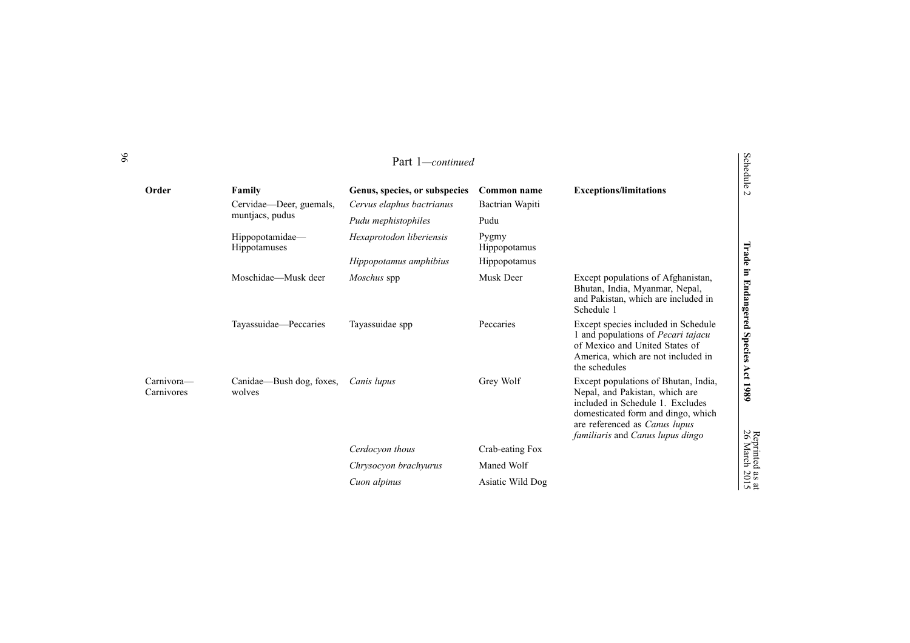Part 1—*continued*

| Order | Family | Genus, species, or subspecies | Common name | Exceptions/limitations |
|---|---|---|---|---|
| | Cervidae—Deer, guemals, muntjacs, pudus | *Cervus elaphus bactrianus* | Bactrian Wapiti | |
| | | *Pudu mephistophiles* | Pudu | |
| | Hippopotamidae—Hippotamuses | *Hexaprotodon liberiensis* | Pygmy Hippopotamus | |
| | | *Hippopotamus amphibius* | Hippopotamus | |
| | Moschidae—Musk deer | *Moschus* spp | Musk Deer | Except populations of Afghanistan, Bhutan, India, Myanmar, Nepal, and Pakistan, which are included in Schedule 1 |
| | Tayassuidae—Peccaries | Tayassuidae spp | Peccaries | Except species included in Schedule 1 and populations of *Pecari tajacu* of Mexico and United States of America, which are not included in the schedules |
| Carnivora—Carnivores | Canidae—Bush dog, foxes, wolves | *Canis lupus* | Grey Wolf | Except populations of Bhutan, India, Nepal, and Pakistan, which are included in Schedule 1. Excludes domesticated form and dingo, which are referenced as *Canus lupus familiaris* and *Canus lupus dingo* |
| | | *Cerdocyon thous* | Crab-eating Fox | |
| | | *Chrysocyon brachyurus* | Maned Wolf | |
| | | *Cuon alpinus* | Asiatic Wild Dog | |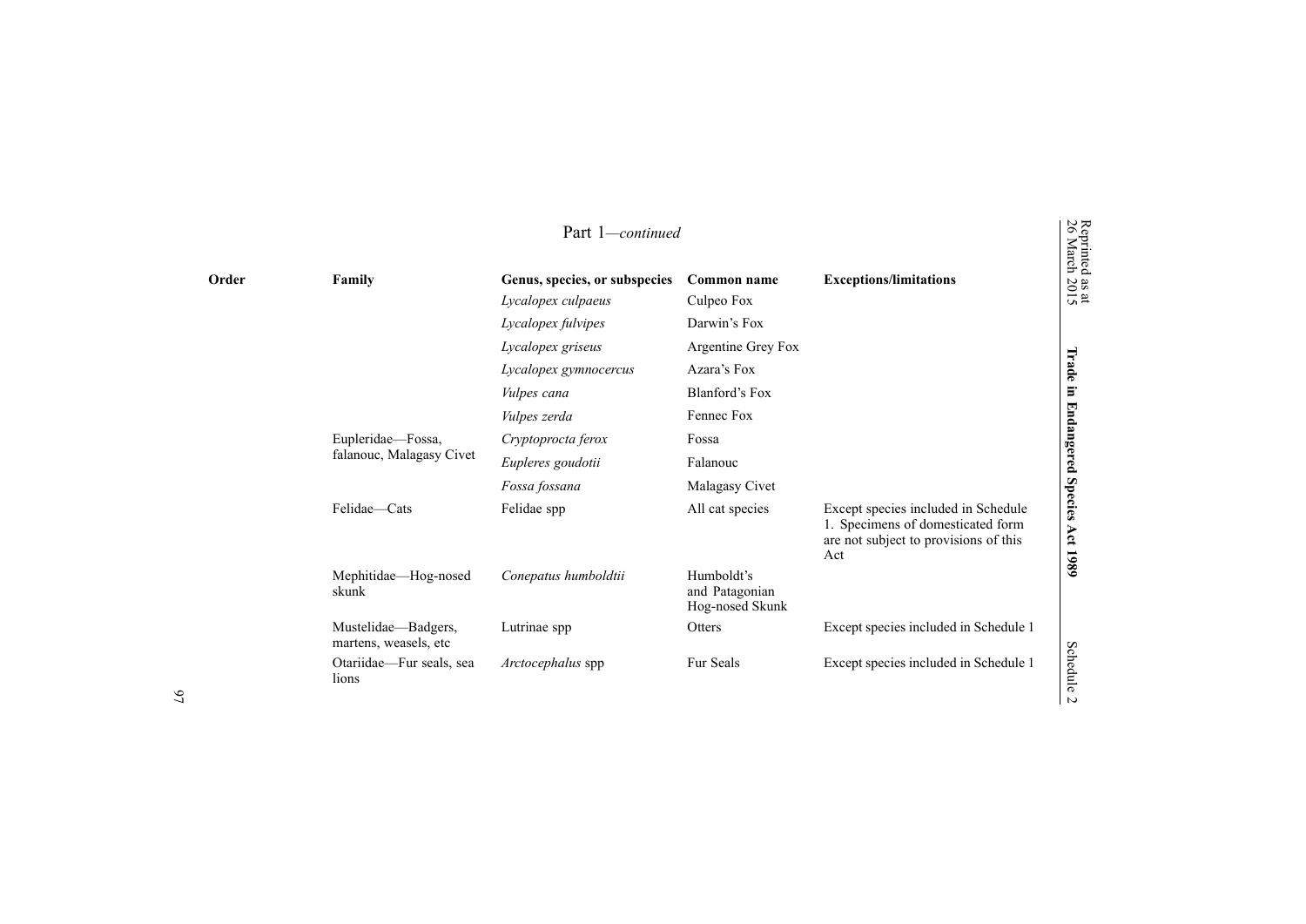Part 1—*continued*

| Order | Family | Genus, species, or subspecies | Common name | Exceptions/limitations |
|---|---|---|---|---|
| | | *Lycalopex culpaeus* | Culpeo Fox | |
| | | *Lycalopex fulvipes* | Darwin's Fox | |
| | | *Lycalopex griseus* | Argentine Grey Fox | |
| | | *Lycalopex gymnocercus* | Azara's Fox | |
| | | *Vulpes cana* | Blanford's Fox | |
| | | *Vulpes zerda* | Fennec Fox | |
| | Eupleridae—Fossa, falanouc, Malagasy Civet | *Cryptoprocta ferox* | Fossa | |
| | | *Eupleres goudotii* | Falanouc | |
| | | *Fossa fossana* | Malagasy Civet | |
| | Felidae—Cats | Felidae spp | All cat species | Except species included in Schedule 1. Specimens of domesticated form are not subject to provisions of this Act |
| | Mephitidae—Hog-nosed skunk | *Conepatus humboldtii* | Humboldt's and Patagonian Hog-nosed Skunk | |
| | Mustelidae—Badgers, martens, weasels, etc | Lutrinae spp | Otters | Except species included in Schedule 1 |
| | Otariidae—Fur seals, sea lions | *Arctocephalus* spp | Fur Seals | Except species included in Schedule 1 |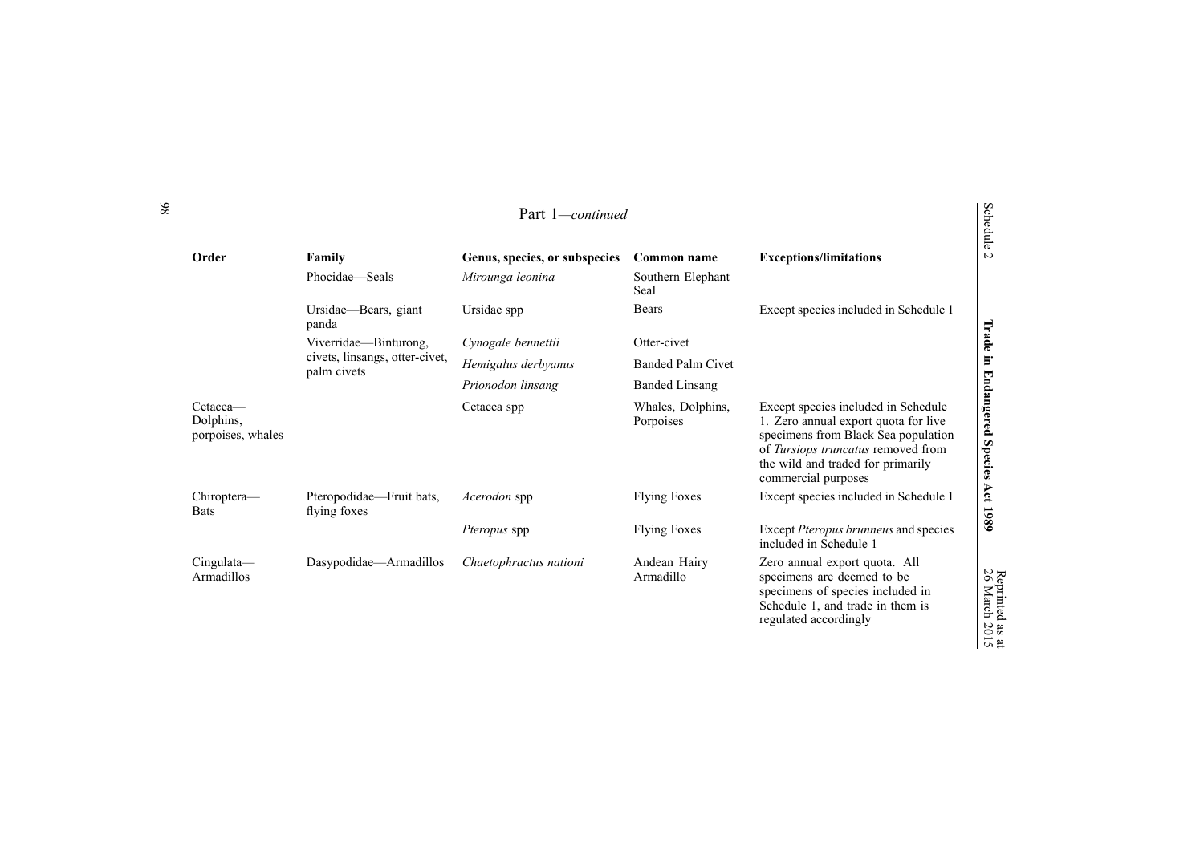Part 1—*continued*

| Order | Family | Genus, species, or subspecies | Common name | Exceptions/limitations |
|---|---|---|---|---|
| | Phocidae—Seals | *Mirounga leonina* | Southern Elephant Seal | |
| | Ursidae—Bears, giant panda | Ursidae spp | Bears | Except species included in Schedule 1 |
| | Viverridae—Binturong, civets, linsangs, otter-civet, palm civets | *Cynogale bennettii* | Otter-civet | |
| | | *Hemigalus derbyanus* | Banded Palm Civet | |
| | | *Prionodon linsang* | Banded Linsang | |
| Cetacea—Dolphins, porpoises, whales | | Cetacea spp | Whales, Dolphins, Porpoises | Except species included in Schedule 1. Zero annual export quota for live specimens from Black Sea population of *Tursiops truncatus* removed from the wild and traded for primarily commercial purposes |
| Chiroptera—Bats | Pteropodidae—Fruit bats, flying foxes | *Acerodon* spp | Flying Foxes | Except species included in Schedule 1 |
| | | *Pteropus* spp | Flying Foxes | Except *Pteropus brunneus* and species included in Schedule 1 |
| Cingulata—Armadillos | Dasypodidae—Armadillos | *Chaetophractus nationi* | Andean Hairy Armadillo | Zero annual export quota. All specimens are deemed to be specimens of species included in Schedule 1, and trade in them is regulated accordingly |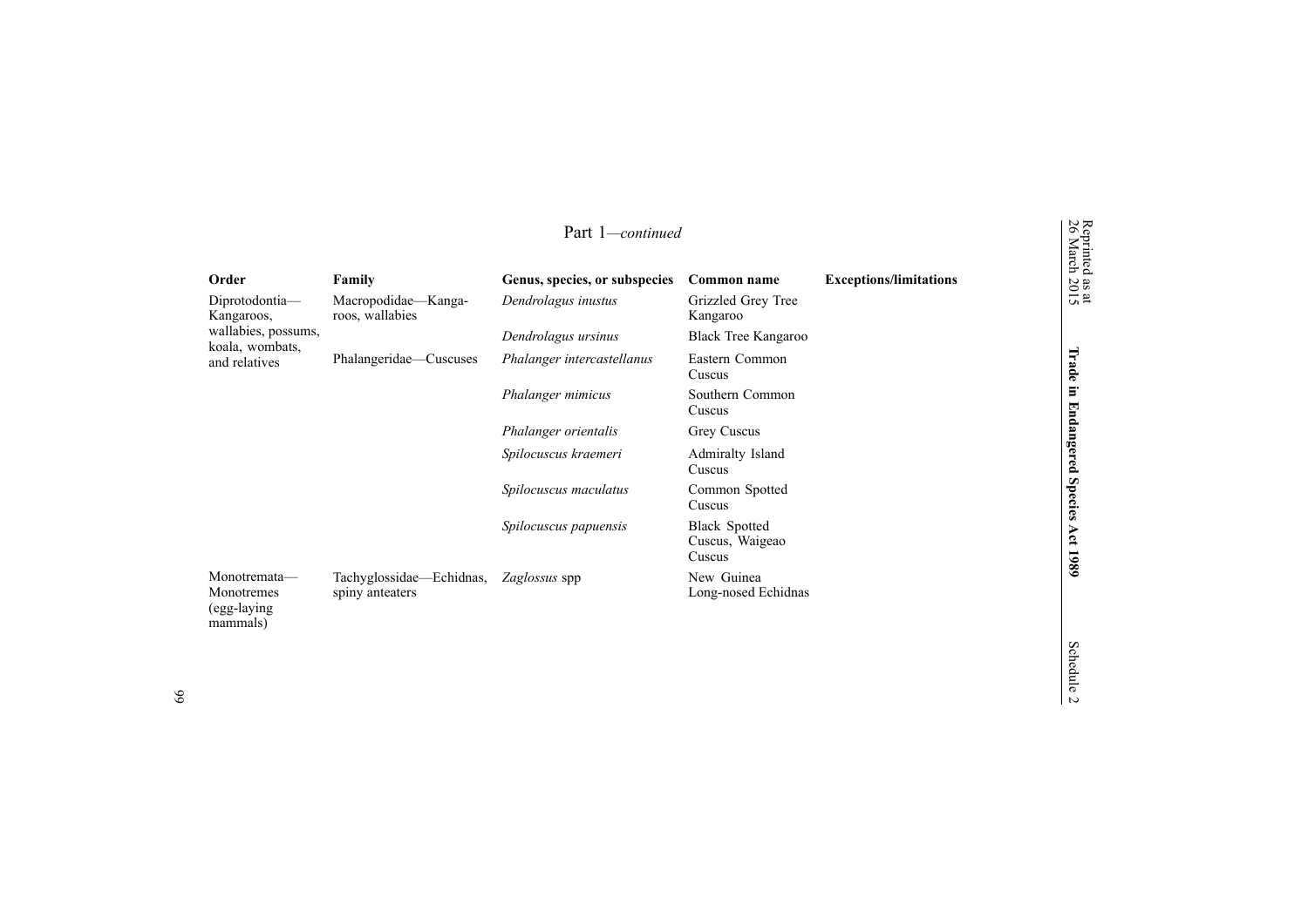Part 1—*continued*

| Order | Family | Genus, species, or subspecies | Common name | Exceptions/limitations |
|---|---|---|---|---|
| Diprotodontia—Kangaroos, wallabies, possums, koala, wombats, and relatives | Macropodidae—Kangaroos, wallabies | *Dendrolagus inustus* | Grizzled Grey Tree Kangaroo | |
| | | *Dendrolagus ursinus* | Black Tree Kangaroo | |
| | Phalangeridae—Cuscuses | *Phalanger intercastellanus* | Eastern Common Cuscus | |
| | | *Phalanger mimicus* | Southern Common Cuscus | |
| | | *Phalanger orientalis* | Grey Cuscus | |
| | | *Spilocuscus kraemeri* | Admiralty Island Cuscus | |
| | | *Spilocuscus maculatus* | Common Spotted Cuscus | |
| | | *Spilocuscus papuensis* | Black Spotted Cuscus, Waigeao Cuscus | |
| Monotremata—Monotremes (egg-laying mammals) | Tachyglossidae—Echidnas, spiny anteaters | *Zaglossus* spp | New Guinea Long-nosed Echidnas | |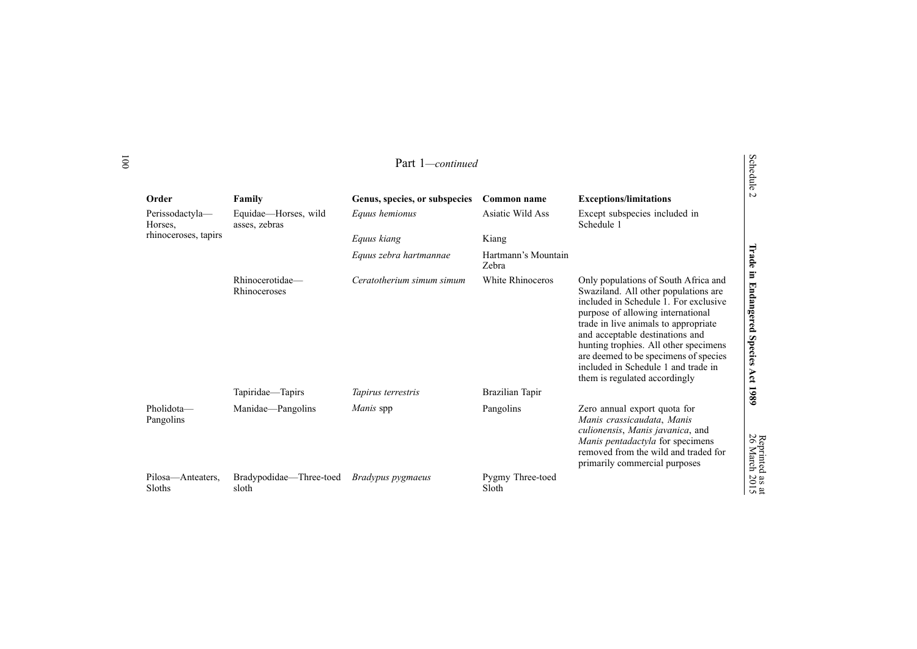Part 1—*continued*

| Order | Family | Genus, species, or subspecies | Common name | Exceptions/limitations |
|---|---|---|---|---|
| Perissodactyla—Horses, rhinoceroses, tapirs | Equidae—Horses, wild asses, zebras | *Equus hemionus* | Asiatic Wild Ass | Except subspecies included in Schedule 1 |
| | | *Equus kiang* | Kiang | |
| | | *Equus zebra hartmannae* | Hartmann's Mountain Zebra | |
| | Rhinocerotidae—Rhinoceroses | *Ceratotherium simum simum* | White Rhinoceros | Only populations of South Africa and Swaziland. All other populations are included in Schedule 1. For exclusive purpose of allowing international trade in live animals to appropriate and acceptable destinations and hunting trophies. All other specimens are deemed to be specimens of species included in Schedule 1 and trade in them is regulated accordingly |
| | Tapiridae—Tapirs | *Tapirus terrestris* | Brazilian Tapir | |
| Pholidota—Pangolins | Manidae—Pangolins | *Manis* spp | Pangolins | Zero annual export quota for *Manis crassicaudata*, *Manis culionensis*, *Manis javanica*, and *Manis pentadactyla* for specimens removed from the wild and traded for primarily commercial purposes |
| Pilosa—Anteaters, Sloths | Bradypodidae—Three-toed sloth | *Bradypus pygmaeus* | Pygmy Three-toed Sloth | |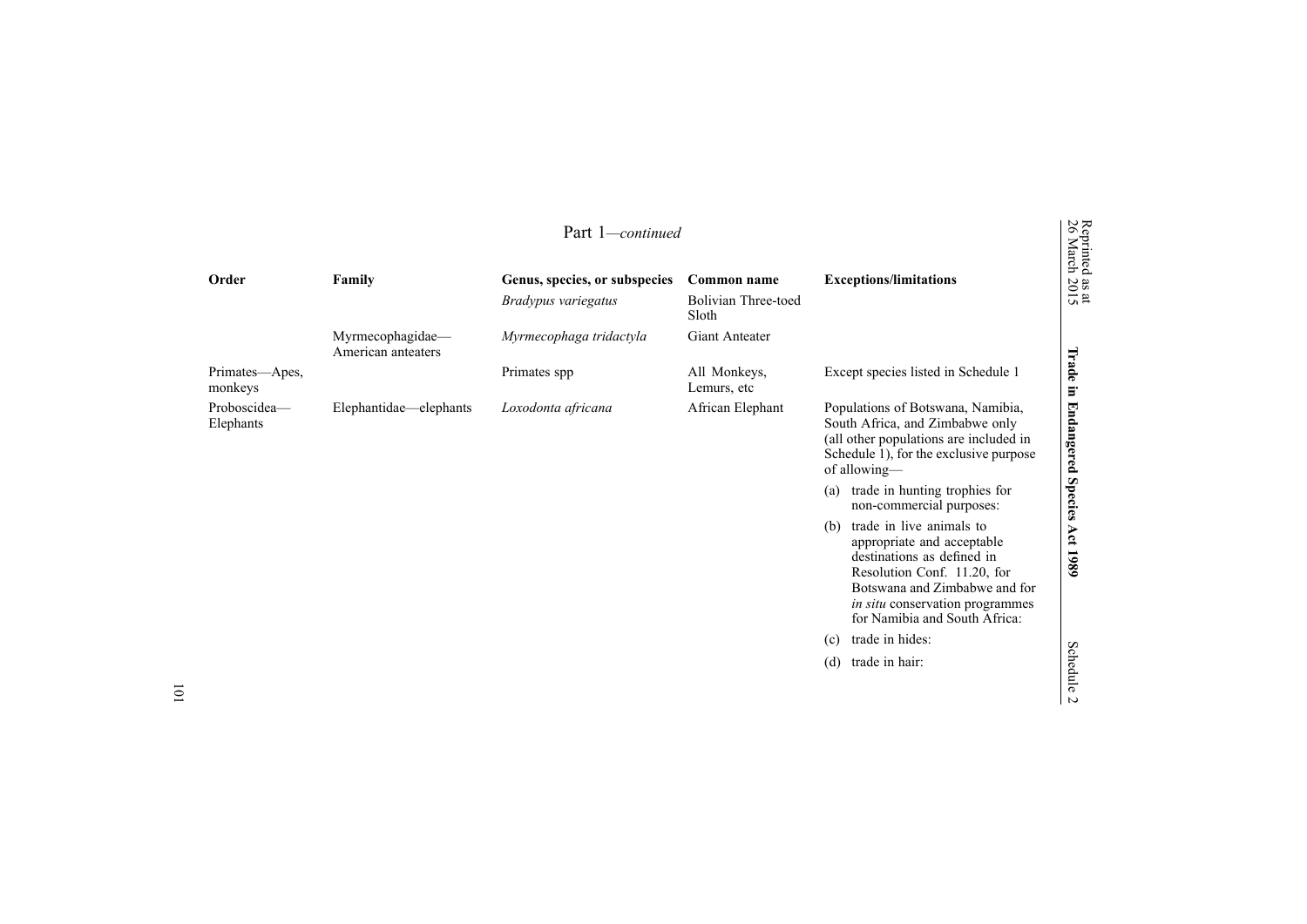Part 1—*continued*

| Order | Family | Genus, species, or subspecies | Common name | Exceptions/limitations |
|---|---|---|---|---|
| | | *Bradypus variegatus* | Bolivian Three-toed Sloth | |
| | Myrmecophagidae—American anteaters | *Myrmecophaga tridactyla* | Giant Anteater | |
| Primates—Apes, monkeys | | Primates spp | All Monkeys, Lemurs, etc | Except species listed in Schedule 1 |
| Proboscidea—Elephants | Elephantidae—elephants | *Loxodonta africana* | African Elephant | Populations of Botswana, Namibia, South Africa, and Zimbabwe only (all other populations are included in Schedule 1), for the exclusive purpose of allowing— (a) trade in hunting trophies for non-commercial purposes: (b) trade in live animals to appropriate and acceptable destinations as defined in Resolution Conf. 11.20, for Botswana and Zimbabwe and for *in situ* conservation programmes for Namibia and South Africa: (c) trade in hides: (d) trade in hair: |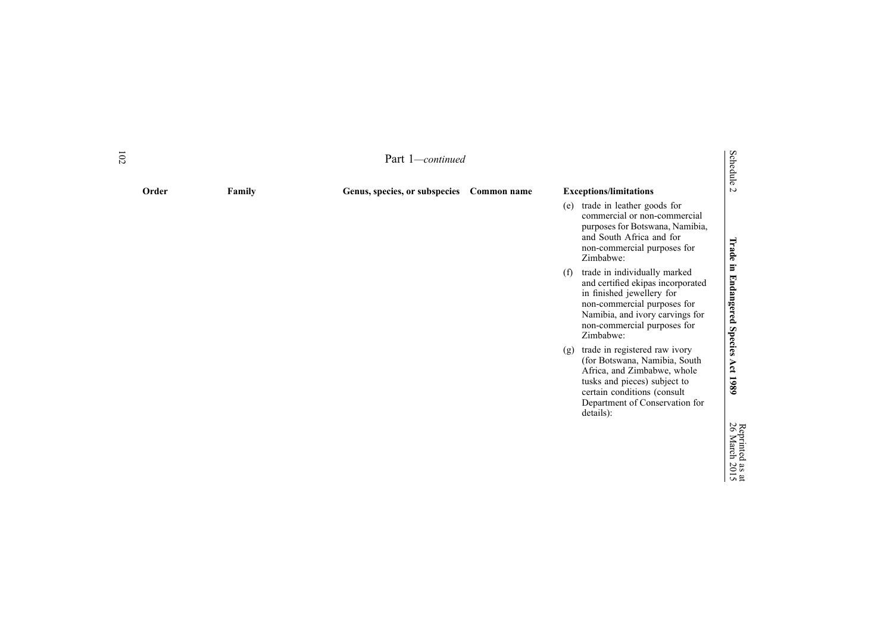Part 1—*continued*

| Order | Family | Genus, species, or subspecies | Common name | Exceptions/limitations |
|---|---|---|---|---|
| | | | | (e) trade in leather goods for commercial or non-commercial purposes for Botswana, Namibia, and South Africa and for non-commercial purposes for Zimbabwe: |
| | | | | (f) trade in individually marked and certified ekipas incorporated in finished jewellery for non-commercial purposes for Namibia, and ivory carvings for non-commercial purposes for Zimbabwe: |
| | | | | (g) trade in registered raw ivory (for Botswana, Namibia, South Africa, and Zimbabwe, whole tusks and pieces) subject to certain conditions (consult Department of Conservation for details): |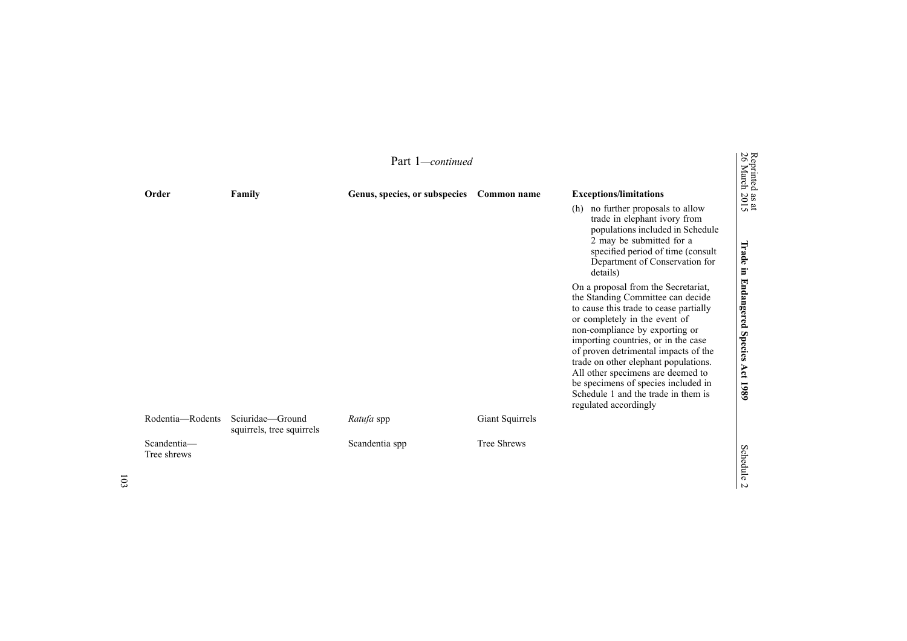Part 1—*continued*

| Order | Family | Genus, species, or subspecies | Common name | Exceptions/limitations |
|---|---|---|---|---|
| | | | | (h) no further proposals to allow trade in elephant ivory from populations included in Schedule 2 may be submitted for a specified period of time (consult Department of Conservation for details)<br><br>On a proposal from the Secretariat, the Standing Committee can decide to cause this trade to cease partially or completely in the event of non-compliance by exporting or importing countries, or in the case of proven detrimental impacts of the trade on other elephant populations. All other specimens are deemed to be specimens of species included in Schedule 1 and the trade in them is regulated accordingly |
| Rodentia—Rodents | Sciuridae—Ground squirrels, tree squirrels | *Ratufa* spp | Giant Squirrels | |
| Scandentia—Tree shrews | | Scandentia spp | Tree Shrews | |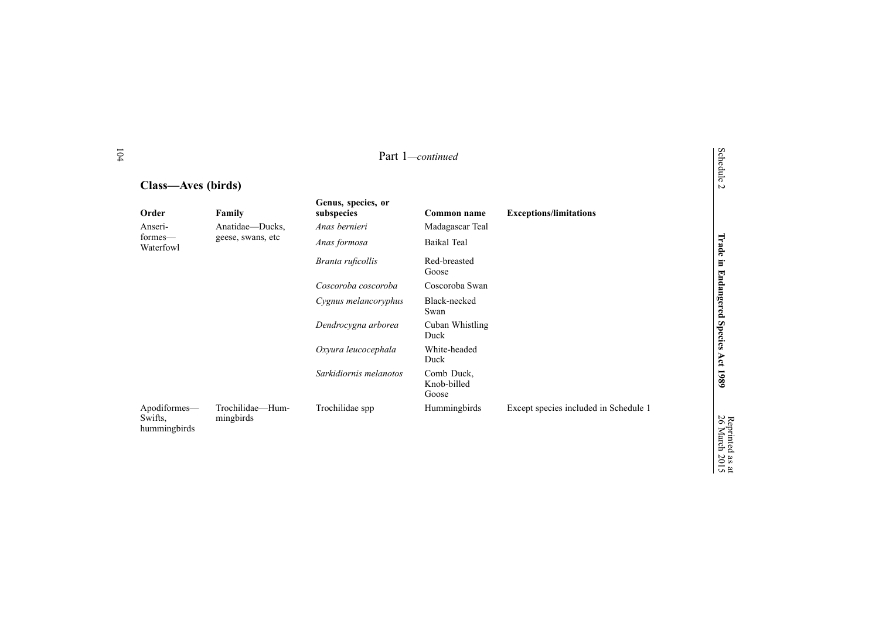Part 1—*continued*

## Class—Aves (birds)

| Order | Family | Genus, species, or subspecies | Common name | Exceptions/limitations |
|---|---|---|---|---|
| Anseri-formes—Waterfowl | Anatidae—Ducks, geese, swans, etc | *Anas bernieri* | Madagascar Teal | |
| | | *Anas formosa* | Baikal Teal | |
| | | *Branta ruficollis* | Red-breasted Goose | |
| | | *Coscoroba coscoroba* | Coscoroba Swan | |
| | | *Cygnus melancoryphus* | Black-necked Swan | |
| | | *Dendrocygna arborea* | Cuban Whistling Duck | |
| | | *Oxyura leucocephala* | White-headed Duck | |
| | | *Sarkidiornis melanotos* | Comb Duck, Knob-billed Goose | |
| Apodiformes—Swifts, hummingbirds | Trochilidae—Hum-mingbirds | Trochilidae spp | Hummingbirds | Except species included in Schedule 1 |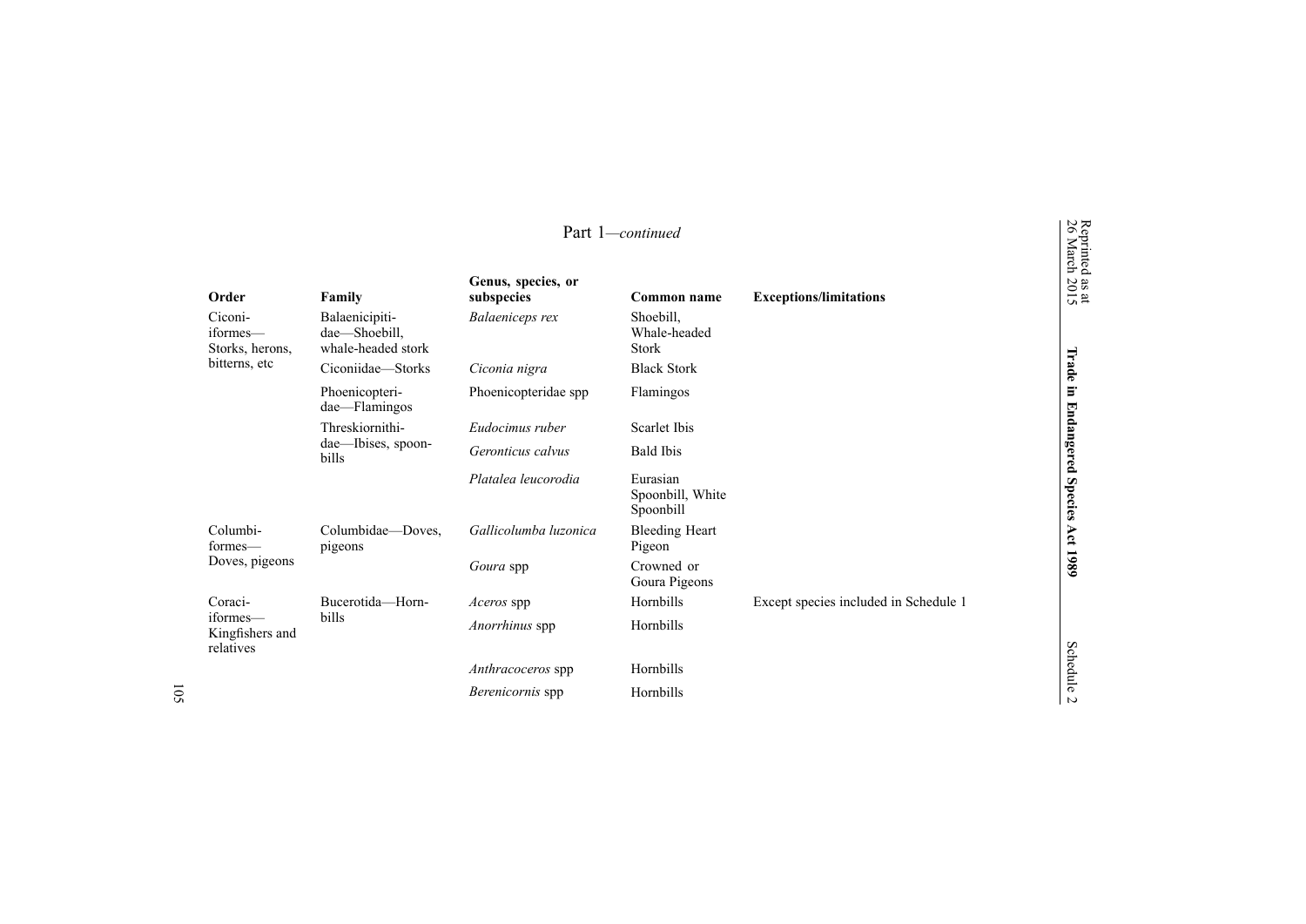Part 1—*continued*

| Order | Family | Genus, species, or subspecies | Common name | Exceptions/limitations |
|---|---|---|---|---|
| Ciconiiformes—Storks, herons, bitterns, etc | Balaenicipitidae—Shoebill, whale-headed stork | *Balaeniceps rex* | Shoebill, Whale-headed Stork | |
| | Ciconiidae—Storks | *Ciconia nigra* | Black Stork | |
| | Phoenicopteridae—Flamingos | Phoenicopteridae spp | Flamingos | |
| | Threskiornithidae—Ibises, spoonbills | *Eudocimus ruber* | Scarlet Ibis | |
| | | *Geronticus calvus* | Bald Ibis | |
| | | *Platalea leucorodia* | Eurasian Spoonbill, White Spoonbill | |
| Columbiformes—Doves, pigeons | Columbidae—Doves, pigeons | *Gallicolumba luzonica* | Bleeding Heart Pigeon | |
| | | *Goura* spp | Crowned or Goura Pigeons | |
| Coraciiformes—Kingfishers and relatives | Bucerotida—Hornbills | *Aceros* spp | Hornbills | Except species included in Schedule 1 |
| | | *Anorrhinus* spp | Hornbills | |
| | | *Anthracoceros* spp | Hornbills | |
| | | *Berenicornis* spp | Hornbills | |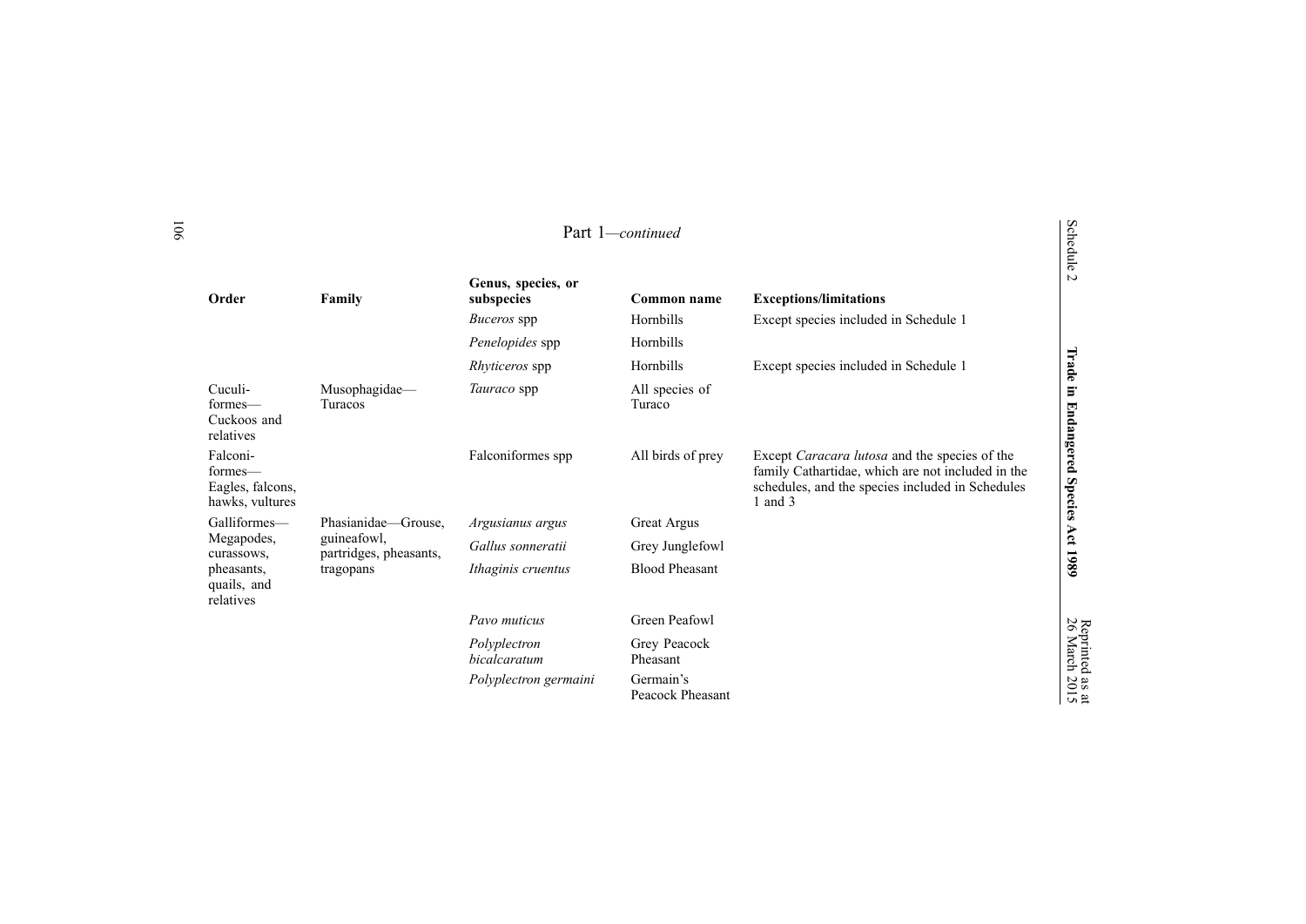Part 1—*continued*

| Order | Family | Genus, species, or subspecies | Common name | Exceptions/limitations |
|---|---|---|---|---|
| | | *Buceros* spp | Hornbills | Except species included in Schedule 1 |
| | | *Penelopides* spp | Hornbills | |
| | | *Rhyticeros* spp | Hornbills | Except species included in Schedule 1 |
| Cuculi-formes—Cuckoos and relatives | Musophagidae—Turacos | *Tauraco* spp | All species of Turaco | |
| Falconi-formes—Eagles, falcons, hawks, vultures | | Falconiformes spp | All birds of prey | Except *Caracara lutosa* and the species of the family Cathartidae, which are not included in the schedules, and the species included in Schedules 1 and 3 |
| Galliformes—Megapodes, curassows, pheasants, quails, and relatives | Phasianidae—Grouse, guineafowl, partridges, pheasants, tragopans | *Argusianus argus* | Great Argus | |
| | | *Gallus sonneratii* | Grey Junglefowl | |
| | | *Ithaginis cruentus* | Blood Pheasant | |
| | | *Pavo muticus* | Green Peafowl | |
| | | *Polyplectron bicalcaratum* | Grey Peacock Pheasant | |
| | | *Polyplectron germaini* | Germain's Peacock Pheasant | |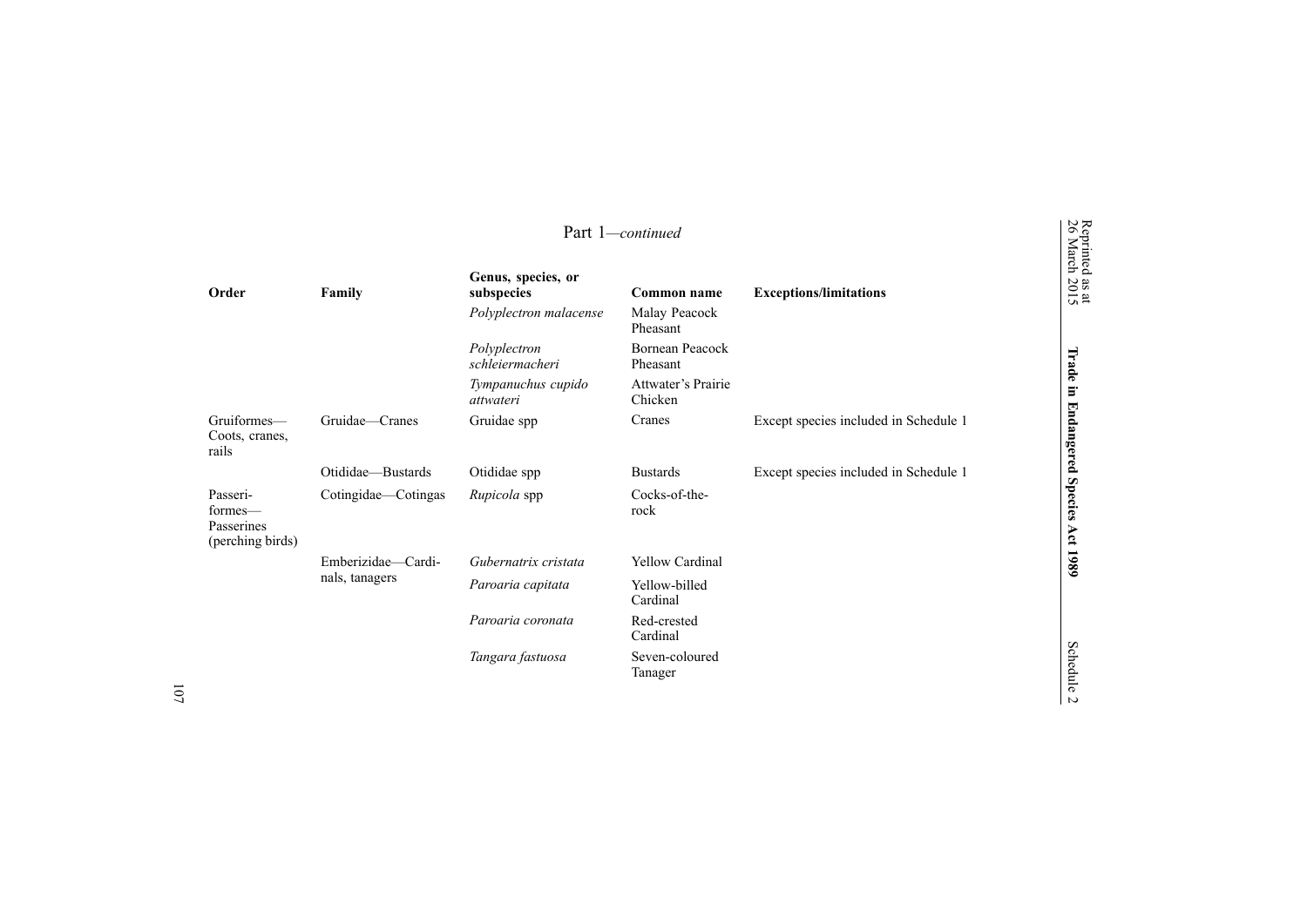Part 1—*continued*

| Order | Family | Genus, species, or subspecies | Common name | Exceptions/limitations |
| --- | --- | --- | --- | --- |
| | | *Polyplectron malacense* | Malay Peacock Pheasant | |
| | | *Polyplectron schleiermacheri* | Bornean Peacock Pheasant | |
| | | *Tympanuchus cupido attwateri* | Attwater's Prairie Chicken | |
| Gruiformes—Coots, cranes, rails | Gruidae—Cranes | Gruidae spp | Cranes | Except species included in Schedule 1 |
| | Otididae—Bustards | Otididae spp | Bustards | Except species included in Schedule 1 |
| Passeriformes—Passerines (perching birds) | Cotingidae—Cotingas | *Rupicola* spp | Cocks-of-the-rock | |
| | Emberizidae—Cardinals, tanagers | *Gubernatrix cristata* | Yellow Cardinal | |
| | | *Paroaria capitata* | Yellow-billed Cardinal | |
| | | *Paroaria coronata* | Red-crested Cardinal | |
| | | *Tangara fastuosa* | Seven-coloured Tanager | |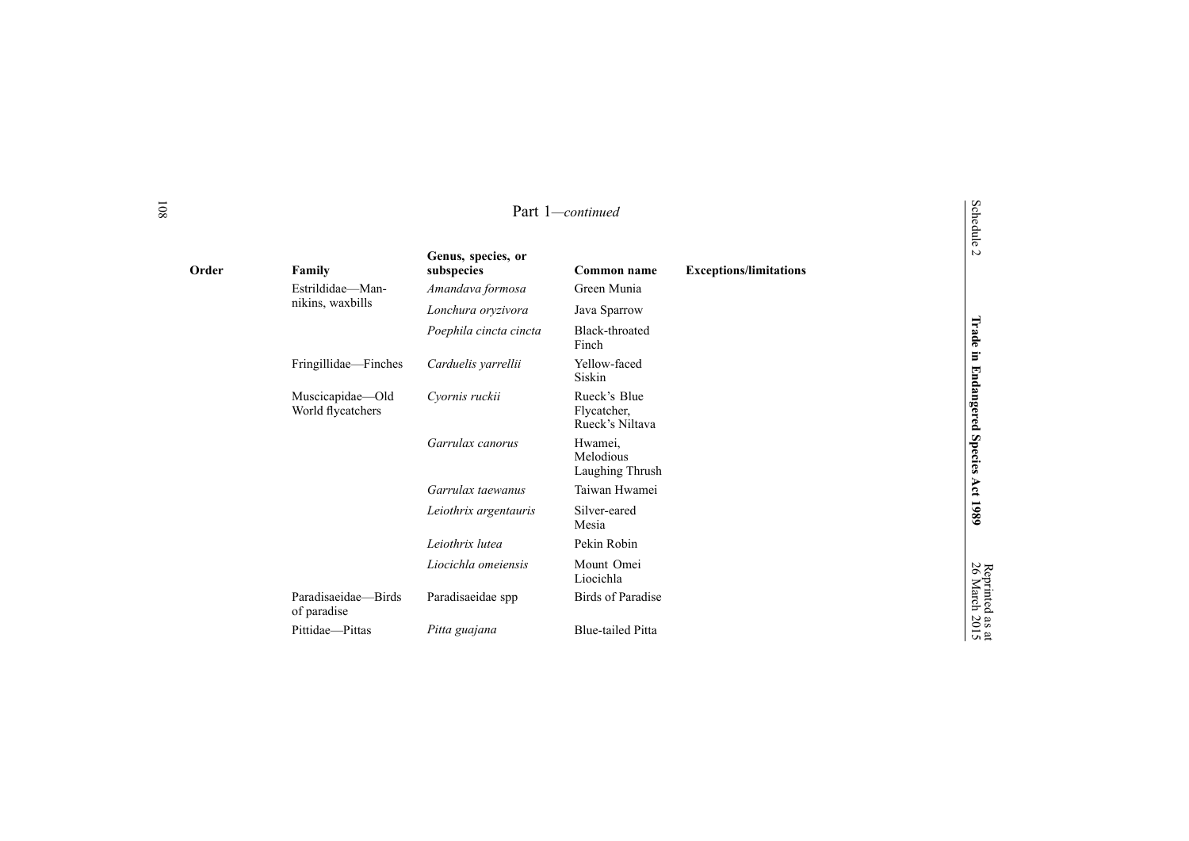Part 1—*continued*

| Order | Family | Genus, species, or subspecies | Common name | Exceptions/limitations |
|---|---|---|---|---|
| | Estrildidae—Mannikins, waxbills | *Amandava formosa* | Green Munia | |
| | | *Lonchura oryzivora* | Java Sparrow | |
| | | *Poephila cincta cincta* | Black-throated Finch | |
| | Fringillidae—Finches | *Carduelis yarrellii* | Yellow-faced Siskin | |
| | Muscicapidae—Old World flycatchers | *Cyornis ruckii* | Rueck's Blue Flycatcher, Rueck's Niltava | |
| | | *Garrulax canorus* | Hwamei, Melodious Laughing Thrush | |
| | | *Garrulax taewanus* | Taiwan Hwamei | |
| | | *Leiothrix argentauris* | Silver-eared Mesia | |
| | | *Leiothrix lutea* | Pekin Robin | |
| | | *Liocichla omeiensis* | Mount Omei Liocichla | |
| | Paradisaeidae—Birds of paradise | Paradisaeidae spp | Birds of Paradise | |
| | Pittidae—Pittas | *Pitta guajana* | Blue-tailed Pitta | |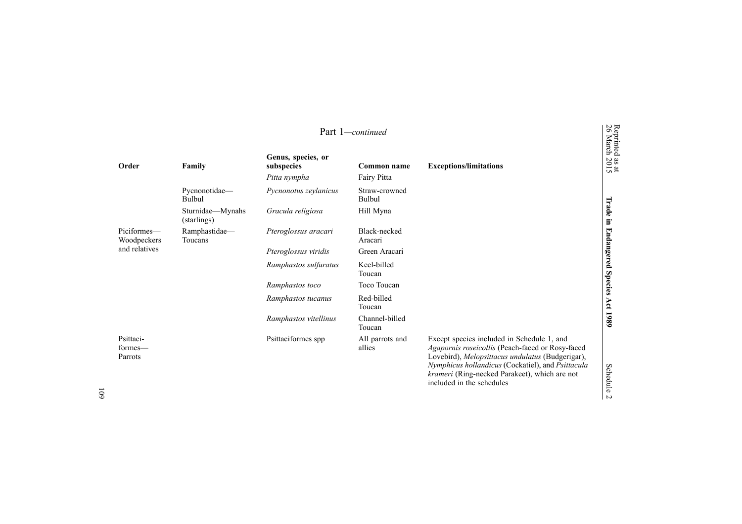Part 1—*continued*

| Order | Family | Genus, species, or subspecies | Common name | Exceptions/limitations |
|---|---|---|---|---|
| | | *Pitta nympha* | Fairy Pitta | |
| | Pycnonotidae—Bulbul | *Pycnonotus zeylanicus* | Straw-crowned Bulbul | |
| | Sturnidae—Mynahs (starlings) | *Gracula religiosa* | Hill Myna | |
| Piciformes—Woodpeckers and relatives | Ramphastidae—Toucans | *Pteroglossus aracari* | Black-necked Aracari | |
| | | *Pteroglossus viridis* | Green Aracari | |
| | | *Ramphastos sulfuratus* | Keel-billed Toucan | |
| | | *Ramphastos toco* | Toco Toucan | |
| | | *Ramphastos tucanus* | Red-billed Toucan | |
| | | *Ramphastos vitellinus* | Channel-billed Toucan | |
| Psittaci-formes—Parrots | | Psittaciformes spp | All parrots and allies | Except species included in Schedule 1, and *Agapornis roseicollis* (Peach-faced or Rosy-faced Lovebird), *Melopsittacus undulatus* (Budgerigar), *Nymphicus hollandicus* (Cockatiel), and *Psittacula krameri* (Ring-necked Parakeet), which are not included in the schedules |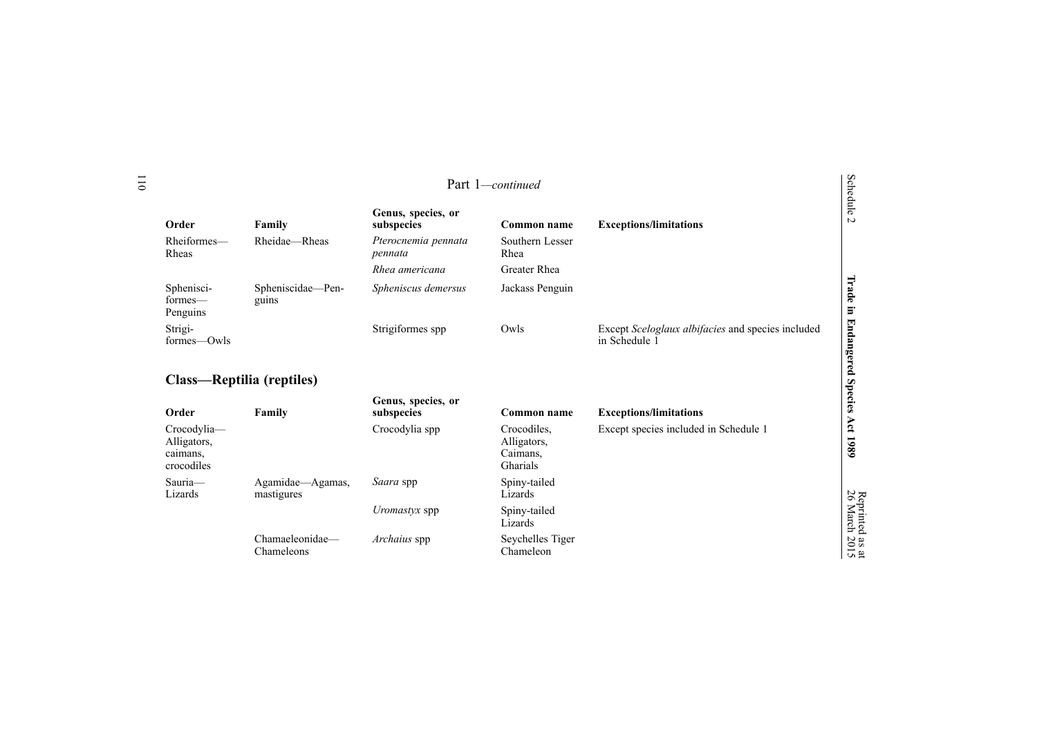Part 1—*continued*

| Order | Family | Genus, species, or subspecies | Common name | Exceptions/limitations |
|---|---|---|---|---|
| Rheiformes—Rheas | Rheidae—Rheas | *Pterocnemia pennata pennata* | Southern Lesser Rhea | |
| | | *Rhea americana* | Greater Rhea | |
| Sphenisciformes—Penguins | Spheniscidae—Penguins | *Spheniscus demersus* | Jackass Penguin | |
| Strigiformes—Owls | | Strigiformes spp | Owls | Except *Sceloglaux albifacies* and species included in Schedule 1 |

## Class—Reptilia (reptiles)

| Order | Family | Genus, species, or subspecies | Common name | Exceptions/limitations |
|---|---|---|---|---|
| Crocodylia—Alligators, caimans, crocodiles | | Crocodylia spp | Crocodiles, Alligators, Caimans, Gharials | Except species included in Schedule 1 |
| Sauria—Lizards | Agamidae—Agamas, mastigures | *Saara* spp | Spiny-tailed Lizards | |
| | | *Uromastyx* spp | Spiny-tailed Lizards | |
| | Chamaeleonidae—Chameleons | *Archaius* spp | Seychelles Tiger Chameleon | |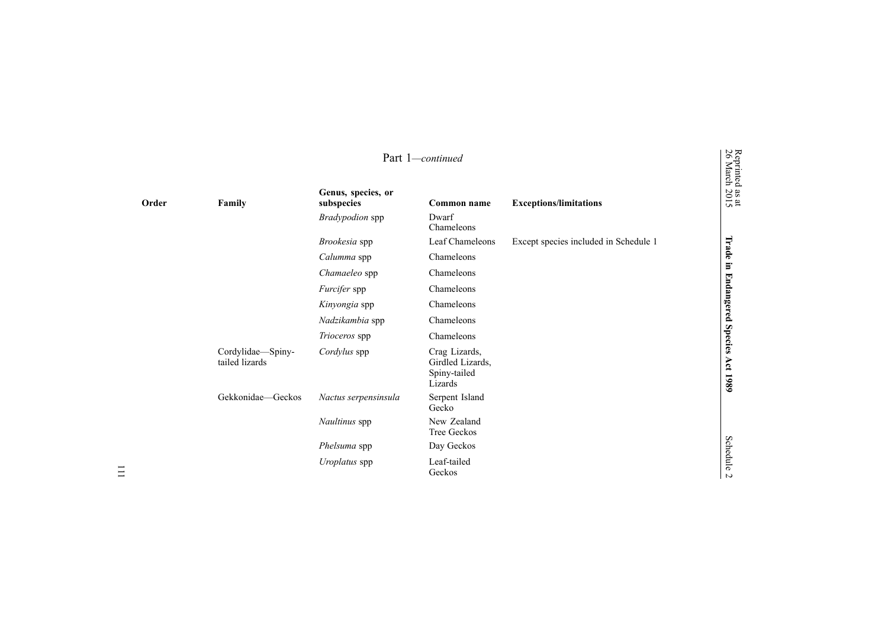Part 1—*continued*

| Order | Family | Genus, species, or subspecies | Common name | Exceptions/limitations |
|---|---|---|---|---|
| | | *Bradypodion* spp | Dwarf Chameleons | |
| | | *Brookesia* spp | Leaf Chameleons | Except species included in Schedule 1 |
| | | *Calumma* spp | Chameleons | |
| | | *Chamaeleo* spp | Chameleons | |
| | | *Furcifer* spp | Chameleons | |
| | | *Kinyongia* spp | Chameleons | |
| | | *Nadzikambia* spp | Chameleons | |
| | | *Trioceros* spp | Chameleons | |
| | Cordylidae—Spiny-tailed lizards | *Cordylus* spp | Crag Lizards, Girdled Lizards, Spiny-tailed Lizards | |
| | Gekkonidae—Geckos | *Nactus serpensinsula* | Serpent Island Gecko | |
| | | *Naultinus* spp | New Zealand Tree Geckos | |
| | | *Phelsuma* spp | Day Geckos | |
| | | *Uroplatus* spp | Leaf-tailed Geckos | |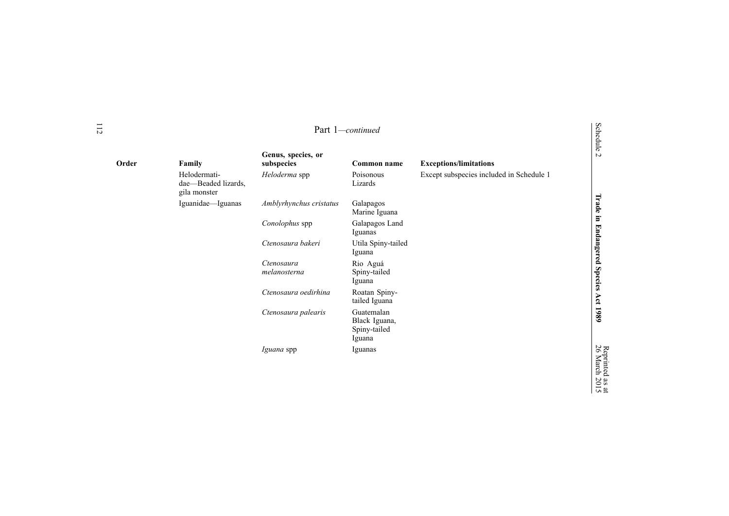Part 1—*continued*

| Order | Family | Genus, species, or subspecies | Common name | Exceptions/limitations |
| --- | --- | --- | --- | --- |
| | Helodermatidae—Beaded lizards, gila monster | *Heloderma* spp | Poisonous Lizards | Except subspecies included in Schedule 1 |
| | Iguanidae—Iguanas | *Amblyrhynchus cristatus* | Galapagos Marine Iguana | |
| | | *Conolophus* spp | Galapagos Land Iguanas | |
| | | *Ctenosaura bakeri* | Utila Spiny-tailed Iguana | |
| | | *Ctenosaura melanosterna* | Rio Aguá Spiny-tailed Iguana | |
| | | *Ctenosaura oedirhina* | Roatan Spiny-tailed Iguana | |
| | | *Ctenosaura palearis* | Guatemalan Black Iguana, Spiny-tailed Iguana | |
| | | *Iguana* spp | Iguanas | |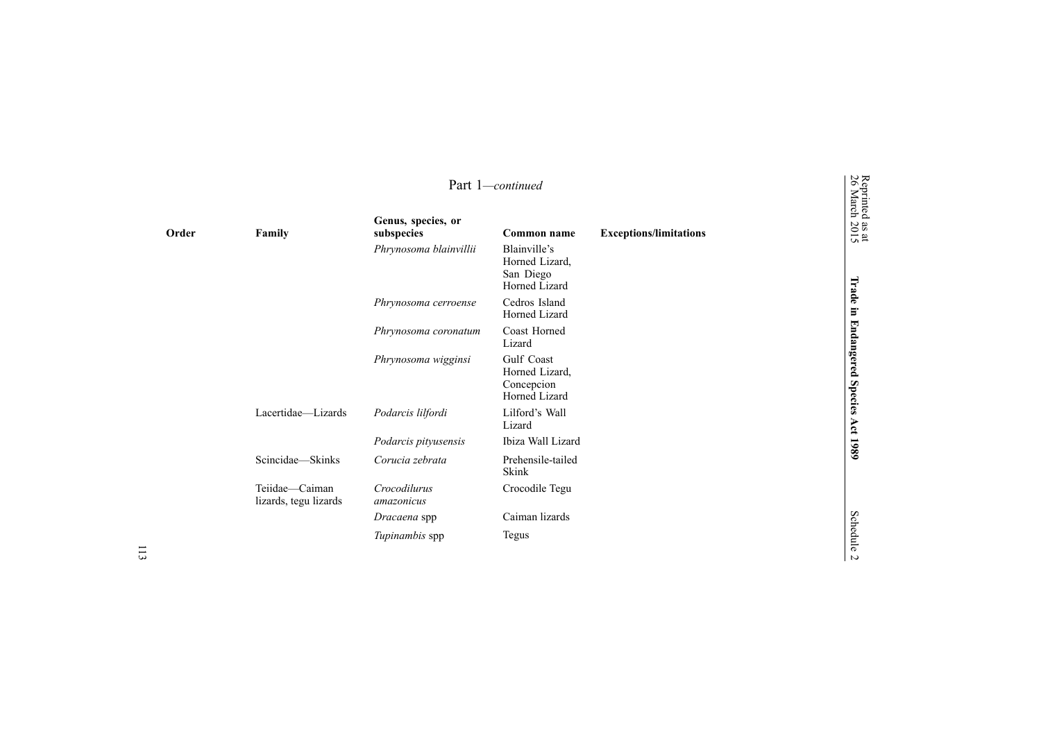Part 1—*continued*

| Order | Family | Genus, species, or subspecies | Common name | Exceptions/limitations |
|---|---|---|---|---|
| | | *Phrynosoma blainvillii* | Blainville's Horned Lizard, San Diego Horned Lizard | |
| | | *Phrynosoma cerroense* | Cedros Island Horned Lizard | |
| | | *Phrynosoma coronatum* | Coast Horned Lizard | |
| | | *Phrynosoma wigginsi* | Gulf Coast Horned Lizard, Concepcion Horned Lizard | |
| | Lacertidae—Lizards | *Podarcis lilfordi* | Lilford's Wall Lizard | |
| | | *Podarcis pityusensis* | Ibiza Wall Lizard | |
| | Scincidae—Skinks | *Corucia zebrata* | Prehensile-tailed Skink | |
| | Teiidae—Caiman lizards, tegu lizards | *Crocodilurus amazonicus* | Crocodile Tegu | |
| | | *Dracaena* spp | Caiman lizards | |
| | | *Tupinambis* spp | Tegus | |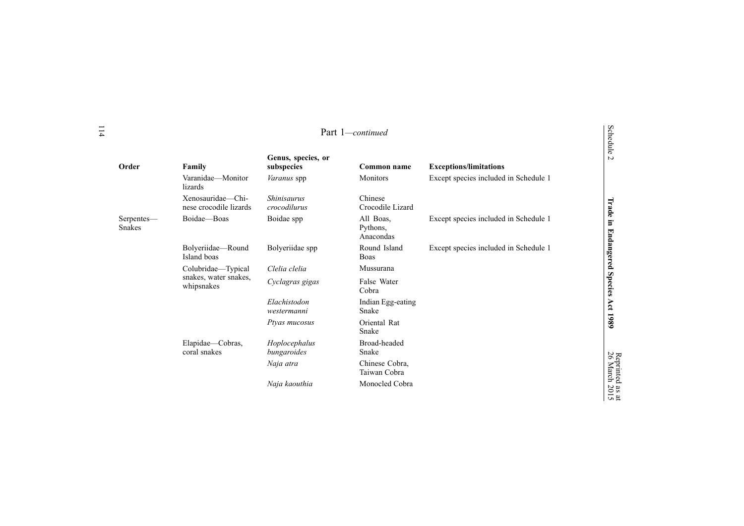Part 1—*continued*

| Order | Family | Genus, species, or subspecies | Common name | Exceptions/limitations |
|---|---|---|---|---|
| | Varanidae—Monitor lizards | *Varanus* spp | Monitors | Except species included in Schedule 1 |
| | Xenosauridae—Chinese crocodile lizards | *Shinisaurus crocodilurus* | Chinese Crocodile Lizard | |
| Serpentes—Snakes | Boidae—Boas | Boidae spp | All Boas, Pythons, Anacondas | Except species included in Schedule 1 |
| | Bolyeriidae—Round Island boas | Bolyeriidae spp | Round Island Boas | Except species included in Schedule 1 |
| | Colubridae—Typical snakes, water snakes, whipsnakes | *Clelia clelia* | Mussurana | |
| | | *Cyclagras gigas* | False Water Cobra | |
| | | *Elachistodon westermanni* | Indian Egg-eating Snake | |
| | | *Ptyas mucosus* | Oriental Rat Snake | |
| | Elapidae—Cobras, coral snakes | *Hoplocephalus bungaroides* | Broad-headed Snake | |
| | | *Naja atra* | Chinese Cobra, Taiwan Cobra | |
| | | *Naja kaouthia* | Monocled Cobra | |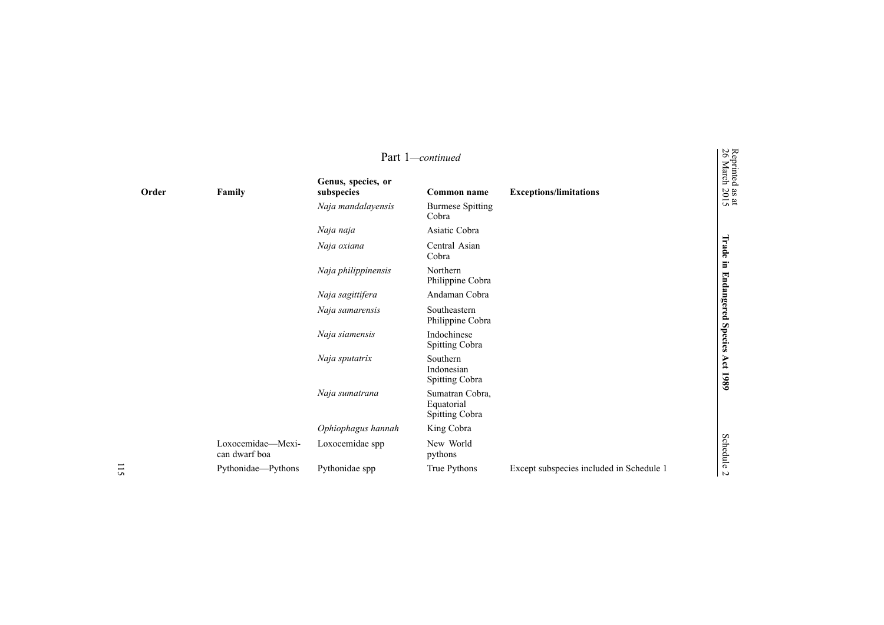Part 1—*continued*

| Order | Family | Genus, species, or subspecies | Common name | Exceptions/limitations |
|---|---|---|---|---|
| | | *Naja mandalayensis* | Burmese Spitting Cobra | |
| | | *Naja naja* | Asiatic Cobra | |
| | | *Naja oxiana* | Central Asian Cobra | |
| | | *Naja philippinensis* | Northern Philippine Cobra | |
| | | *Naja sagittifera* | Andaman Cobra | |
| | | *Naja samarensis* | Southeastern Philippine Cobra | |
| | | *Naja siamensis* | Indochinese Spitting Cobra | |
| | | *Naja sputatrix* | Southern Indonesian Spitting Cobra | |
| | | *Naja sumatrana* | Sumatran Cobra, Equatorial Spitting Cobra | |
| | | *Ophiophagus hannah* | King Cobra | |
| | Loxocemidae—Mexican dwarf boa | Loxocemidae spp | New World pythons | |
| | Pythonidae—Pythons | Pythonidae spp | True Pythons | Except subspecies included in Schedule 1 |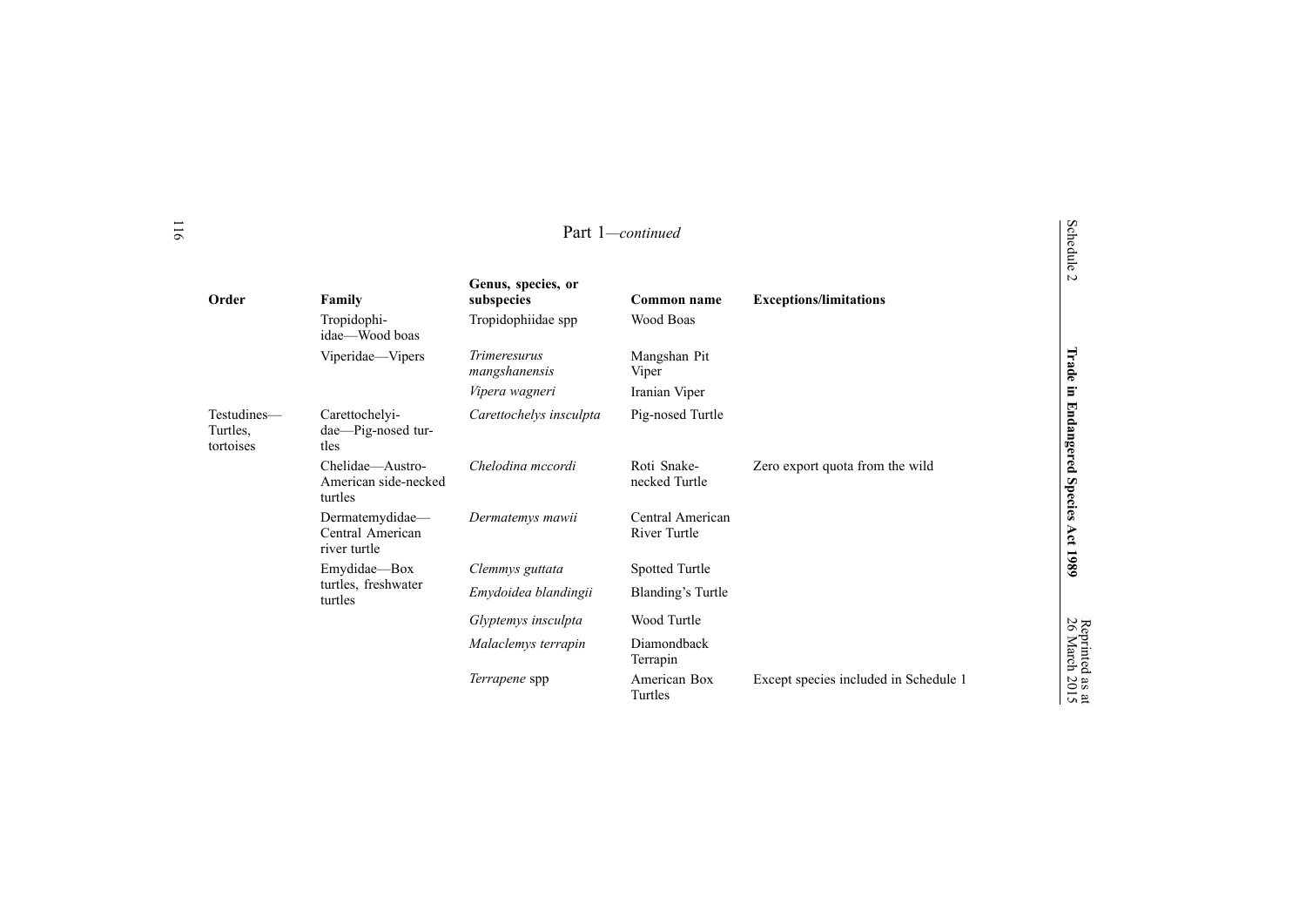Part 1—*continued*

| Order | Family | Genus, species, or subspecies | Common name | Exceptions/limitations |
|---|---|---|---|---|
| | Tropidophiidae—Wood boas | Tropidophiidae spp | Wood Boas | |
| | Viperidae—Vipers | *Trimeresurus mangshanensis* | Mangshan Pit Viper | |
| | | *Vipera wagneri* | Iranian Viper | |
| Testudines—Turtles, tortoises | Carettochelyidae—Pig-nosed turtles | *Carettochelys insculpta* | Pig-nosed Turtle | |
| | Chelidae—Austro-American side-necked turtles | *Chelodina mccordi* | Roti Snake-necked Turtle | Zero export quota from the wild |
| | Dermatemydidae—Central American river turtle | *Dermatemys mawii* | Central American River Turtle | |
| | Emydidae—Box turtles, freshwater turtles | *Clemmys guttata* | Spotted Turtle | |
| | | *Emydoidea blandingii* | Blanding's Turtle | |
| | | *Glyptemys insculpta* | Wood Turtle | |
| | | *Malaclemys terrapin* | Diamondback Terrapin | |
| | | *Terrapene* spp | American Box Turtles | Except species included in Schedule 1 |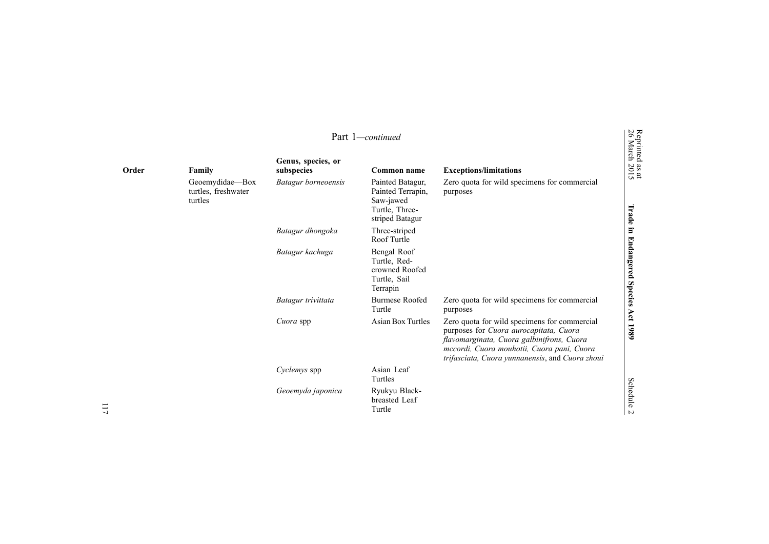Part 1—*continued*

| Order | Family | Genus, species, or subspecies | Common name | Exceptions/limitations |
|---|---|---|---|---|
| | Geoemydidae—Box turtles, freshwater turtles | *Batagur borneoensis* | Painted Batagur, Painted Terrapin, Saw-jawed Turtle, Three-striped Batagur | Zero quota for wild specimens for commercial purposes |
| | | *Batagur dhongoka* | Three-striped Roof Turtle | |
| | | *Batagur kachuga* | Bengal Roof Turtle, Red-crowned Roofed Turtle, Sail Terrapin | |
| | | *Batagur trivittata* | Burmese Roofed Turtle | Zero quota for wild specimens for commercial purposes |
| | | *Cuora* spp | Asian Box Turtles | Zero quota for wild specimens for commercial purposes for *Cuora aurocapitata, Cuora flavomarginata, Cuora galbinifrons, Cuora mccordi, Cuora mouhotii, Cuora pani, Cuora trifasciata, Cuora yunnanensis*, and *Cuora zhoui* |
| | | *Cyclemys* spp | Asian Leaf Turtles | |
| | | *Geoemyda japonica* | Ryukyu Black-breasted Leaf Turtle | |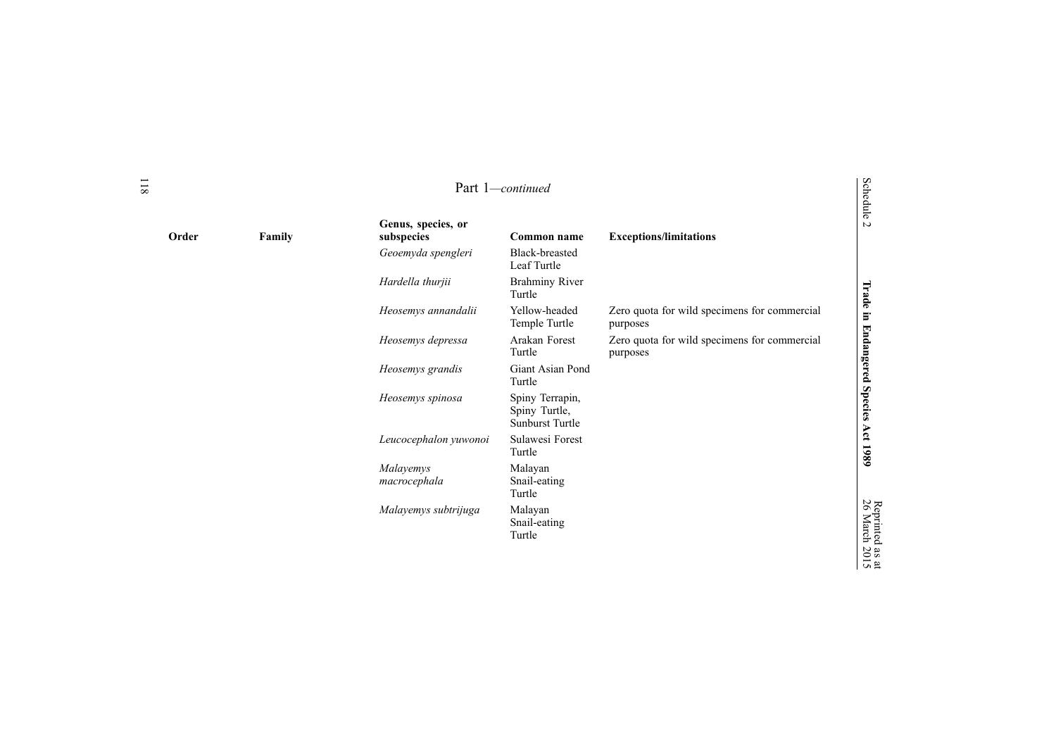Part 1—*continued*

| Order | Family | Genus, species, or subspecies | Common name | Exceptions/limitations |
|---|---|---|---|---|
| | | *Geoemyda spengleri* | Black-breasted Leaf Turtle | |
| | | *Hardella thurjii* | Brahminy River Turtle | |
| | | *Heosemys annandalii* | Yellow-headed Temple Turtle | Zero quota for wild specimens for commercial purposes |
| | | *Heosemys depressa* | Arakan Forest Turtle | Zero quota for wild specimens for commercial purposes |
| | | *Heosemys grandis* | Giant Asian Pond Turtle | |
| | | *Heosemys spinosa* | Spiny Terrapin, Spiny Turtle, Sunburst Turtle | |
| | | *Leucocephalon yuwonoi* | Sulawesi Forest Turtle | |
| | | *Malayemys macrocephala* | Malayan Snail-eating Turtle | |
| | | *Malayemys subtrijuga* | Malayan Snail-eating Turtle | |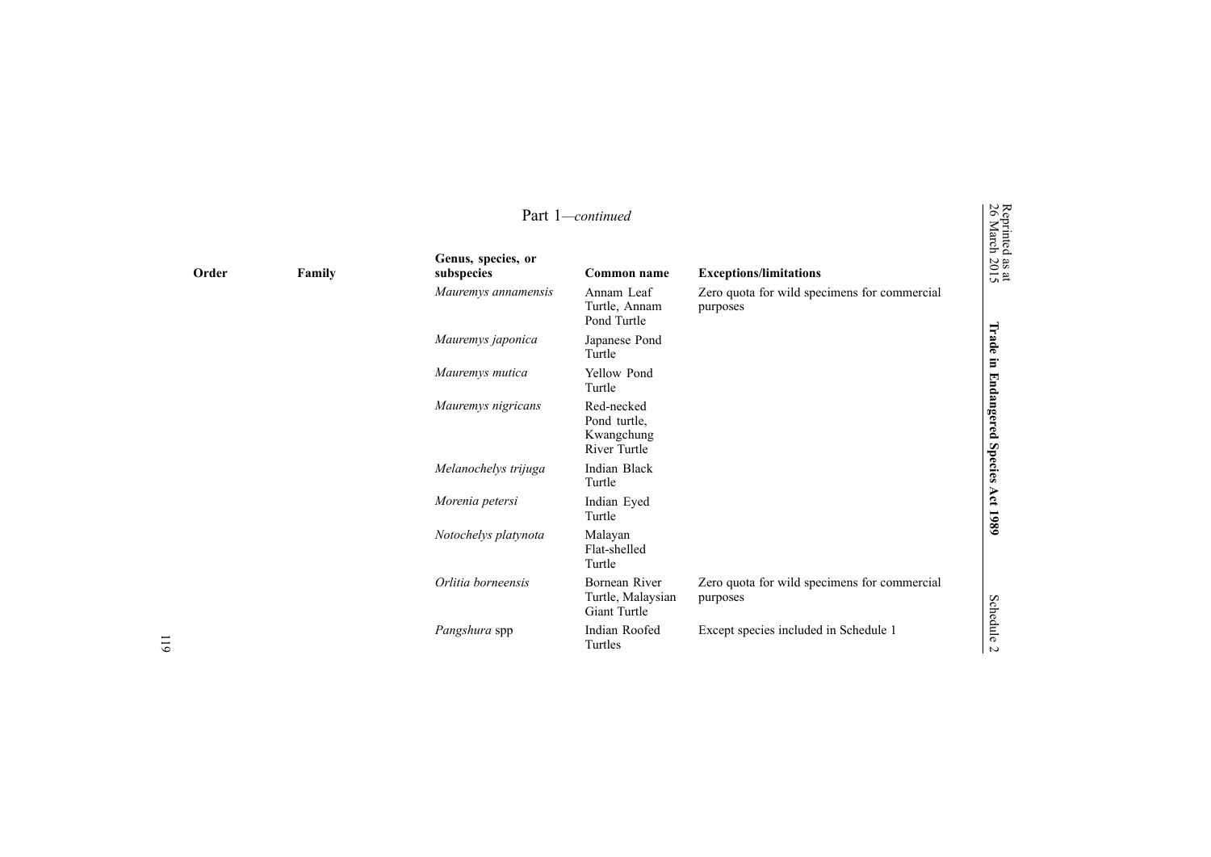Part 1—*continued*

| Order | Family | Genus, species, or subspecies | Common name | Exceptions/limitations |
|---|---|---|---|---|
| | | *Mauremys annamensis* | Annam Leaf Turtle, Annam Pond Turtle | Zero quota for wild specimens for commercial purposes |
| | | *Mauremys japonica* | Japanese Pond Turtle | |
| | | *Mauremys mutica* | Yellow Pond Turtle | |
| | | *Mauremys nigricans* | Red-necked Pond turtle, Kwangchung River Turtle | |
| | | *Melanochelys trijuga* | Indian Black Turtle | |
| | | *Morenia petersi* | Indian Eyed Turtle | |
| | | *Notochelys platynota* | Malayan Flat-shelled Turtle | |
| | | *Orlitia borneensis* | Bornean River Turtle, Malaysian Giant Turtle | Zero quota for wild specimens for commercial purposes |
| | | *Pangshura* spp | Indian Roofed Turtles | Except species included in Schedule 1 |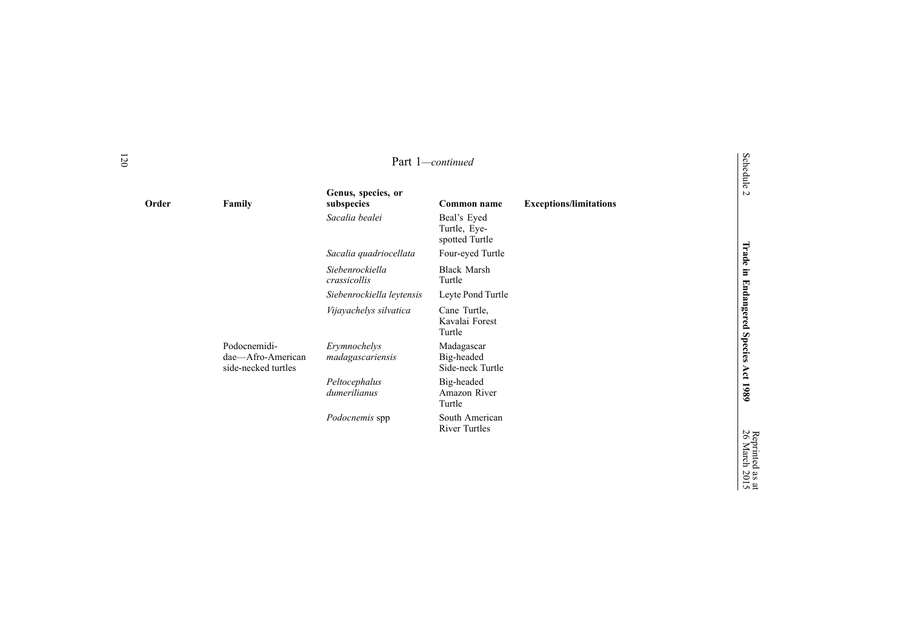Part 1—*continued*

| Order | Family | Genus, species, or subspecies | Common name | Exceptions/limitations |
|---|---|---|---|---|
| | | *Sacalia bealei* | Beal's Eyed Turtle, Eye-spotted Turtle | |
| | | *Sacalia quadriocellata* | Four-eyed Turtle | |
| | | *Siebenrockiella crassicollis* | Black Marsh Turtle | |
| | | *Siebenrockiella leytensis* | Leyte Pond Turtle | |
| | | *Vijayachelys silvatica* | Cane Turtle, Kavalai Forest Turtle | |
| | Podocnemididae—Afro-American side-necked turtles | *Erymnochelys madagascariensis* | Madagascar Big-headed Side-neck Turtle | |
| | | *Peltocephalus dumerilianus* | Big-headed Amazon River Turtle | |
| | | *Podocnemis* spp | South American River Turtles | |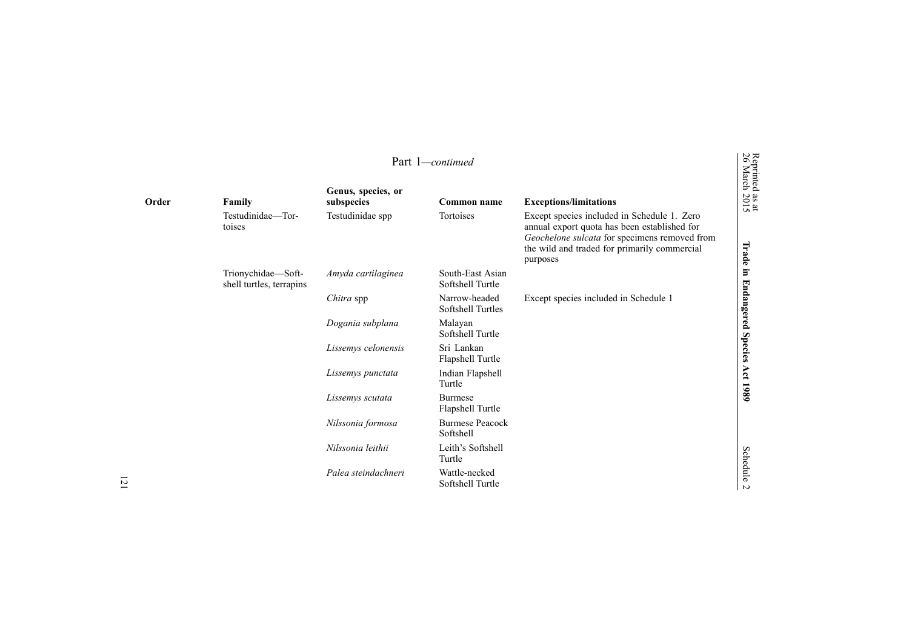Part 1—*continued*

| Order | Family | Genus, species, or subspecies | Common name | Exceptions/limitations |
|---|---|---|---|---|
| | Testudinidae—Tortoises | Testudinidae spp | Tortoises | Except species included in Schedule 1. Zero annual export quota has been established for *Geochelone sulcata* for specimens removed from the wild and traded for primarily commercial purposes |
| | Trionychidae—Soft-shell turtles, terrapins | *Amyda cartilaginea* | South-East Asian Softshell Turtle | |
| | | *Chitra* spp | Narrow-headed Softshell Turtles | Except species included in Schedule 1 |
| | | *Dogania subplana* | Malayan Softshell Turtle | |
| | | *Lissemys celonensis* | Sri Lankan Flapshell Turtle | |
| | | *Lissemys punctata* | Indian Flapshell Turtle | |
| | | *Lissemys scutata* | Burmese Flapshell Turtle | |
| | | *Nilssonia formosa* | Burmese Peacock Softshell | |
| | | *Nilssonia leithii* | Leith's Softshell Turtle | |
| | | *Palea steindachneri* | Wattle-necked Softshell Turtle | |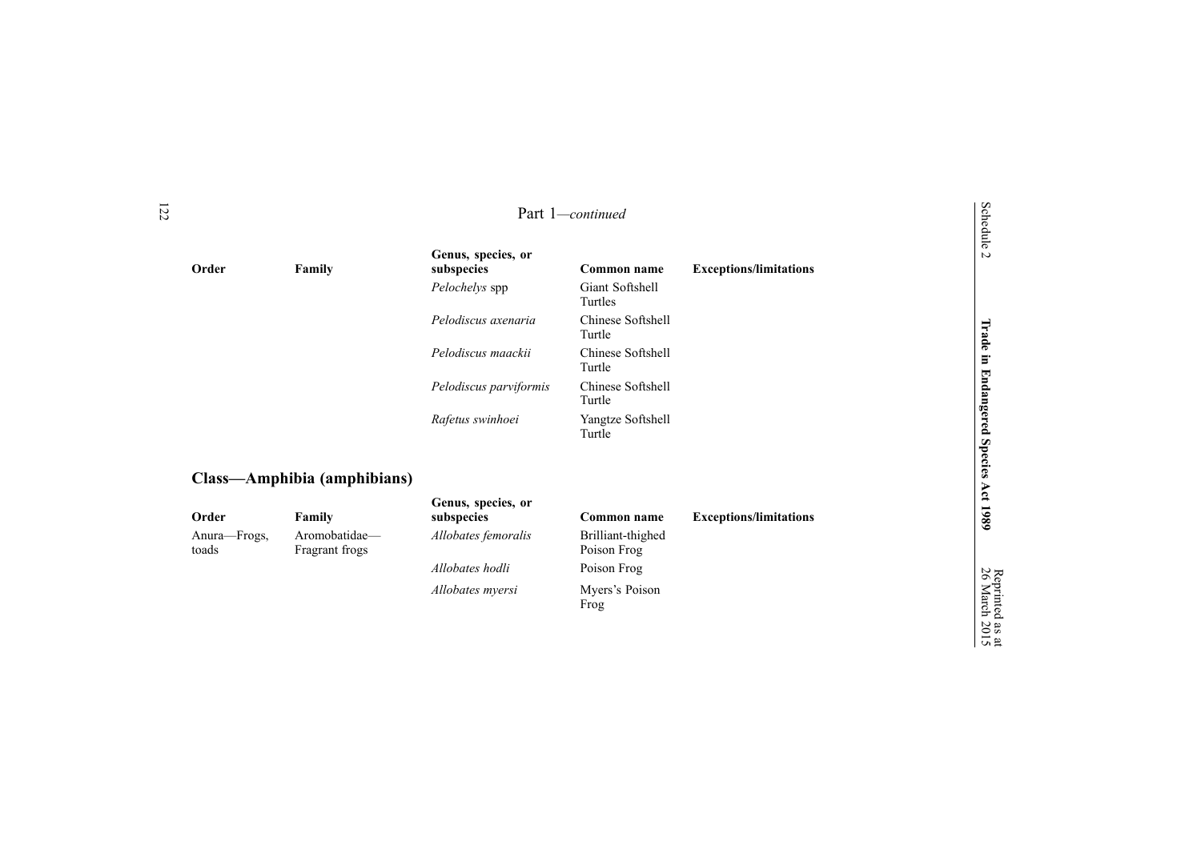Part 1—*continued*

| Order | Family | Genus, species, or subspecies | Common name | Exceptions/limitations |
| --- | --- | --- | --- | --- |
| | | *Pelochelys* spp | Giant Softshell Turtles | |
| | | *Pelodiscus axenaria* | Chinese Softshell Turtle | |
| | | *Pelodiscus maackii* | Chinese Softshell Turtle | |
| | | *Pelodiscus parviformis* | Chinese Softshell Turtle | |
| | | *Rafetus swinhoei* | Yangtze Softshell Turtle | |

## Class—Amphibia (amphibians)

| Order | Family | Genus, species, or subspecies | Common name | Exceptions/limitations |
| --- | --- | --- | --- | --- |
| Anura—Frogs, toads | Aromobatidae—Fragrant frogs | *Allobates femoralis* | Brilliant-thighed Poison Frog | |
| | | *Allobates hodli* | Poison Frog | |
| | | *Allobates myersi* | Myers's Poison Frog | |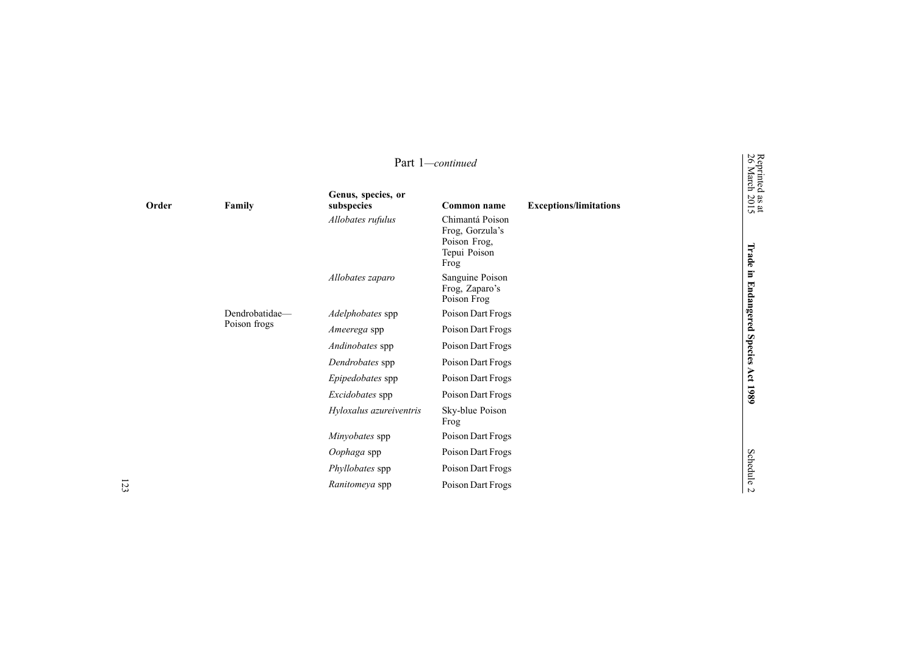Part 1—*continued*

| Order | Family | Genus, species, or subspecies | Common name | Exceptions/limitations |
|---|---|---|---|---|
| | | *Allobates rufulus* | Chimantá Poison Frog, Gorzula's Poison Frog, Tepui Poison Frog | |
| | | *Allobates zaparo* | Sanguine Poison Frog, Zaparo's Poison Frog | |
| | Dendrobatidae—Poison frogs | *Adelphobates* spp | Poison Dart Frogs | |
| | | *Ameerega* spp | Poison Dart Frogs | |
| | | *Andinobates* spp | Poison Dart Frogs | |
| | | *Dendrobates* spp | Poison Dart Frogs | |
| | | *Epipedobates* spp | Poison Dart Frogs | |
| | | *Excidobates* spp | Poison Dart Frogs | |
| | | *Hyloxalus azureiventris* | Sky-blue Poison Frog | |
| | | *Minyobates* spp | Poison Dart Frogs | |
| | | *Oophaga* spp | Poison Dart Frogs | |
| | | *Phyllobates* spp | Poison Dart Frogs | |
| | | *Ranitomeya* spp | Poison Dart Frogs | |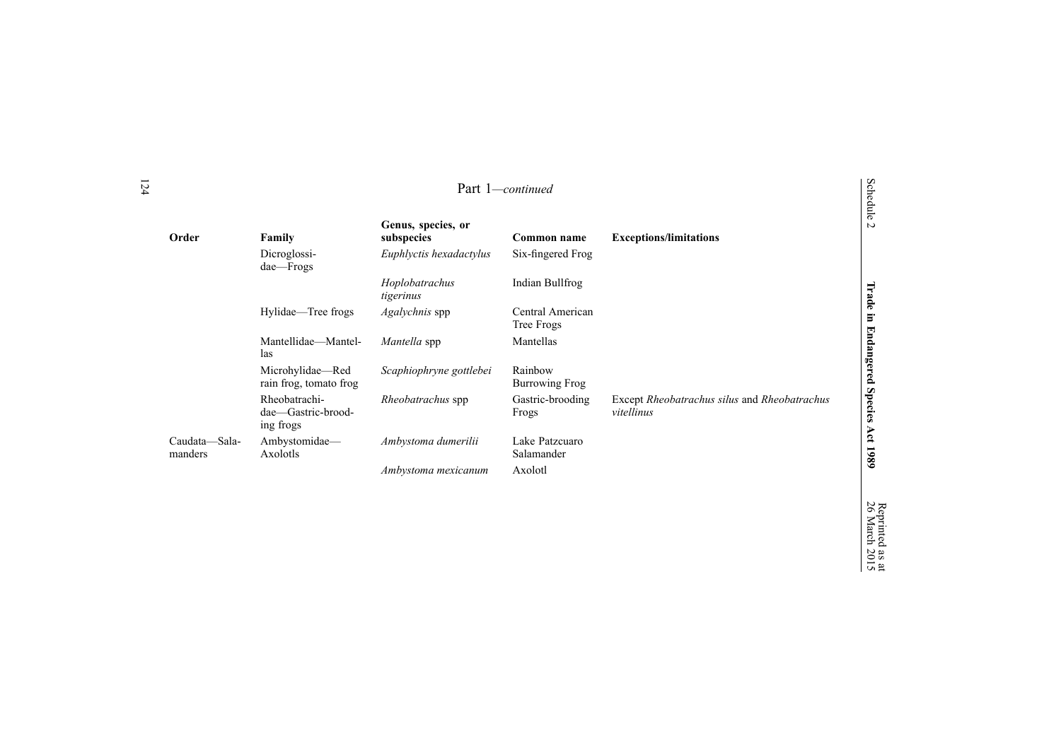Part 1—*continued*

| Order | Family | Genus, species, or subspecies | Common name | Exceptions/limitations |
|---|---|---|---|---|
| | Dicroglossidae—Frogs | *Euphlyctis hexadactylus* | Six-fingered Frog | |
| | | *Hoplobatrachus tigerinus* | Indian Bullfrog | |
| | Hylidae—Tree frogs | *Agalychnis* spp | Central American Tree Frogs | |
| | Mantellidae—Mantellas | *Mantella* spp | Mantellas | |
| | Microhylidae—Red rain frog, tomato frog | *Scaphiophryne gottlebei* | Rainbow Burrowing Frog | |
| | Rheobatrachidae—Gastric-brooding frogs | *Rheobatrachus* spp | Gastric-brooding Frogs | Except *Rheobatrachus silus* and *Rheobatrachus vitellinus* |
| Caudata—Salamanders | Ambystomidae—Axolotls | *Ambystoma dumerilii* | Lake Patzcuaro Salamander | |
| | | *Ambystoma mexicanum* | Axolotl | |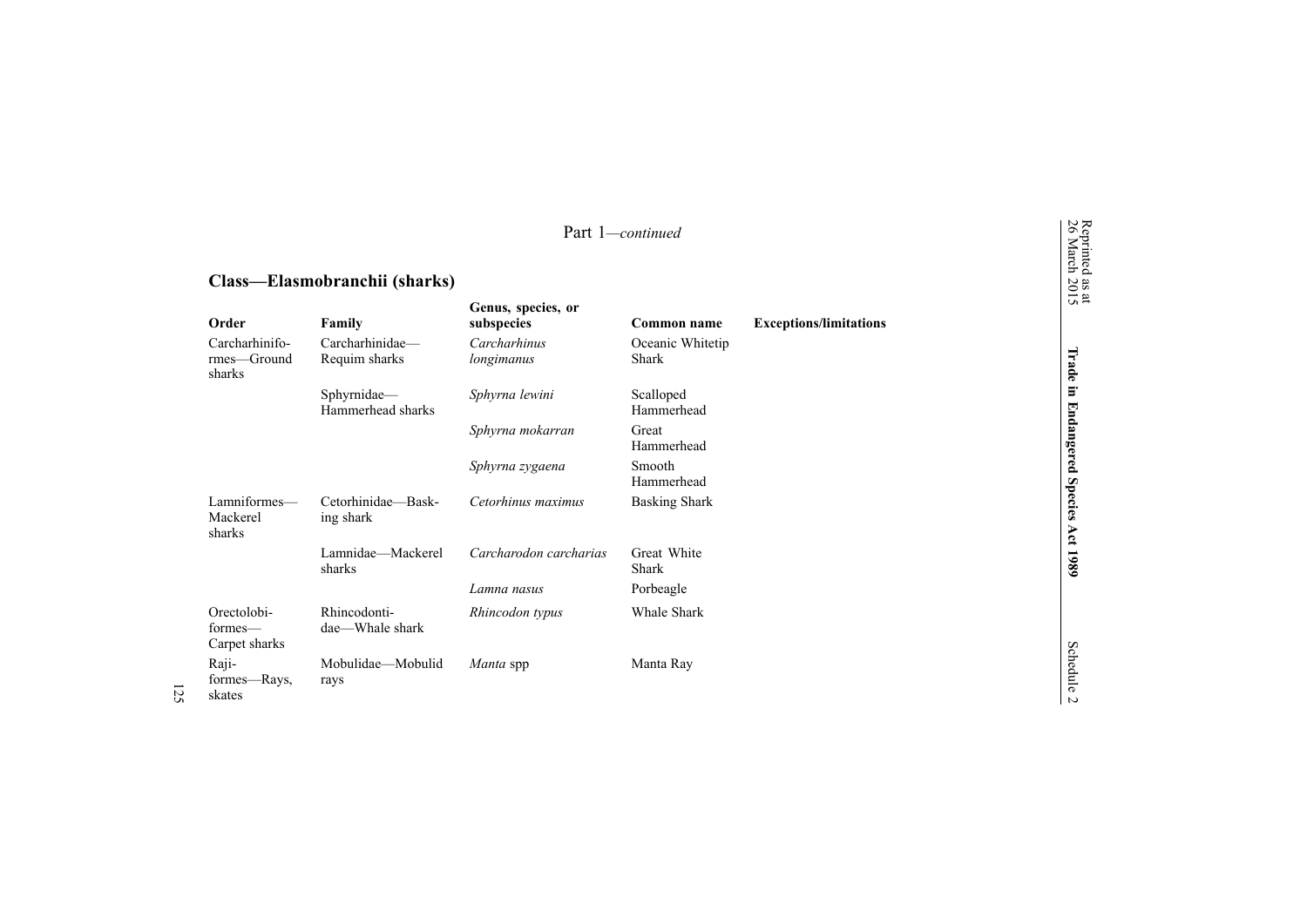Part 1—*continued*

## Class—Elasmobranchii (sharks)

| Order | Family | Genus, species, or subspecies | Common name | Exceptions/limitations |
|---|---|---|---|---|
| Carcharhiniformes—Ground sharks | Carcharhinidae—Requim sharks | *Carcharhinus longimanus* | Oceanic Whitetip Shark | |
| | Sphyrnidae—Hammerhead sharks | *Sphyrna lewini* | Scalloped Hammerhead | |
| | | *Sphyrna mokarran* | Great Hammerhead | |
| | | *Sphyrna zygaena* | Smooth Hammerhead | |
| Lamniformes—Mackerel sharks | Cetorhinidae—Basking shark | *Cetorhinus maximus* | Basking Shark | |
| | Lamnidae—Mackerel sharks | *Carcharodon carcharias* | Great White Shark | |
| | | *Lamna nasus* | Porbeagle | |
| Orectolobiformes—Carpet sharks | Rhincodontidae—Whale shark | *Rhincodon typus* | Whale Shark | |
| Rajiformes—Rays, skates | Mobulidae—Mobulid rays | *Manta* spp | Manta Ray | |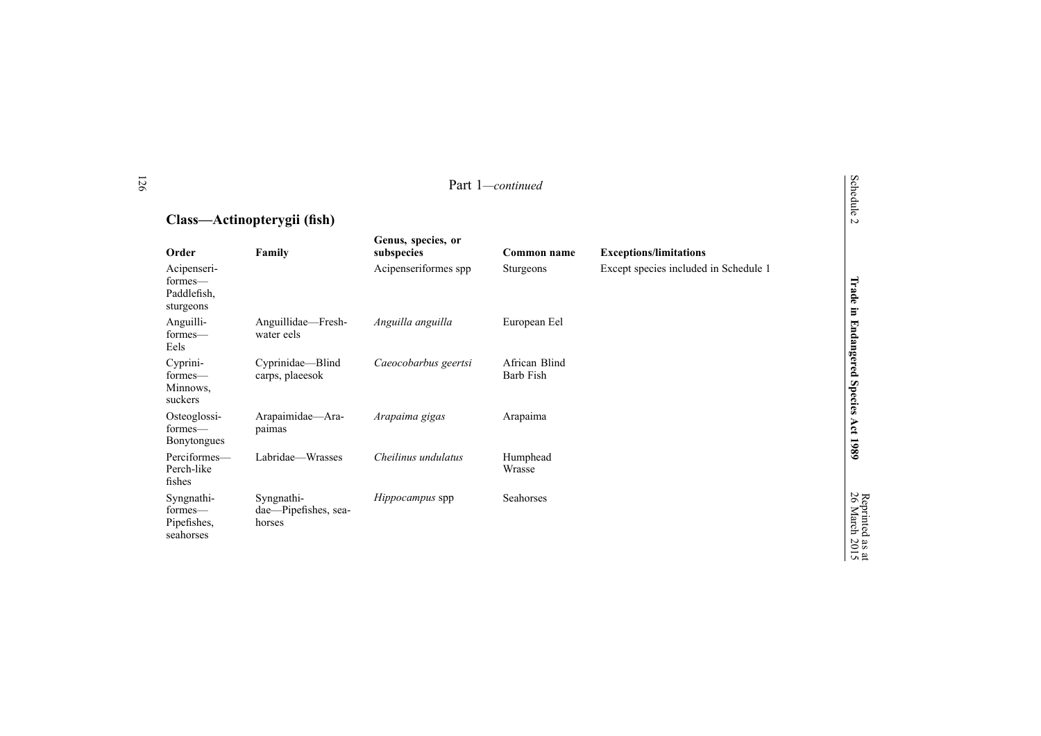Part 1—*continued*

## Class—Actinopterygii (fish)

| Order | Family | Genus, species, or subspecies | Common name | Exceptions/limitations |
| --- | --- | --- | --- | --- |
| Acipenseriformes—Paddlefish, sturgeons | | Acipenseriformes spp | Sturgeons | Except species included in Schedule 1 |
| Anguilliformes—Eels | Anguillidae—Freshwater eels | *Anguilla anguilla* | European Eel | |
| Cypriniformes—Minnows, suckers | Cyprinidae—Blind carps, plaeesok | *Caeocobarbus geertsi* | African Blind Barb Fish | |
| Osteoglossiformes—Bonytongues | Arapaimidae—Arapaimas | *Arapaima gigas* | Arapaima | |
| Perciformes—Perch-like fishes | Labridae—Wrasses | *Cheilinus undulatus* | Humphead Wrasse | |
| Syngnathiformes—Pipefishes, seahorses | Syngnathidae—Pipefishes, seahorses | *Hippocampus* spp | Seahorses | |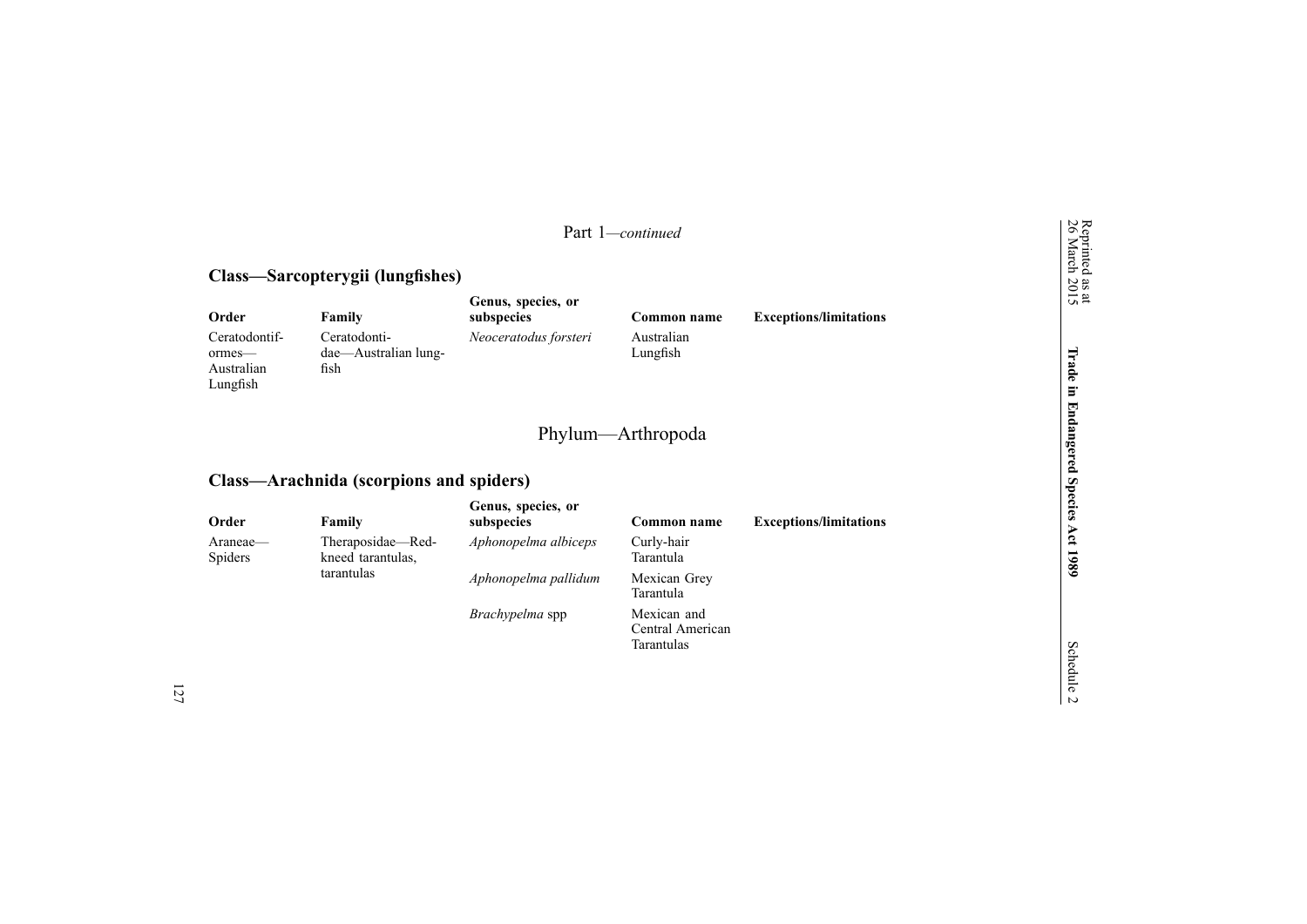Part 1—*continued*

### Class—Sarcopterygii (lungfishes)

| Order | Family | Genus, species, or subspecies | Common name | Exceptions/limitations |
|---|---|---|---|---|
| Ceratodontiformes—Australian Lungfish | Ceratodontidae—Australian lungfish | *Neoceratodus forsteri* | Australian Lungfish | |

## Phylum—Arthropoda

### Class—Arachnida (scorpions and spiders)

| Order | Family | Genus, species, or subspecies | Common name | Exceptions/limitations |
|---|---|---|---|---|
| Araneae—Spiders | Theraposidae—Red-kneed tarantulas, tarantulas | *Aphonopelma albiceps* | Curly-hair Tarantula | |
| | | *Aphonopelma pallidum* | Mexican Grey Tarantula | |
| | | *Brachypelma* spp | Mexican and Central American Tarantulas | |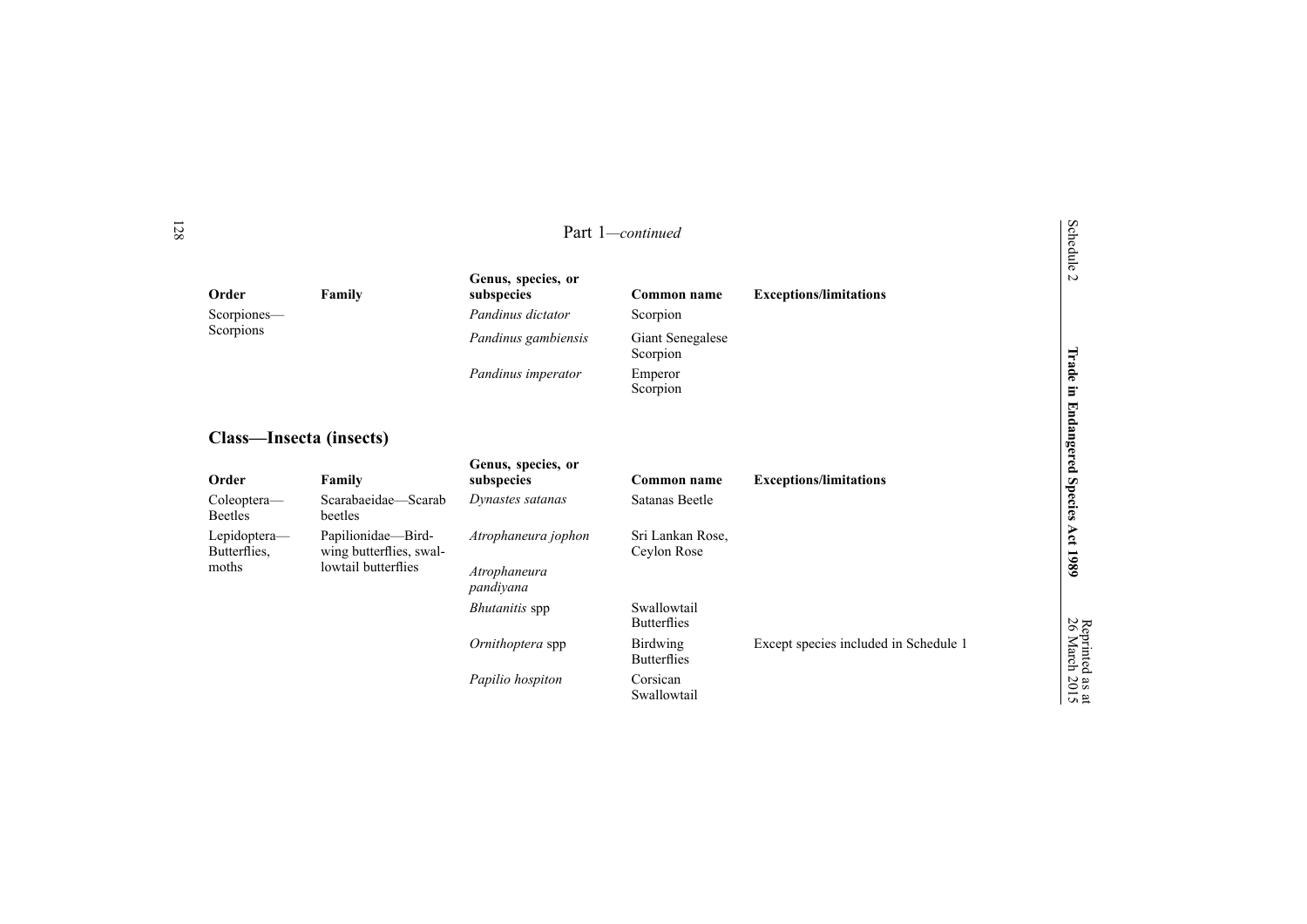Part 1—*continued*

| Order | Family | Genus, species, or subspecies | Common name | Exceptions/limitations |
| --- | --- | --- | --- | --- |
| Scorpiones—Scorpions | | *Pandinus dictator* | Scorpion | |
| | | *Pandinus gambiensis* | Giant Senegalese Scorpion | |
| | | *Pandinus imperator* | Emperor Scorpion | |

## Class—Insecta (insects)

| Order | Family | Genus, species, or subspecies | Common name | Exceptions/limitations |
| --- | --- | --- | --- | --- |
| Coleoptera—Beetles | Scarabaeidae—Scarab beetles | *Dynastes satanas* | Satanas Beetle | |
| Lepidoptera—Butterflies, moths | Papilionidae—Birdwing butterflies, swallowtail butterflies | *Atrophaneura jophon* | Sri Lankan Rose, Ceylon Rose | |
| | | *Atrophaneura pandiyana* | | |
| | | *Bhutanitis* spp | Swallowtail Butterflies | |
| | | *Ornithoptera* spp | Birdwing Butterflies | Except species included in Schedule 1 |
| | | *Papilio hospiton* | Corsican Swallowtail | |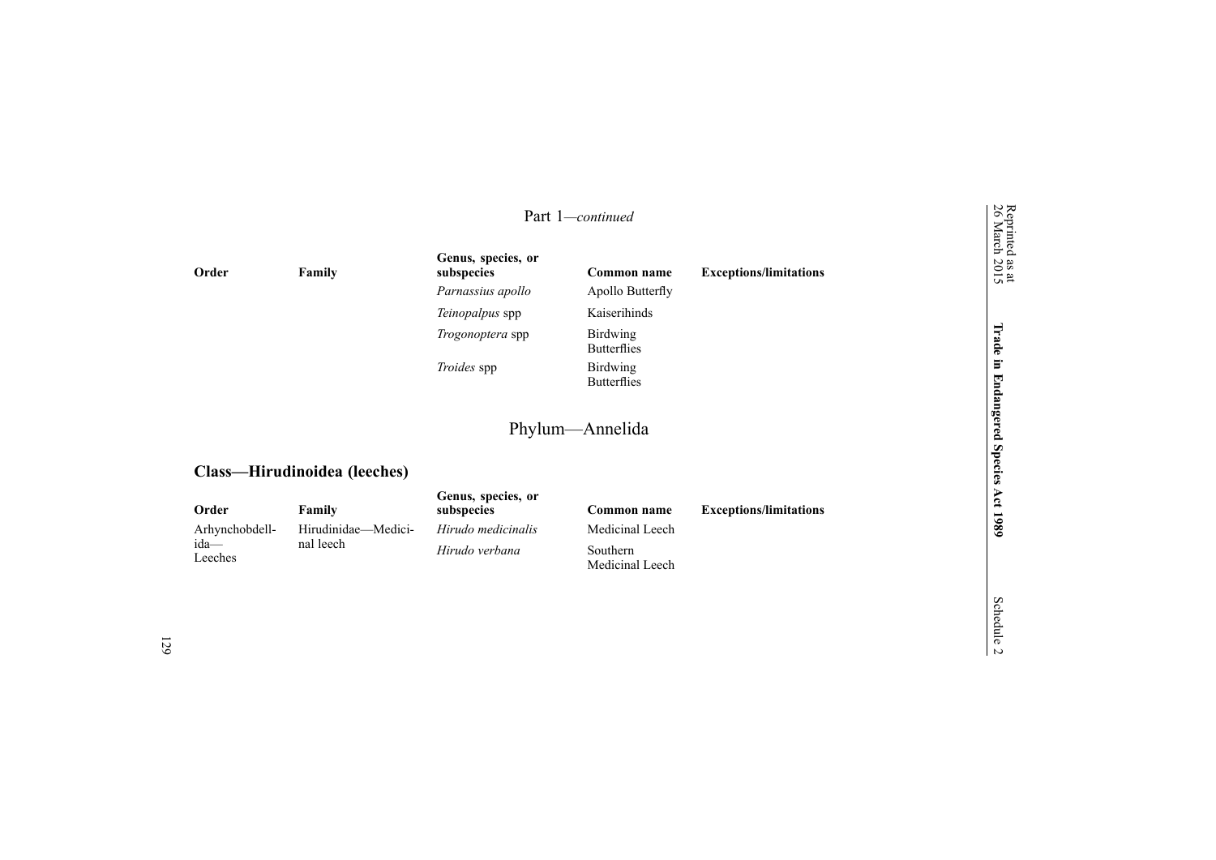Part 1—*continued*

| Order | Family | Genus, species, or subspecies | Common name | Exceptions/limitations |
|---|---|---|---|---|
| | | *Parnassius apollo* | Apollo Butterfly | |
| | | *Teinopalpus* spp | Kaiserihinds | |
| | | *Trogonoptera* spp | Birdwing Butterflies | |
| | | *Troides* spp | Birdwing Butterflies | |

## Phylum—Annelida

### Class—Hirudinoidea (leeches)

| Order | Family | Genus, species, or subspecies | Common name | Exceptions/limitations |
|---|---|---|---|---|
| Arhynchobdellida—Leeches | Hirudinidae—Medicinal leech | *Hirudo medicinalis* | Medicinal Leech | |
| | | *Hirudo verbana* | Southern Medicinal Leech | |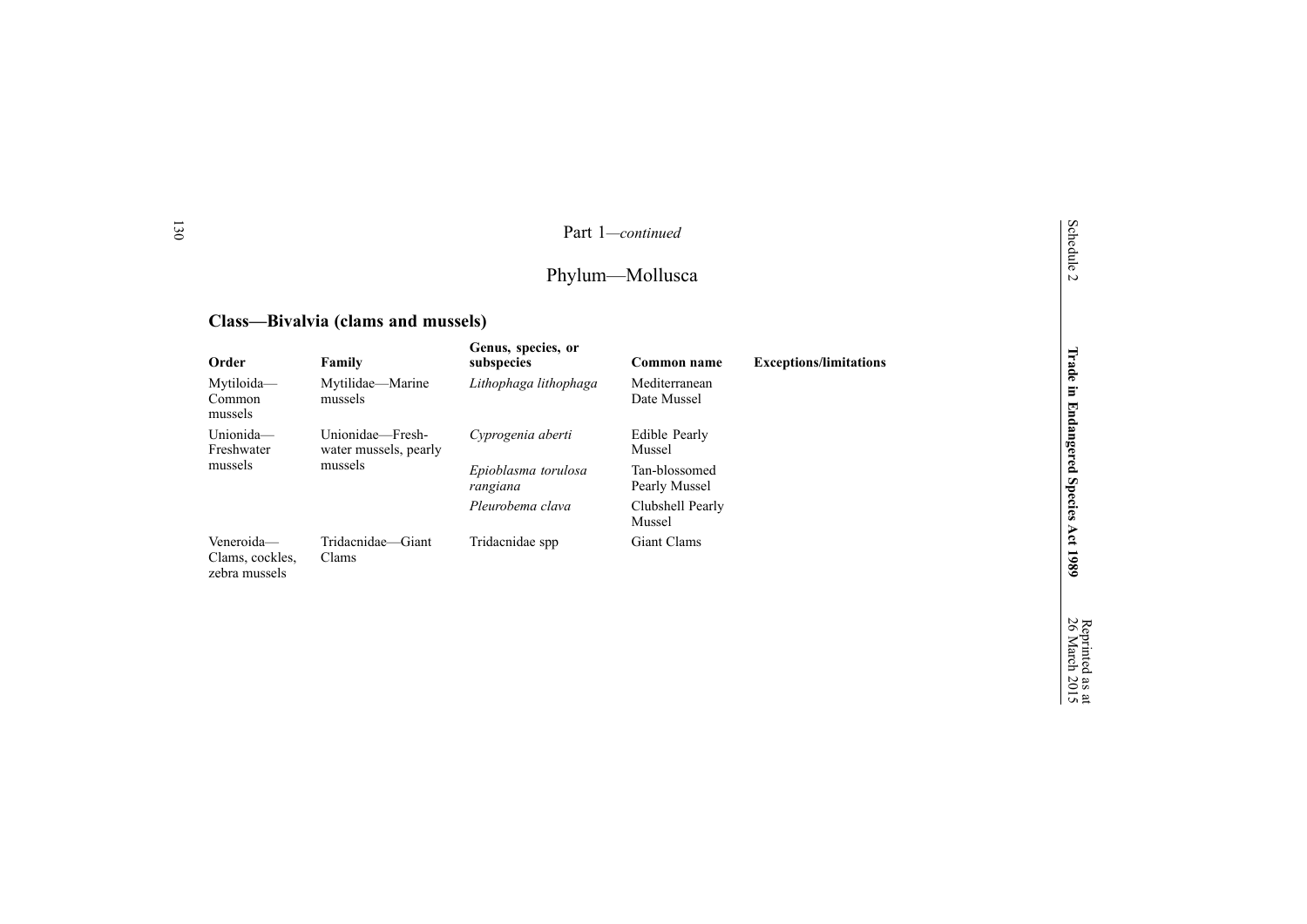Part 1—*continued*

## Phylum—Mollusca

### Class—Bivalvia (clams and mussels)

| Order | Family | Genus, species, or subspecies | Common name | Exceptions/limitations |
|---|---|---|---|---|
| Mytiloida—Common mussels | Mytilidae—Marine mussels | *Lithophaga lithophaga* | Mediterranean Date Mussel | |
| Unionida—Freshwater mussels | Unionidae—Fresh-water mussels, pearly mussels | *Cyprogenia aberti* | Edible Pearly Mussel | |
| | | *Epioblasma torulosa rangiana* | Tan-blossomed Pearly Mussel | |
| | | *Pleurobema clava* | Clubshell Pearly Mussel | |
| Veneroida—Clams, cockles, zebra mussels | Tridacnidae—Giant Clams | Tridacnidae spp | Giant Clams | |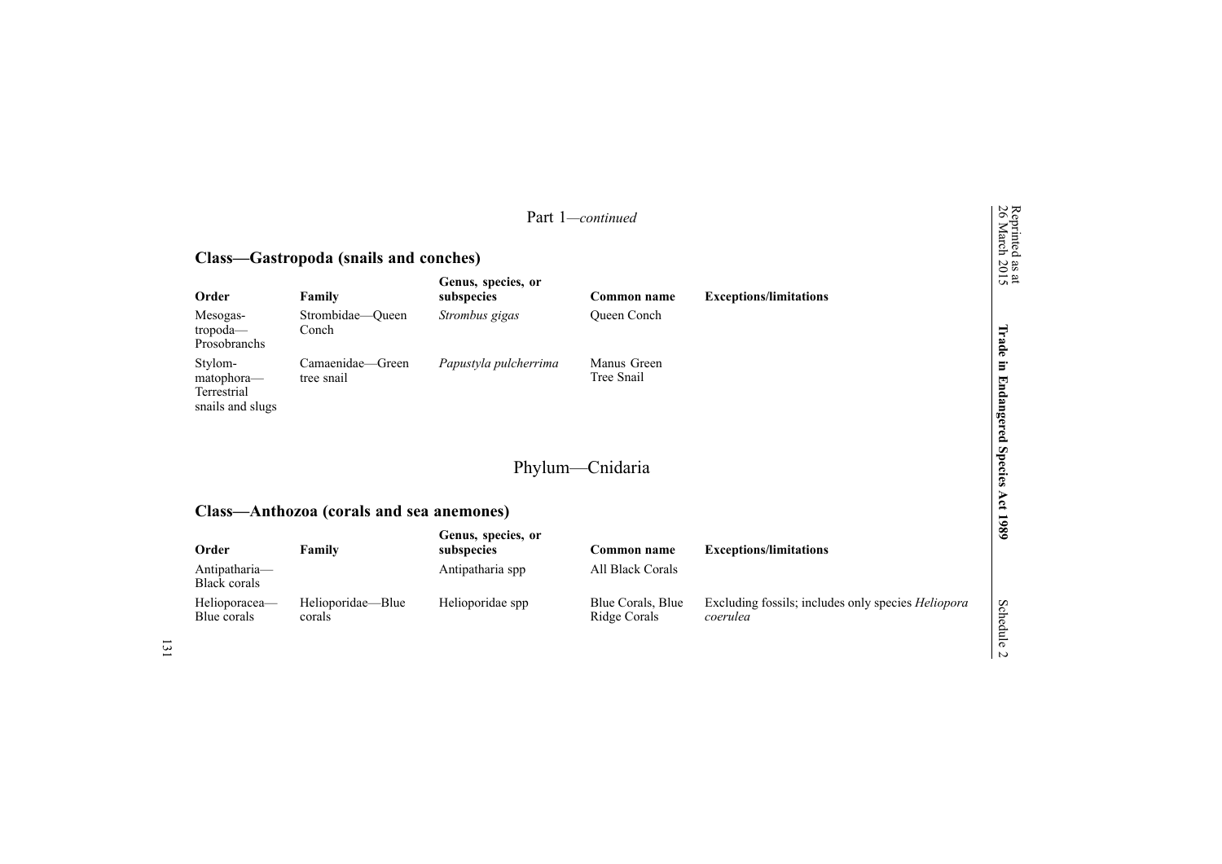Part 1—*continued*

## Class—Gastropoda (snails and conches)

| Order | Family | Genus, species, or subspecies | Common name | Exceptions/limitations |
|---|---|---|---|---|
| Mesogas-tropoda—Prosobranchs | Strombidae—Queen Conch | *Strombus gigas* | Queen Conch | |
| Stylom-matophora—Terrestrial snails and slugs | Camaenidae—Green tree snail | *Papustyla pulcherrima* | Manus Green Tree Snail | |

# Phylum—Cnidaria

## Class—Anthozoa (corals and sea anemones)

| Order | Family | Genus, species, or subspecies | Common name | Exceptions/limitations |
|---|---|---|---|---|
| Antipatharia—Black corals | | Antipatharia spp | All Black Corals | |
| Helioporacea—Blue corals | Helioporidae—Blue corals | Helioporidae spp | Blue Corals, Blue Ridge Corals | Excluding fossils; includes only species *Heliopora coerulea* |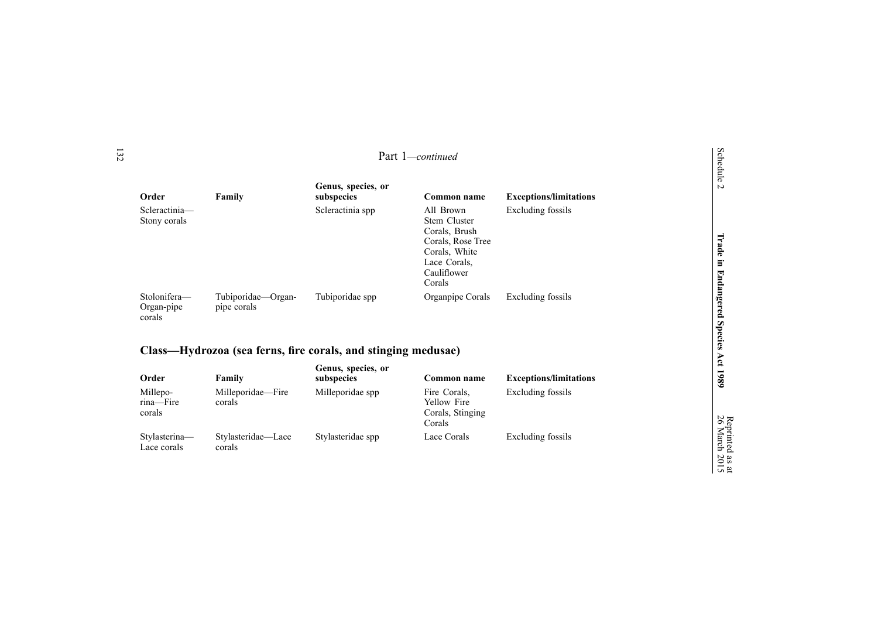Part 1—*continued*

| Order | Family | Genus, species, or subspecies | Common name | Exceptions/limitations |
| --- | --- | --- | --- | --- |
| Scleractinia—Stony corals | | Scleractinia spp | All Brown Stem Cluster Corals, Brush Corals, Rose Tree Corals, White Lace Corals, Cauliflower Corals | Excluding fossils |
| Stolonifera—Organ-pipe corals | Tubiporidae—Organ-pipe corals | Tubiporidae spp | Organpipe Corals | Excluding fossils |

## Class—Hydrozoa (sea ferns, fire corals, and stinging medusae)

| Order | Family | Genus, species, or subspecies | Common name | Exceptions/limitations |
| --- | --- | --- | --- | --- |
| Millepo-rina—Fire corals | Milleporidae—Fire corals | Milleporidae spp | Fire Corals, Yellow Fire Corals, Stinging Corals | Excluding fossils |
| Stylasterina—Lace corals | Stylasteridae—Lace corals | Stylasteridae spp | Lace Corals | Excluding fossils |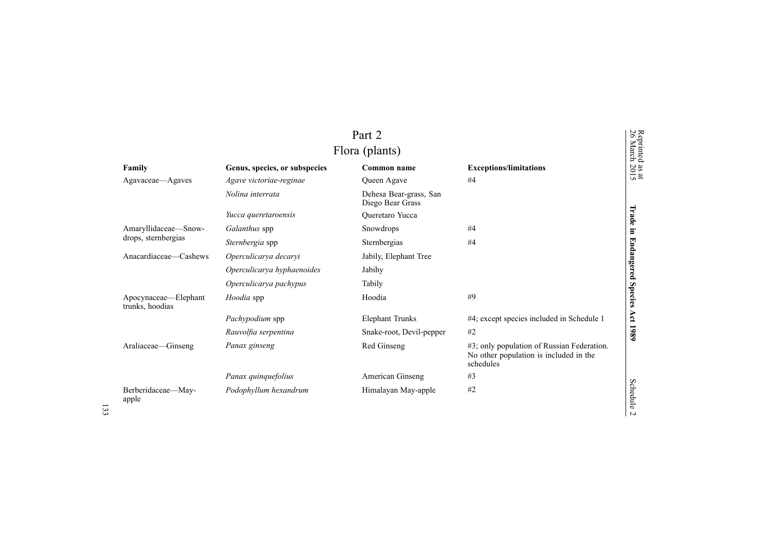## Part 2
## Flora (plants)

| Family | Genus, species, or subspecies | Common name | Exceptions/limitations |
|---|---|---|---|
| Agavaceae—Agaves | *Agave victoriae-reginae* | Queen Agave | #4 |
| | *Nolina interrata* | Dehesa Bear-grass, San Diego Bear Grass | |
| | *Yucca queretaroensis* | Queretaro Yucca | |
| Amaryllidaceae—Snow-drops, sternbergias | *Galanthus* spp | Snowdrops | #4 |
| | *Sternbergia* spp | Sternbergias | #4 |
| Anacardiaceae—Cashews | *Operculicarya decaryi* | Jabily, Elephant Tree | |
| | *Operculicarya hyphaenoides* | Jabihy | |
| | *Operculicarya pachypus* | Tabily | |
| Apocynaceae—Elephant trunks, hoodias | *Hoodia* spp | Hoodia | #9 |
| | *Pachypodium* spp | Elephant Trunks | #4; except species included in Schedule 1 |
| | *Rauvolfia serpentina* | Snake-root, Devil-pepper | #2 |
| Araliaceae—Ginseng | *Panax ginseng* | Red Ginseng | #3; only population of Russian Federation. No other population is included in the schedules |
| | *Panax quinquefolius* | American Ginseng | #3 |
| Berberidaceae—May-apple | *Podophyllum hexandrum* | Himalayan May-apple | #2 |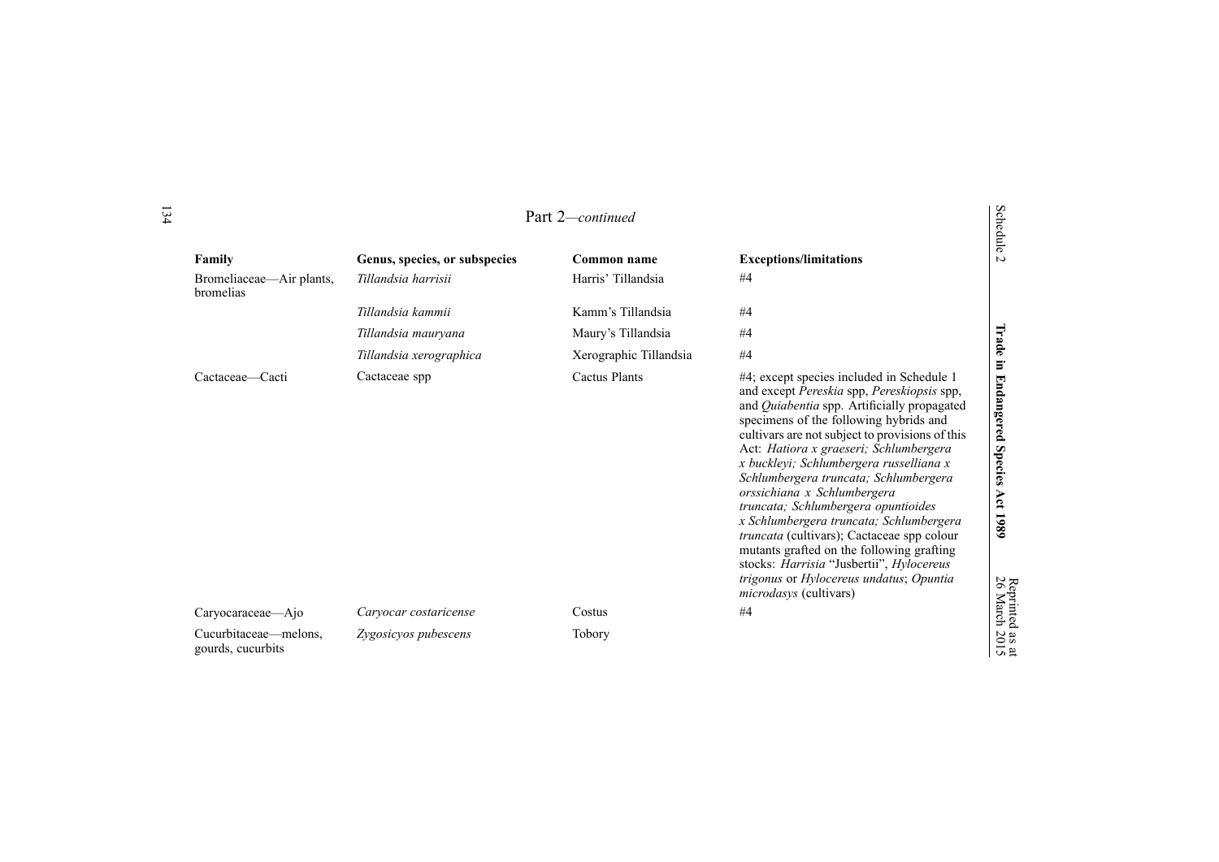Part 2—*continued*

| Family | Genus, species, or subspecies | Common name | Exceptions/limitations |
|---|---|---|---|
| Bromeliaceae—Air plants, bromelias | *Tillandsia harrisii* | Harris' Tillandsia | #4 |
| | *Tillandsia kammii* | Kamm's Tillandsia | #4 |
| | *Tillandsia mauryana* | Maury's Tillandsia | #4 |
| | *Tillandsia xerographica* | Xerographic Tillandsia | #4 |
| Cactaceae—Cacti | Cactaceae spp | Cactus Plants | #4; except species included in Schedule 1 and except *Pereskia* spp, *Pereskiopsis* spp, and *Quiabentia* spp. Artificially propagated specimens of the following hybrids and cultivars are not subject to provisions of this Act: *Hatiora x graeseri; Schlumbergera x buckleyi; Schlumbergera russelliana x Schlumbergera truncata; Schlumbergera orssichiana x Schlumbergera truncata; Schlumbergera opuntioides x Schlumbergera truncata; Schlumbergera truncata* (cultivars); Cactaceae spp colour mutants grafted on the following grafting stocks: *Harrisia* "Jusbertii", *Hylocereus trigonus* or *Hylocereus undatus*; *Opuntia microdasys* (cultivars) |
| Caryocaraceae—Ajo | *Caryocar costaricense* | Costus | #4 |
| Cucurbitaceae—melons, gourds, cucurbits | *Zygosicyos pubescens* | Tobory | |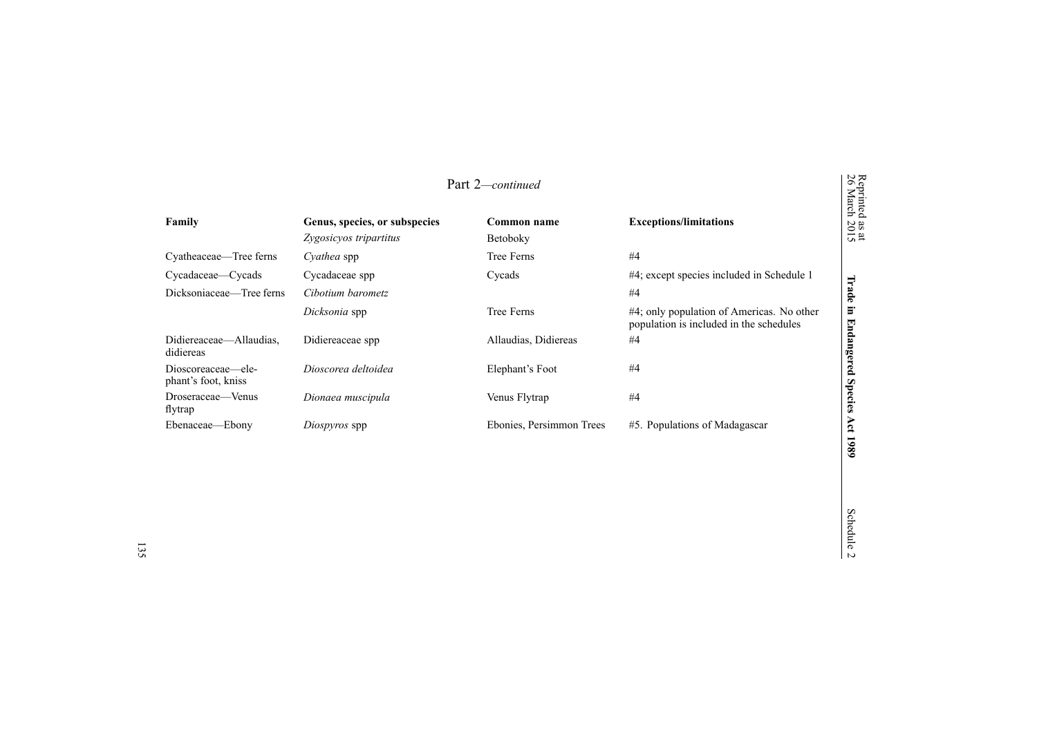Part 2—*continued*

| Family | Genus, species, or subspecies | Common name | Exceptions/limitations |
|---|---|---|---|
| | *Zygosicyos tripartitus* | Betoboky | |
| Cyatheaceae—Tree ferns | *Cyathea* spp | Tree Ferns | #4 |
| Cycadaceae—Cycads | Cycadaceae spp | Cycads | #4; except species included in Schedule 1 |
| Dicksoniaceae—Tree ferns | *Cibotium barometz* | | #4 |
| | *Dicksonia* spp | Tree Ferns | #4; only population of Americas. No other population is included in the schedules |
| Didiereaceae—Allaudias, didiereas | Didiereaceae spp | Allaudias, Didiereas | #4 |
| Dioscoreaceae—elephant's foot, kniss | *Dioscorea deltoidea* | Elephant's Foot | #4 |
| Droseraceae—Venus flytrap | *Dionaea muscipula* | Venus Flytrap | #4 |
| Ebenaceae—Ebony | *Diospyros* spp | Ebonies, Persimmon Trees | #5. Populations of Madagascar |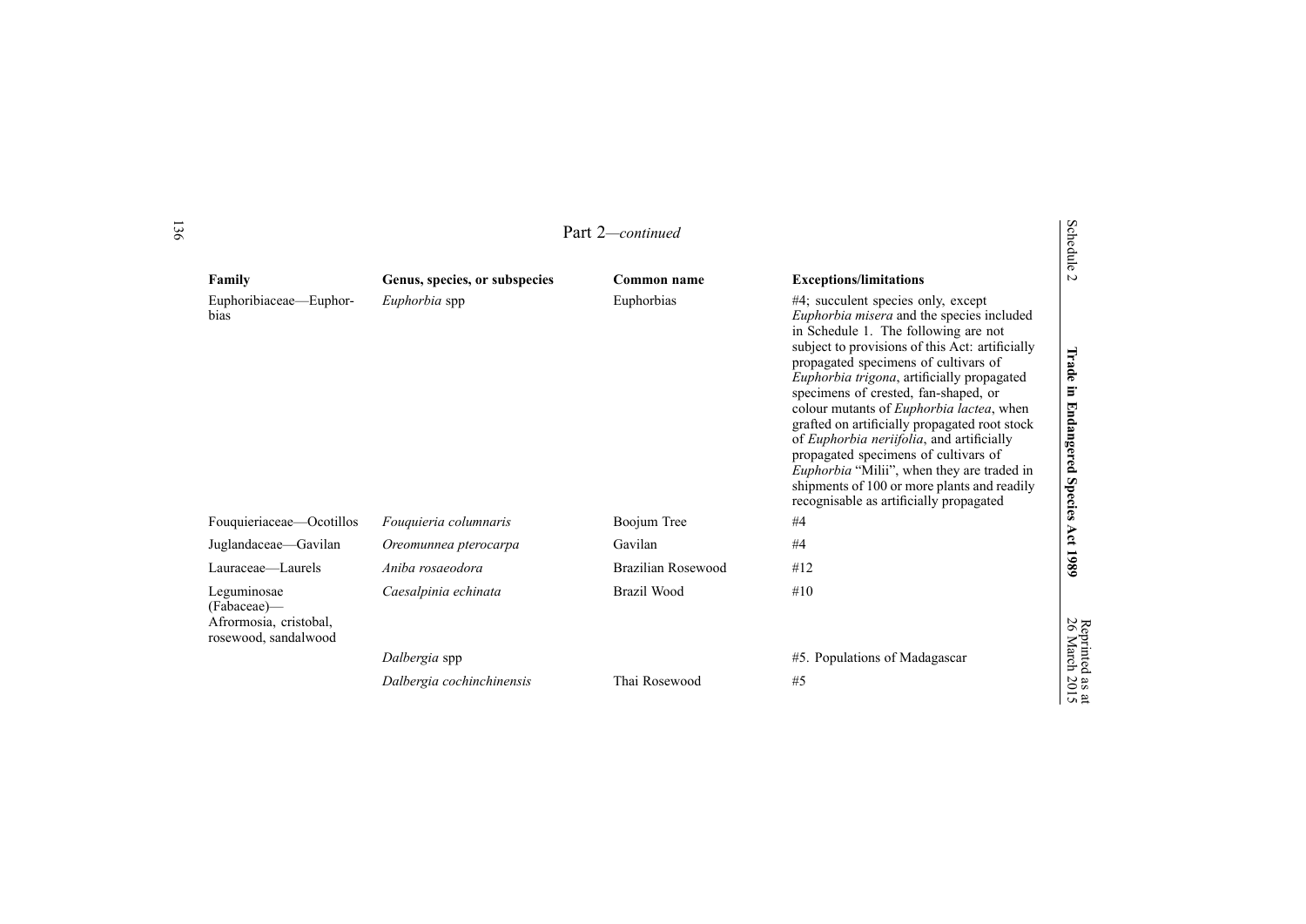Part 2—*continued*

| Family | Genus, species, or subspecies | Common name | Exceptions/limitations |
|---|---|---|---|
| Euphoribiaceae—Euphorbias | *Euphorbia* spp | Euphorbias | #4; succulent species only, except *Euphorbia misera* and the species included in Schedule 1. The following are not subject to provisions of this Act: artificially propagated specimens of cultivars of *Euphorbia trigona*, artificially propagated specimens of crested, fan-shaped, or colour mutants of *Euphorbia lactea*, when grafted on artificially propagated root stock of *Euphorbia neriifolia*, and artificially propagated specimens of cultivars of *Euphorbia* "Milii", when they are traded in shipments of 100 or more plants and readily recognisable as artificially propagated |
| Fouquieriaceae—Ocotillos | *Fouquieria columnaris* | Boojum Tree | #4 |
| Juglandaceae—Gavilan | *Oreomunnea pterocarpa* | Gavilan | #4 |
| Lauraceae—Laurels | *Aniba rosaeodora* | Brazilian Rosewood | #12 |
| Leguminosae (Fabaceae)—Afrormosia, cristobal, rosewood, sandalwood | *Caesalpinia echinata* | Brazil Wood | #10 |
| | *Dalbergia* spp | | #5. Populations of Madagascar |
| | *Dalbergia cochinchinensis* | Thai Rosewood | #5 |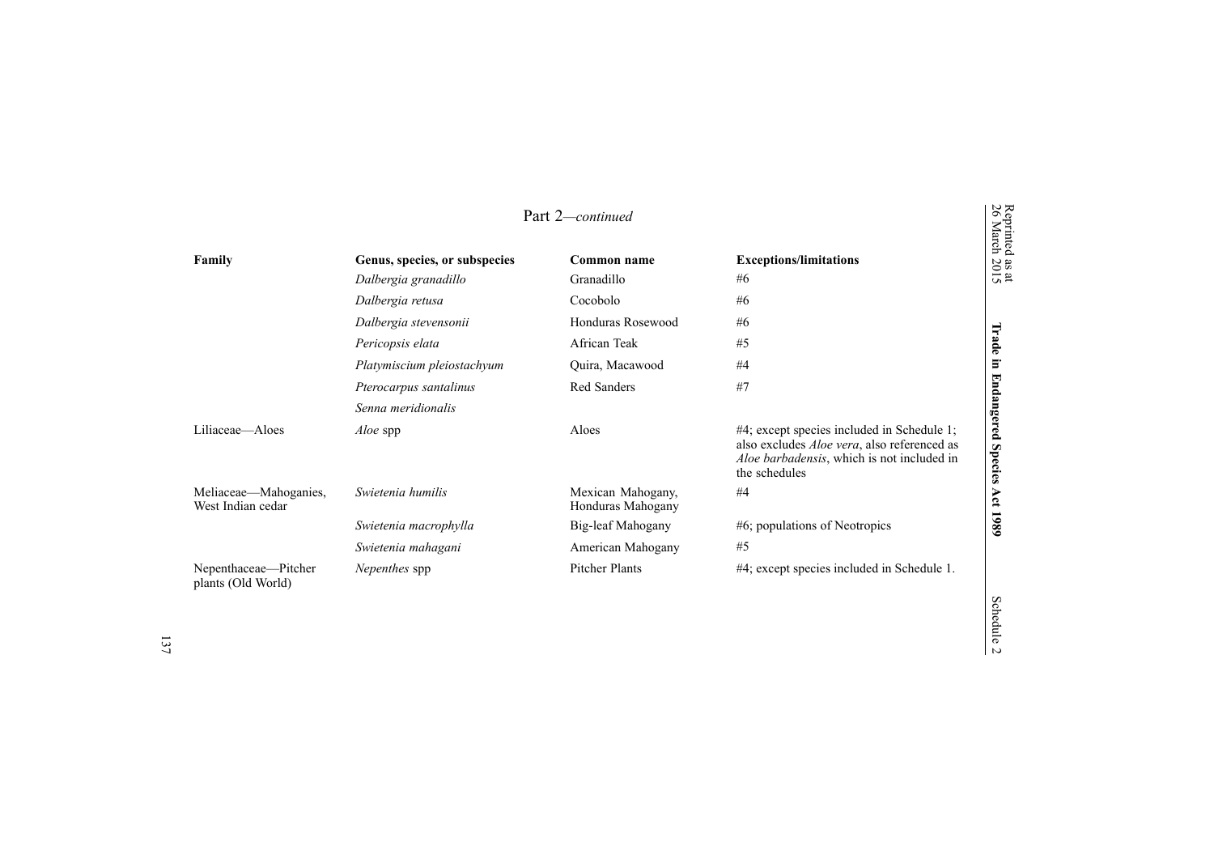Part 2—*continued*

| Family | Genus, species, or subspecies | Common name | Exceptions/limitations |
| --- | --- | --- | --- |
| | *Dalbergia granadillo* | Granadillo | #6 |
| | *Dalbergia retusa* | Cocobolo | #6 |
| | *Dalbergia stevensonii* | Honduras Rosewood | #6 |
| | *Pericopsis elata* | African Teak | #5 |
| | *Platymiscium pleiostachyum* | Quira, Macawood | #4 |
| | *Pterocarpus santalinus* | Red Sanders | #7 |
| | *Senna meridionalis* | | |
| Liliaceae—Aloes | *Aloe* spp | Aloes | #4; except species included in Schedule 1; also excludes *Aloe vera*, also referenced as *Aloe barbadensis*, which is not included in the schedules |
| Meliaceae—Mahoganies, West Indian cedar | *Swietenia humilis* | Mexican Mahogany, Honduras Mahogany | #4 |
| | *Swietenia macrophylla* | Big-leaf Mahogany | #6; populations of Neotropics |
| | *Swietenia mahagani* | American Mahogany | #5 |
| Nepenthaceae—Pitcher plants (Old World) | *Nepenthes* spp | Pitcher Plants | #4; except species included in Schedule 1. |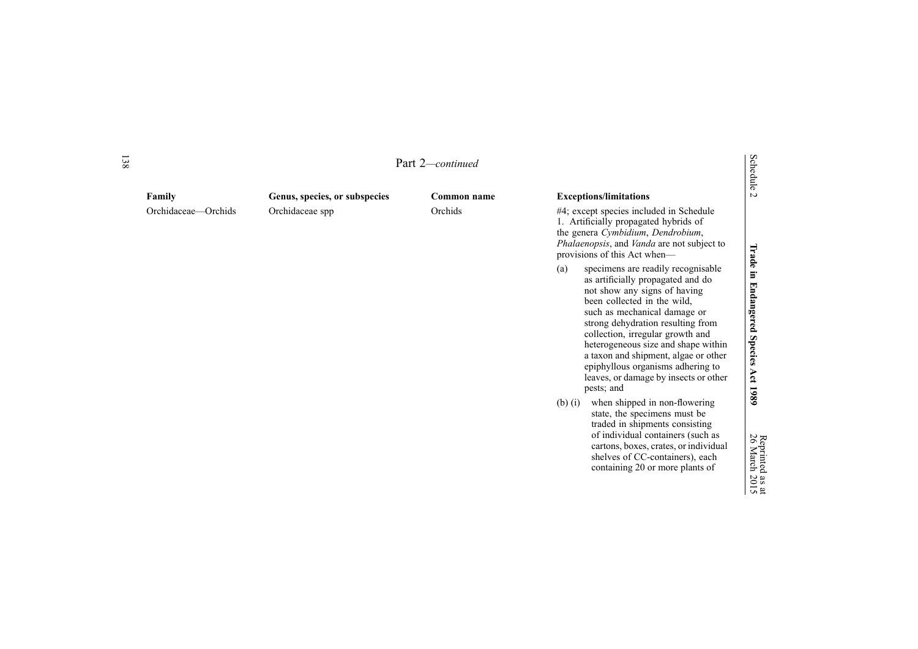Part 2—*continued*

| Family | Genus, species, or subspecies | Common name | Exceptions/limitations |
|---|---|---|---|
| Orchidaceae—Orchids | Orchidaceae spp | Orchids | #4; except species included in Schedule 1. Artificially propagated hybrids of the genera *Cymbidium*, *Dendrobium*, *Phalaenopsis*, and *Vanda* are not subject to provisions of this Act when— (a) specimens are readily recognisable as artificially propagated and do not show any signs of having been collected in the wild, such as mechanical damage or strong dehydration resulting from collection, irregular growth and heterogeneous size and shape within a taxon and shipment, algae or other epiphyllous organisms adhering to leaves, or damage by insects or other pests; and (b) (i) when shipped in non-flowering state, the specimens must be traded in shipments consisting of individual containers (such as cartons, boxes, crates, or individual shelves of CC-containers), each containing 20 or more plants of |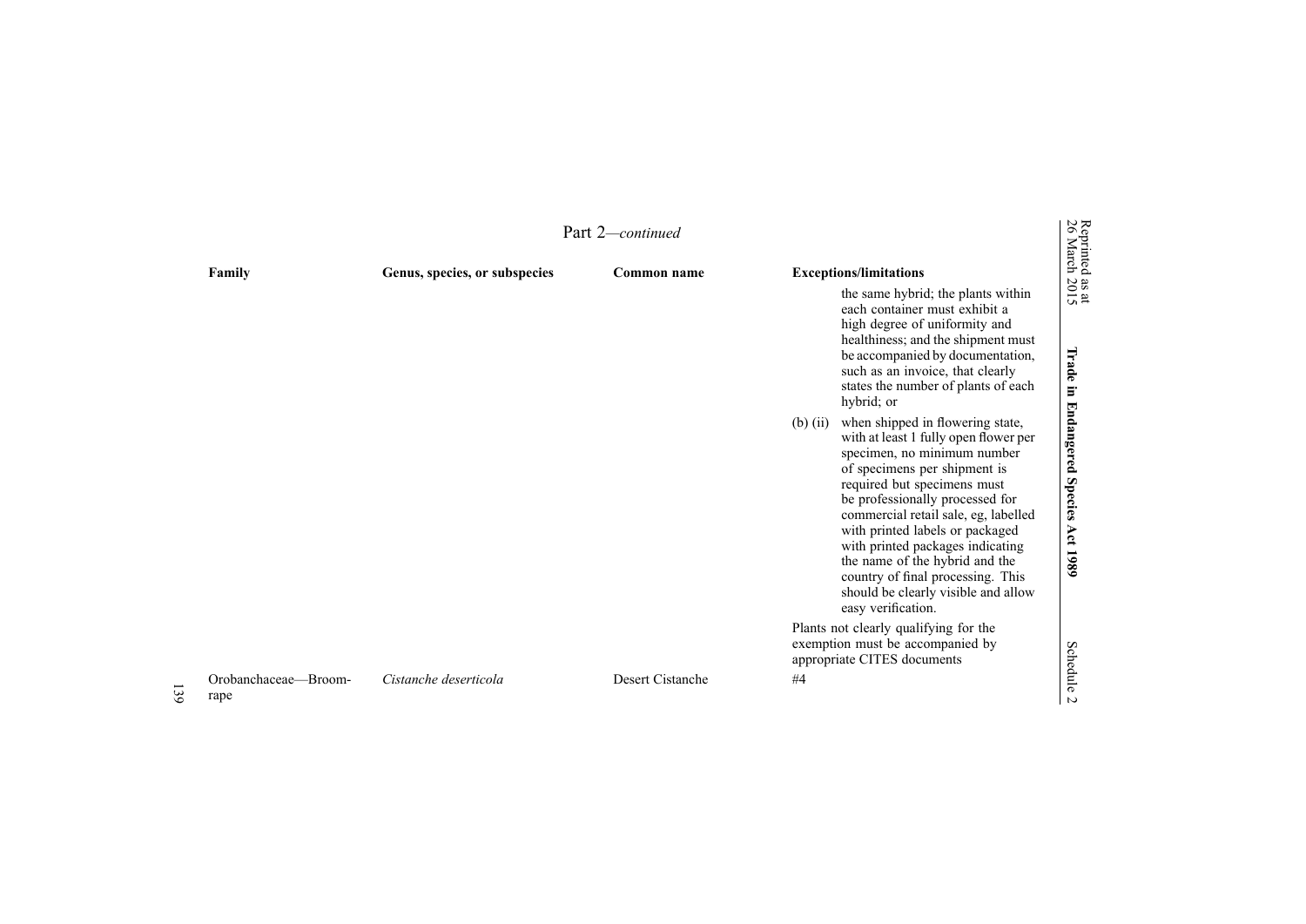Part 2—*continued*

| Family | Genus, species, or subspecies | Common name | Exceptions/limitations |
|---|---|---|---|
| | | | the same hybrid; the plants within each container must exhibit a high degree of uniformity and healthiness; and the shipment must be accompanied by documentation, such as an invoice, that clearly states the number of plants of each hybrid; or |
| | | | (b) (ii) when shipped in flowering state, with at least 1 fully open flower per specimen, no minimum number of specimens per shipment is required but specimens must be professionally processed for commercial retail sale, eg, labelled with printed labels or packaged with printed packages indicating the name of the hybrid and the country of final processing. This should be clearly visible and allow easy verification. |
| | | | Plants not clearly qualifying for the exemption must be accompanied by appropriate CITES documents |
| Orobanchaceae—Broom-rape | *Cistanche deserticola* | Desert Cistanche | #4 |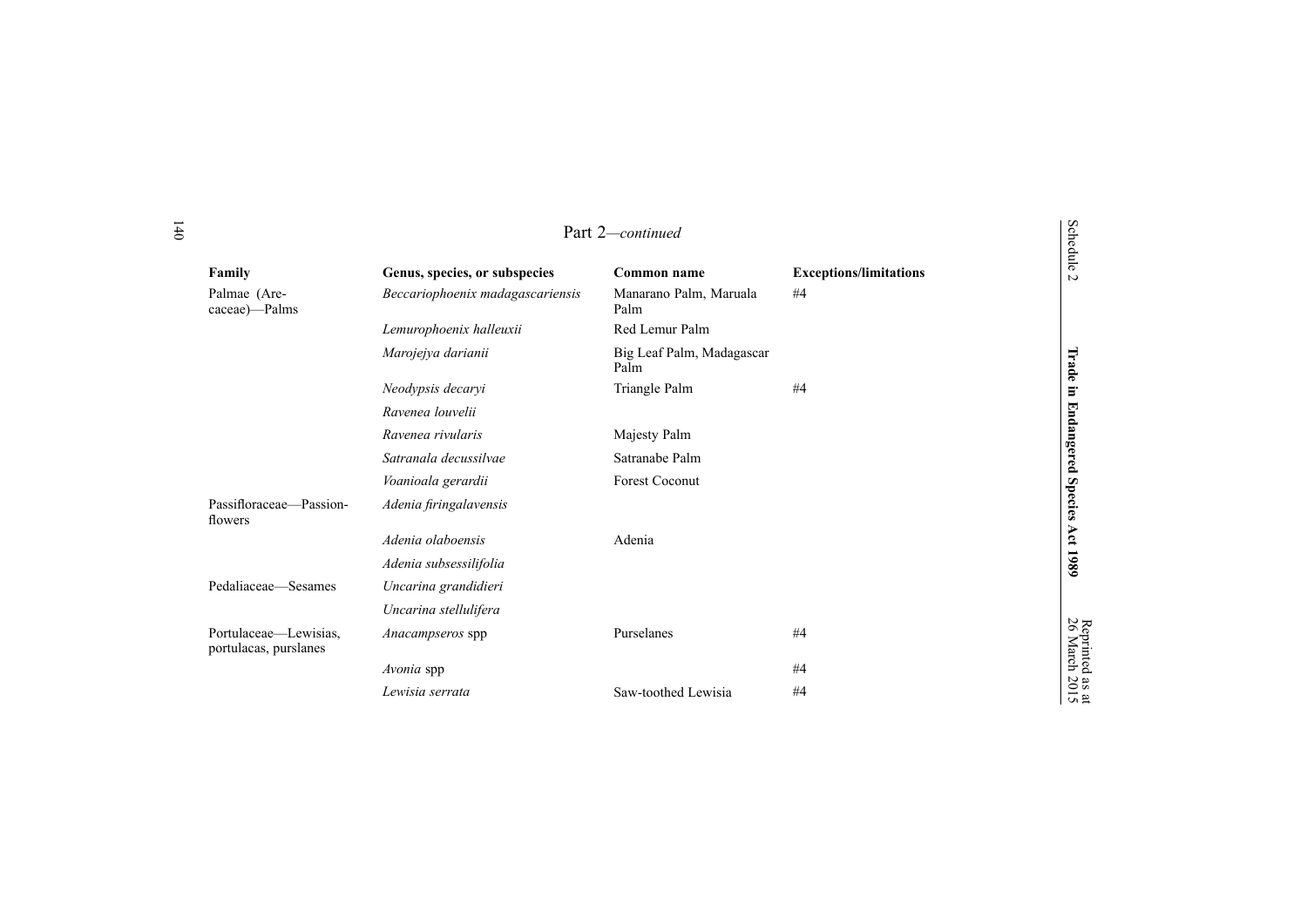Part 2—*continued*

| Family | Genus, species, or subspecies | Common name | Exceptions/limitations |
|---|---|---|---|
| Palmae (Arecaceae)—Palms | *Beccariophoenix madagascariensis* | Manarano Palm, Maruala Palm | #4 |
| | *Lemurophoenix halleuxii* | Red Lemur Palm | |
| | *Marojejya darianii* | Big Leaf Palm, Madagascar Palm | |
| | *Neodypsis decaryi* | Triangle Palm | #4 |
| | *Ravenea louvelii* | | |
| | *Ravenea rivularis* | Majesty Palm | |
| | *Satranala decussilvae* | Satranabe Palm | |
| | *Voanioala gerardii* | Forest Coconut | |
| Passifloraceae—Passionflowers | *Adenia firingalavensis* | | |
| | *Adenia olaboensis* | Adenia | |
| | *Adenia subsessilifolia* | | |
| Pedaliaceae—Sesames | *Uncarina grandidieri* | | |
| | *Uncarina stellulifera* | | |
| Portulaceae—Lewisias, portulacas, purslanes | *Anacampseros* spp | Purselanes | #4 |
| | *Avonia* spp | | #4 |
| | *Lewisia serrata* | Saw-toothed Lewisia | #4 |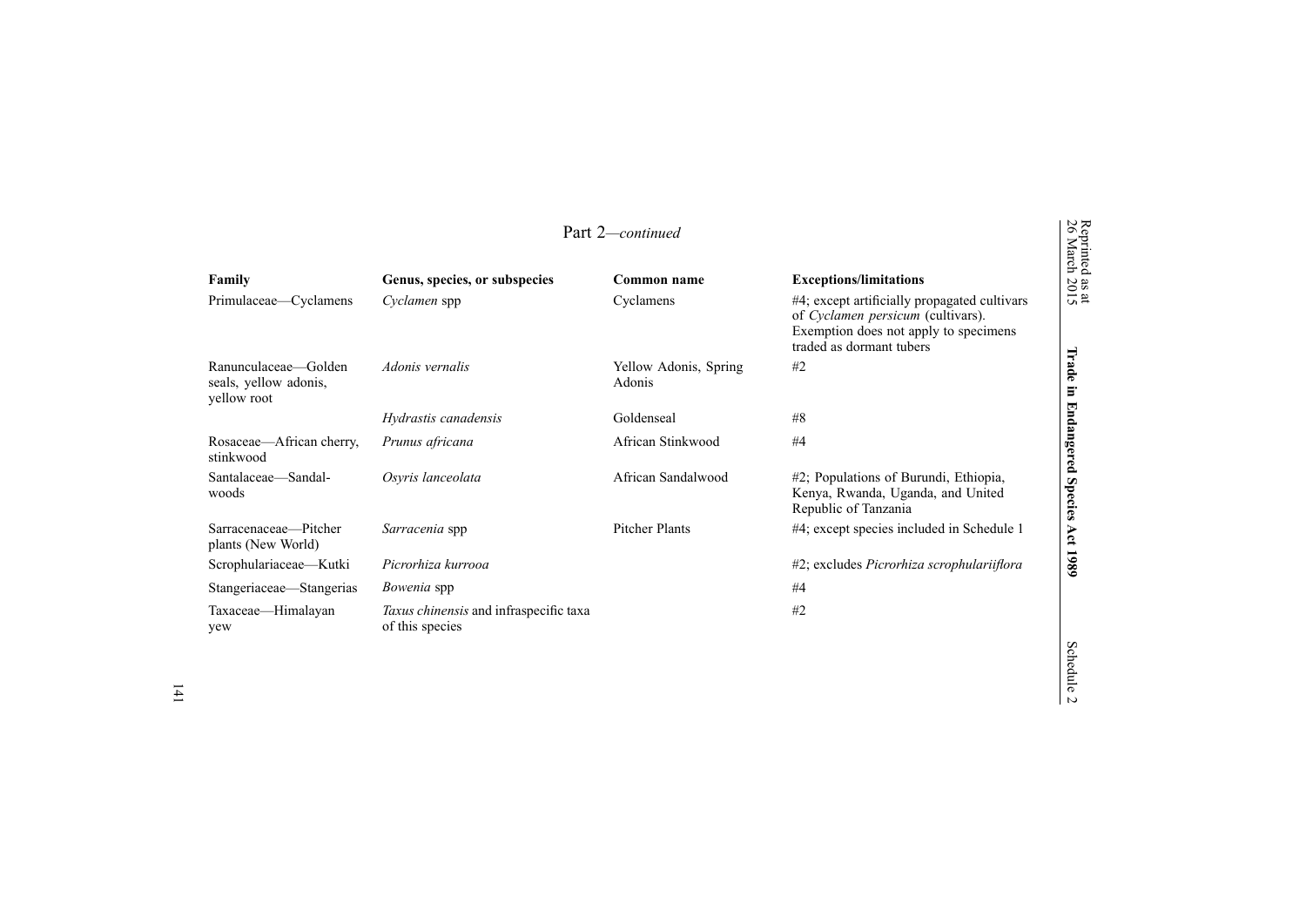Part 2—*continued*

| Family | Genus, species, or subspecies | Common name | Exceptions/limitations |
| --- | --- | --- | --- |
| Primulaceae—Cyclamens | *Cyclamen* spp | Cyclamens | #4; except artificially propagated cultivars of *Cyclamen persicum* (cultivars). Exemption does not apply to specimens traded as dormant tubers |
| Ranunculaceae—Golden seals, yellow adonis, yellow root | *Adonis vernalis* | Yellow Adonis, Spring Adonis | #2 |
| | *Hydrastis canadensis* | Goldenseal | #8 |
| Rosaceae—African cherry, stinkwood | *Prunus africana* | African Stinkwood | #4 |
| Santalaceae—Sandal-woods | *Osyris lanceolata* | African Sandalwood | #2; Populations of Burundi, Ethiopia, Kenya, Rwanda, Uganda, and United Republic of Tanzania |
| Sarracenaceae—Pitcher plants (New World) | *Sarracenia* spp | Pitcher Plants | #4; except species included in Schedule 1 |
| Scrophulariaceae—Kutki | *Picrorhiza kurrooa* | | #2; excludes *Picrorhiza scrophulariiflora* |
| Stangeriaceae—Stangerias | *Bowenia* spp | | #4 |
| Taxaceae—Himalayan yew | *Taxus chinensis* and infraspecific taxa of this species | | #2 |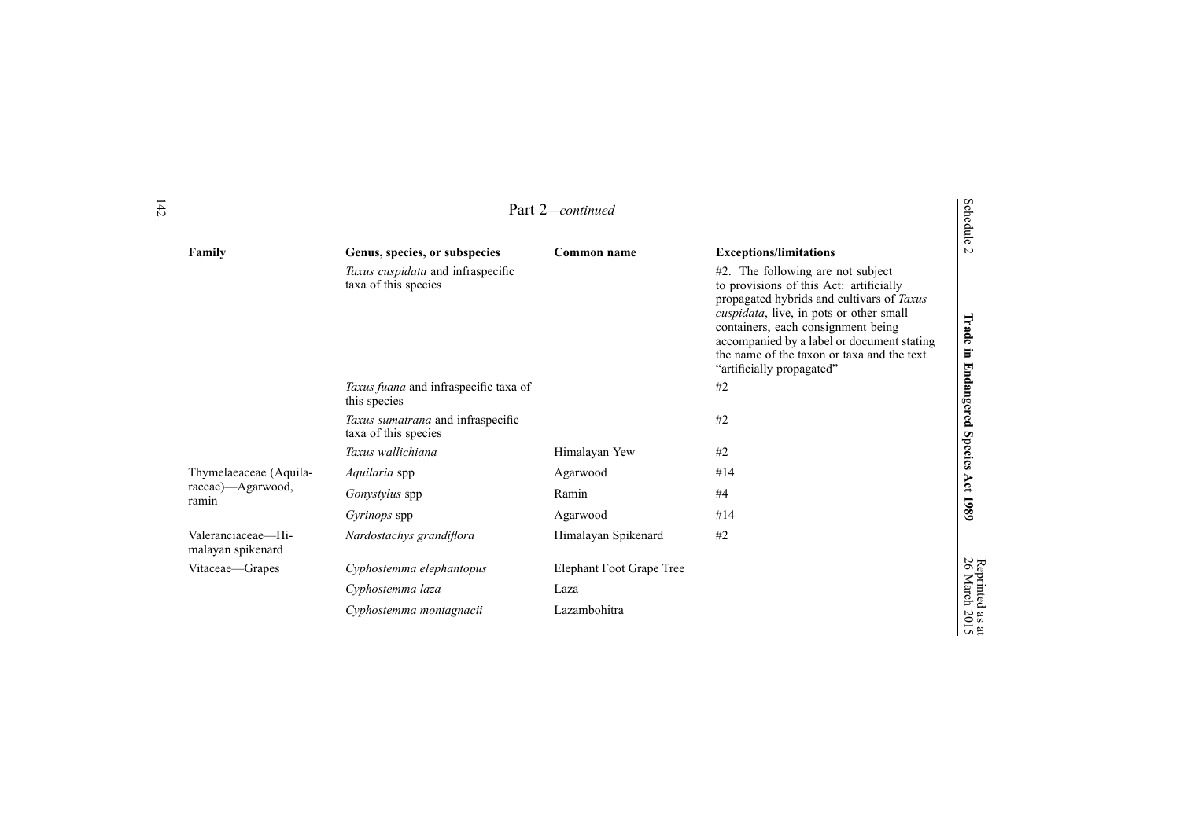Part 2—*continued*

| Family | Genus, species, or subspecies | Common name | Exceptions/limitations |
| --- | --- | --- | --- |
| | *Taxus cuspidata* and infraspecific taxa of this species | | #2. The following are not subject to provisions of this Act: artificially propagated hybrids and cultivars of *Taxus cuspidata*, live, in pots or other small containers, each consignment being accompanied by a label or document stating the name of the taxon or taxa and the text "artificially propagated" |
| | *Taxus fuana* and infraspecific taxa of this species | | #2 |
| | *Taxus sumatrana* and infraspecific taxa of this species | | #2 |
| | *Taxus wallichiana* | Himalayan Yew | #2 |
| Thymelaeaceae (Aquilaraceae)—Agarwood, ramin | *Aquilaria* spp | Agarwood | #14 |
| | *Gonystylus* spp | Ramin | #4 |
| | *Gyrinops* spp | Agarwood | #14 |
| Valeranciaceae—Himalayan spikenard | *Nardostachys grandiflora* | Himalayan Spikenard | #2 |
| Vitaceae—Grapes | *Cyphostemma elephantopus* | Elephant Foot Grape Tree | |
| | *Cyphostemma laza* | Laza | |
| | *Cyphostemma montagnacii* | Lazambohitra | |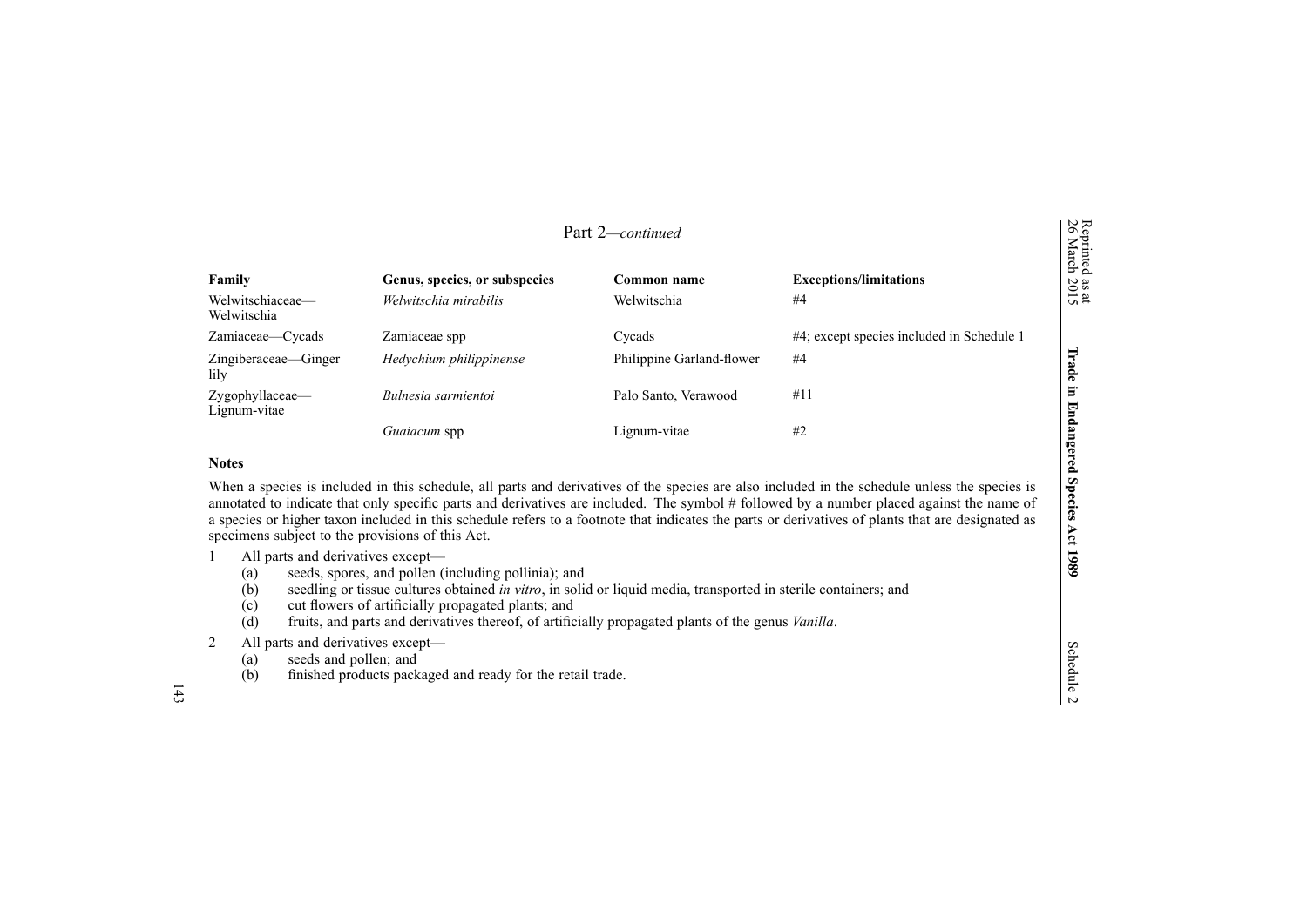Part 2—*continued*

| Family | Genus, species, or subspecies | Common name | Exceptions/limitations |
|---|---|---|---|
| Welwitschiaceae—Welwitschia | *Welwitschia mirabilis* | Welwitschia | #4 |
| Zamiaceae—Cycads | Zamiaceae spp | Cycads | #4; except species included in Schedule 1 |
| Zingiberaceae—Ginger lily | *Hedychium philippinense* | Philippine Garland-flower | #4 |
| Zygophyllaceae—Lignum-vitae | *Bulnesia sarmientoi* | Palo Santo, Verawood | #11 |
| | *Guaiacum* spp | Lignum-vitae | #2 |

**Notes**

When a species is included in this schedule, all parts and derivatives of the species are also included in the schedule unless the species is annotated to indicate that only specific parts and derivatives are included. The symbol # followed by a number placed against the name of a species or higher taxon included in this schedule refers to a footnote that indicates the parts or derivatives of plants that are designated as specimens subject to the provisions of this Act.

1 All parts and derivatives except—
   (a) seeds, spores, and pollen (including pollinia); and
   (b) seedling or tissue cultures obtained *in vitro*, in solid or liquid media, transported in sterile containers; and
   (c) cut flowers of artificially propagated plants; and
   (d) fruits, and parts and derivatives thereof, of artificially propagated plants of the genus *Vanilla*.

2 All parts and derivatives except—
   (a) seeds and pollen; and
   (b) finished products packaged and ready for the retail trade.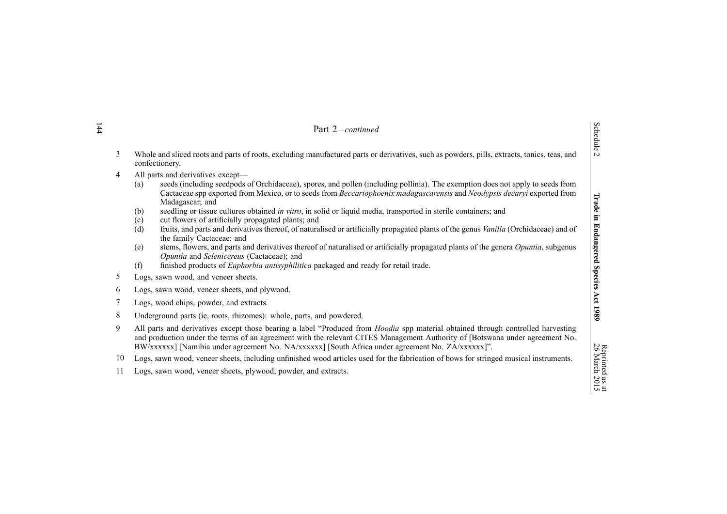Part 2—*continued*

3 Whole and sliced roots and parts of roots, excluding manufactured parts or derivatives, such as powders, pills, extracts, tonics, teas, and confectionery.

4 All parts and derivatives except—

- (a) seeds (including seedpods of Orchidaceae), spores, and pollen (including pollinia). The exemption does not apply to seeds from Cactaceae spp exported from Mexico, or to seeds from *Beccariophoenix madagascarensis* and *Neodypsis decaryi* exported from Madagascar; and
- (b) seedling or tissue cultures obtained *in vitro*, in solid or liquid media, transported in sterile containers; and
- (c) cut flowers of artificially propagated plants; and
- (d) fruits, and parts and derivatives thereof, of naturalised or artificially propagated plants of the genus *Vanilla* (Orchidaceae) and of the family Cactaceae; and
- (e) stems, flowers, and parts and derivatives thereof of naturalised or artificially propagated plants of the genera *Opuntia*, subgenus *Opuntia* and *Selenicereus* (Cactaceae); and
- (f) finished products of *Euphorbia antisyphilitica* packaged and ready for retail trade.

5 Logs, sawn wood, and veneer sheets.

6 Logs, sawn wood, veneer sheets, and plywood.

7 Logs, wood chips, powder, and extracts.

8 Underground parts (ie, roots, rhizomes): whole, parts, and powdered.

9 All parts and derivatives except those bearing a label "Produced from *Hoodia* spp material obtained through controlled harvesting and production under the terms of an agreement with the relevant CITES Management Authority of [Botswana under agreement No. BW/xxxxxx] [Namibia under agreement No. NA/xxxxxx] [South Africa under agreement No. ZA/xxxxxx]".

10 Logs, sawn wood, veneer sheets, including unfinished wood articles used for the fabrication of bows for stringed musical instruments.

11 Logs, sawn wood, veneer sheets, plywood, powder, and extracts.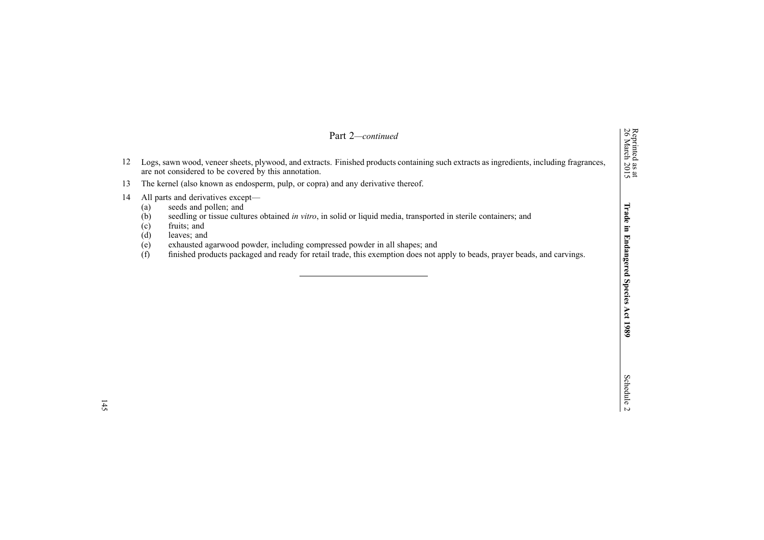Part 2—*continued*

12 Logs, sawn wood, veneer sheets, plywood, and extracts. Finished products containing such extracts as ingredients, including fragrances, are not considered to be covered by this annotation.

13 The kernel (also known as endosperm, pulp, or copra) and any derivative thereof.

14 All parts and derivatives except—

(a) seeds and pollen; and

(b) seedling or tissue cultures obtained *in vitro*, in solid or liquid media, transported in sterile containers; and

(c) fruits; and

(d) leaves; and

(e) exhausted agarwood powder, including compressed powder in all shapes; and

(f) finished products packaged and ready for retail trade, this exemption does not apply to beads, prayer beads, and carvings.

---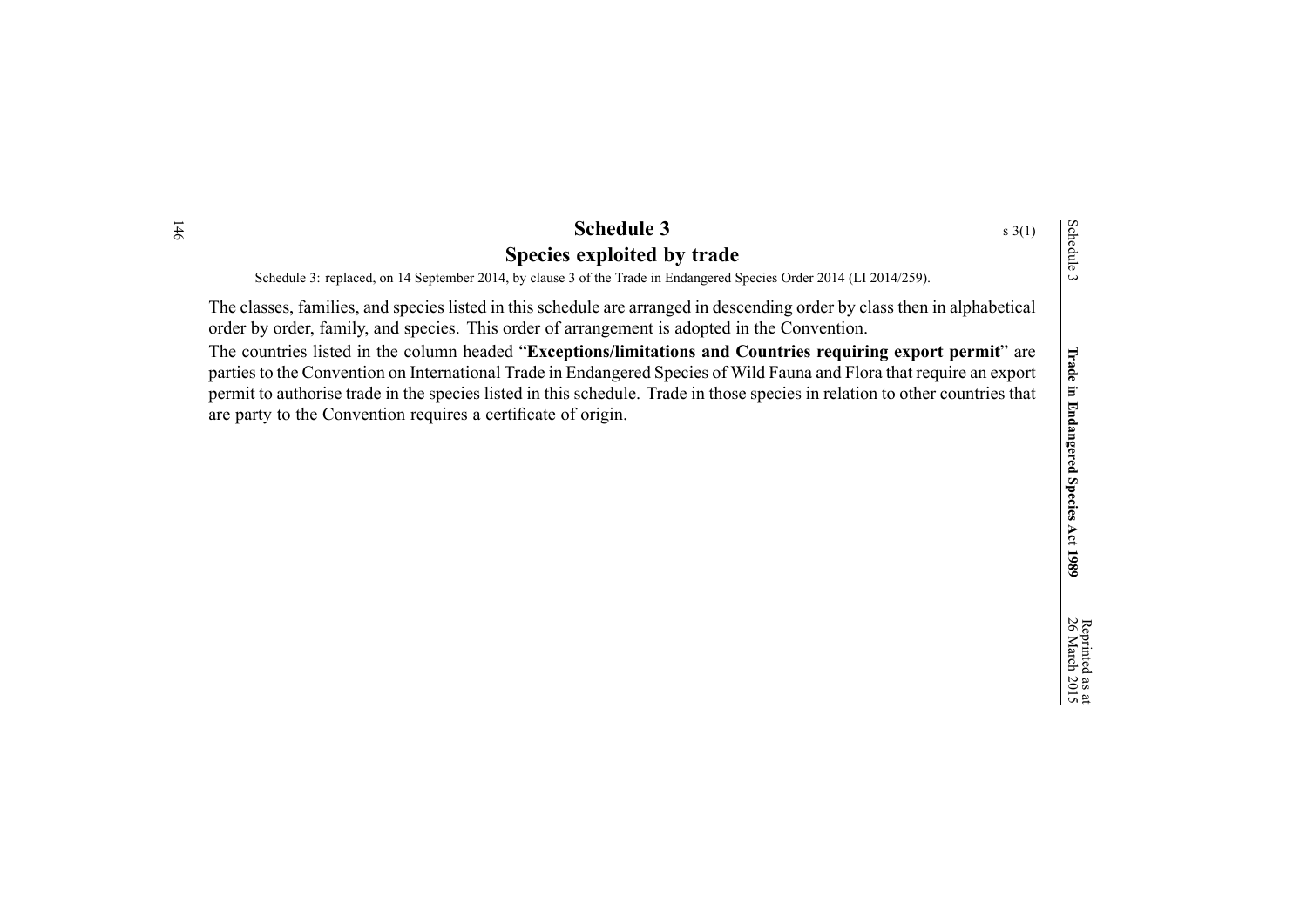# Schedule 3

s 3(1)

## Species exploited by trade

Schedule 3: replaced, on 14 September 2014, by clause 3 of the Trade in Endangered Species Order 2014 (LI 2014/259).

The classes, families, and species listed in this schedule are arranged in descending order by class then in alphabetical order by order, family, and species. This order of arrangement is adopted in the Convention.

The countries listed in the column headed "**Exceptions/limitations and Countries requiring export permit**" are parties to the Convention on International Trade in Endangered Species of Wild Fauna and Flora that require an export permit to authorise trade in the species listed in this schedule. Trade in those species in relation to other countries that are party to the Convention requires a certificate of origin.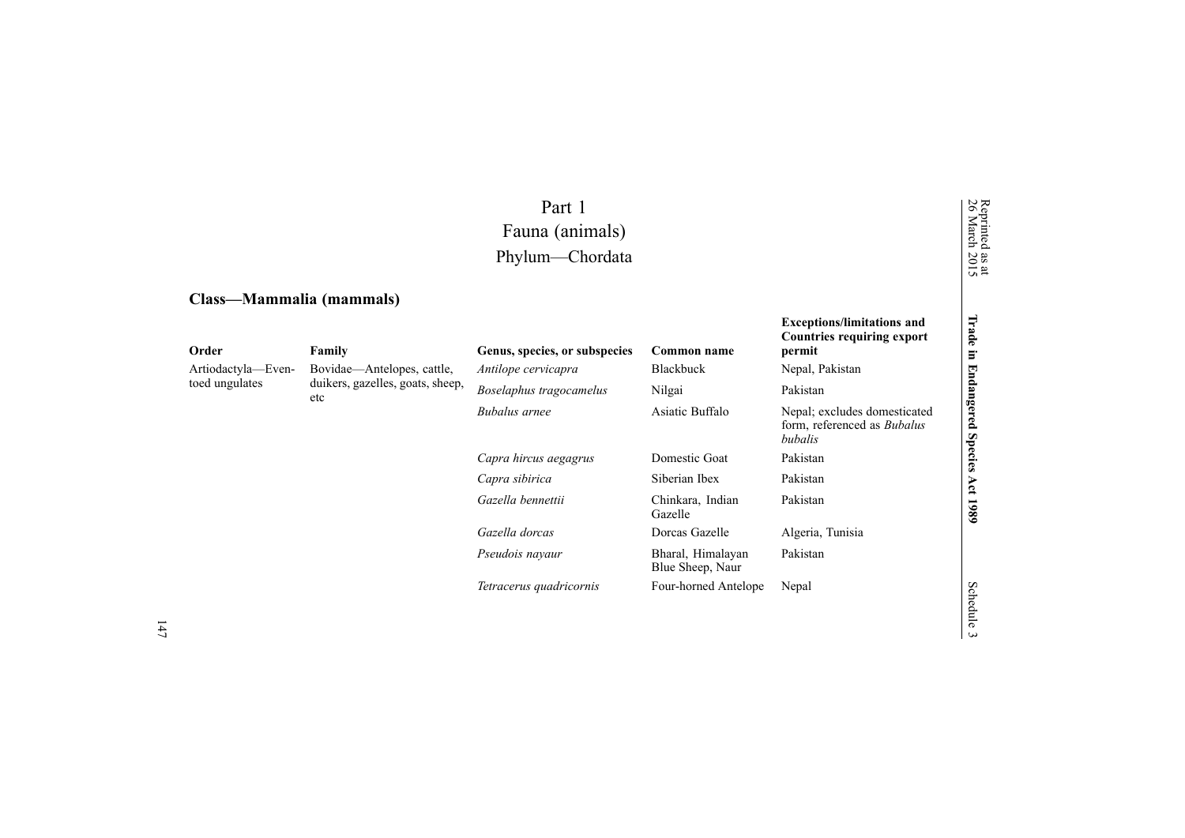# Part 1

## Fauna (animals)

## Phylum—Chordata

### Class—Mammalia (mammals)

| Order | Family | Genus, species, or subspecies | Common name | Exceptions/limitations and Countries requiring export permit |
|---|---|---|---|---|
| Artiodactyla—Even-toed ungulates | Bovidae—Antelopes, cattle, duikers, gazelles, goats, sheep, etc | *Antilope cervicapra* | Blackbuck | Nepal, Pakistan |
| | | *Boselaphus tragocamelus* | Nilgai | Pakistan |
| | | *Bubalus arnee* | Asiatic Buffalo | Nepal; excludes domesticated form, referenced as *Bubalus bubalis* |
| | | *Capra hircus aegagrus* | Domestic Goat | Pakistan |
| | | *Capra sibirica* | Siberian Ibex | Pakistan |
| | | *Gazella bennettii* | Chinkara, Indian Gazelle | Pakistan |
| | | *Gazella dorcas* | Dorcas Gazelle | Algeria, Tunisia |
| | | *Pseudois nayaur* | Bharal, Himalayan Blue Sheep, Naur | Pakistan |
| | | *Tetracerus quadricornis* | Four-horned Antelope | Nepal |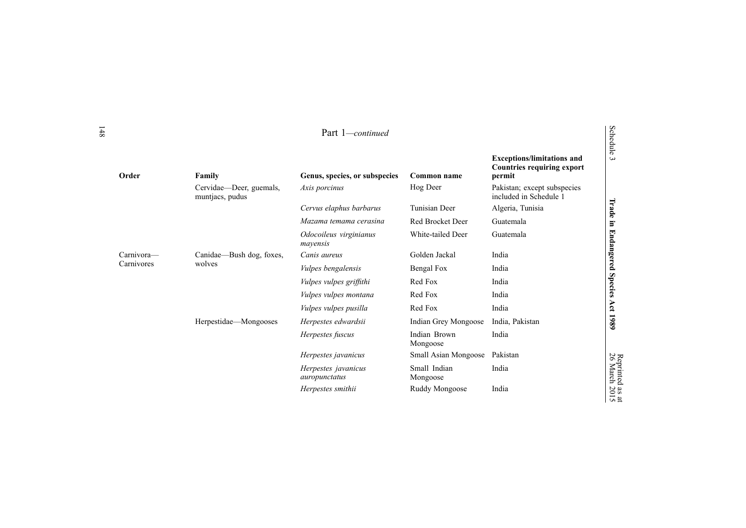Part 1—*continued*

| Order | Family | Genus, species, or subspecies | Common name | Exceptions/limitations and Countries requiring export permit |
|---|---|---|---|---|
| | Cervidae—Deer, guemals, muntjacs, pudus | *Axis porcinus* | Hog Deer | Pakistan; except subspecies included in Schedule 1 |
| | | *Cervus elaphus barbarus* | Tunisian Deer | Algeria, Tunisia |
| | | *Mazama temama cerasina* | Red Brocket Deer | Guatemala |
| | | *Odocoileus virginianus mayensis* | White-tailed Deer | Guatemala |
| Carnivora—Carnivores | Canidae—Bush dog, foxes, wolves | *Canis aureus* | Golden Jackal | India |
| | | *Vulpes bengalensis* | Bengal Fox | India |
| | | *Vulpes vulpes griffithi* | Red Fox | India |
| | | *Vulpes vulpes montana* | Red Fox | India |
| | | *Vulpes vulpes pusilla* | Red Fox | India |
| | Herpestidae—Mongooses | *Herpestes edwardsii* | Indian Grey Mongoose | India, Pakistan |
| | | *Herpestes fuscus* | Indian Brown Mongoose | India |
| | | *Herpestes javanicus* | Small Asian Mongoose | Pakistan |
| | | *Herpestes javanicus auropunctatus* | Small Indian Mongoose | India |
| | | *Herpestes smithii* | Ruddy Mongoose | India |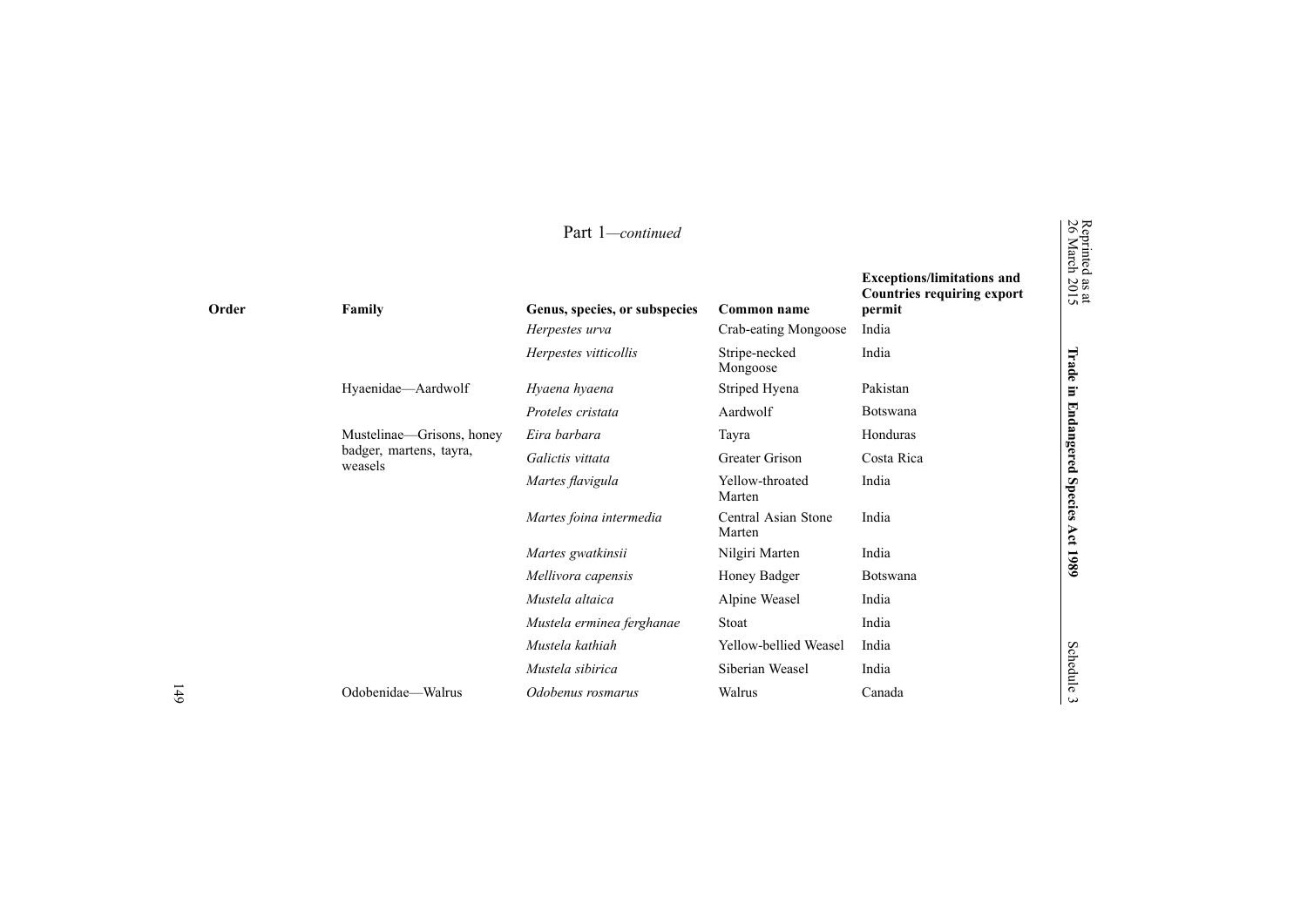Part 1—*continued*

| Order | Family | Genus, species, or subspecies | Common name | Exceptions/limitations and Countries requiring export permit |
|---|---|---|---|---|
| | | *Herpestes urva* | Crab-eating Mongoose | India |
| | | *Herpestes vitticollis* | Stripe-necked Mongoose | India |
| | Hyaenidae—Aardwolf | *Hyaena hyaena* | Striped Hyena | Pakistan |
| | | *Proteles cristata* | Aardwolf | Botswana |
| | Mustelinae—Grisons, honey badger, martens, tayra, weasels | *Eira barbara* | Tayra | Honduras |
| | | *Galictis vittata* | Greater Grison | Costa Rica |
| | | *Martes flavigula* | Yellow-throated Marten | India |
| | | *Martes foina intermedia* | Central Asian Stone Marten | India |
| | | *Martes gwatkinsii* | Nilgiri Marten | India |
| | | *Mellivora capensis* | Honey Badger | Botswana |
| | | *Mustela altaica* | Alpine Weasel | India |
| | | *Mustela erminea ferghanae* | Stoat | India |
| | | *Mustela kathiah* | Yellow-bellied Weasel | India |
| | | *Mustela sibirica* | Siberian Weasel | India |
| | Odobenidae—Walrus | *Odobenus rosmarus* | Walrus | Canada |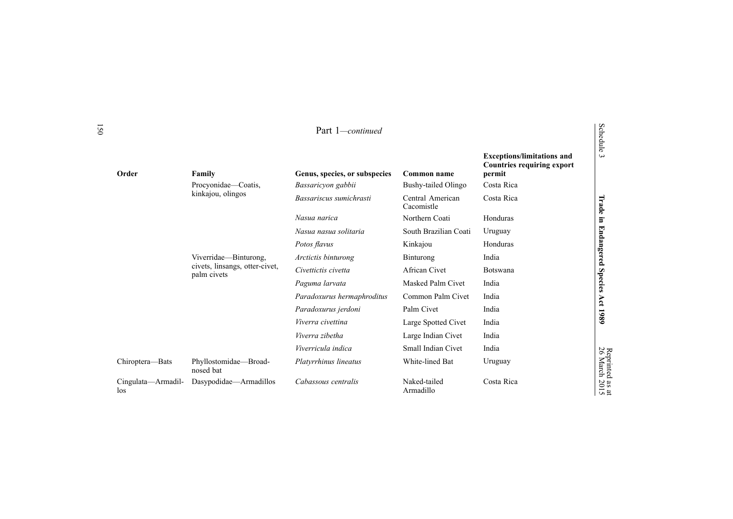Part 1—*continued*

| Order | Family | Genus, species, or subspecies | Common name | Exceptions/limitations and Countries requiring export permit |
|---|---|---|---|---|
| | Procyonidae—Coatis, kinkajou, olingos | *Bassaricyon gabbii* | Bushy-tailed Olingo | Costa Rica |
| | | *Bassariscus sumichrasti* | Central American Cacomistle | Costa Rica |
| | | *Nasua narica* | Northern Coati | Honduras |
| | | *Nasua nasua solitaria* | South Brazilian Coati | Uruguay |
| | | *Potos flavus* | Kinkajou | Honduras |
| | Viverridae—Binturong, civets, linsangs, otter-civet, palm civets | *Arctictis binturong* | Binturong | India |
| | | *Civettictis civetta* | African Civet | Botswana |
| | | *Paguma larvata* | Masked Palm Civet | India |
| | | *Paradoxurus hermaphroditus* | Common Palm Civet | India |
| | | *Paradoxurus jerdoni* | Palm Civet | India |
| | | *Viverra civettina* | Large Spotted Civet | India |
| | | *Viverra zibetha* | Large Indian Civet | India |
| | | *Viverricula indica* | Small Indian Civet | India |
| Chiroptera—Bats | Phyllostomidae—Broad-nosed bat | *Platyrrhinus lineatus* | White-lined Bat | Uruguay |
| Cingulata—Armadillos | Dasypodidae—Armadillos | *Cabassous centralis* | Naked-tailed Armadillo | Costa Rica |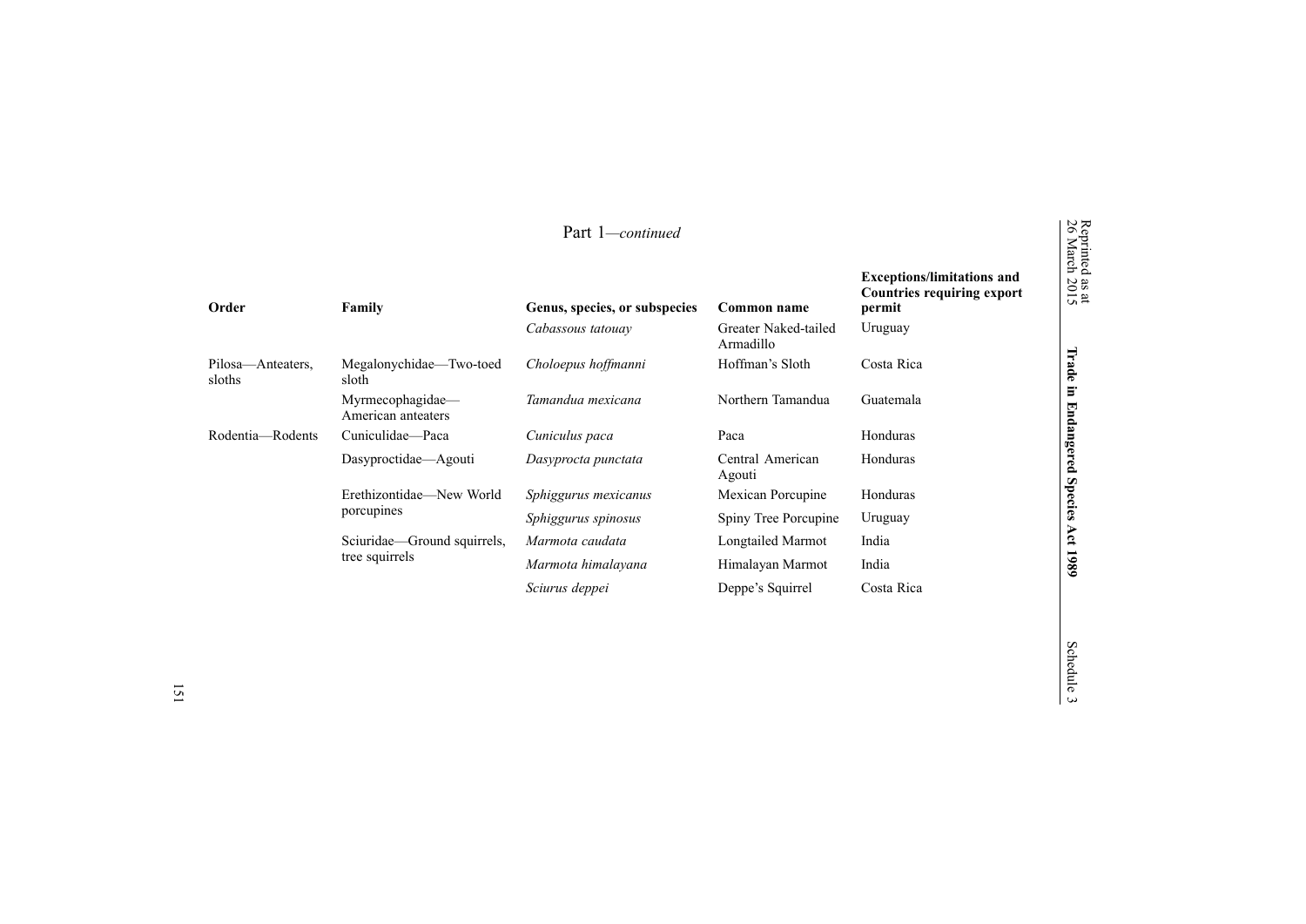Part 1—*continued*

| Order | Family | Genus, species, or subspecies | Common name | Exceptions/limitations and Countries requiring export permit |
|---|---|---|---|---|
| | | *Cabassous tatouay* | Greater Naked-tailed Armadillo | Uruguay |
| Pilosa—Anteaters, sloths | Megalonychidae—Two-toed sloth | *Choloepus hoffmanni* | Hoffman's Sloth | Costa Rica |
| | Myrmecophagidae—American anteaters | *Tamandua mexicana* | Northern Tamandua | Guatemala |
| Rodentia—Rodents | Cuniculidae—Paca | *Cuniculus paca* | Paca | Honduras |
| | Dasyproctidae—Agouti | *Dasyprocta punctata* | Central American Agouti | Honduras |
| | Erethizontidae—New World porcupines | *Sphiggurus mexicanus* | Mexican Porcupine | Honduras |
| | | *Sphiggurus spinosus* | Spiny Tree Porcupine | Uruguay |
| | Sciuridae—Ground squirrels, tree squirrels | *Marmota caudata* | Longtailed Marmot | India |
| | | *Marmota himalayana* | Himalayan Marmot | India |
| | | *Sciurus deppei* | Deppe's Squirrel | Costa Rica |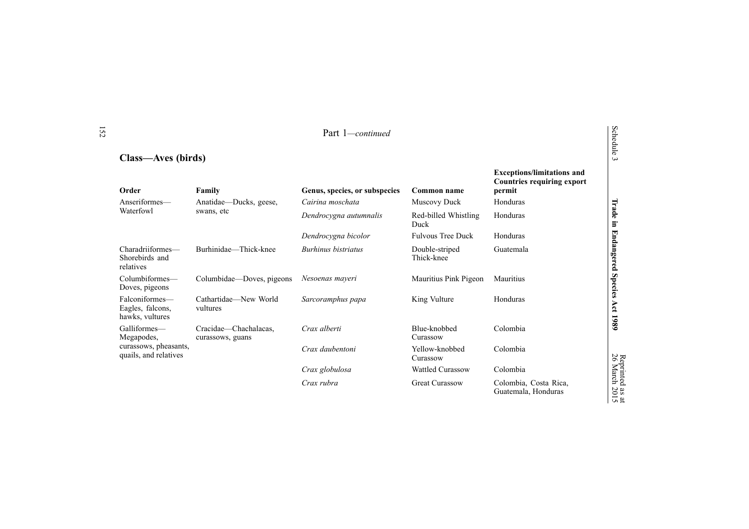Part 1—*continued*

## Class—Aves (birds)

| Order | Family | Genus, species, or subspecies | Common name | Exceptions/limitations and Countries requiring export permit |
|---|---|---|---|---|
| Anseriformes—Waterfowl | Anatidae—Ducks, geese, swans, etc | *Cairina moschata* | Muscovy Duck | Honduras |
| | | *Dendrocygna autumnalis* | Red-billed Whistling Duck | Honduras |
| | | *Dendrocygna bicolor* | Fulvous Tree Duck | Honduras |
| Charadriiformes—Shorebirds and relatives | Burhinidae—Thick-knee | *Burhinus bistriatus* | Double-striped Thick-knee | Guatemala |
| Columbiformes—Doves, pigeons | Columbidae—Doves, pigeons | *Nesoenas mayeri* | Mauritius Pink Pigeon | Mauritius |
| Falconiformes—Eagles, falcons, hawks, vultures | Cathartidae—New World vultures | *Sarcoramphus papa* | King Vulture | Honduras |
| Galliformes—Megapodes, curassows, pheasants, quails, and relatives | Cracidae—Chachalacas, curassows, guans | *Crax alberti* | Blue-knobbed Curassow | Colombia |
| | | *Crax daubentoni* | Yellow-knobbed Curassow | Colombia |
| | | *Crax globulosa* | Wattled Curassow | Colombia |
| | | *Crax rubra* | Great Curassow | Colombia, Costa Rica, Guatemala, Honduras |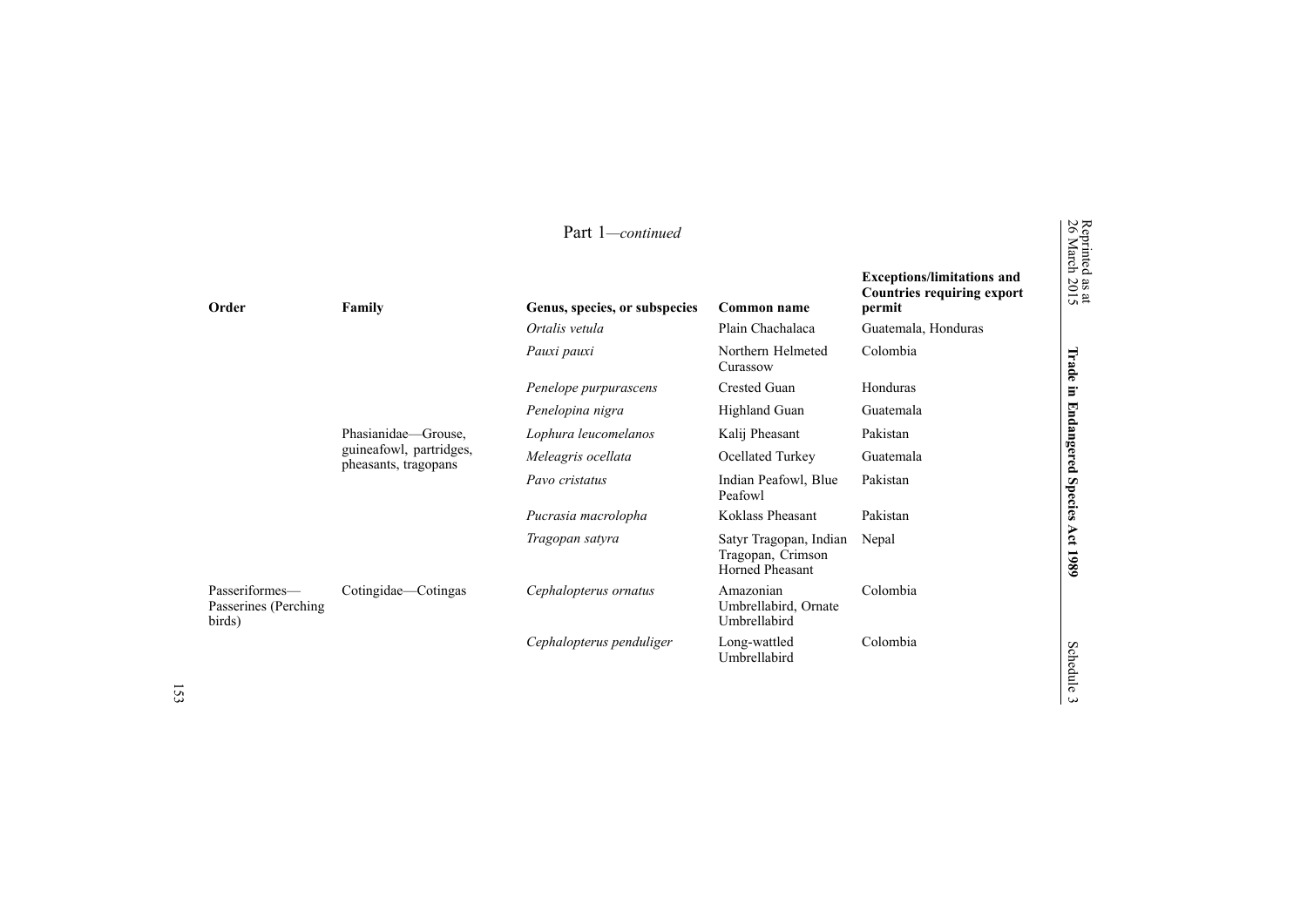Part 1—*continued*

| Order | Family | Genus, species, or subspecies | Common name | Exceptions/limitations and Countries requiring export permit |
|---|---|---|---|---|
| | | *Ortalis vetula* | Plain Chachalaca | Guatemala, Honduras |
| | | *Pauxi pauxi* | Northern Helmeted Curassow | Colombia |
| | | *Penelope purpurascens* | Crested Guan | Honduras |
| | | *Penelopina nigra* | Highland Guan | Guatemala |
| | Phasianidae—Grouse, guineafowl, partridges, pheasants, tragopans | *Lophura leucomelanos* | Kalij Pheasant | Pakistan |
| | | *Meleagris ocellata* | Ocellated Turkey | Guatemala |
| | | *Pavo cristatus* | Indian Peafowl, Blue Peafowl | Pakistan |
| | | *Pucrasia macrolopha* | Koklass Pheasant | Pakistan |
| | | *Tragopan satyra* | Satyr Tragopan, Indian Tragopan, Crimson Horned Pheasant | Nepal |
| Passeriformes—Passerines (Perching birds) | Cotingidae—Cotingas | *Cephalopterus ornatus* | Amazonian Umbrellabird, Ornate Umbrellabird | Colombia |
| | | *Cephalopterus penduliger* | Long-wattled Umbrellabird | Colombia |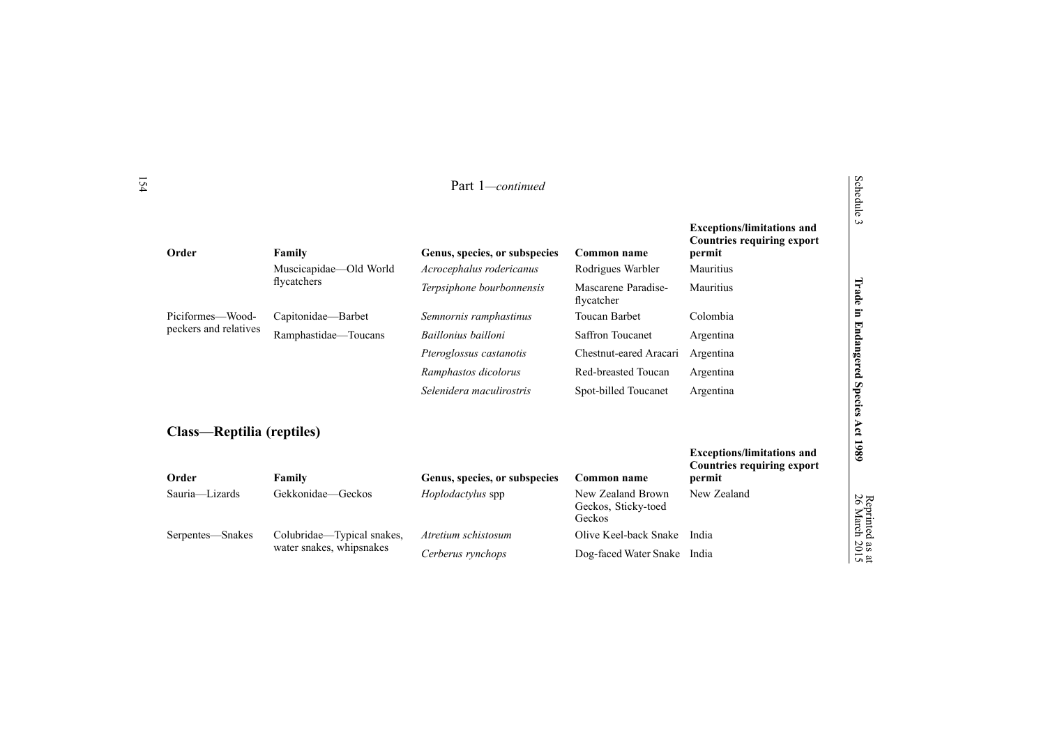Part 1—*continued*

| Order | Family | Genus, species, or subspecies | Common name | Exceptions/limitations and Countries requiring export permit |
|---|---|---|---|---|
| | Muscicapidae—Old World flycatchers | *Acrocephalus rodericanus* | Rodrigues Warbler | Mauritius |
| | | *Terpsiphone bourbonnensis* | Mascarene Paradise-flycatcher | Mauritius |
| Piciformes—Wood-peckers and relatives | Capitonidae—Barbet | *Semnornis ramphastinus* | Toucan Barbet | Colombia |
| | Ramphastidae—Toucans | *Baillonius bailloni* | Saffron Toucanet | Argentina |
| | | *Pteroglossus castanotis* | Chestnut-eared Aracari | Argentina |
| | | *Ramphastos dicolorus* | Red-breasted Toucan | Argentina |
| | | *Selenidera maculirostris* | Spot-billed Toucanet | Argentina |

## Class—Reptilia (reptiles)

| Order | Family | Genus, species, or subspecies | Common name | Exceptions/limitations and Countries requiring export permit |
|---|---|---|---|---|
| Sauria—Lizards | Gekkonidae—Geckos | *Hoplodactylus* spp | New Zealand Brown Geckos, Sticky-toed Geckos | New Zealand |
| Serpentes—Snakes | Colubridae—Typical snakes, water snakes, whipsnakes | *Atretium schistosum* | Olive Keel-back Snake | India |
| | | *Cerberus rynchops* | Dog-faced Water Snake | India |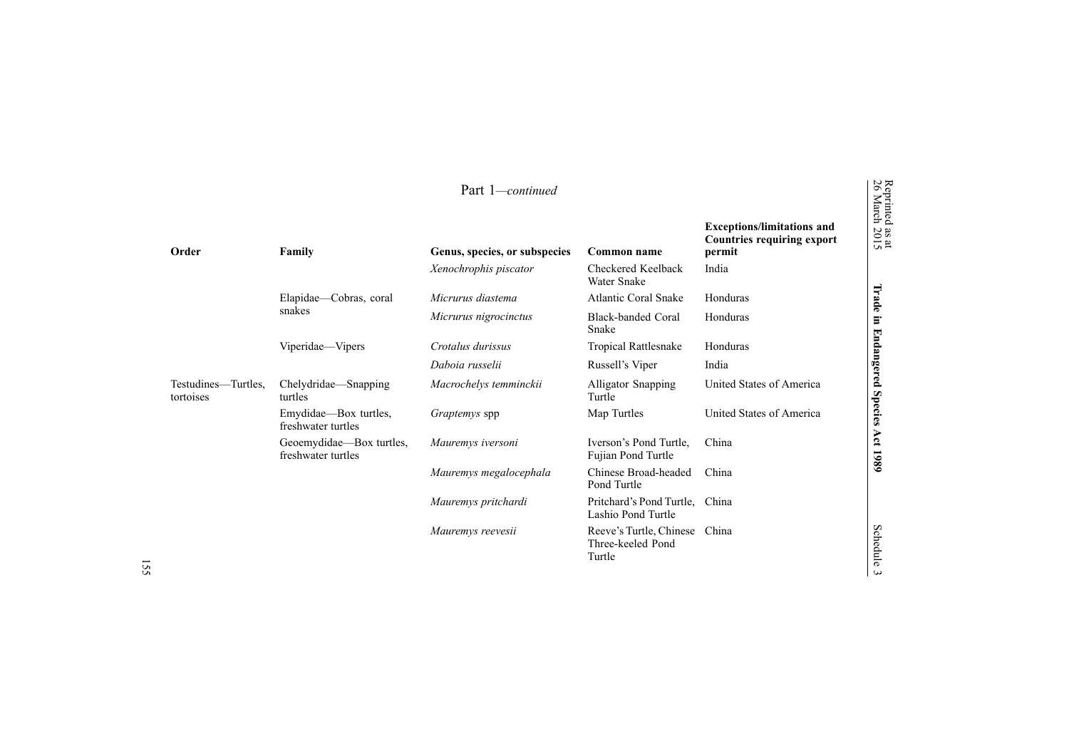Part 1—*continued*

| Order | Family | Genus, species, or subspecies | Common name | Exceptions/limitations and Countries requiring export permit |
|---|---|---|---|---|
| | | *Xenochrophis piscator* | Checkered Keelback Water Snake | India |
| | Elapidae—Cobras, coral snakes | *Micrurus diastema* | Atlantic Coral Snake | Honduras |
| | | *Micrurus nigrocinctus* | Black-banded Coral Snake | Honduras |
| | Viperidae—Vipers | *Crotalus durissus* | Tropical Rattlesnake | Honduras |
| | | *Daboia russelii* | Russell's Viper | India |
| Testudines—Turtles, tortoises | Chelydridae—Snapping turtles | *Macrochelys temminckii* | Alligator Snapping Turtle | United States of America |
| | Emydidae—Box turtles, freshwater turtles | *Graptemys* spp | Map Turtles | United States of America |
| | Geoemydidae—Box turtles, freshwater turtles | *Mauremys iversoni* | Iverson's Pond Turtle, Fujian Pond Turtle | China |
| | | *Mauremys megalocephala* | Chinese Broad-headed Pond Turtle | China |
| | | *Mauremys pritchardi* | Pritchard's Pond Turtle, Lashio Pond Turtle | China |
| | | *Mauremys reevesii* | Reeve's Turtle, Chinese Three-keeled Pond Turtle | China |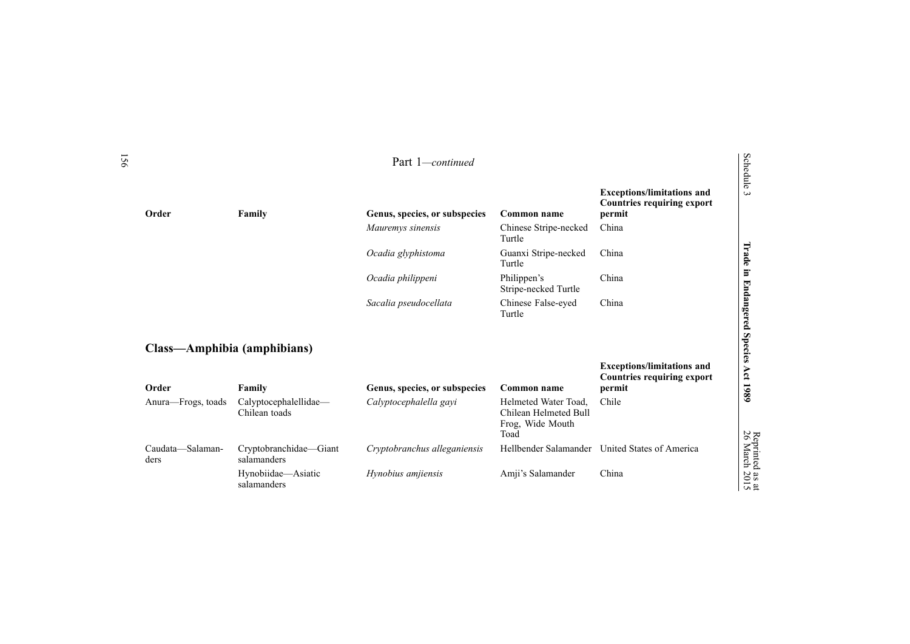Part 1—*continued*

| Order | Family | Genus, species, or subspecies | Common name | Exceptions/limitations and Countries requiring export permit |
|---|---|---|---|---|
| | | *Mauremys sinensis* | Chinese Stripe-necked Turtle | China |
| | | *Ocadia glyphistoma* | Guanxi Stripe-necked Turtle | China |
| | | *Ocadia philippeni* | Philippen's Stripe-necked Turtle | China |
| | | *Sacalia pseudocellata* | Chinese False-eyed Turtle | China |

## Class—Amphibia (amphibians)

| Order | Family | Genus, species, or subspecies | Common name | Exceptions/limitations and Countries requiring export permit |
|---|---|---|---|---|
| Anura—Frogs, toads | Calyptocephalellidae—Chilean toads | *Calyptocephalella gayi* | Helmeted Water Toad, Chilean Helmeted Bull Frog, Wide Mouth Toad | Chile |
| Caudata—Salamanders | Cryptobranchidae—Giant salamanders | *Cryptobranchus alleganiensis* | Hellbender Salamander | United States of America |
| | Hynobiidae—Asiatic salamanders | *Hynobius amjiensis* | Amji's Salamander | China |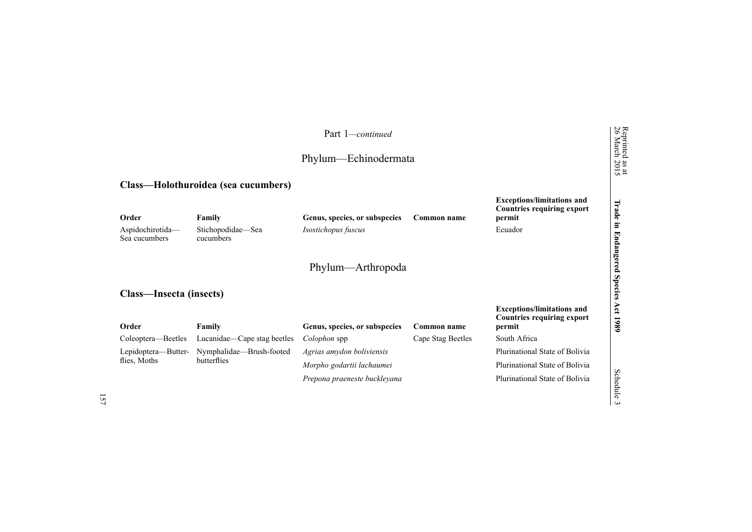Part 1—*continued*

## Phylum—Echinodermata

### Class—Holothuroidea (sea cucumbers)

| Order | Family | Genus, species, or subspecies | Common name | Exceptions/limitations and Countries requiring export permit |
|---|---|---|---|---|
| Aspidochirotida—Sea cucumbers | Stichopodidae—Sea cucumbers | *Isostichopus fuscus* | | Ecuador |

## Phylum—Arthropoda

### Class—Insecta (insects)

| Order | Family | Genus, species, or subspecies | Common name | Exceptions/limitations and Countries requiring export permit |
|---|---|---|---|---|
| Coleoptera—Beetles | Lucanidae—Cape stag beetles | *Colophon* spp | Cape Stag Beetles | South Africa |
| Lepidoptera—Butterflies, Moths | Nymphalidae—Brush-footed butterflies | *Agrias amydon boliviensis* | | Plurinational State of Bolivia |
| | | *Morpho godartii lachaumei* | | Plurinational State of Bolivia |
| | | *Prepona praeneste buckleyana* | | Plurinational State of Bolivia |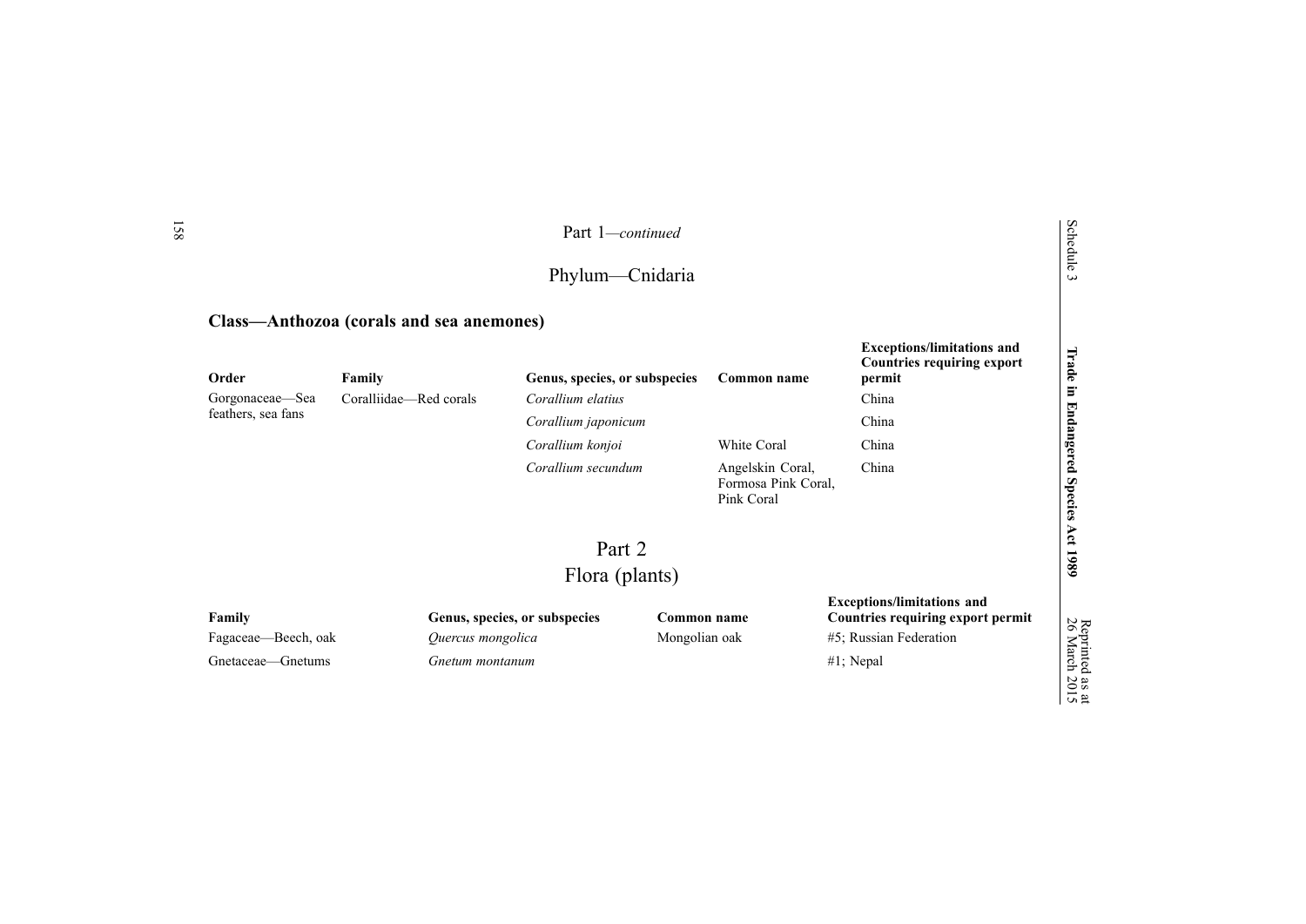Part 1—*continued*

## Phylum—Cnidaria

### Class—Anthozoa (corals and sea anemones)

| Order | Family | Genus, species, or subspecies | Common name | Exceptions/limitations and Countries requiring export permit |
|---|---|---|---|---|
| Gorgonaceae—Sea feathers, sea fans | Coralliidae—Red corals | *Corallium elatius* | | China |
| | | *Corallium japonicum* | | China |
| | | *Corallium konjoi* | White Coral | China |
| | | *Corallium secundum* | Angelskin Coral, Formosa Pink Coral, Pink Coral | China |

# Part 2
## Flora (plants)

| Family | Genus, species, or subspecies | Common name | Exceptions/limitations and Countries requiring export permit |
|---|---|---|---|
| Fagaceae—Beech, oak | *Quercus mongolica* | Mongolian oak | #5; Russian Federation |
| Gnetaceae—Gnetums | *Gnetum montanum* | | #1; Nepal |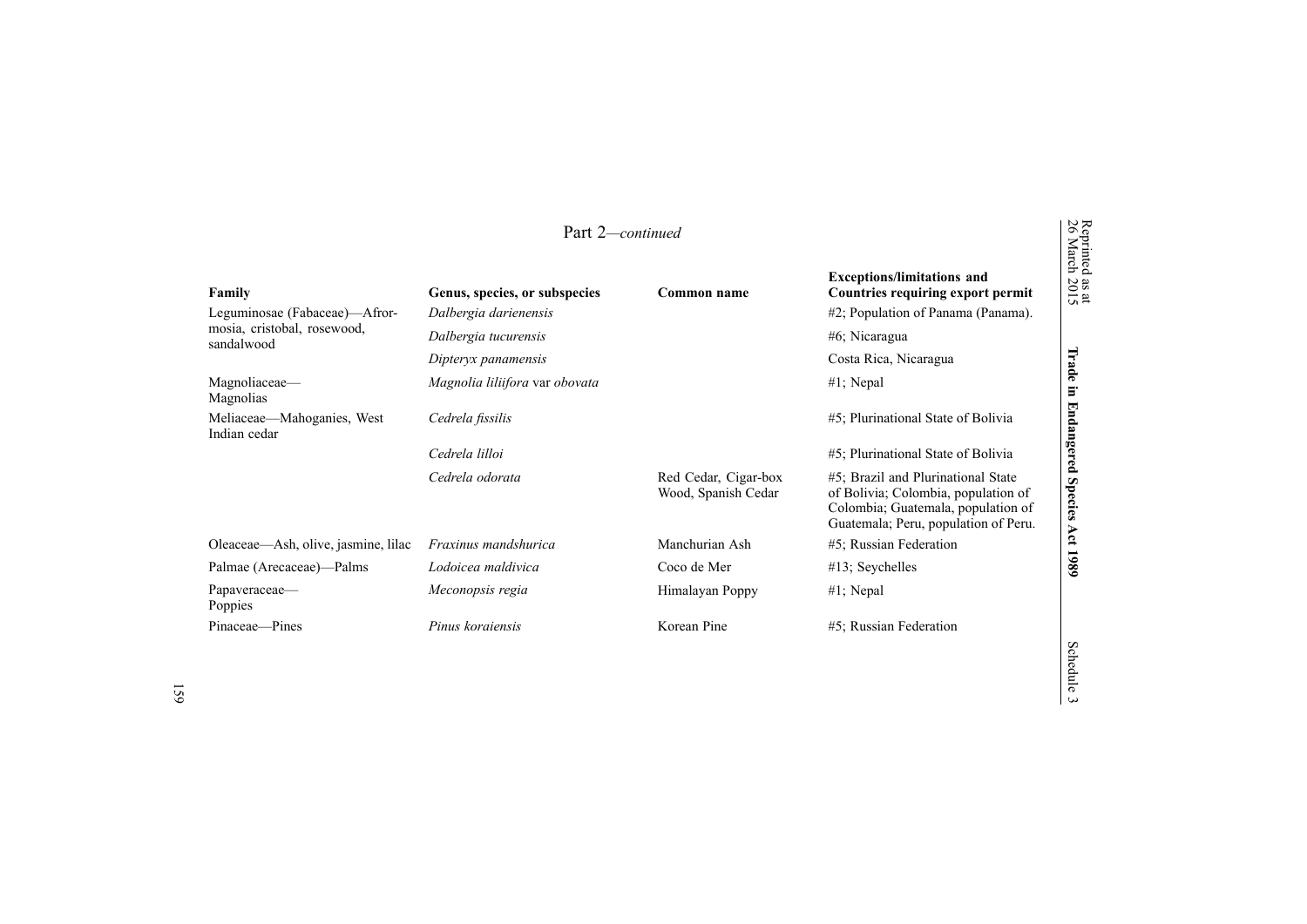Part 2—*continued*

| Family | Genus, species, or subspecies | Common name | Exceptions/limitations and Countries requiring export permit |
|---|---|---|---|
| Leguminosae (Fabaceae)—Afrormosia, cristobal, rosewood, sandalwood | *Dalbergia darienensis* | | #2; Population of Panama (Panama). |
| | *Dalbergia tucurensis* | | #6; Nicaragua |
| | *Dipteryx panamensis* | | Costa Rica, Nicaragua |
| Magnoliaceae—Magnolias | *Magnolia liliifora* var *obovata* | | #1; Nepal |
| Meliaceae—Mahoganies, West Indian cedar | *Cedrela fissilis* | | #5; Plurinational State of Bolivia |
| | *Cedrela lilloi* | | #5; Plurinational State of Bolivia |
| | *Cedrela odorata* | Red Cedar, Cigar-box Wood, Spanish Cedar | #5; Brazil and Plurinational State of Bolivia; Colombia, population of Colombia; Guatemala, population of Guatemala; Peru, population of Peru. |
| Oleaceae—Ash, olive, jasmine, lilac | *Fraxinus mandshurica* | Manchurian Ash | #5; Russian Federation |
| Palmae (Arecaceae)—Palms | *Lodoicea maldivica* | Coco de Mer | #13; Seychelles |
| Papaveraceae—Poppies | *Meconopsis regia* | Himalayan Poppy | #1; Nepal |
| Pinaceae—Pines | *Pinus koraiensis* | Korean Pine | #5; Russian Federation |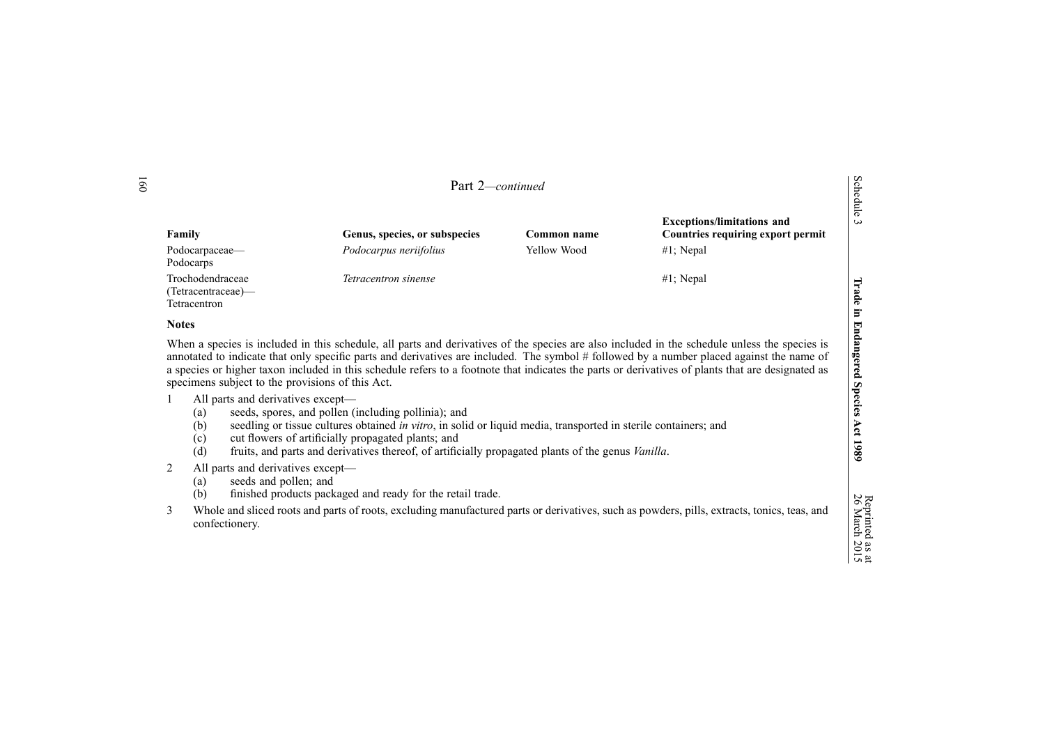Part 2—*continued*

| Family | Genus, species, or subspecies | Common name | Exceptions/limitations and Countries requiring export permit |
| --- | --- | --- | --- |
| Podocarpaceae—Podocarps | *Podocarpus neriifolius* | Yellow Wood | #1; Nepal |
| Trochodendraceae (Tetracentraceae)—Tetracentron | *Tetracentron sinense* | | #1; Nepal |

**Notes**

When a species is included in this schedule, all parts and derivatives of the species are also included in the schedule unless the species is annotated to indicate that only specific parts and derivatives are included. The symbol # followed by a number placed against the name of a species or higher taxon included in this schedule refers to a footnote that indicates the parts or derivatives of plants that are designated as specimens subject to the provisions of this Act.

1 All parts and derivatives except—
   (a) seeds, spores, and pollen (including pollinia); and
   (b) seedling or tissue cultures obtained *in vitro*, in solid or liquid media, transported in sterile containers; and
   (c) cut flowers of artificially propagated plants; and
   (d) fruits, and parts and derivatives thereof, of artificially propagated plants of the genus *Vanilla*.

2 All parts and derivatives except—
   (a) seeds and pollen; and
   (b) finished products packaged and ready for the retail trade.

3 Whole and sliced roots and parts of roots, excluding manufactured parts or derivatives, such as powders, pills, extracts, tonics, teas, and confectionery.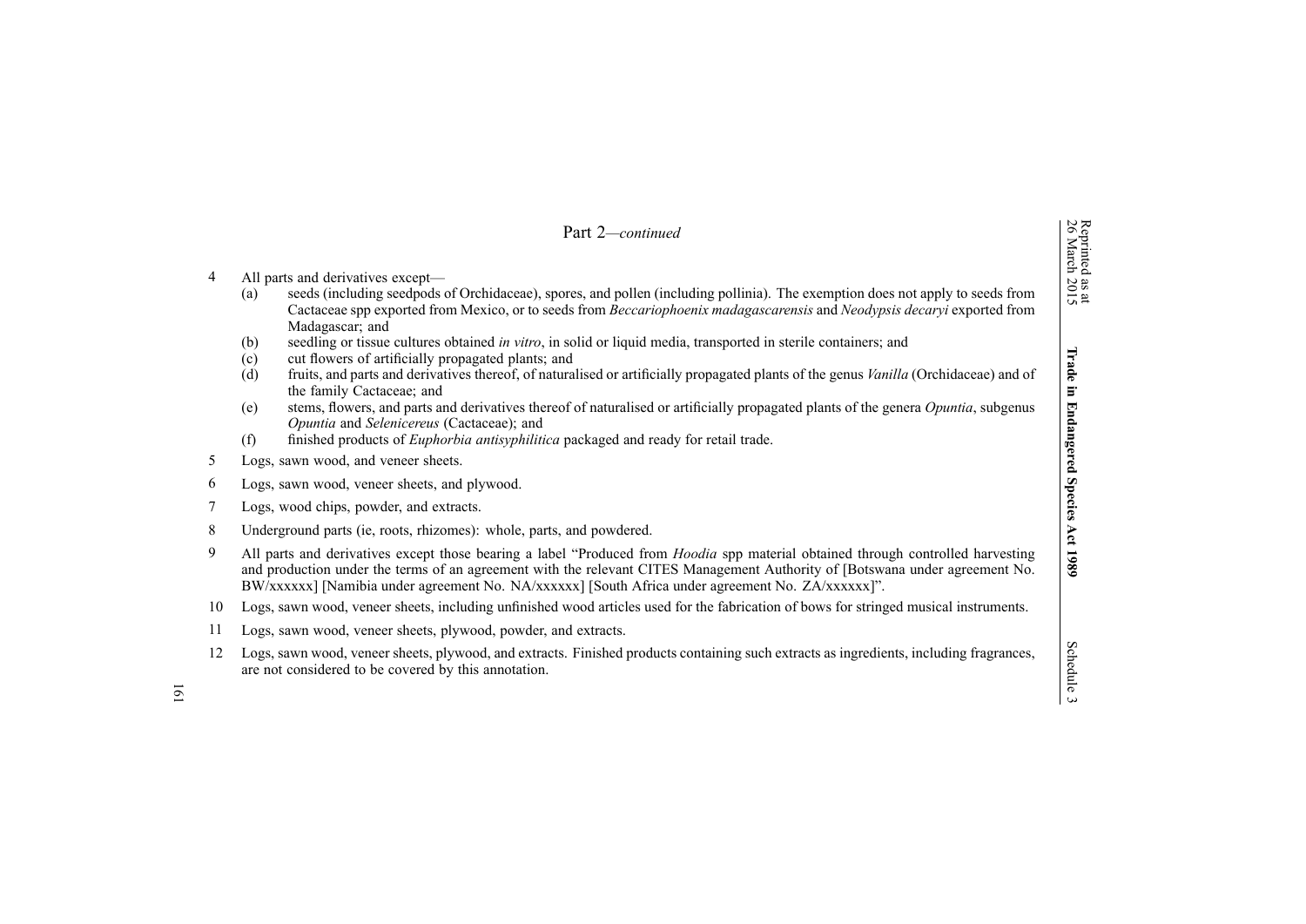Part 2—*continued*

4 All parts and derivatives except—

(a) seeds (including seedpods of Orchidaceae), spores, and pollen (including pollinia). The exemption does not apply to seeds from Cactaceae spp exported from Mexico, or to seeds from *Beccariophoenix madagascarensis* and *Neodypsis decaryi* exported from Madagascar; and

(b) seedling or tissue cultures obtained *in vitro*, in solid or liquid media, transported in sterile containers; and

(c) cut flowers of artificially propagated plants; and

(d) fruits, and parts and derivatives thereof, of naturalised or artificially propagated plants of the genus *Vanilla* (Orchidaceae) and of the family Cactaceae; and

(e) stems, flowers, and parts and derivatives thereof of naturalised or artificially propagated plants of the genera *Opuntia*, subgenus *Opuntia* and *Selenicereus* (Cactaceae); and

(f) finished products of *Euphorbia antisyphilitica* packaged and ready for retail trade.

5 Logs, sawn wood, and veneer sheets.

6 Logs, sawn wood, veneer sheets, and plywood.

7 Logs, wood chips, powder, and extracts.

8 Underground parts (ie, roots, rhizomes): whole, parts, and powdered.

9 All parts and derivatives except those bearing a label "Produced from *Hoodia* spp material obtained through controlled harvesting and production under the terms of an agreement with the relevant CITES Management Authority of [Botswana under agreement No. BW/xxxxxx] [Namibia under agreement No. NA/xxxxxx] [South Africa under agreement No. ZA/xxxxxx]".

10 Logs, sawn wood, veneer sheets, including unfinished wood articles used for the fabrication of bows for stringed musical instruments.

11 Logs, sawn wood, veneer sheets, plywood, powder, and extracts.

12 Logs, sawn wood, veneer sheets, plywood, and extracts. Finished products containing such extracts as ingredients, including fragrances, are not considered to be covered by this annotation.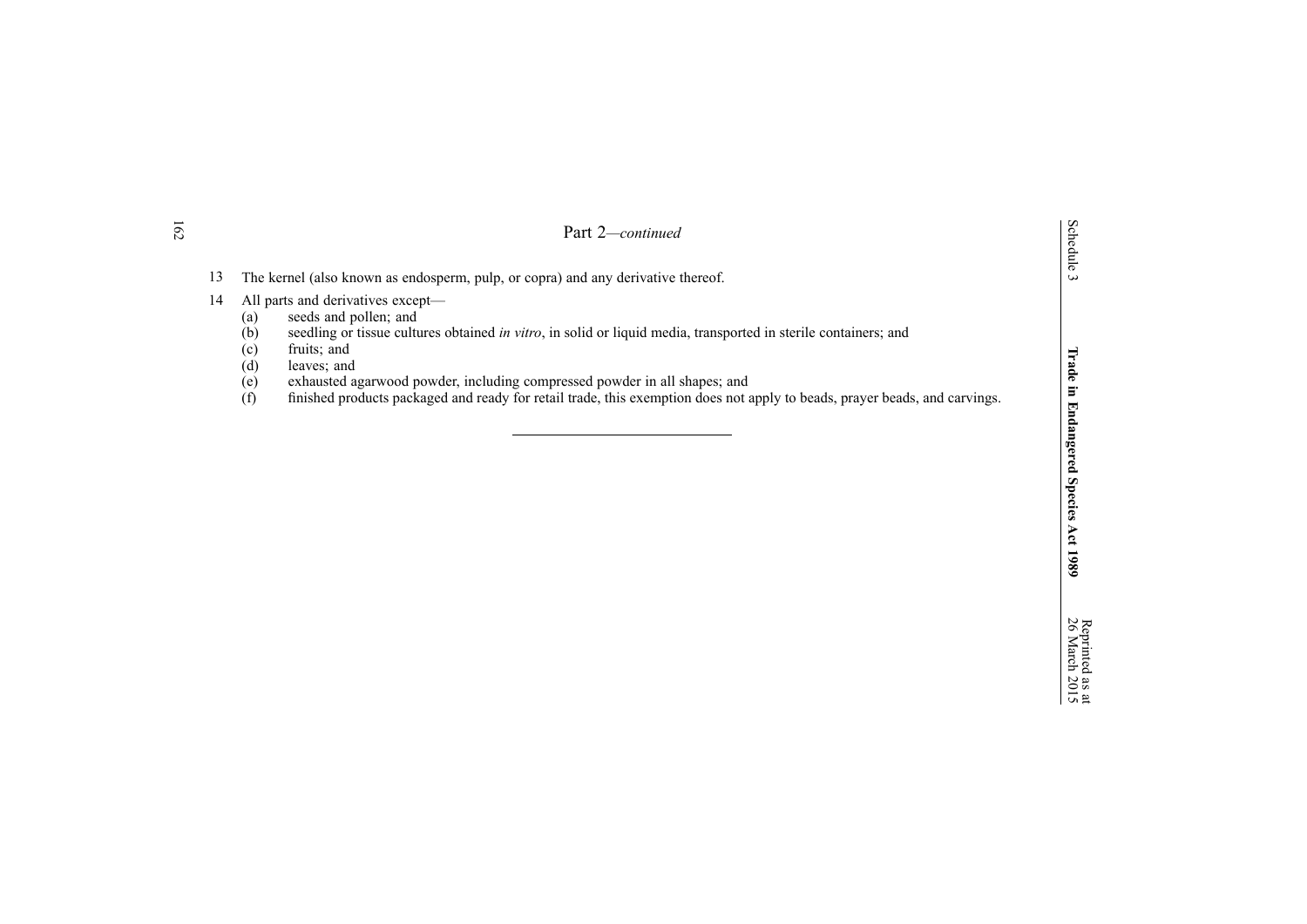Part 2—*continued*

13 The kernel (also known as endosperm, pulp, or copra) and any derivative thereof.

14 All parts and derivatives except—

(a) seeds and pollen; and

(b) seedling or tissue cultures obtained *in vitro*, in solid or liquid media, transported in sterile containers; and

(c) fruits; and

(d) leaves; and

(e) exhausted agarwood powder, including compressed powder in all shapes; and

(f) finished products packaged and ready for retail trade, this exemption does not apply to beads, prayer beads, and carvings.

---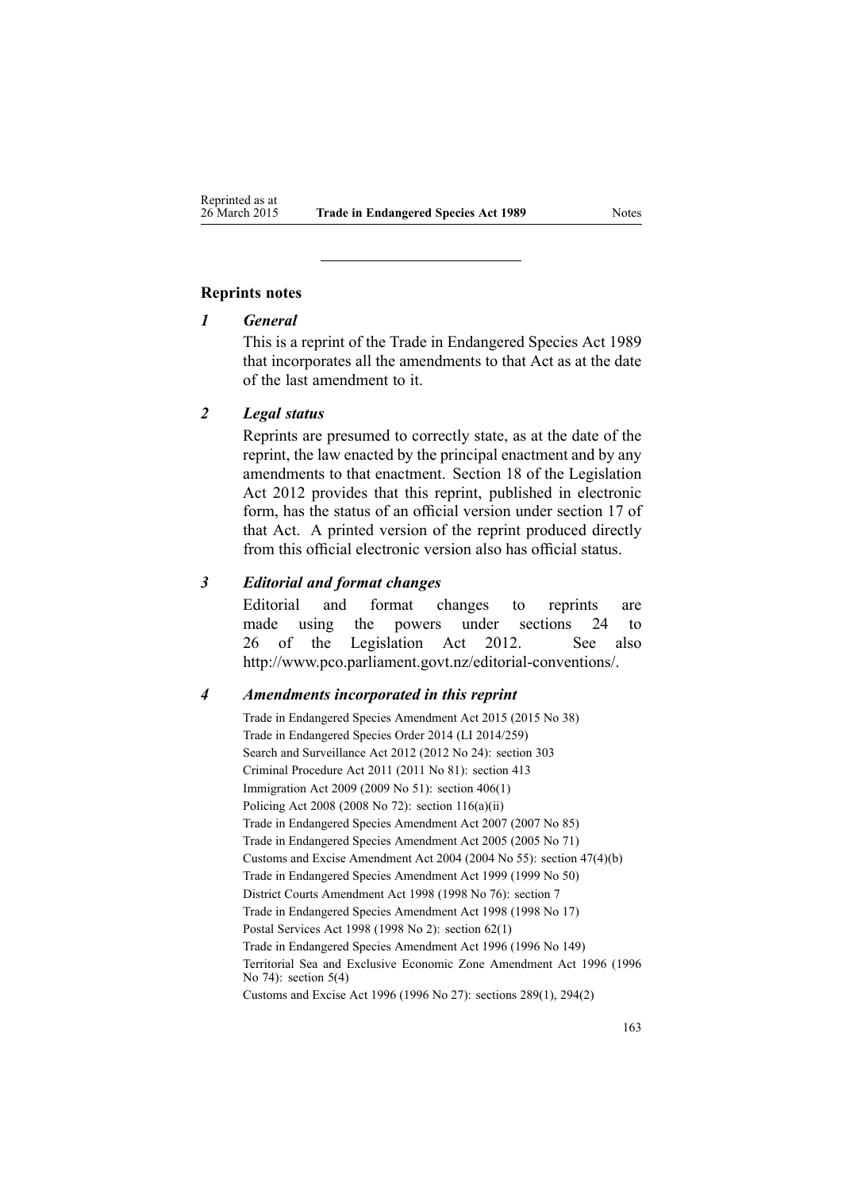## Reprints notes

### *1 General*

This is a reprint of the Trade in Endangered Species Act 1989 that incorporates all the amendments to that Act as at the date of the last amendment to it.

### *2 Legal status*

Reprints are presumed to correctly state, as at the date of the reprint, the law enacted by the principal enactment and by any amendments to that enactment. Section 18 of the Legislation Act 2012 provides that this reprint, published in electronic form, has the status of an official version under section 17 of that Act. A printed version of the reprint produced directly from this official electronic version also has official status.

### *3 Editorial and format changes*

Editorial and format changes to reprints are made using the powers under sections 24 to 26 of the Legislation Act 2012. See also http://www.pco.parliament.govt.nz/editorial-conventions/.

### *4 Amendments incorporated in this reprint*

Trade in Endangered Species Amendment Act 2015 (2015 No 38)
Trade in Endangered Species Order 2014 (LI 2014/259)
Search and Surveillance Act 2012 (2012 No 24): section 303
Criminal Procedure Act 2011 (2011 No 81): section 413
Immigration Act 2009 (2009 No 51): section 406(1)
Policing Act 2008 (2008 No 72): section 116(a)(ii)
Trade in Endangered Species Amendment Act 2007 (2007 No 85)
Trade in Endangered Species Amendment Act 2005 (2005 No 71)
Customs and Excise Amendment Act 2004 (2004 No 55): section 47(4)(b)
Trade in Endangered Species Amendment Act 1999 (1999 No 50)
District Courts Amendment Act 1998 (1998 No 76): section 7
Trade in Endangered Species Amendment Act 1998 (1998 No 17)
Postal Services Act 1998 (1998 No 2): section 62(1)
Trade in Endangered Species Amendment Act 1996 (1996 No 149)
Territorial Sea and Exclusive Economic Zone Amendment Act 1996 (1996 No 74): section 5(4)
Customs and Excise Act 1996 (1996 No 27): sections 289(1), 294(2)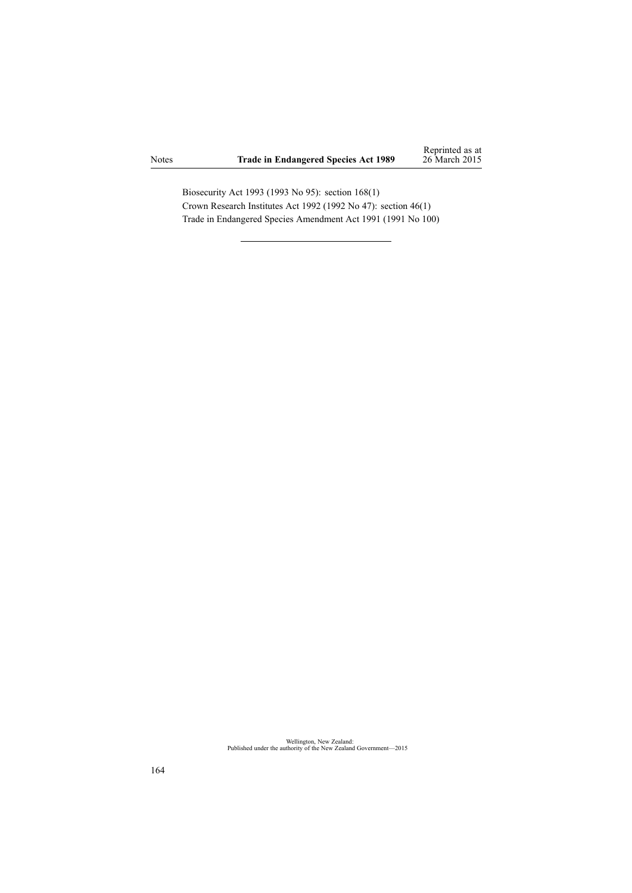Biosecurity Act 1993 (1993 No 95): section 168(1)

Crown Research Institutes Act 1992 (1992 No 47): section 46(1)

Trade in Endangered Species Amendment Act 1991 (1991 No 100)

---

Wellington, New Zealand:
Published under the authority of the New Zealand Government—2015